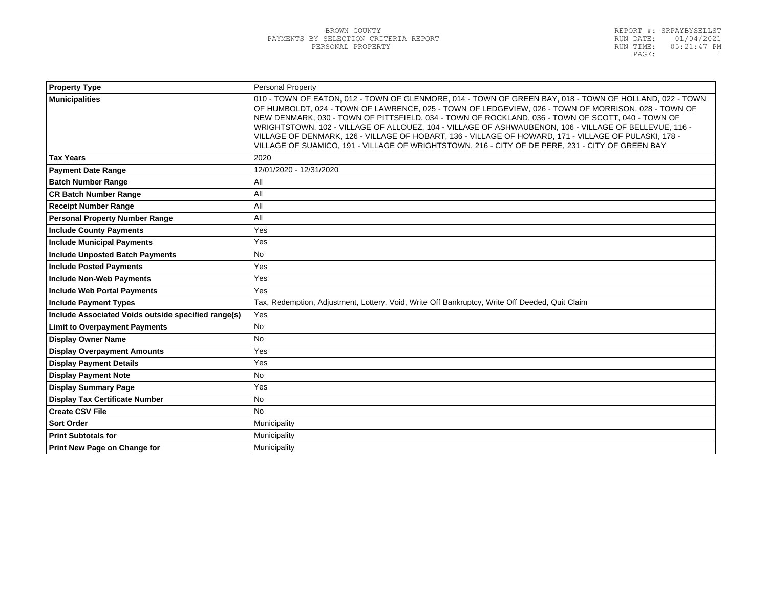BROWN COUNTY
PAYMENTS BY SELECTION CRITERIA REPORT
PERSONAL PROPERTY

REPORT #: SRPAYBYSELLST
RUN DATE: 01/04/2021
RUN TIME: 05:21:47 PM

| Property Type | Personal Property |
| --- | --- |
| Municipalities | 010 - TOWN OF EATON, 012 - TOWN OF GLENMORE, 014 - TOWN OF GREEN BAY, 018 - TOWN OF HOLLAND, 022 - TOWN OF HUMBOLDT, 024 - TOWN OF LAWRENCE, 025 - TOWN OF LEDGEVIEW, 026 - TOWN OF MORRISON, 028 - TOWN OF NEW DENMARK, 030 - TOWN OF PITTSFIELD, 034 - TOWN OF ROCKLAND, 036 - TOWN OF SCOTT, 040 - TOWN OF WRIGHTSTOWN, 102 - VILLAGE OF ALLOUEZ, 104 - VILLAGE OF ASHWAUBENON, 106 - VILLAGE OF BELLEVUE, 116 - VILLAGE OF DENMARK, 126 - VILLAGE OF HOBART, 136 - VILLAGE OF HOWARD, 171 - VILLAGE OF PULASKI, 178 - VILLAGE OF SUAMICO, 191 - VILLAGE OF WRIGHTSTOWN, 216 - CITY OF DE PERE, 231 - CITY OF GREEN BAY |
| Tax Years | 2020 |
| Payment Date Range | 12/01/2020 - 12/31/2020 |
| Batch Number Range | All |
| CR Batch Number Range | All |
| Receipt Number Range | All |
| Personal Property Number Range | All |
| Include County Payments | Yes |
| Include Municipal Payments | Yes |
| Include Unposted Batch Payments | No |
| Include Posted Payments | Yes |
| Include Non-Web Payments | Yes |
| Include Web Portal Payments | Yes |
| Include Payment Types | Tax, Redemption, Adjustment, Lottery, Void, Write Off Bankruptcy, Write Off Deeded, Quit Claim |
| Include Associated Voids outside specified range(s) | Yes |
| Limit to Overpayment Payments | No |
| Display Owner Name | No |
| Display Overpayment Amounts | Yes |
| Display Payment Details | Yes |
| Display Payment Note | No |
| Display Summary Page | Yes |
| Display Tax Certificate Number | No |
| Create CSV File | No |
| Sort Order | Municipality |
| Print Subtotals for | Municipality |
| Print New Page on Change for | Municipality |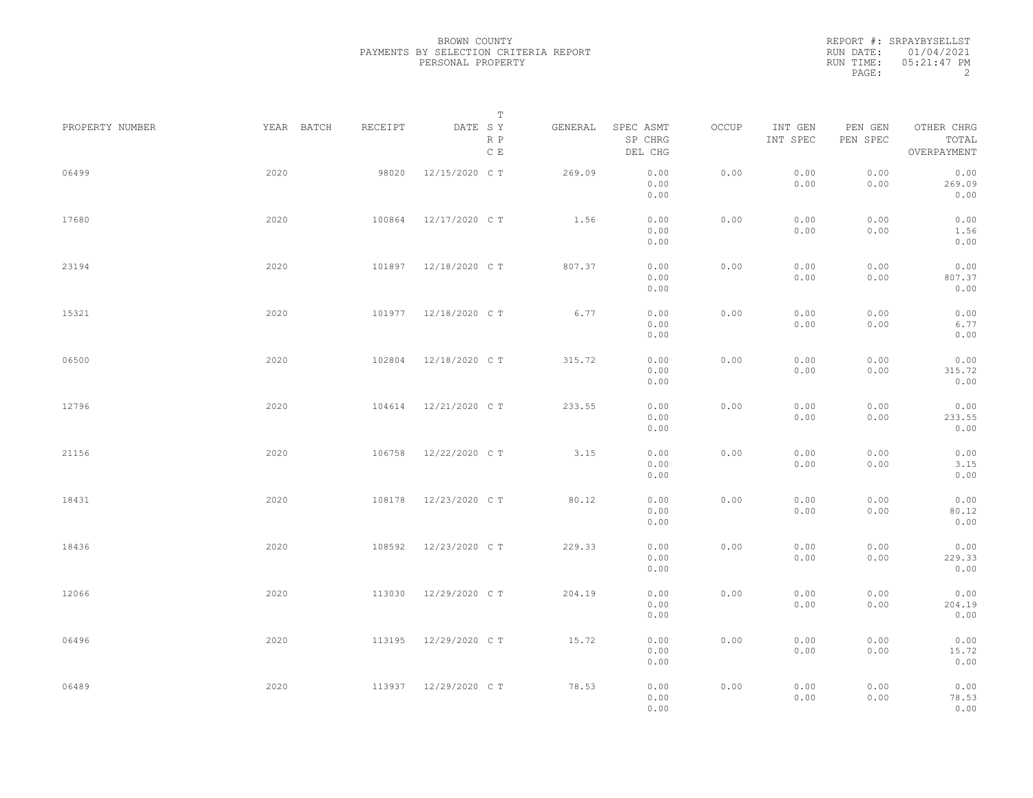BROWN COUNTY
PAYMENTS BY SELECTION CRITERIA REPORT
PERSONAL PROPERTY

REPORT #: SRPAYBYSELLST
RUN DATE: 01/04/2021
RUN TIME: 05:21:47 PM

| PROPERTY NUMBER | YEAR | BATCH | RECEIPT | DATE | T S Y R P C E | GENERAL | SPEC ASMT SP CHRG DEL CHG | OCCUP | INT GEN INT SPEC | PEN GEN PEN SPEC | OTHER CHRG TOTAL OVERPAYMENT |
|---|---|---|---|---|---|---|---|---|---|---|---|
| 06499 | 2020 | | 98020 | 12/15/2020 | C T | 269.09 | 0.00 0.00 0.00 | 0.00 | 0.00 0.00 | 0.00 0.00 | 0.00 269.09 0.00 |
| 17680 | 2020 | | 100864 | 12/17/2020 | C T | 1.56 | 0.00 0.00 0.00 | 0.00 | 0.00 0.00 | 0.00 0.00 | 0.00 1.56 0.00 |
| 23194 | 2020 | | 101897 | 12/18/2020 | C T | 807.37 | 0.00 0.00 0.00 | 0.00 | 0.00 0.00 | 0.00 0.00 | 0.00 807.37 0.00 |
| 15321 | 2020 | | 101977 | 12/18/2020 | C T | 6.77 | 0.00 0.00 0.00 | 0.00 | 0.00 0.00 | 0.00 0.00 | 0.00 6.77 0.00 |
| 06500 | 2020 | | 102804 | 12/18/2020 | C T | 315.72 | 0.00 0.00 0.00 | 0.00 | 0.00 0.00 | 0.00 0.00 | 0.00 315.72 0.00 |
| 12796 | 2020 | | 104614 | 12/21/2020 | C T | 233.55 | 0.00 0.00 0.00 | 0.00 | 0.00 0.00 | 0.00 0.00 | 0.00 233.55 0.00 |
| 21156 | 2020 | | 106758 | 12/22/2020 | C T | 3.15 | 0.00 0.00 0.00 | 0.00 | 0.00 0.00 | 0.00 0.00 | 0.00 3.15 0.00 |
| 18431 | 2020 | | 108178 | 12/23/2020 | C T | 80.12 | 0.00 0.00 0.00 | 0.00 | 0.00 0.00 | 0.00 0.00 | 0.00 80.12 0.00 |
| 18436 | 2020 | | 108592 | 12/23/2020 | C T | 229.33 | 0.00 0.00 0.00 | 0.00 | 0.00 0.00 | 0.00 0.00 | 0.00 229.33 0.00 |
| 12066 | 2020 | | 113030 | 12/29/2020 | C T | 204.19 | 0.00 0.00 0.00 | 0.00 | 0.00 0.00 | 0.00 0.00 | 0.00 204.19 0.00 |
| 06496 | 2020 | | 113195 | 12/29/2020 | C T | 15.72 | 0.00 0.00 0.00 | 0.00 | 0.00 0.00 | 0.00 0.00 | 0.00 15.72 0.00 |
| 06489 | 2020 | | 113937 | 12/29/2020 | C T | 78.53 | 0.00 0.00 0.00 | 0.00 | 0.00 0.00 | 0.00 0.00 | 0.00 78.53 0.00 |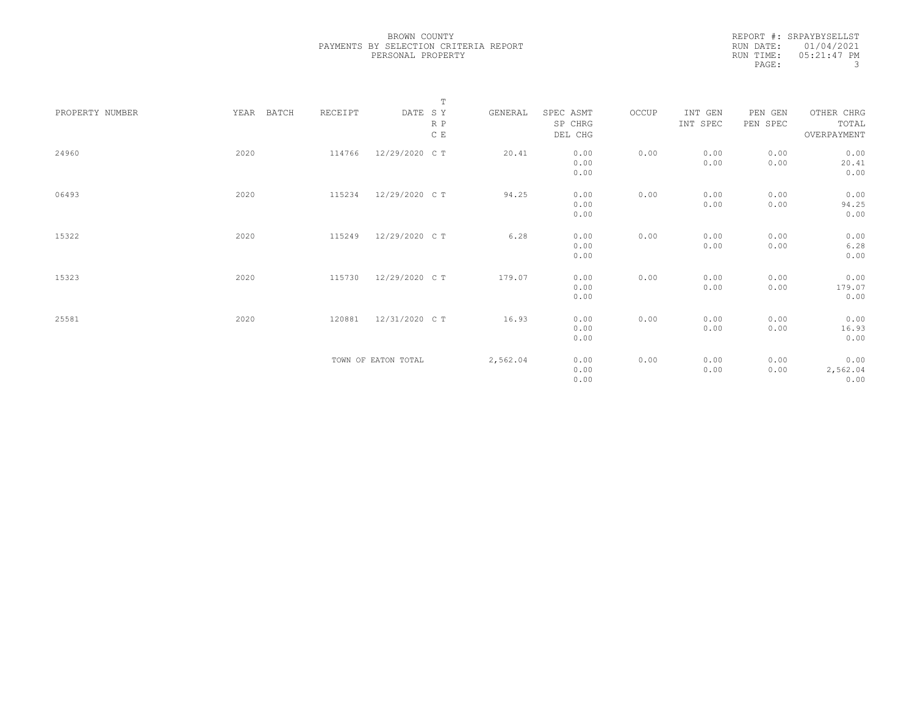BROWN COUNTY
PAYMENTS BY SELECTION CRITERIA REPORT
PERSONAL PROPERTY

REPORT #: SRPAYBYSELLST
RUN DATE: 01/04/2021
RUN TIME: 05:21:47 PM

| PROPERTY NUMBER | YEAR | BATCH | RECEIPT | DATE | T SY RP CE | GENERAL | SPEC ASMT / SP CHRG / DEL CHG | OCCUP | INT GEN / INT SPEC | PEN GEN / PEN SPEC | OTHER CHRG / TOTAL / OVERPAYMENT |
|---|---|---|---|---|---|---|---|---|---|---|---|
| 24960 | 2020 | | 114766 | 12/29/2020 | C T | 20.41 | 0.00 / 0.00 / 0.00 | 0.00 | 0.00 / 0.00 | 0.00 / 0.00 | 0.00 / 20.41 / 0.00 |
| 06493 | 2020 | | 115234 | 12/29/2020 | C T | 94.25 | 0.00 / 0.00 / 0.00 | 0.00 | 0.00 / 0.00 | 0.00 / 0.00 | 0.00 / 94.25 / 0.00 |
| 15322 | 2020 | | 115249 | 12/29/2020 | C T | 6.28 | 0.00 / 0.00 / 0.00 | 0.00 | 0.00 / 0.00 | 0.00 / 0.00 | 0.00 / 6.28 / 0.00 |
| 15323 | 2020 | | 115730 | 12/29/2020 | C T | 179.07 | 0.00 / 0.00 / 0.00 | 0.00 | 0.00 / 0.00 | 0.00 / 0.00 | 0.00 / 179.07 / 0.00 |
| 25581 | 2020 | | 120881 | 12/31/2020 | C T | 16.93 | 0.00 / 0.00 / 0.00 | 0.00 | 0.00 / 0.00 | 0.00 / 0.00 | 0.00 / 16.93 / 0.00 |
| | | | TOWN OF EATON TOTAL | | | 2,562.04 | 0.00 / 0.00 / 0.00 | 0.00 | 0.00 / 0.00 | 0.00 / 0.00 | 0.00 / 2,562.04 / 0.00 |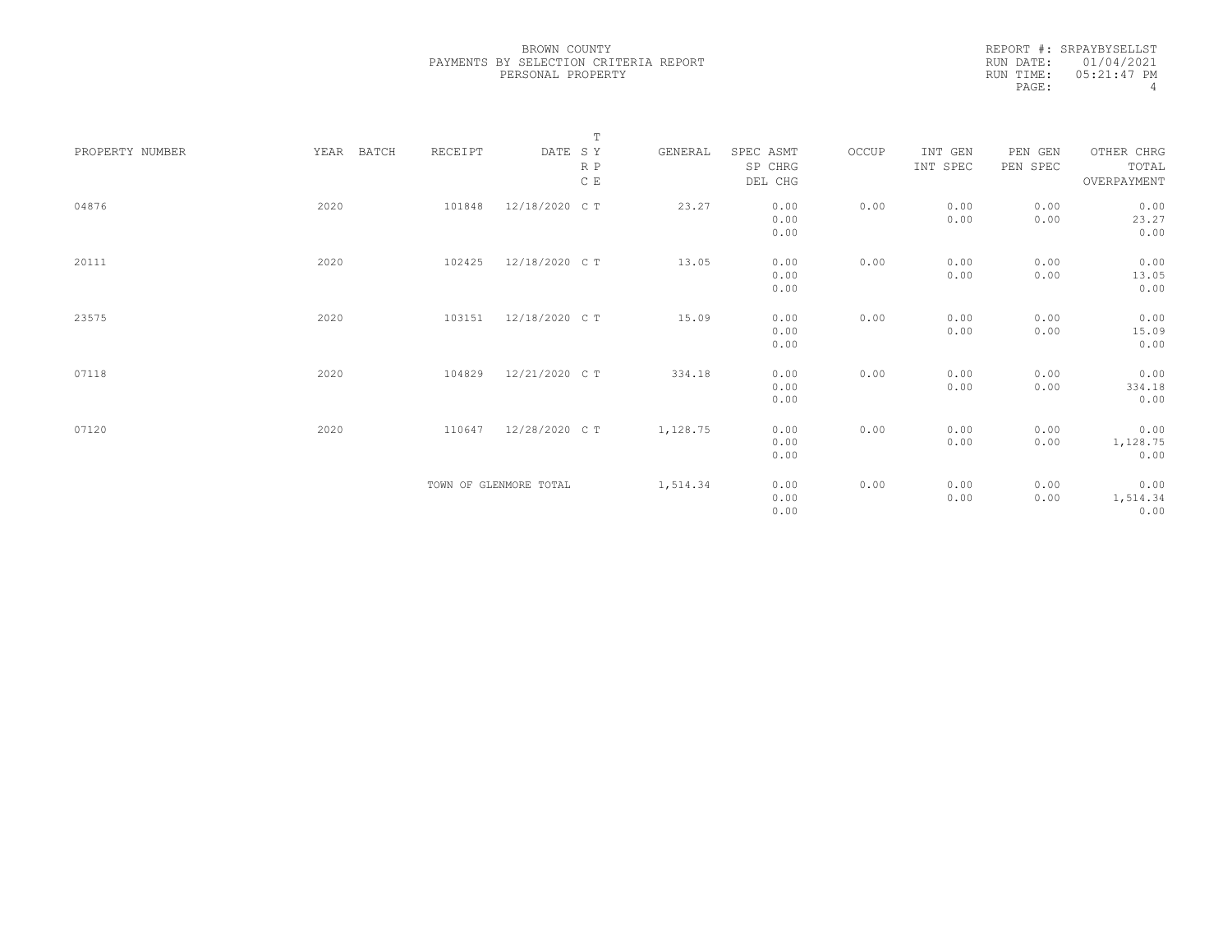BROWN COUNTY
PAYMENTS BY SELECTION CRITERIA REPORT
PERSONAL PROPERTY

REPORT #: SRPAYBYSELLST
RUN DATE: 01/04/2021
RUN TIME: 05:21:47 PM

| PROPERTY NUMBER | YEAR | BATCH | RECEIPT | DATE | T S Y R P C E | GENERAL | SPEC ASMT / SP CHRG / DEL CHG | OCCUP | INT GEN / INT SPEC | PEN GEN / PEN SPEC | OTHER CHRG / TOTAL / OVERPAYMENT |
|---|---|---|---|---|---|---|---|---|---|---|---|
| 04876 | 2020 | | 101848 | 12/18/2020 | C T | 23.27 | 0.00 / 0.00 / 0.00 | 0.00 | 0.00 / 0.00 | 0.00 / 0.00 | 0.00 / 23.27 / 0.00 |
| 20111 | 2020 | | 102425 | 12/18/2020 | C T | 13.05 | 0.00 / 0.00 / 0.00 | 0.00 | 0.00 / 0.00 | 0.00 / 0.00 | 0.00 / 13.05 / 0.00 |
| 23575 | 2020 | | 103151 | 12/18/2020 | C T | 15.09 | 0.00 / 0.00 / 0.00 | 0.00 | 0.00 / 0.00 | 0.00 / 0.00 | 0.00 / 15.09 / 0.00 |
| 07118 | 2020 | | 104829 | 12/21/2020 | C T | 334.18 | 0.00 / 0.00 / 0.00 | 0.00 | 0.00 / 0.00 | 0.00 / 0.00 | 0.00 / 334.18 / 0.00 |
| 07120 | 2020 | | 110647 | 12/28/2020 | C T | 1,128.75 | 0.00 / 0.00 / 0.00 | 0.00 | 0.00 / 0.00 | 0.00 / 0.00 | 0.00 / 1,128.75 / 0.00 |
| | | | TOWN OF GLENMORE TOTAL | | | 1,514.34 | 0.00 / 0.00 / 0.00 | 0.00 | 0.00 / 0.00 | 0.00 / 0.00 | 0.00 / 1,514.34 / 0.00 |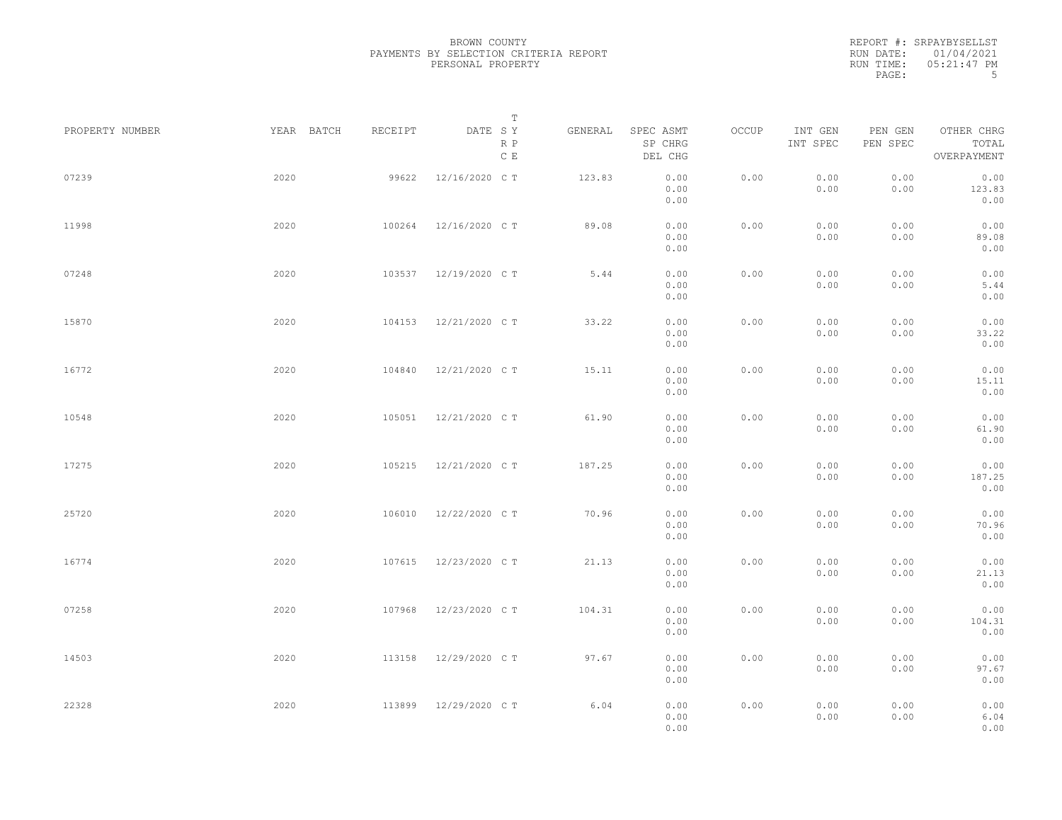BROWN COUNTY
PAYMENTS BY SELECTION CRITERIA REPORT
PERSONAL PROPERTY

REPORT #: SRPAYBYSELLST
RUN DATE: 01/04/2021
RUN TIME: 05:21:47 PM

| PROPERTY NUMBER | YEAR | BATCH | RECEIPT | DATE | T S Y R P C E | GENERAL | SPEC ASMT SP CHRG DEL CHG | OCCUP | INT GEN INT SPEC | PEN GEN PEN SPEC | OTHER CHRG TOTAL OVERPAYMENT |
|---|---|---|---|---|---|---|---|---|---|---|---|
| 07239 | 2020 | | 99622 | 12/16/2020 | C T | 123.83 | 0.00 0.00 0.00 | 0.00 | 0.00 0.00 | 0.00 0.00 | 0.00 123.83 0.00 |
| 11998 | 2020 | | 100264 | 12/16/2020 | C T | 89.08 | 0.00 0.00 0.00 | 0.00 | 0.00 0.00 | 0.00 0.00 | 0.00 89.08 0.00 |
| 07248 | 2020 | | 103537 | 12/19/2020 | C T | 5.44 | 0.00 0.00 0.00 | 0.00 | 0.00 0.00 | 0.00 0.00 | 0.00 5.44 0.00 |
| 15870 | 2020 | | 104153 | 12/21/2020 | C T | 33.22 | 0.00 0.00 0.00 | 0.00 | 0.00 0.00 | 0.00 0.00 | 0.00 33.22 0.00 |
| 16772 | 2020 | | 104840 | 12/21/2020 | C T | 15.11 | 0.00 0.00 0.00 | 0.00 | 0.00 0.00 | 0.00 0.00 | 0.00 15.11 0.00 |
| 10548 | 2020 | | 105051 | 12/21/2020 | C T | 61.90 | 0.00 0.00 0.00 | 0.00 | 0.00 0.00 | 0.00 0.00 | 0.00 61.90 0.00 |
| 17275 | 2020 | | 105215 | 12/21/2020 | C T | 187.25 | 0.00 0.00 0.00 | 0.00 | 0.00 0.00 | 0.00 0.00 | 0.00 187.25 0.00 |
| 25720 | 2020 | | 106010 | 12/22/2020 | C T | 70.96 | 0.00 0.00 0.00 | 0.00 | 0.00 0.00 | 0.00 0.00 | 0.00 70.96 0.00 |
| 16774 | 2020 | | 107615 | 12/23/2020 | C T | 21.13 | 0.00 0.00 0.00 | 0.00 | 0.00 0.00 | 0.00 0.00 | 0.00 21.13 0.00 |
| 07258 | 2020 | | 107968 | 12/23/2020 | C T | 104.31 | 0.00 0.00 0.00 | 0.00 | 0.00 0.00 | 0.00 0.00 | 0.00 104.31 0.00 |
| 14503 | 2020 | | 113158 | 12/29/2020 | C T | 97.67 | 0.00 0.00 0.00 | 0.00 | 0.00 0.00 | 0.00 0.00 | 0.00 97.67 0.00 |
| 22328 | 2020 | | 113899 | 12/29/2020 | C T | 6.04 | 0.00 0.00 0.00 | 0.00 | 0.00 0.00 | 0.00 0.00 | 0.00 6.04 0.00 |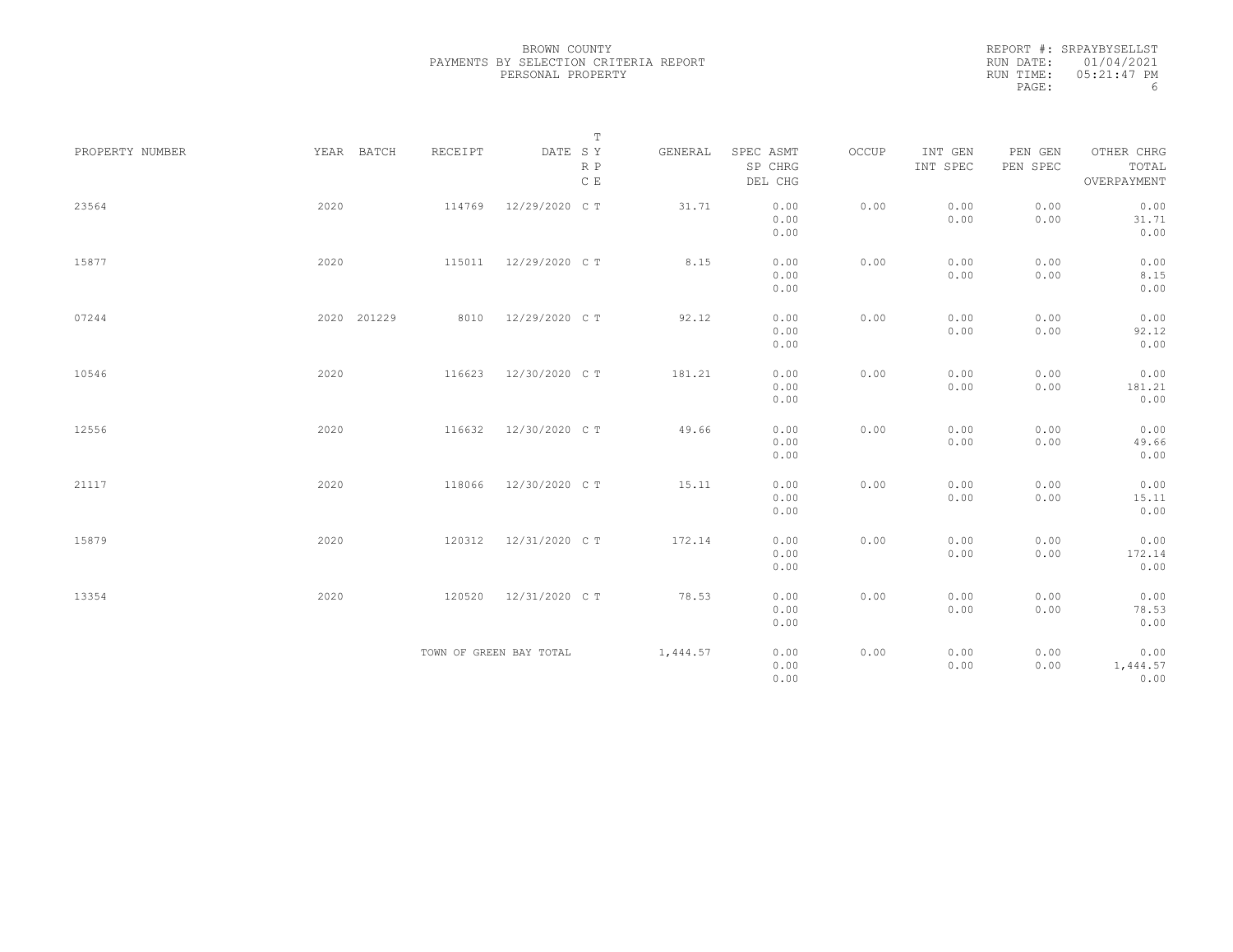BROWN COUNTY
PAYMENTS BY SELECTION CRITERIA REPORT
PERSONAL PROPERTY

REPORT #: SRPAYBYSELLST
RUN DATE: 01/04/2021
RUN TIME: 05:21:47 PM

| PROPERTY NUMBER | YEAR | BATCH | RECEIPT | DATE | T SY RP CE | GENERAL | SPEC ASMT / SP CHRG / DEL CHG | OCCUP | INT GEN / INT SPEC | PEN GEN / PEN SPEC | OTHER CHRG / TOTAL / OVERPAYMENT |
|---|---|---|---|---|---|---|---|---|---|---|---|
| 23564 | 2020 | | 114769 | 12/29/2020 | C T | 31.71 | 0.00 / 0.00 / 0.00 | 0.00 | 0.00 / 0.00 | 0.00 / 0.00 | 0.00 / 31.71 / 0.00 |
| 15877 | 2020 | | 115011 | 12/29/2020 | C T | 8.15 | 0.00 / 0.00 / 0.00 | 0.00 | 0.00 / 0.00 | 0.00 / 0.00 | 0.00 / 8.15 / 0.00 |
| 07244 | 2020 | 201229 | 8010 | 12/29/2020 | C T | 92.12 | 0.00 / 0.00 / 0.00 | 0.00 | 0.00 / 0.00 | 0.00 / 0.00 | 0.00 / 92.12 / 0.00 |
| 10546 | 2020 | | 116623 | 12/30/2020 | C T | 181.21 | 0.00 / 0.00 / 0.00 | 0.00 | 0.00 / 0.00 | 0.00 / 0.00 | 0.00 / 181.21 / 0.00 |
| 12556 | 2020 | | 116632 | 12/30/2020 | C T | 49.66 | 0.00 / 0.00 / 0.00 | 0.00 | 0.00 / 0.00 | 0.00 / 0.00 | 0.00 / 49.66 / 0.00 |
| 21117 | 2020 | | 118066 | 12/30/2020 | C T | 15.11 | 0.00 / 0.00 / 0.00 | 0.00 | 0.00 / 0.00 | 0.00 / 0.00 | 0.00 / 15.11 / 0.00 |
| 15879 | 2020 | | 120312 | 12/31/2020 | C T | 172.14 | 0.00 / 0.00 / 0.00 | 0.00 | 0.00 / 0.00 | 0.00 / 0.00 | 0.00 / 172.14 / 0.00 |
| 13354 | 2020 | | 120520 | 12/31/2020 | C T | 78.53 | 0.00 / 0.00 / 0.00 | 0.00 | 0.00 / 0.00 | 0.00 / 0.00 | 0.00 / 78.53 / 0.00 |
| | | | TOWN OF GREEN BAY TOTAL | | | 1,444.57 | 0.00 / 0.00 / 0.00 | 0.00 | 0.00 / 0.00 | 0.00 / 0.00 | 0.00 / 1,444.57 / 0.00 |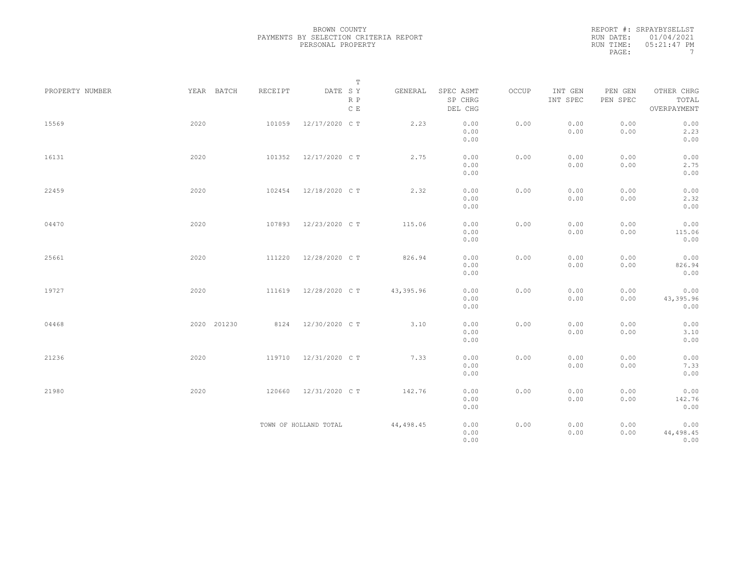BROWN COUNTY
PAYMENTS BY SELECTION CRITERIA REPORT
PERSONAL PROPERTY

REPORT #: SRPAYBYSELLST
RUN DATE: 01/04/2021
RUN TIME: 05:21:47 PM

| PROPERTY NUMBER | YEAR | BATCH | RECEIPT | DATE | T SY RP CE | GENERAL | SPEC ASMT / SP CHRG / DEL CHG | OCCUP | INT GEN / INT SPEC | PEN GEN / PEN SPEC | OTHER CHRG / TOTAL / OVERPAYMENT |
|---|---|---|---|---|---|---|---|---|---|---|---|
| 15569 | 2020 | | 101059 | 12/17/2020 | C T | 2.23 | 0.00 / 0.00 / 0.00 | 0.00 | 0.00 / 0.00 | 0.00 / 0.00 | 0.00 / 2.23 / 0.00 |
| 16131 | 2020 | | 101352 | 12/17/2020 | C T | 2.75 | 0.00 / 0.00 / 0.00 | 0.00 | 0.00 / 0.00 | 0.00 / 0.00 | 0.00 / 2.75 / 0.00 |
| 22459 | 2020 | | 102454 | 12/18/2020 | C T | 2.32 | 0.00 / 0.00 / 0.00 | 0.00 | 0.00 / 0.00 | 0.00 / 0.00 | 0.00 / 2.32 / 0.00 |
| 04470 | 2020 | | 107893 | 12/23/2020 | C T | 115.06 | 0.00 / 0.00 / 0.00 | 0.00 | 0.00 / 0.00 | 0.00 / 0.00 | 0.00 / 115.06 / 0.00 |
| 25661 | 2020 | | 111220 | 12/28/2020 | C T | 826.94 | 0.00 / 0.00 / 0.00 | 0.00 | 0.00 / 0.00 | 0.00 / 0.00 | 0.00 / 826.94 / 0.00 |
| 19727 | 2020 | | 111619 | 12/28/2020 | C T | 43,395.96 | 0.00 / 0.00 / 0.00 | 0.00 | 0.00 / 0.00 | 0.00 / 0.00 | 0.00 / 43,395.96 / 0.00 |
| 04468 | 2020 | 201230 | 8124 | 12/30/2020 | C T | 3.10 | 0.00 / 0.00 / 0.00 | 0.00 | 0.00 / 0.00 | 0.00 / 0.00 | 0.00 / 3.10 / 0.00 |
| 21236 | 2020 | | 119710 | 12/31/2020 | C T | 7.33 | 0.00 / 0.00 / 0.00 | 0.00 | 0.00 / 0.00 | 0.00 / 0.00 | 0.00 / 7.33 / 0.00 |
| 21980 | 2020 | | 120660 | 12/31/2020 | C T | 142.76 | 0.00 / 0.00 / 0.00 | 0.00 | 0.00 / 0.00 | 0.00 / 0.00 | 0.00 / 142.76 / 0.00 |
| | | | TOWN OF HOLLAND TOTAL | | | 44,498.45 | 0.00 / 0.00 / 0.00 | 0.00 | 0.00 / 0.00 | 0.00 / 0.00 | 0.00 / 44,498.45 / 0.00 |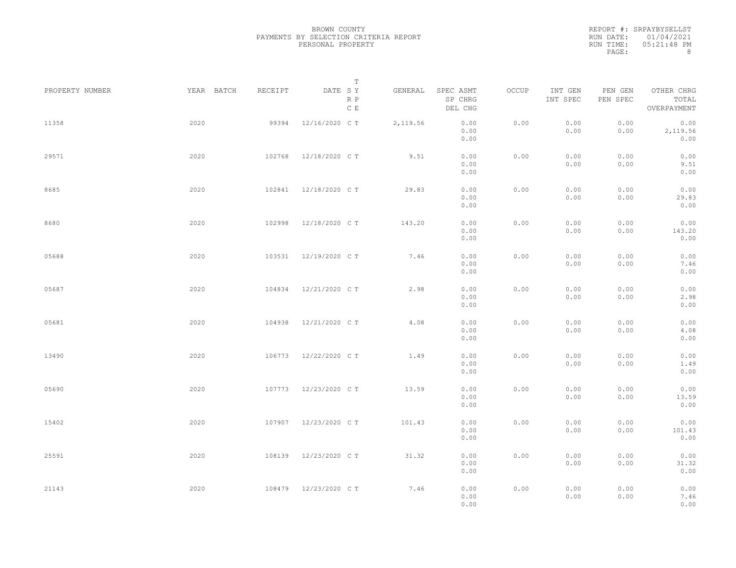BROWN COUNTY
PAYMENTS BY SELECTION CRITERIA REPORT
PERSONAL PROPERTY

REPORT #: SRPAYBYSELLST
RUN DATE: 01/04/2021
RUN TIME: 05:21:48 PM

| PROPERTY NUMBER | YEAR | BATCH | RECEIPT | DATE | T SY RP CE | GENERAL | SPEC ASMT / SP CHRG / DEL CHG | OCCUP | INT GEN / INT SPEC | PEN GEN / PEN SPEC | OTHER CHRG / TOTAL / OVERPAYMENT |
|---|---|---|---|---|---|---|---|---|---|---|---|
| 11358 | 2020 | | 99394 | 12/16/2020 | C T | 2,119.56 | 0.00 / 0.00 / 0.00 | 0.00 | 0.00 / 0.00 | 0.00 / 0.00 | 0.00 / 2,119.56 / 0.00 |
| 29571 | 2020 | | 102768 | 12/18/2020 | C T | 9.51 | 0.00 / 0.00 / 0.00 | 0.00 | 0.00 / 0.00 | 0.00 / 0.00 | 0.00 / 9.51 / 0.00 |
| 8685 | 2020 | | 102841 | 12/18/2020 | C T | 29.83 | 0.00 / 0.00 / 0.00 | 0.00 | 0.00 / 0.00 | 0.00 / 0.00 | 0.00 / 29.83 / 0.00 |
| 8680 | 2020 | | 102998 | 12/18/2020 | C T | 143.20 | 0.00 / 0.00 / 0.00 | 0.00 | 0.00 / 0.00 | 0.00 / 0.00 | 0.00 / 143.20 / 0.00 |
| 05688 | 2020 | | 103531 | 12/19/2020 | C T | 7.46 | 0.00 / 0.00 / 0.00 | 0.00 | 0.00 / 0.00 | 0.00 / 0.00 | 0.00 / 7.46 / 0.00 |
| 05687 | 2020 | | 104834 | 12/21/2020 | C T | 2.98 | 0.00 / 0.00 / 0.00 | 0.00 | 0.00 / 0.00 | 0.00 / 0.00 | 0.00 / 2.98 / 0.00 |
| 05681 | 2020 | | 104938 | 12/21/2020 | C T | 4.08 | 0.00 / 0.00 / 0.00 | 0.00 | 0.00 / 0.00 | 0.00 / 0.00 | 0.00 / 4.08 / 0.00 |
| 13490 | 2020 | | 106773 | 12/22/2020 | C T | 1.49 | 0.00 / 0.00 / 0.00 | 0.00 | 0.00 / 0.00 | 0.00 / 0.00 | 0.00 / 1.49 / 0.00 |
| 05690 | 2020 | | 107773 | 12/23/2020 | C T | 13.59 | 0.00 / 0.00 / 0.00 | 0.00 | 0.00 / 0.00 | 0.00 / 0.00 | 0.00 / 13.59 / 0.00 |
| 15402 | 2020 | | 107907 | 12/23/2020 | C T | 101.43 | 0.00 / 0.00 / 0.00 | 0.00 | 0.00 / 0.00 | 0.00 / 0.00 | 0.00 / 101.43 / 0.00 |
| 25591 | 2020 | | 108139 | 12/23/2020 | C T | 31.32 | 0.00 / 0.00 / 0.00 | 0.00 | 0.00 / 0.00 | 0.00 / 0.00 | 0.00 / 31.32 / 0.00 |
| 21143 | 2020 | | 108479 | 12/23/2020 | C T | 7.46 | 0.00 / 0.00 / 0.00 | 0.00 | 0.00 / 0.00 | 0.00 / 0.00 | 0.00 / 7.46 / 0.00 |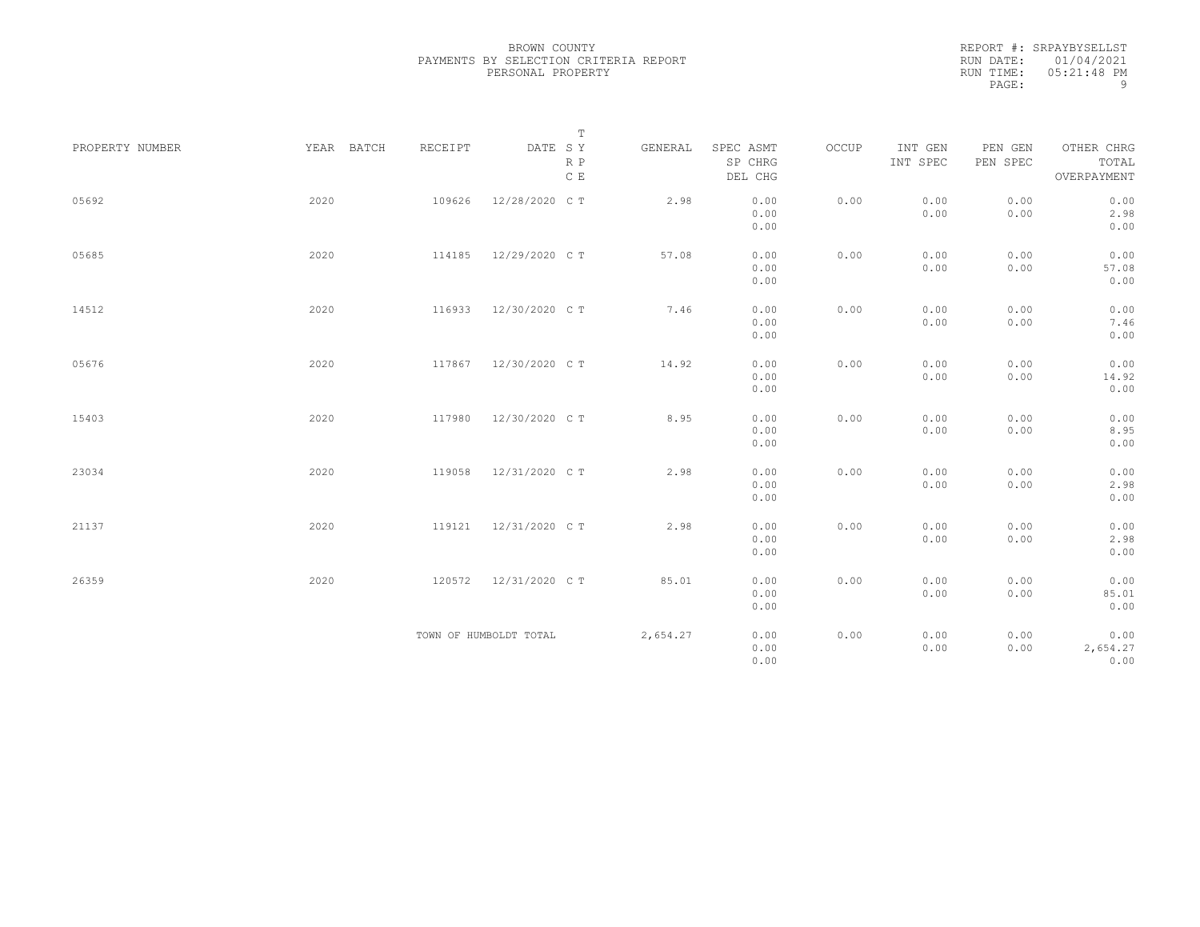BROWN COUNTY
PAYMENTS BY SELECTION CRITERIA REPORT
PERSONAL PROPERTY

REPORT #: SRPAYBYSELLST
RUN DATE: 01/04/2021
RUN TIME: 05:21:48 PM

| PROPERTY NUMBER | YEAR | BATCH | RECEIPT | DATE | T SY RP CE | GENERAL | SPEC ASMT / SP CHRG / DEL CHG | OCCUP | INT GEN / INT SPEC | PEN GEN / PEN SPEC | OTHER CHRG / TOTAL / OVERPAYMENT |
|---|---|---|---|---|---|---|---|---|---|---|---|
| 05692 | 2020 | | 109626 | 12/28/2020 | C T | 2.98 | 0.00 / 0.00 / 0.00 | 0.00 | 0.00 / 0.00 | 0.00 / 0.00 | 0.00 / 2.98 / 0.00 |
| 05685 | 2020 | | 114185 | 12/29/2020 | C T | 57.08 | 0.00 / 0.00 / 0.00 | 0.00 | 0.00 / 0.00 | 0.00 / 0.00 | 0.00 / 57.08 / 0.00 |
| 14512 | 2020 | | 116933 | 12/30/2020 | C T | 7.46 | 0.00 / 0.00 / 0.00 | 0.00 | 0.00 / 0.00 | 0.00 / 0.00 | 0.00 / 7.46 / 0.00 |
| 05676 | 2020 | | 117867 | 12/30/2020 | C T | 14.92 | 0.00 / 0.00 / 0.00 | 0.00 | 0.00 / 0.00 | 0.00 / 0.00 | 0.00 / 14.92 / 0.00 |
| 15403 | 2020 | | 117980 | 12/30/2020 | C T | 8.95 | 0.00 / 0.00 / 0.00 | 0.00 | 0.00 / 0.00 | 0.00 / 0.00 | 0.00 / 8.95 / 0.00 |
| 23034 | 2020 | | 119058 | 12/31/2020 | C T | 2.98 | 0.00 / 0.00 / 0.00 | 0.00 | 0.00 / 0.00 | 0.00 / 0.00 | 0.00 / 2.98 / 0.00 |
| 21137 | 2020 | | 119121 | 12/31/2020 | C T | 2.98 | 0.00 / 0.00 / 0.00 | 0.00 | 0.00 / 0.00 | 0.00 / 0.00 | 0.00 / 2.98 / 0.00 |
| 26359 | 2020 | | 120572 | 12/31/2020 | C T | 85.01 | 0.00 / 0.00 / 0.00 | 0.00 | 0.00 / 0.00 | 0.00 / 0.00 | 0.00 / 85.01 / 0.00 |
| | | | TOWN OF HUMBOLDT TOTAL | | | 2,654.27 | 0.00 / 0.00 / 0.00 | 0.00 | 0.00 / 0.00 | 0.00 / 0.00 | 0.00 / 2,654.27 / 0.00 |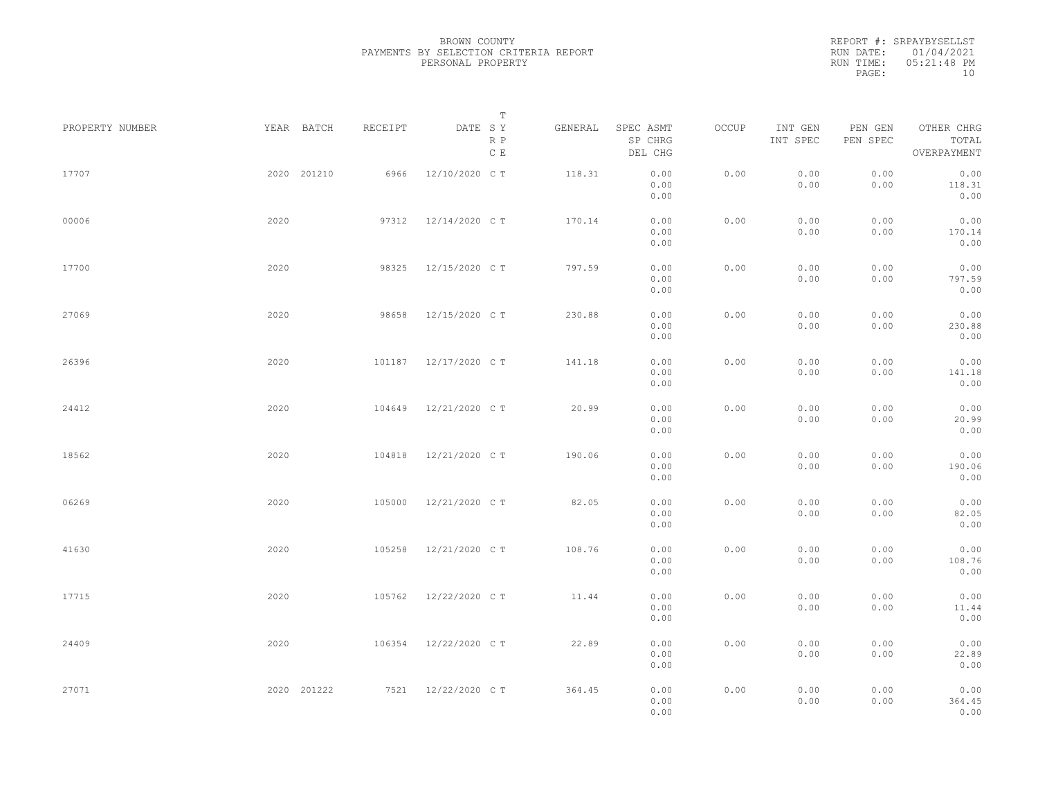BROWN COUNTY
PAYMENTS BY SELECTION CRITERIA REPORT
PERSONAL PROPERTY

REPORT #: SRPAYBYSELLST
RUN DATE: 01/04/2021
RUN TIME: 05:21:48 PM

| PROPERTY NUMBER | YEAR | BATCH | RECEIPT | DATE | T SY RP CE | GENERAL | SPEC ASMT / SP CHRG / DEL CHG | OCCUP | INT GEN / INT SPEC | PEN GEN / PEN SPEC | OTHER CHRG / TOTAL / OVERPAYMENT |
|---|---|---|---|---|---|---|---|---|---|---|---|
| 17707 | 2020 | 201210 | 6966 | 12/10/2020 | C T | 118.31 | 0.00 0.00 0.00 | 0.00 | 0.00 0.00 | 0.00 0.00 | 0.00 118.31 0.00 |
| 00006 | 2020 | | 97312 | 12/14/2020 | C T | 170.14 | 0.00 0.00 0.00 | 0.00 | 0.00 0.00 | 0.00 0.00 | 0.00 170.14 0.00 |
| 17700 | 2020 | | 98325 | 12/15/2020 | C T | 797.59 | 0.00 0.00 0.00 | 0.00 | 0.00 0.00 | 0.00 0.00 | 0.00 797.59 0.00 |
| 27069 | 2020 | | 98658 | 12/15/2020 | C T | 230.88 | 0.00 0.00 0.00 | 0.00 | 0.00 0.00 | 0.00 0.00 | 0.00 230.88 0.00 |
| 26396 | 2020 | | 101187 | 12/17/2020 | C T | 141.18 | 0.00 0.00 0.00 | 0.00 | 0.00 0.00 | 0.00 0.00 | 0.00 141.18 0.00 |
| 24412 | 2020 | | 104649 | 12/21/2020 | C T | 20.99 | 0.00 0.00 0.00 | 0.00 | 0.00 0.00 | 0.00 0.00 | 0.00 20.99 0.00 |
| 18562 | 2020 | | 104818 | 12/21/2020 | C T | 190.06 | 0.00 0.00 0.00 | 0.00 | 0.00 0.00 | 0.00 0.00 | 0.00 190.06 0.00 |
| 06269 | 2020 | | 105000 | 12/21/2020 | C T | 82.05 | 0.00 0.00 0.00 | 0.00 | 0.00 0.00 | 0.00 0.00 | 0.00 82.05 0.00 |
| 41630 | 2020 | | 105258 | 12/21/2020 | C T | 108.76 | 0.00 0.00 0.00 | 0.00 | 0.00 0.00 | 0.00 0.00 | 0.00 108.76 0.00 |
| 17715 | 2020 | | 105762 | 12/22/2020 | C T | 11.44 | 0.00 0.00 0.00 | 0.00 | 0.00 0.00 | 0.00 0.00 | 0.00 11.44 0.00 |
| 24409 | 2020 | | 106354 | 12/22/2020 | C T | 22.89 | 0.00 0.00 0.00 | 0.00 | 0.00 0.00 | 0.00 0.00 | 0.00 22.89 0.00 |
| 27071 | 2020 | 201222 | 7521 | 12/22/2020 | C T | 364.45 | 0.00 0.00 0.00 | 0.00 | 0.00 0.00 | 0.00 0.00 | 0.00 364.45 0.00 |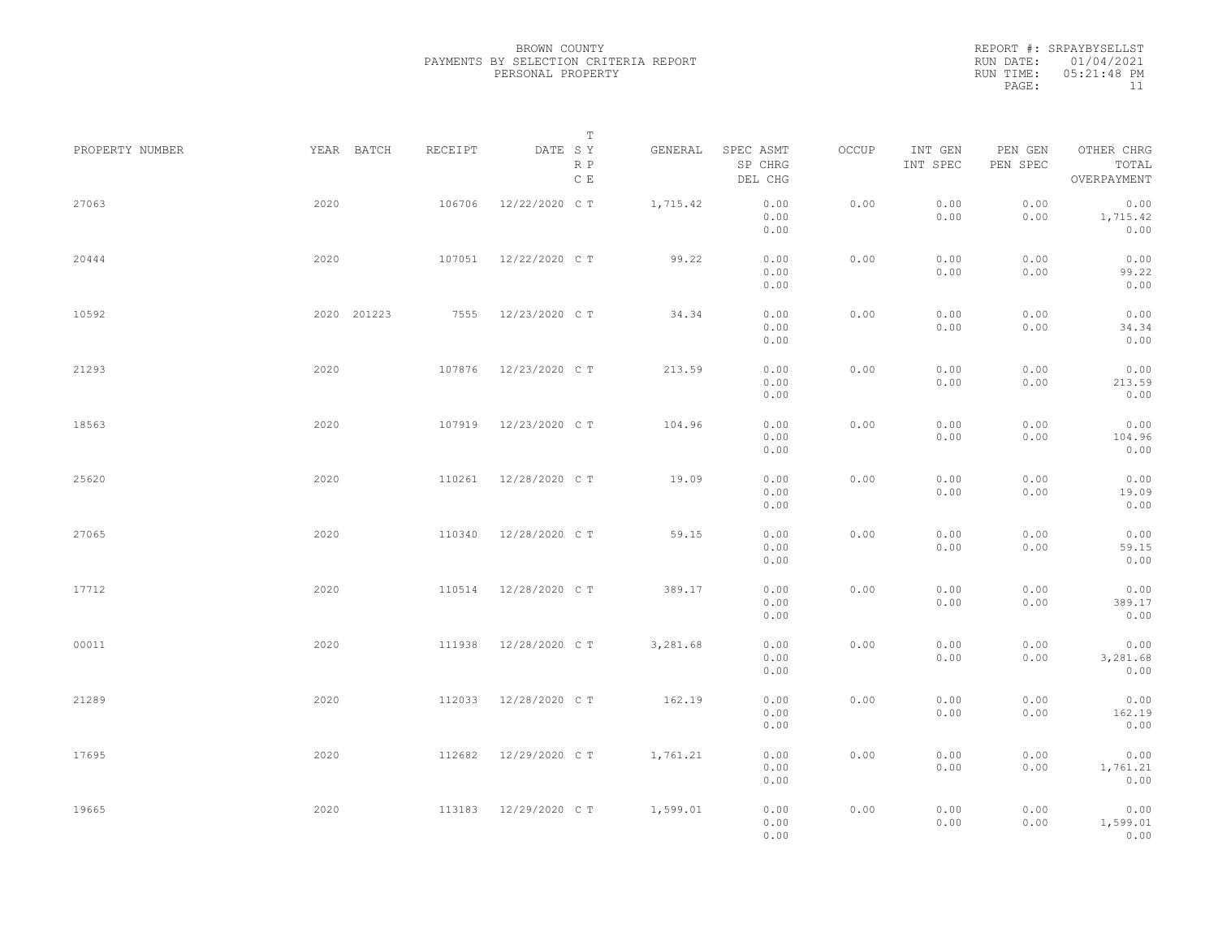BROWN COUNTY
PAYMENTS BY SELECTION CRITERIA REPORT
PERSONAL PROPERTY

REPORT #: SRPAYBYSELLST
RUN DATE: 01/04/2021
RUN TIME: 05:21:48 PM

| PROPERTY NUMBER | YEAR | BATCH | RECEIPT | DATE | T SY RP CE | GENERAL | SPEC ASMT / SP CHRG / DEL CHG | OCCUP | INT GEN / INT SPEC | PEN GEN / PEN SPEC | OTHER CHRG / TOTAL / OVERPAYMENT |
|---|---|---|---|---|---|---|---|---|---|---|---|
| 27063 | 2020 | | 106706 | 12/22/2020 | C T | 1,715.42 | 0.00 / 0.00 / 0.00 | 0.00 | 0.00 / 0.00 | 0.00 / 0.00 | 0.00 / 1,715.42 / 0.00 |
| 20444 | 2020 | | 107051 | 12/22/2020 | C T | 99.22 | 0.00 / 0.00 / 0.00 | 0.00 | 0.00 / 0.00 | 0.00 / 0.00 | 0.00 / 99.22 / 0.00 |
| 10592 | 2020 | 201223 | 7555 | 12/23/2020 | C T | 34.34 | 0.00 / 0.00 / 0.00 | 0.00 | 0.00 / 0.00 | 0.00 / 0.00 | 0.00 / 34.34 / 0.00 |
| 21293 | 2020 | | 107876 | 12/23/2020 | C T | 213.59 | 0.00 / 0.00 / 0.00 | 0.00 | 0.00 / 0.00 | 0.00 / 0.00 | 0.00 / 213.59 / 0.00 |
| 18563 | 2020 | | 107919 | 12/23/2020 | C T | 104.96 | 0.00 / 0.00 / 0.00 | 0.00 | 0.00 / 0.00 | 0.00 / 0.00 | 0.00 / 104.96 / 0.00 |
| 25620 | 2020 | | 110261 | 12/28/2020 | C T | 19.09 | 0.00 / 0.00 / 0.00 | 0.00 | 0.00 / 0.00 | 0.00 / 0.00 | 0.00 / 19.09 / 0.00 |
| 27065 | 2020 | | 110340 | 12/28/2020 | C T | 59.15 | 0.00 / 0.00 / 0.00 | 0.00 | 0.00 / 0.00 | 0.00 / 0.00 | 0.00 / 59.15 / 0.00 |
| 17712 | 2020 | | 110514 | 12/28/2020 | C T | 389.17 | 0.00 / 0.00 / 0.00 | 0.00 | 0.00 / 0.00 | 0.00 / 0.00 | 0.00 / 389.17 / 0.00 |
| 00011 | 2020 | | 111938 | 12/28/2020 | C T | 3,281.68 | 0.00 / 0.00 / 0.00 | 0.00 | 0.00 / 0.00 | 0.00 / 0.00 | 0.00 / 3,281.68 / 0.00 |
| 21289 | 2020 | | 112033 | 12/28/2020 | C T | 162.19 | 0.00 / 0.00 / 0.00 | 0.00 | 0.00 / 0.00 | 0.00 / 0.00 | 0.00 / 162.19 / 0.00 |
| 17695 | 2020 | | 112682 | 12/29/2020 | C T | 1,761.21 | 0.00 / 0.00 / 0.00 | 0.00 | 0.00 / 0.00 | 0.00 / 0.00 | 0.00 / 1,761.21 / 0.00 |
| 19665 | 2020 | | 113183 | 12/29/2020 | C T | 1,599.01 | 0.00 / 0.00 / 0.00 | 0.00 | 0.00 / 0.00 | 0.00 / 0.00 | 0.00 / 1,599.01 / 0.00 |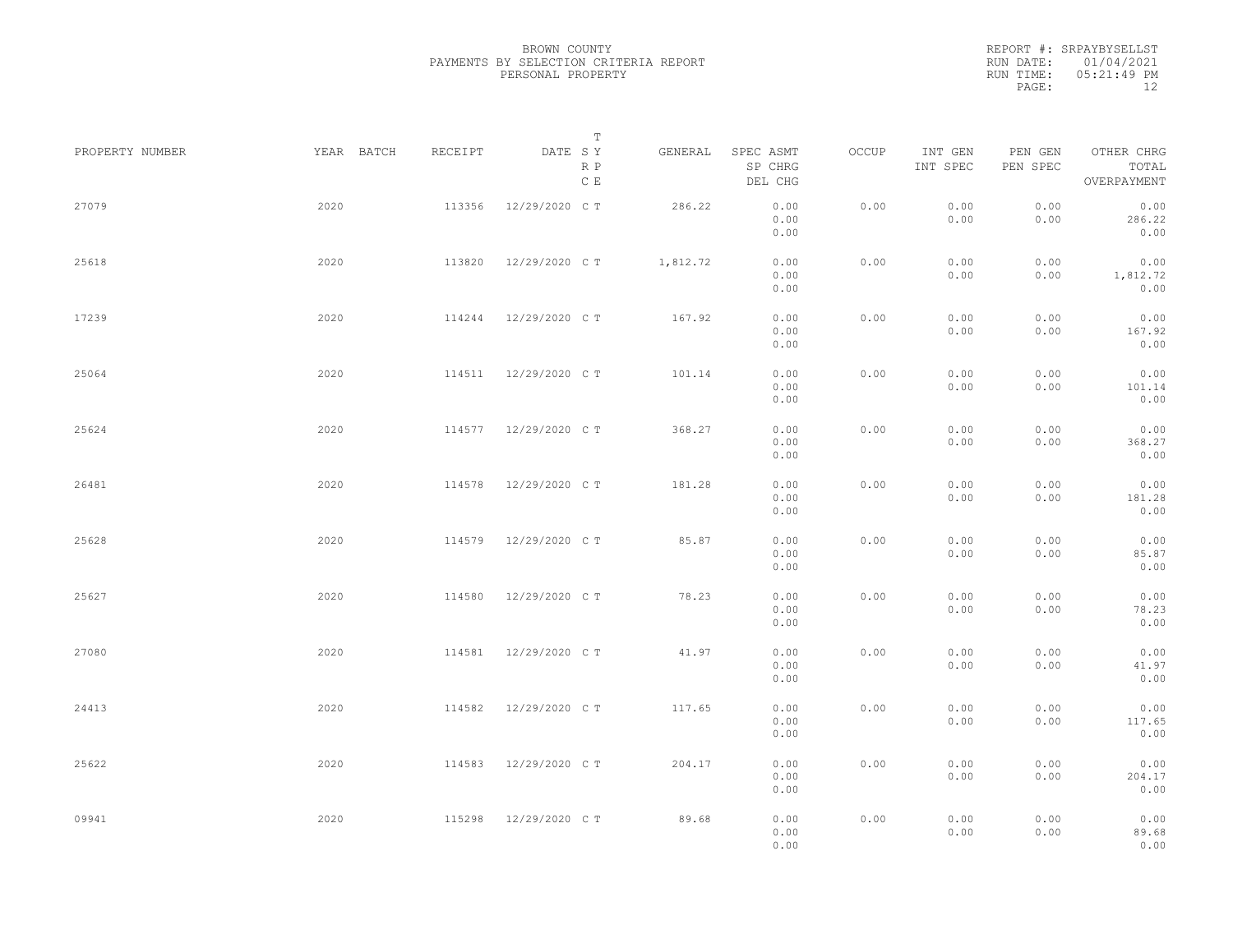BROWN COUNTY
PAYMENTS BY SELECTION CRITERIA REPORT
PERSONAL PROPERTY

REPORT #: SRPAYBYSELLST
RUN DATE: 01/04/2021
RUN TIME: 05:21:49 PM

| PROPERTY NUMBER | YEAR | BATCH | RECEIPT | DATE | T SY RP CE | GENERAL | SPEC ASMT / SP CHRG / DEL CHG | OCCUP | INT GEN / INT SPEC | PEN GEN / PEN SPEC | OTHER CHRG / TOTAL / OVERPAYMENT |
|---|---|---|---|---|---|---|---|---|---|---|---|
| 27079 | 2020 | | 113356 | 12/29/2020 | C T | 286.22 | 0.00 / 0.00 / 0.00 | 0.00 | 0.00 / 0.00 | 0.00 / 0.00 | 0.00 / 286.22 / 0.00 |
| 25618 | 2020 | | 113820 | 12/29/2020 | C T | 1,812.72 | 0.00 / 0.00 / 0.00 | 0.00 | 0.00 / 0.00 | 0.00 / 0.00 | 0.00 / 1,812.72 / 0.00 |
| 17239 | 2020 | | 114244 | 12/29/2020 | C T | 167.92 | 0.00 / 0.00 / 0.00 | 0.00 | 0.00 / 0.00 | 0.00 / 0.00 | 0.00 / 167.92 / 0.00 |
| 25064 | 2020 | | 114511 | 12/29/2020 | C T | 101.14 | 0.00 / 0.00 / 0.00 | 0.00 | 0.00 / 0.00 | 0.00 / 0.00 | 0.00 / 101.14 / 0.00 |
| 25624 | 2020 | | 114577 | 12/29/2020 | C T | 368.27 | 0.00 / 0.00 / 0.00 | 0.00 | 0.00 / 0.00 | 0.00 / 0.00 | 0.00 / 368.27 / 0.00 |
| 26481 | 2020 | | 114578 | 12/29/2020 | C T | 181.28 | 0.00 / 0.00 / 0.00 | 0.00 | 0.00 / 0.00 | 0.00 / 0.00 | 0.00 / 181.28 / 0.00 |
| 25628 | 2020 | | 114579 | 12/29/2020 | C T | 85.87 | 0.00 / 0.00 / 0.00 | 0.00 | 0.00 / 0.00 | 0.00 / 0.00 | 0.00 / 85.87 / 0.00 |
| 25627 | 2020 | | 114580 | 12/29/2020 | C T | 78.23 | 0.00 / 0.00 / 0.00 | 0.00 | 0.00 / 0.00 | 0.00 / 0.00 | 0.00 / 78.23 / 0.00 |
| 27080 | 2020 | | 114581 | 12/29/2020 | C T | 41.97 | 0.00 / 0.00 / 0.00 | 0.00 | 0.00 / 0.00 | 0.00 / 0.00 | 0.00 / 41.97 / 0.00 |
| 24413 | 2020 | | 114582 | 12/29/2020 | C T | 117.65 | 0.00 / 0.00 / 0.00 | 0.00 | 0.00 / 0.00 | 0.00 / 0.00 | 0.00 / 117.65 / 0.00 |
| 25622 | 2020 | | 114583 | 12/29/2020 | C T | 204.17 | 0.00 / 0.00 / 0.00 | 0.00 | 0.00 / 0.00 | 0.00 / 0.00 | 0.00 / 204.17 / 0.00 |
| 09941 | 2020 | | 115298 | 12/29/2020 | C T | 89.68 | 0.00 / 0.00 / 0.00 | 0.00 | 0.00 / 0.00 | 0.00 / 0.00 | 0.00 / 89.68 / 0.00 |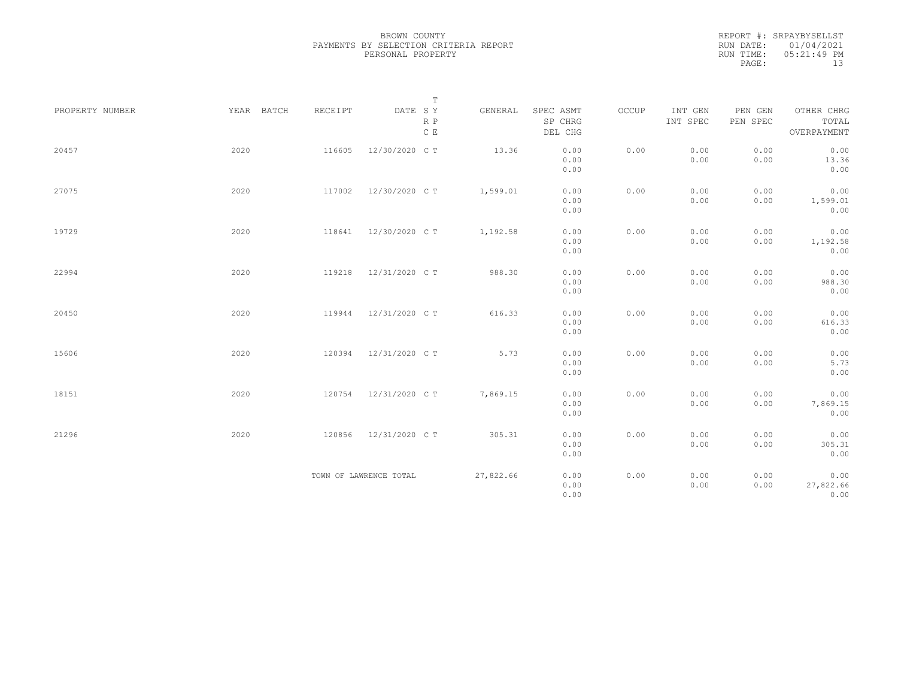BROWN COUNTY
PAYMENTS BY SELECTION CRITERIA REPORT
PERSONAL PROPERTY

REPORT #: SRPAYBYSELLST
RUN DATE: 01/04/2021
RUN TIME: 05:21:49 PM

| PROPERTY NUMBER | YEAR | BATCH | RECEIPT | DATE | T SY RP CE | GENERAL | SPEC ASMT / SP CHRG / DEL CHG | OCCUP | INT GEN / INT SPEC | PEN GEN / PEN SPEC | OTHER CHRG / TOTAL / OVERPAYMENT |
|---|---|---|---|---|---|---|---|---|---|---|---|
| 20457 | 2020 | | 116605 | 12/30/2020 | C T | 13.36 | 0.00 / 0.00 / 0.00 | 0.00 | 0.00 / 0.00 | 0.00 / 0.00 | 0.00 / 13.36 / 0.00 |
| 27075 | 2020 | | 117002 | 12/30/2020 | C T | 1,599.01 | 0.00 / 0.00 / 0.00 | 0.00 | 0.00 / 0.00 | 0.00 / 0.00 | 0.00 / 1,599.01 / 0.00 |
| 19729 | 2020 | | 118641 | 12/30/2020 | C T | 1,192.58 | 0.00 / 0.00 / 0.00 | 0.00 | 0.00 / 0.00 | 0.00 / 0.00 | 0.00 / 1,192.58 / 0.00 |
| 22994 | 2020 | | 119218 | 12/31/2020 | C T | 988.30 | 0.00 / 0.00 / 0.00 | 0.00 | 0.00 / 0.00 | 0.00 / 0.00 | 0.00 / 988.30 / 0.00 |
| 20450 | 2020 | | 119944 | 12/31/2020 | C T | 616.33 | 0.00 / 0.00 / 0.00 | 0.00 | 0.00 / 0.00 | 0.00 / 0.00 | 0.00 / 616.33 / 0.00 |
| 15606 | 2020 | | 120394 | 12/31/2020 | C T | 5.73 | 0.00 / 0.00 / 0.00 | 0.00 | 0.00 / 0.00 | 0.00 / 0.00 | 0.00 / 5.73 / 0.00 |
| 18151 | 2020 | | 120754 | 12/31/2020 | C T | 7,869.15 | 0.00 / 0.00 / 0.00 | 0.00 | 0.00 / 0.00 | 0.00 / 0.00 | 0.00 / 7,869.15 / 0.00 |
| 21296 | 2020 | | 120856 | 12/31/2020 | C T | 305.31 | 0.00 / 0.00 / 0.00 | 0.00 | 0.00 / 0.00 | 0.00 / 0.00 | 0.00 / 305.31 / 0.00 |
| | | | TOWN OF LAWRENCE TOTAL | | | 27,822.66 | 0.00 / 0.00 / 0.00 | 0.00 | 0.00 / 0.00 | 0.00 / 0.00 | 0.00 / 27,822.66 / 0.00 |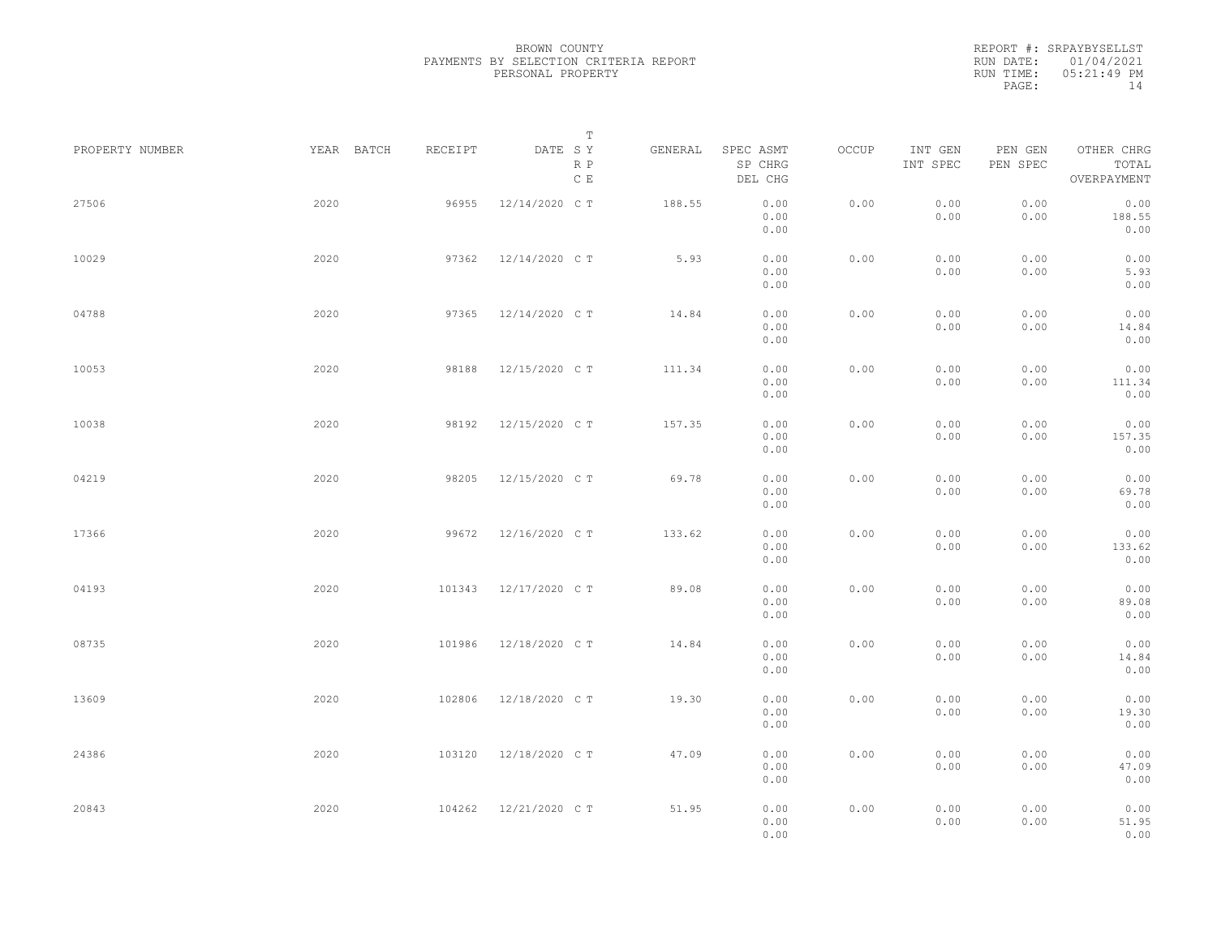BROWN COUNTY
PAYMENTS BY SELECTION CRITERIA REPORT
PERSONAL PROPERTY

REPORT #: SRPAYBYSELLST
RUN DATE: 01/04/2021
RUN TIME: 05:21:49 PM

| PROPERTY NUMBER | YEAR | BATCH | RECEIPT | DATE | T S Y | R P C E | GENERAL | SPEC ASMT / SP CHRG / DEL CHG | OCCUP | INT GEN / INT SPEC | PEN GEN / PEN SPEC | OTHER CHRG / TOTAL / OVERPAYMENT |
|---|---|---|---|---|---|---|---|---|---|---|---|---|
| 27506 | 2020 | | 96955 | 12/14/2020 | C | T | 188.55 | 0.00 / 0.00 / 0.00 | 0.00 | 0.00 / 0.00 | 0.00 / 0.00 | 0.00 / 188.55 / 0.00 |
| 10029 | 2020 | | 97362 | 12/14/2020 | C | T | 5.93 | 0.00 / 0.00 / 0.00 | 0.00 | 0.00 / 0.00 | 0.00 / 0.00 | 0.00 / 5.93 / 0.00 |
| 04788 | 2020 | | 97365 | 12/14/2020 | C | T | 14.84 | 0.00 / 0.00 / 0.00 | 0.00 | 0.00 / 0.00 | 0.00 / 0.00 | 0.00 / 14.84 / 0.00 |
| 10053 | 2020 | | 98188 | 12/15/2020 | C | T | 111.34 | 0.00 / 0.00 / 0.00 | 0.00 | 0.00 / 0.00 | 0.00 / 0.00 | 0.00 / 111.34 / 0.00 |
| 10038 | 2020 | | 98192 | 12/15/2020 | C | T | 157.35 | 0.00 / 0.00 / 0.00 | 0.00 | 0.00 / 0.00 | 0.00 / 0.00 | 0.00 / 157.35 / 0.00 |
| 04219 | 2020 | | 98205 | 12/15/2020 | C | T | 69.78 | 0.00 / 0.00 / 0.00 | 0.00 | 0.00 / 0.00 | 0.00 / 0.00 | 0.00 / 69.78 / 0.00 |
| 17366 | 2020 | | 99672 | 12/16/2020 | C | T | 133.62 | 0.00 / 0.00 / 0.00 | 0.00 | 0.00 / 0.00 | 0.00 / 0.00 | 0.00 / 133.62 / 0.00 |
| 04193 | 2020 | | 101343 | 12/17/2020 | C | T | 89.08 | 0.00 / 0.00 / 0.00 | 0.00 | 0.00 / 0.00 | 0.00 / 0.00 | 0.00 / 89.08 / 0.00 |
| 08735 | 2020 | | 101986 | 12/18/2020 | C | T | 14.84 | 0.00 / 0.00 / 0.00 | 0.00 | 0.00 / 0.00 | 0.00 / 0.00 | 0.00 / 14.84 / 0.00 |
| 13609 | 2020 | | 102806 | 12/18/2020 | C | T | 19.30 | 0.00 / 0.00 / 0.00 | 0.00 | 0.00 / 0.00 | 0.00 / 0.00 | 0.00 / 19.30 / 0.00 |
| 24386 | 2020 | | 103120 | 12/18/2020 | C | T | 47.09 | 0.00 / 0.00 / 0.00 | 0.00 | 0.00 / 0.00 | 0.00 / 0.00 | 0.00 / 47.09 / 0.00 |
| 20843 | 2020 | | 104262 | 12/21/2020 | C | T | 51.95 | 0.00 / 0.00 / 0.00 | 0.00 | 0.00 / 0.00 | 0.00 / 0.00 | 0.00 / 51.95 / 0.00 |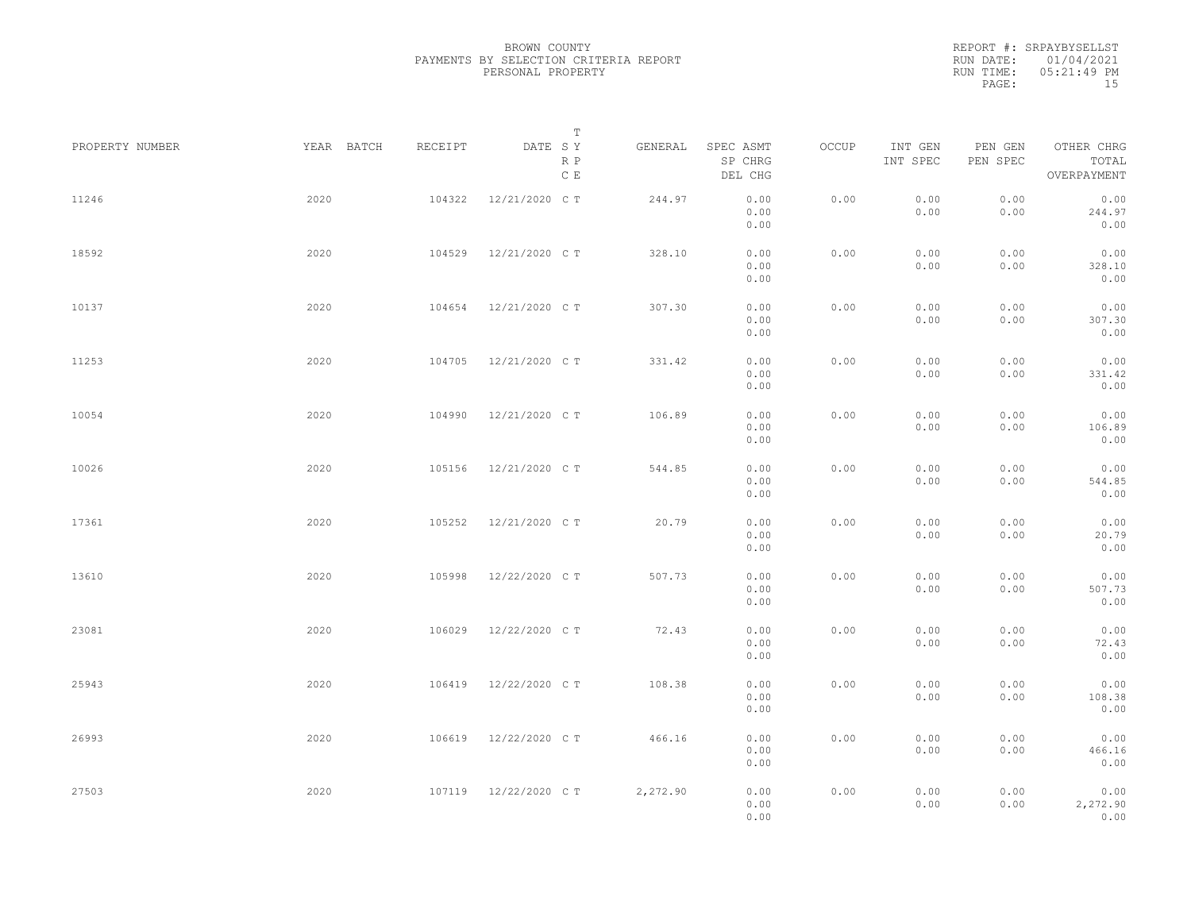BROWN COUNTY
PAYMENTS BY SELECTION CRITERIA REPORT
PERSONAL PROPERTY

REPORT #: SRPAYBYSELLST
RUN DATE: 01/04/2021
RUN TIME: 05:21:49 PM

| PROPERTY NUMBER | YEAR | BATCH | RECEIPT | DATE | T S Y R P C E | GENERAL | SPEC ASMT SP CHRG DEL CHG | OCCUP | INT GEN INT SPEC | PEN GEN PEN SPEC | OTHER CHRG TOTAL OVERPAYMENT |
|---|---|---|---|---|---|---|---|---|---|---|---|
| 11246 | 2020 | | 104322 | 12/21/2020 | C T | 244.97 | 0.00 0.00 0.00 | 0.00 | 0.00 0.00 | 0.00 0.00 | 0.00 244.97 0.00 |
| 18592 | 2020 | | 104529 | 12/21/2020 | C T | 328.10 | 0.00 0.00 0.00 | 0.00 | 0.00 0.00 | 0.00 0.00 | 0.00 328.10 0.00 |
| 10137 | 2020 | | 104654 | 12/21/2020 | C T | 307.30 | 0.00 0.00 0.00 | 0.00 | 0.00 0.00 | 0.00 0.00 | 0.00 307.30 0.00 |
| 11253 | 2020 | | 104705 | 12/21/2020 | C T | 331.42 | 0.00 0.00 0.00 | 0.00 | 0.00 0.00 | 0.00 0.00 | 0.00 331.42 0.00 |
| 10054 | 2020 | | 104990 | 12/21/2020 | C T | 106.89 | 0.00 0.00 0.00 | 0.00 | 0.00 0.00 | 0.00 0.00 | 0.00 106.89 0.00 |
| 10026 | 2020 | | 105156 | 12/21/2020 | C T | 544.85 | 0.00 0.00 0.00 | 0.00 | 0.00 0.00 | 0.00 0.00 | 0.00 544.85 0.00 |
| 17361 | 2020 | | 105252 | 12/21/2020 | C T | 20.79 | 0.00 0.00 0.00 | 0.00 | 0.00 0.00 | 0.00 0.00 | 0.00 20.79 0.00 |
| 13610 | 2020 | | 105998 | 12/22/2020 | C T | 507.73 | 0.00 0.00 0.00 | 0.00 | 0.00 0.00 | 0.00 0.00 | 0.00 507.73 0.00 |
| 23081 | 2020 | | 106029 | 12/22/2020 | C T | 72.43 | 0.00 0.00 0.00 | 0.00 | 0.00 0.00 | 0.00 0.00 | 0.00 72.43 0.00 |
| 25943 | 2020 | | 106419 | 12/22/2020 | C T | 108.38 | 0.00 0.00 0.00 | 0.00 | 0.00 0.00 | 0.00 0.00 | 0.00 108.38 0.00 |
| 26993 | 2020 | | 106619 | 12/22/2020 | C T | 466.16 | 0.00 0.00 0.00 | 0.00 | 0.00 0.00 | 0.00 0.00 | 0.00 466.16 0.00 |
| 27503 | 2020 | | 107119 | 12/22/2020 | C T | 2,272.90 | 0.00 0.00 0.00 | 0.00 | 0.00 0.00 | 0.00 0.00 | 0.00 2,272.90 0.00 |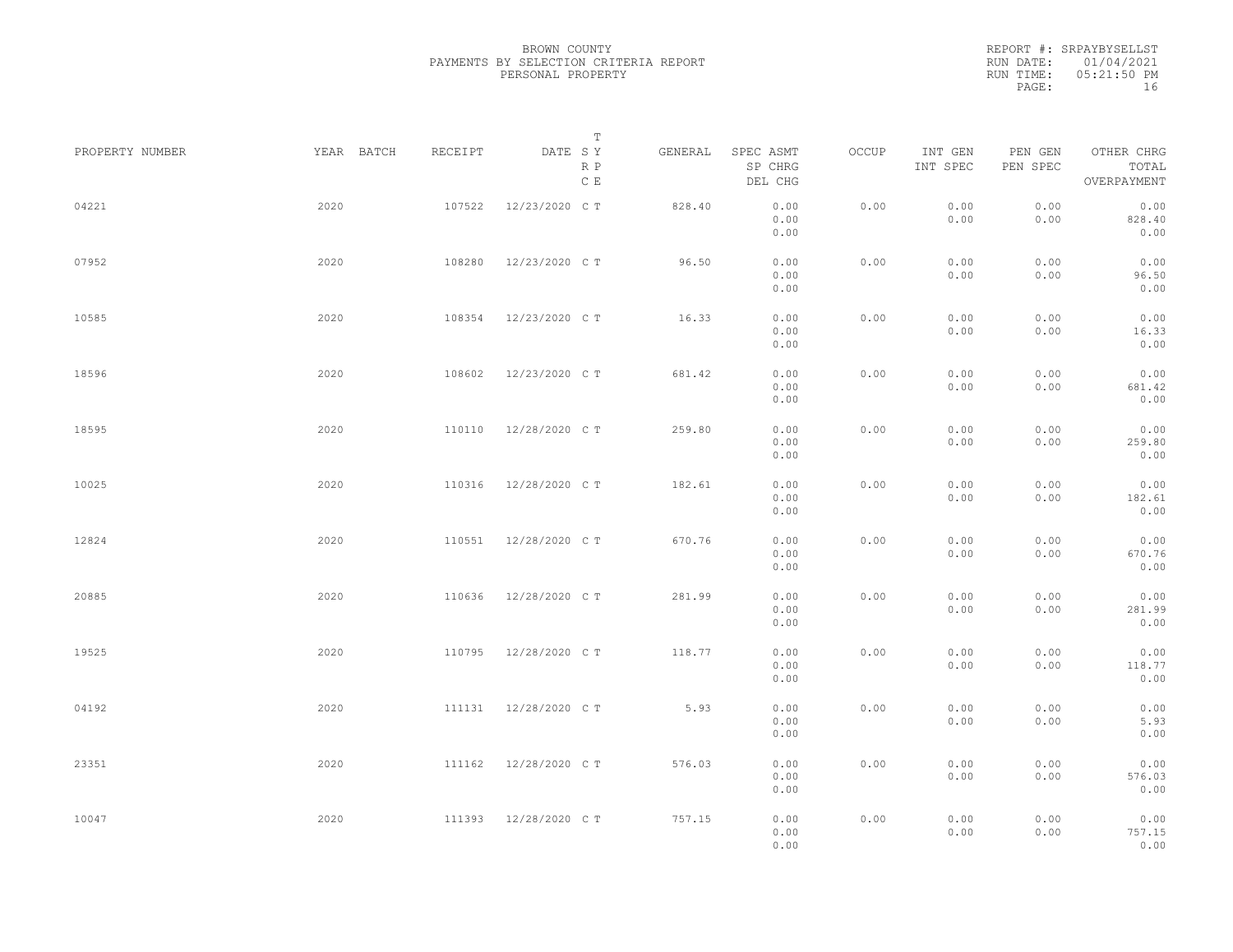BROWN COUNTY
PAYMENTS BY SELECTION CRITERIA REPORT
PERSONAL PROPERTY

REPORT #: SRPAYBYSELLST
RUN DATE: 01/04/2021
RUN TIME: 05:21:50 PM

| PROPERTY NUMBER | YEAR | BATCH | RECEIPT | DATE | T SY RP CE | GENERAL | SPEC ASMT / SP CHRG / DEL CHG | OCCUP | INT GEN / INT SPEC | PEN GEN / PEN SPEC | OTHER CHRG / TOTAL / OVERPAYMENT |
|---|---|---|---|---|---|---|---|---|---|---|---|
| 04221 | 2020 | | 107522 | 12/23/2020 | C T | 828.40 | 0.00 / 0.00 / 0.00 | 0.00 | 0.00 / 0.00 | 0.00 / 0.00 | 0.00 / 828.40 / 0.00 |
| 07952 | 2020 | | 108280 | 12/23/2020 | C T | 96.50 | 0.00 / 0.00 / 0.00 | 0.00 | 0.00 / 0.00 | 0.00 / 0.00 | 0.00 / 96.50 / 0.00 |
| 10585 | 2020 | | 108354 | 12/23/2020 | C T | 16.33 | 0.00 / 0.00 / 0.00 | 0.00 | 0.00 / 0.00 | 0.00 / 0.00 | 0.00 / 16.33 / 0.00 |
| 18596 | 2020 | | 108602 | 12/23/2020 | C T | 681.42 | 0.00 / 0.00 / 0.00 | 0.00 | 0.00 / 0.00 | 0.00 / 0.00 | 0.00 / 681.42 / 0.00 |
| 18595 | 2020 | | 110110 | 12/28/2020 | C T | 259.80 | 0.00 / 0.00 / 0.00 | 0.00 | 0.00 / 0.00 | 0.00 / 0.00 | 0.00 / 259.80 / 0.00 |
| 10025 | 2020 | | 110316 | 12/28/2020 | C T | 182.61 | 0.00 / 0.00 / 0.00 | 0.00 | 0.00 / 0.00 | 0.00 / 0.00 | 0.00 / 182.61 / 0.00 |
| 12824 | 2020 | | 110551 | 12/28/2020 | C T | 670.76 | 0.00 / 0.00 / 0.00 | 0.00 | 0.00 / 0.00 | 0.00 / 0.00 | 0.00 / 670.76 / 0.00 |
| 20885 | 2020 | | 110636 | 12/28/2020 | C T | 281.99 | 0.00 / 0.00 / 0.00 | 0.00 | 0.00 / 0.00 | 0.00 / 0.00 | 0.00 / 281.99 / 0.00 |
| 19525 | 2020 | | 110795 | 12/28/2020 | C T | 118.77 | 0.00 / 0.00 / 0.00 | 0.00 | 0.00 / 0.00 | 0.00 / 0.00 | 0.00 / 118.77 / 0.00 |
| 04192 | 2020 | | 111131 | 12/28/2020 | C T | 5.93 | 0.00 / 0.00 / 0.00 | 0.00 | 0.00 / 0.00 | 0.00 / 0.00 | 0.00 / 5.93 / 0.00 |
| 23351 | 2020 | | 111162 | 12/28/2020 | C T | 576.03 | 0.00 / 0.00 / 0.00 | 0.00 | 0.00 / 0.00 | 0.00 / 0.00 | 0.00 / 576.03 / 0.00 |
| 10047 | 2020 | | 111393 | 12/28/2020 | C T | 757.15 | 0.00 / 0.00 / 0.00 | 0.00 | 0.00 / 0.00 | 0.00 / 0.00 | 0.00 / 757.15 / 0.00 |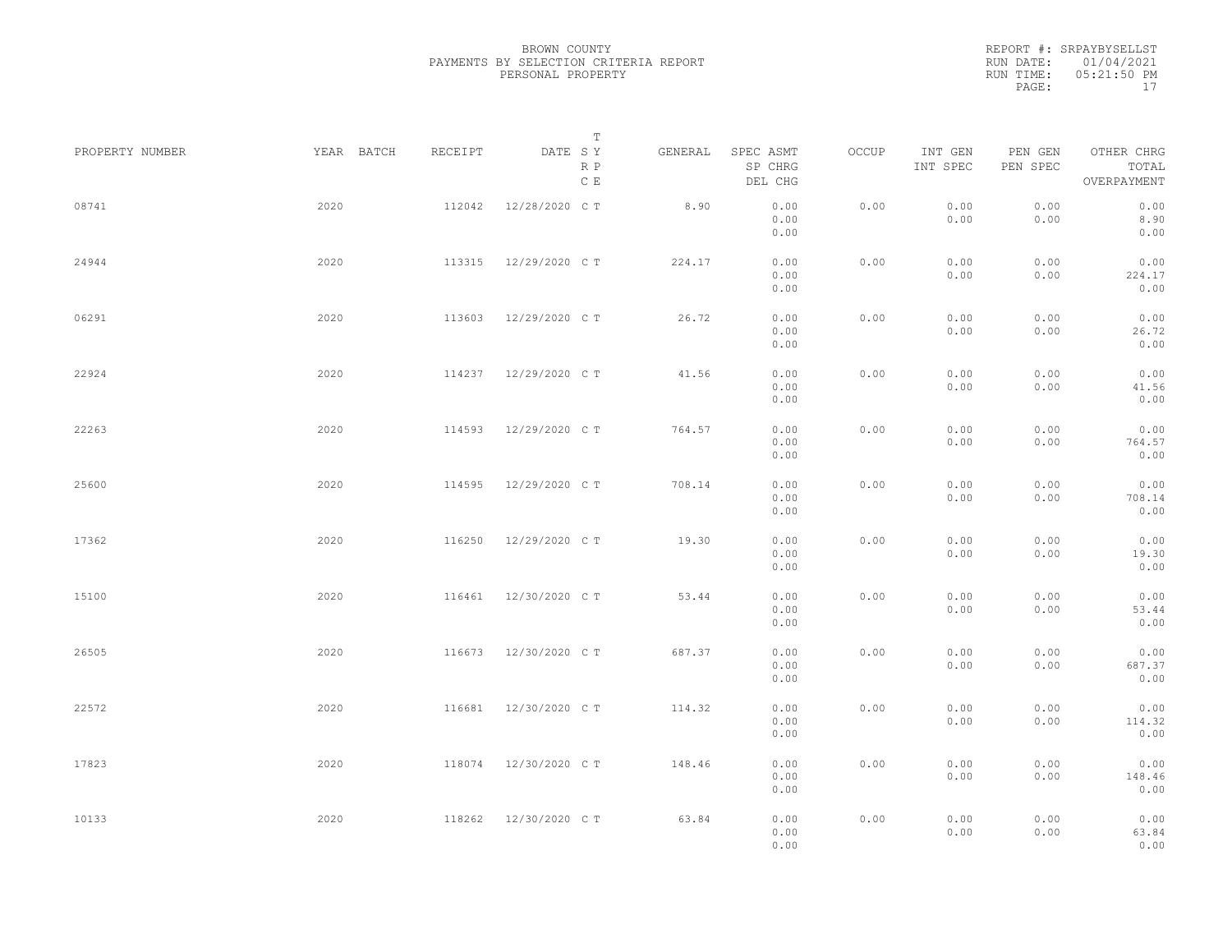BROWN COUNTY
PAYMENTS BY SELECTION CRITERIA REPORT
PERSONAL PROPERTY

REPORT #: SRPAYBYSELLST
RUN DATE: 01/04/2021
RUN TIME: 05:21:50 PM

| PROPERTY NUMBER | YEAR | BATCH | RECEIPT | DATE | T SY RP CE | GENERAL | SPEC ASMT / SP CHRG / DEL CHG | OCCUP | INT GEN / INT SPEC | PEN GEN / PEN SPEC | OTHER CHRG / TOTAL / OVERPAYMENT |
|---|---|---|---|---|---|---|---|---|---|---|---|
| 08741 | 2020 | | 112042 | 12/28/2020 | C T | 8.90 | 0.00 / 0.00 / 0.00 | 0.00 | 0.00 / 0.00 | 0.00 / 0.00 | 0.00 / 8.90 / 0.00 |
| 24944 | 2020 | | 113315 | 12/29/2020 | C T | 224.17 | 0.00 / 0.00 / 0.00 | 0.00 | 0.00 / 0.00 | 0.00 / 0.00 | 0.00 / 224.17 / 0.00 |
| 06291 | 2020 | | 113603 | 12/29/2020 | C T | 26.72 | 0.00 / 0.00 / 0.00 | 0.00 | 0.00 / 0.00 | 0.00 / 0.00 | 0.00 / 26.72 / 0.00 |
| 22924 | 2020 | | 114237 | 12/29/2020 | C T | 41.56 | 0.00 / 0.00 / 0.00 | 0.00 | 0.00 / 0.00 | 0.00 / 0.00 | 0.00 / 41.56 / 0.00 |
| 22263 | 2020 | | 114593 | 12/29/2020 | C T | 764.57 | 0.00 / 0.00 / 0.00 | 0.00 | 0.00 / 0.00 | 0.00 / 0.00 | 0.00 / 764.57 / 0.00 |
| 25600 | 2020 | | 114595 | 12/29/2020 | C T | 708.14 | 0.00 / 0.00 / 0.00 | 0.00 | 0.00 / 0.00 | 0.00 / 0.00 | 0.00 / 708.14 / 0.00 |
| 17362 | 2020 | | 116250 | 12/29/2020 | C T | 19.30 | 0.00 / 0.00 / 0.00 | 0.00 | 0.00 / 0.00 | 0.00 / 0.00 | 0.00 / 19.30 / 0.00 |
| 15100 | 2020 | | 116461 | 12/30/2020 | C T | 53.44 | 0.00 / 0.00 / 0.00 | 0.00 | 0.00 / 0.00 | 0.00 / 0.00 | 0.00 / 53.44 / 0.00 |
| 26505 | 2020 | | 116673 | 12/30/2020 | C T | 687.37 | 0.00 / 0.00 / 0.00 | 0.00 | 0.00 / 0.00 | 0.00 / 0.00 | 0.00 / 687.37 / 0.00 |
| 22572 | 2020 | | 116681 | 12/30/2020 | C T | 114.32 | 0.00 / 0.00 / 0.00 | 0.00 | 0.00 / 0.00 | 0.00 / 0.00 | 0.00 / 114.32 / 0.00 |
| 17823 | 2020 | | 118074 | 12/30/2020 | C T | 148.46 | 0.00 / 0.00 / 0.00 | 0.00 | 0.00 / 0.00 | 0.00 / 0.00 | 0.00 / 148.46 / 0.00 |
| 10133 | 2020 | | 118262 | 12/30/2020 | C T | 63.84 | 0.00 / 0.00 / 0.00 | 0.00 | 0.00 / 0.00 | 0.00 / 0.00 | 0.00 / 63.84 / 0.00 |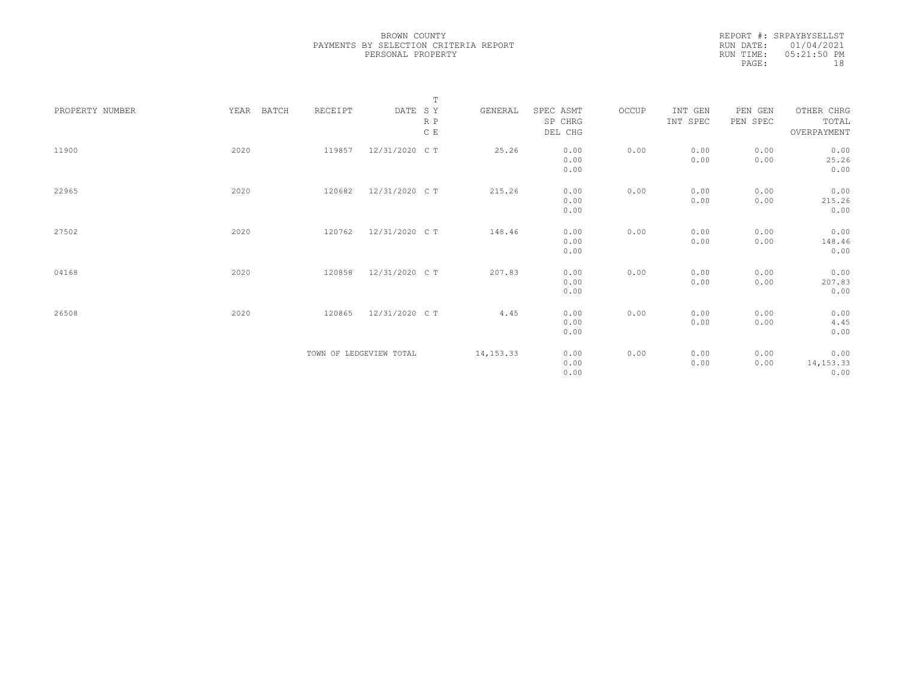BROWN COUNTY
PAYMENTS BY SELECTION CRITERIA REPORT
PERSONAL PROPERTY

REPORT #: SRPAYBYSELLST
RUN DATE: 01/04/2021
RUN TIME: 05:21:50 PM

| PROPERTY NUMBER | YEAR | BATCH | RECEIPT | DATE | T SY RP CE | GENERAL | SPEC ASMT SP CHRG DEL CHG | OCCUP | INT GEN INT SPEC | PEN GEN PEN SPEC | OTHER CHRG TOTAL OVERPAYMENT |
|---|---|---|---|---|---|---|---|---|---|---|---|
| 11900 | 2020 | | 119857 | 12/31/2020 | C T | 25.26 | 0.00 0.00 0.00 | 0.00 | 0.00 0.00 | 0.00 0.00 | 0.00 25.26 0.00 |
| 22965 | 2020 | | 120682 | 12/31/2020 | C T | 215.26 | 0.00 0.00 0.00 | 0.00 | 0.00 0.00 | 0.00 0.00 | 0.00 215.26 0.00 |
| 27502 | 2020 | | 120762 | 12/31/2020 | C T | 148.46 | 0.00 0.00 0.00 | 0.00 | 0.00 0.00 | 0.00 0.00 | 0.00 148.46 0.00 |
| 04168 | 2020 | | 120858 | 12/31/2020 | C T | 207.83 | 0.00 0.00 0.00 | 0.00 | 0.00 0.00 | 0.00 0.00 | 0.00 207.83 0.00 |
| 26508 | 2020 | | 120865 | 12/31/2020 | C T | 4.45 | 0.00 0.00 0.00 | 0.00 | 0.00 0.00 | 0.00 0.00 | 0.00 4.45 0.00 |
| | | | TOWN OF LEDGEVIEW TOTAL | | | 14,153.33 | 0.00 0.00 0.00 | 0.00 | 0.00 0.00 | 0.00 0.00 | 0.00 14,153.33 0.00 |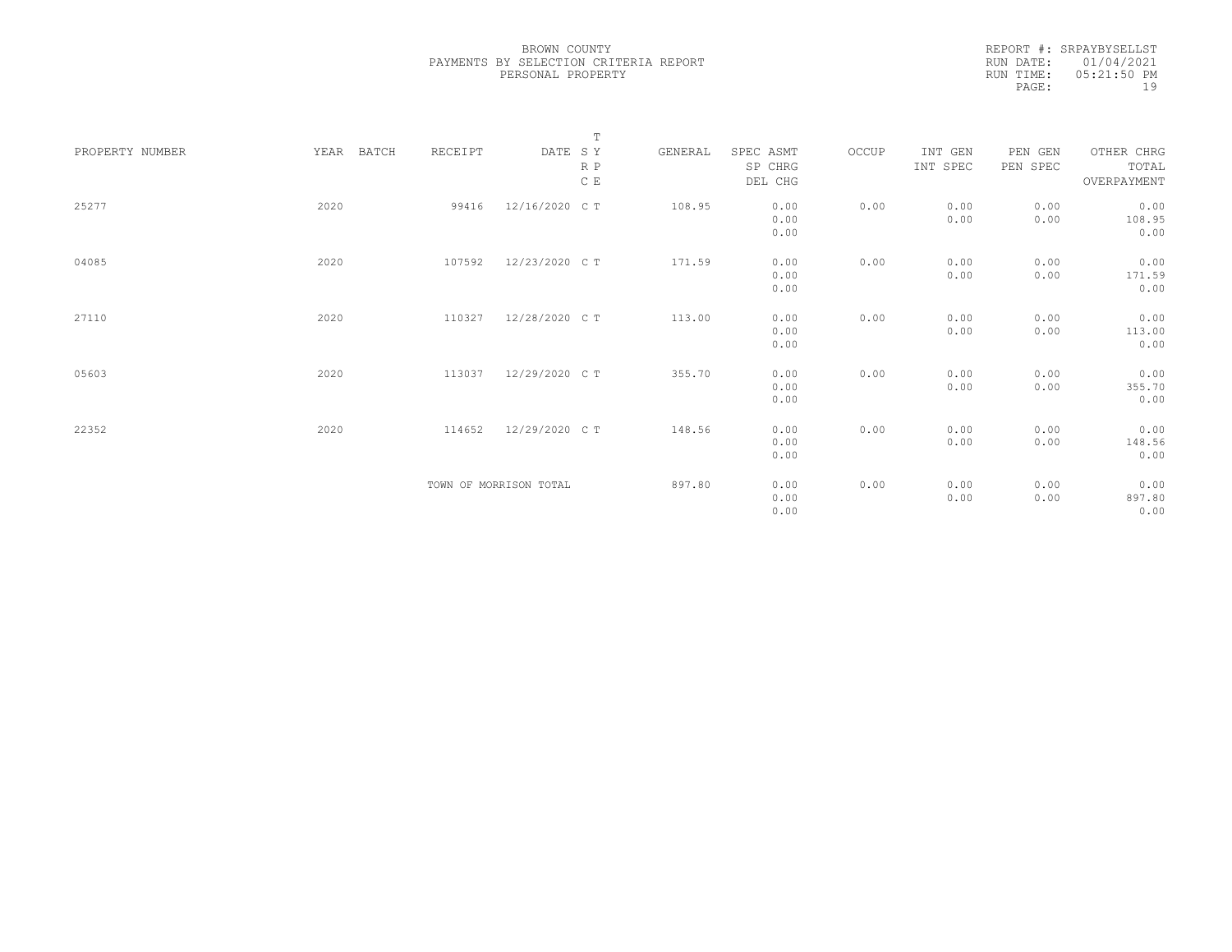BROWN COUNTY
PAYMENTS BY SELECTION CRITERIA REPORT
PERSONAL PROPERTY

REPORT #: SRPAYBYSELLST
RUN DATE: 01/04/2021
RUN TIME: 05:21:50 PM

| PROPERTY NUMBER | YEAR | BATCH | RECEIPT | DATE | T S Y R P C E | GENERAL | SPEC ASMT SP CHRG DEL CHG | OCCUP | INT GEN INT SPEC | PEN GEN PEN SPEC | OTHER CHRG TOTAL OVERPAYMENT |
|---|---|---|---|---|---|---|---|---|---|---|---|
| 25277 | 2020 | | 99416 | 12/16/2020 | C T | 108.95 | 0.00 0.00 0.00 | 0.00 | 0.00 0.00 | 0.00 0.00 | 0.00 108.95 0.00 |
| 04085 | 2020 | | 107592 | 12/23/2020 | C T | 171.59 | 0.00 0.00 0.00 | 0.00 | 0.00 0.00 | 0.00 0.00 | 0.00 171.59 0.00 |
| 27110 | 2020 | | 110327 | 12/28/2020 | C T | 113.00 | 0.00 0.00 0.00 | 0.00 | 0.00 0.00 | 0.00 0.00 | 0.00 113.00 0.00 |
| 05603 | 2020 | | 113037 | 12/29/2020 | C T | 355.70 | 0.00 0.00 0.00 | 0.00 | 0.00 0.00 | 0.00 0.00 | 0.00 355.70 0.00 |
| 22352 | 2020 | | 114652 | 12/29/2020 | C T | 148.56 | 0.00 0.00 0.00 | 0.00 | 0.00 0.00 | 0.00 0.00 | 0.00 148.56 0.00 |
| | | | TOWN OF MORRISON TOTAL | | | 897.80 | 0.00 0.00 0.00 | 0.00 | 0.00 0.00 | 0.00 0.00 | 0.00 897.80 0.00 |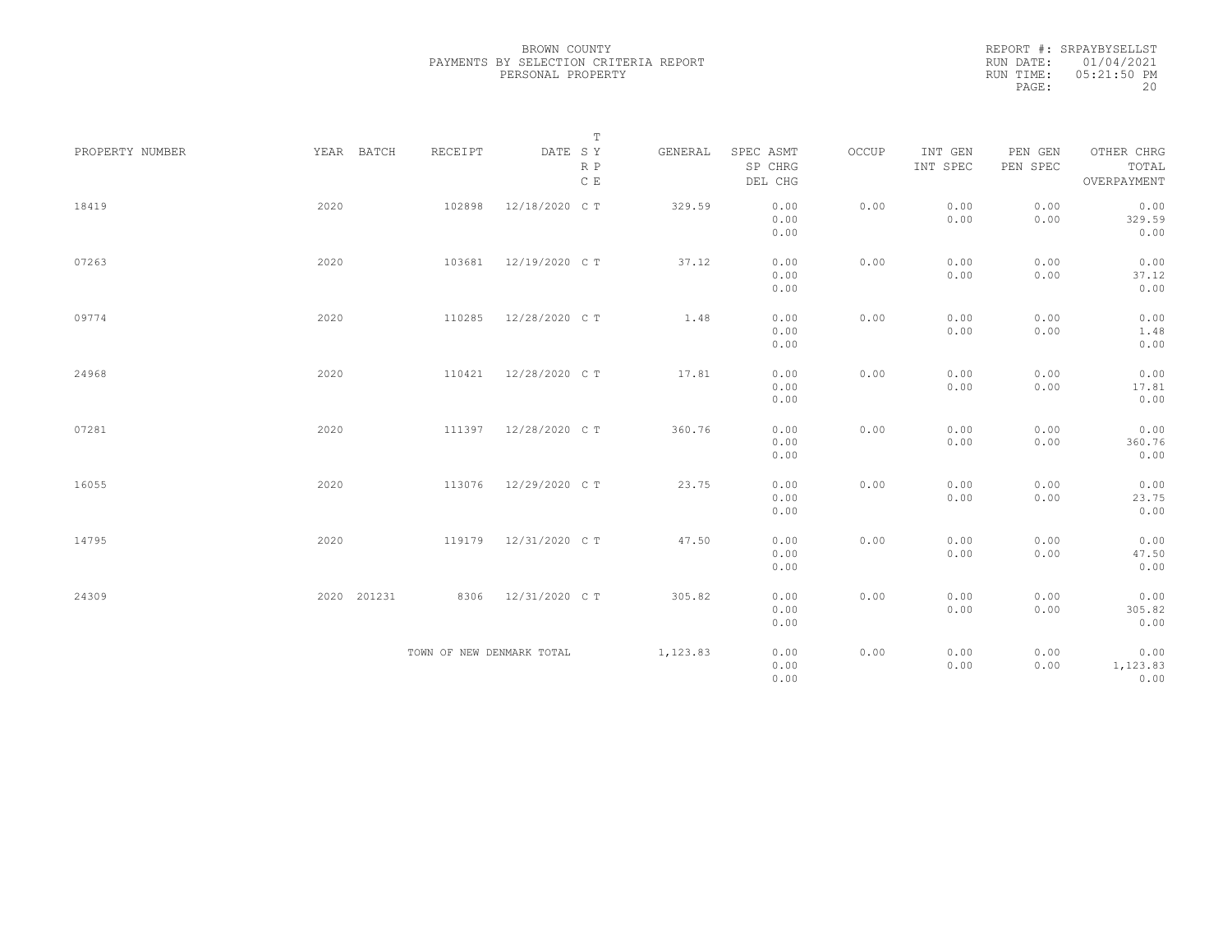BROWN COUNTY
PAYMENTS BY SELECTION CRITERIA REPORT
PERSONAL PROPERTY

REPORT #: SRPAYBYSELLST
RUN DATE: 01/04/2021
RUN TIME: 05:21:50 PM

| PROPERTY NUMBER | YEAR | BATCH | RECEIPT | DATE | T SY RP CE | GENERAL | SPEC ASMT / SP CHRG / DEL CHG | OCCUP | INT GEN / INT SPEC | PEN GEN / PEN SPEC | OTHER CHRG / TOTAL / OVERPAYMENT |
|---|---|---|---|---|---|---|---|---|---|---|---|
| 18419 | 2020 | | 102898 | 12/18/2020 | C T | 329.59 | 0.00 / 0.00 / 0.00 | 0.00 | 0.00 / 0.00 | 0.00 / 0.00 | 0.00 / 329.59 / 0.00 |
| 07263 | 2020 | | 103681 | 12/19/2020 | C T | 37.12 | 0.00 / 0.00 / 0.00 | 0.00 | 0.00 / 0.00 | 0.00 / 0.00 | 0.00 / 37.12 / 0.00 |
| 09774 | 2020 | | 110285 | 12/28/2020 | C T | 1.48 | 0.00 / 0.00 / 0.00 | 0.00 | 0.00 / 0.00 | 0.00 / 0.00 | 0.00 / 1.48 / 0.00 |
| 24968 | 2020 | | 110421 | 12/28/2020 | C T | 17.81 | 0.00 / 0.00 / 0.00 | 0.00 | 0.00 / 0.00 | 0.00 / 0.00 | 0.00 / 17.81 / 0.00 |
| 07281 | 2020 | | 111397 | 12/28/2020 | C T | 360.76 | 0.00 / 0.00 / 0.00 | 0.00 | 0.00 / 0.00 | 0.00 / 0.00 | 0.00 / 360.76 / 0.00 |
| 16055 | 2020 | | 113076 | 12/29/2020 | C T | 23.75 | 0.00 / 0.00 / 0.00 | 0.00 | 0.00 / 0.00 | 0.00 / 0.00 | 0.00 / 23.75 / 0.00 |
| 14795 | 2020 | | 119179 | 12/31/2020 | C T | 47.50 | 0.00 / 0.00 / 0.00 | 0.00 | 0.00 / 0.00 | 0.00 / 0.00 | 0.00 / 47.50 / 0.00 |
| 24309 | 2020 | 201231 | 8306 | 12/31/2020 | C T | 305.82 | 0.00 / 0.00 / 0.00 | 0.00 | 0.00 / 0.00 | 0.00 / 0.00 | 0.00 / 305.82 / 0.00 |
| | | | TOWN OF NEW DENMARK TOTAL | | | 1,123.83 | 0.00 / 0.00 / 0.00 | 0.00 | 0.00 / 0.00 | 0.00 / 0.00 | 0.00 / 1,123.83 / 0.00 |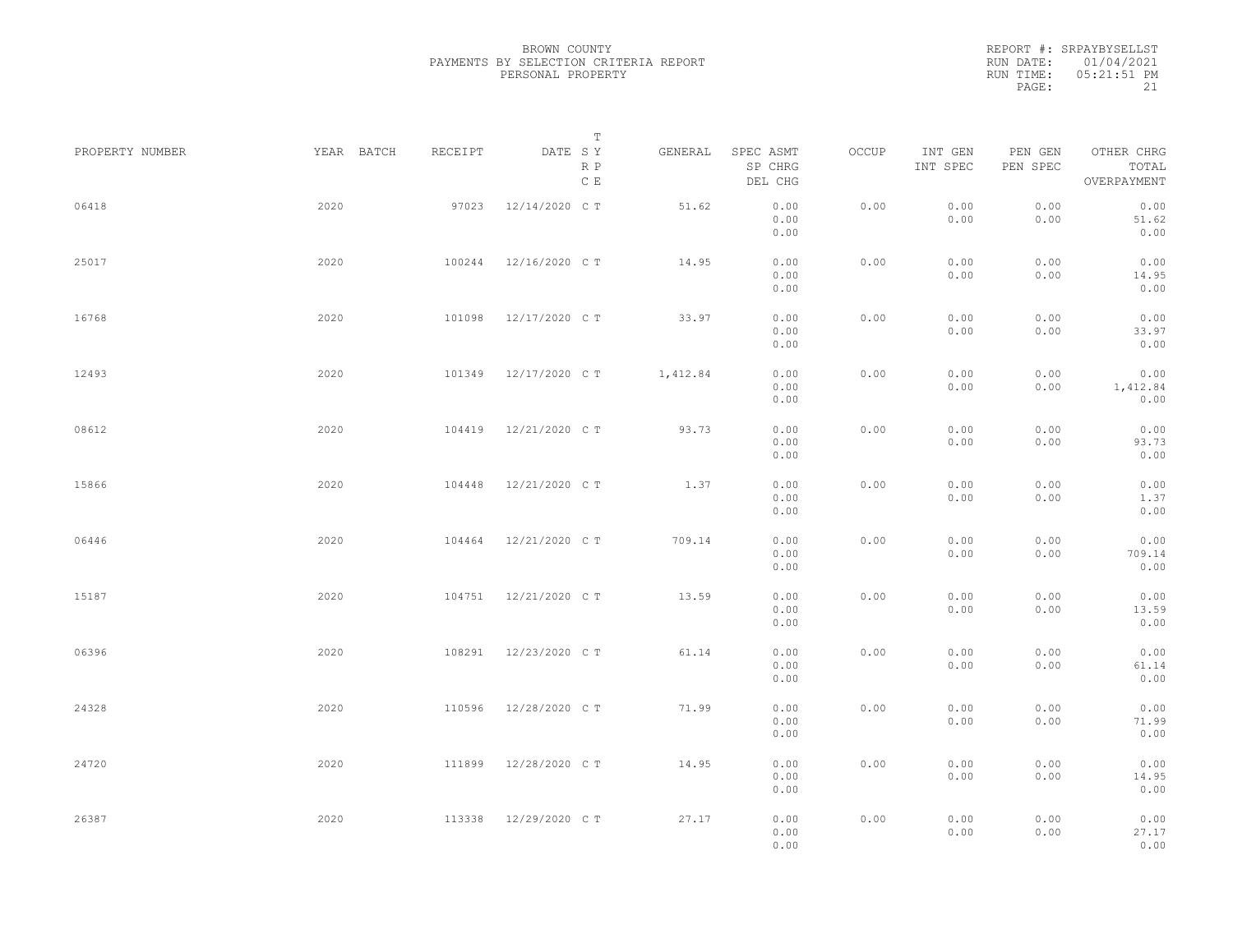BROWN COUNTY
PAYMENTS BY SELECTION CRITERIA REPORT
PERSONAL PROPERTY

REPORT #: SRPAYBYSELLST
RUN DATE: 01/04/2021
RUN TIME: 05:21:51 PM

| PROPERTY NUMBER | YEAR | BATCH | RECEIPT | DATE | T SY RP CE | GENERAL | SPEC ASMT / SP CHRG / DEL CHG | OCCUP | INT GEN / INT SPEC | PEN GEN / PEN SPEC | OTHER CHRG / TOTAL / OVERPAYMENT |
|---|---|---|---|---|---|---|---|---|---|---|---|
| 06418 | 2020 | | 97023 | 12/14/2020 | C T | 51.62 | 0.00 / 0.00 / 0.00 | 0.00 | 0.00 / 0.00 | 0.00 / 0.00 | 0.00 / 51.62 / 0.00 |
| 25017 | 2020 | | 100244 | 12/16/2020 | C T | 14.95 | 0.00 / 0.00 / 0.00 | 0.00 | 0.00 / 0.00 | 0.00 / 0.00 | 0.00 / 14.95 / 0.00 |
| 16768 | 2020 | | 101098 | 12/17/2020 | C T | 33.97 | 0.00 / 0.00 / 0.00 | 0.00 | 0.00 / 0.00 | 0.00 / 0.00 | 0.00 / 33.97 / 0.00 |
| 12493 | 2020 | | 101349 | 12/17/2020 | C T | 1,412.84 | 0.00 / 0.00 / 0.00 | 0.00 | 0.00 / 0.00 | 0.00 / 0.00 | 0.00 / 1,412.84 / 0.00 |
| 08612 | 2020 | | 104419 | 12/21/2020 | C T | 93.73 | 0.00 / 0.00 / 0.00 | 0.00 | 0.00 / 0.00 | 0.00 / 0.00 | 0.00 / 93.73 / 0.00 |
| 15866 | 2020 | | 104448 | 12/21/2020 | C T | 1.37 | 0.00 / 0.00 / 0.00 | 0.00 | 0.00 / 0.00 | 0.00 / 0.00 | 0.00 / 1.37 / 0.00 |
| 06446 | 2020 | | 104464 | 12/21/2020 | C T | 709.14 | 0.00 / 0.00 / 0.00 | 0.00 | 0.00 / 0.00 | 0.00 / 0.00 | 0.00 / 709.14 / 0.00 |
| 15187 | 2020 | | 104751 | 12/21/2020 | C T | 13.59 | 0.00 / 0.00 / 0.00 | 0.00 | 0.00 / 0.00 | 0.00 / 0.00 | 0.00 / 13.59 / 0.00 |
| 06396 | 2020 | | 108291 | 12/23/2020 | C T | 61.14 | 0.00 / 0.00 / 0.00 | 0.00 | 0.00 / 0.00 | 0.00 / 0.00 | 0.00 / 61.14 / 0.00 |
| 24328 | 2020 | | 110596 | 12/28/2020 | C T | 71.99 | 0.00 / 0.00 / 0.00 | 0.00 | 0.00 / 0.00 | 0.00 / 0.00 | 0.00 / 71.99 / 0.00 |
| 24720 | 2020 | | 111899 | 12/28/2020 | C T | 14.95 | 0.00 / 0.00 / 0.00 | 0.00 | 0.00 / 0.00 | 0.00 / 0.00 | 0.00 / 14.95 / 0.00 |
| 26387 | 2020 | | 113338 | 12/29/2020 | C T | 27.17 | 0.00 / 0.00 / 0.00 | 0.00 | 0.00 / 0.00 | 0.00 / 0.00 | 0.00 / 27.17 / 0.00 |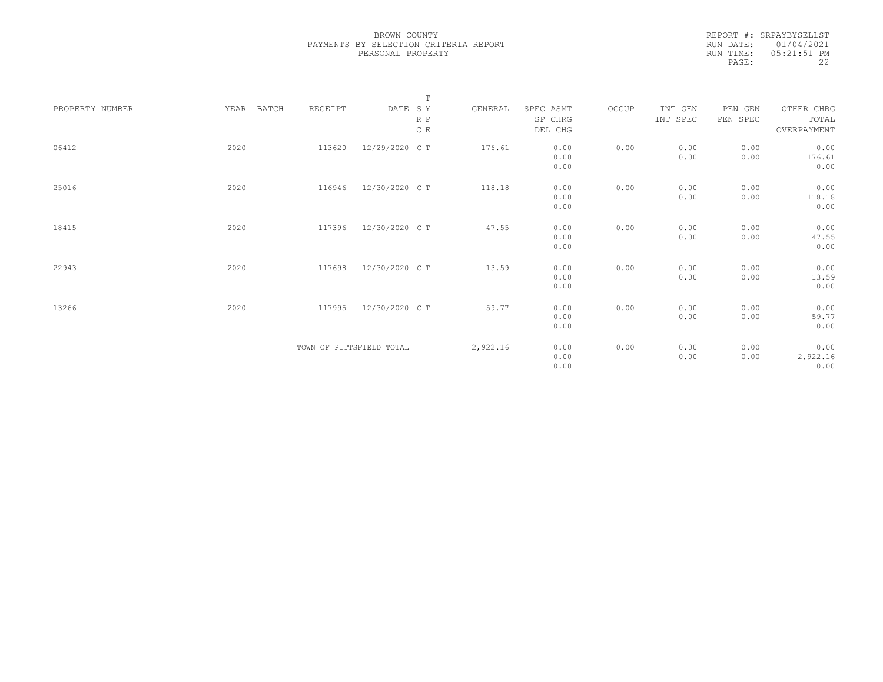BROWN COUNTY
PAYMENTS BY SELECTION CRITERIA REPORT
PERSONAL PROPERTY

REPORT #: SRPAYBYSELLST
RUN DATE: 01/04/2021
RUN TIME: 05:21:51 PM

| PROPERTY NUMBER | YEAR | BATCH | RECEIPT | DATE | T S Y R P C E | GENERAL | SPEC ASMT SP CHRG DEL CHG | OCCUP | INT GEN INT SPEC | PEN GEN PEN SPEC | OTHER CHRG TOTAL OVERPAYMENT |
|---|---|---|---|---|---|---|---|---|---|---|---|
| 06412 | 2020 | | 113620 | 12/29/2020 | C T | 176.61 | 0.00 0.00 0.00 | 0.00 | 0.00 0.00 | 0.00 0.00 | 0.00 176.61 0.00 |
| 25016 | 2020 | | 116946 | 12/30/2020 | C T | 118.18 | 0.00 0.00 0.00 | 0.00 | 0.00 0.00 | 0.00 0.00 | 0.00 118.18 0.00 |
| 18415 | 2020 | | 117396 | 12/30/2020 | C T | 47.55 | 0.00 0.00 0.00 | 0.00 | 0.00 0.00 | 0.00 0.00 | 0.00 47.55 0.00 |
| 22943 | 2020 | | 117698 | 12/30/2020 | C T | 13.59 | 0.00 0.00 0.00 | 0.00 | 0.00 0.00 | 0.00 0.00 | 0.00 13.59 0.00 |
| 13266 | 2020 | | 117995 | 12/30/2020 | C T | 59.77 | 0.00 0.00 0.00 | 0.00 | 0.00 0.00 | 0.00 0.00 | 0.00 59.77 0.00 |
| | | | TOWN OF PITTSFIELD TOTAL | | | 2,922.16 | 0.00 0.00 0.00 | 0.00 | 0.00 0.00 | 0.00 0.00 | 0.00 2,922.16 0.00 |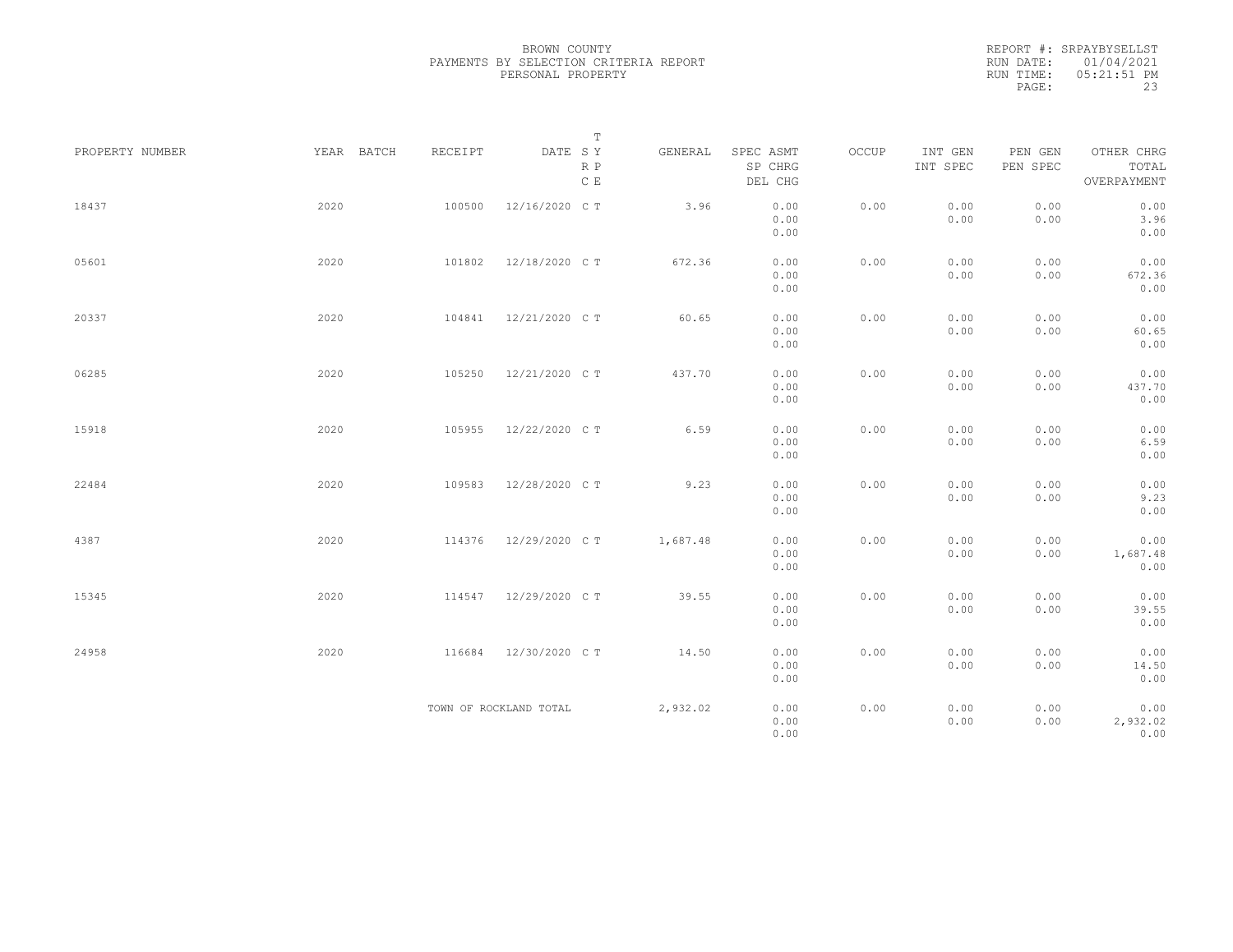BROWN COUNTY
PAYMENTS BY SELECTION CRITERIA REPORT
PERSONAL PROPERTY

REPORT #: SRPAYBYSELLST
RUN DATE: 01/04/2021
RUN TIME: 05:21:51 PM

| PROPERTY NUMBER | YEAR | BATCH | RECEIPT | DATE | T SY RP CE | GENERAL | SPEC ASMT / SP CHRG / DEL CHG | OCCUP | INT GEN / INT SPEC | PEN GEN / PEN SPEC | OTHER CHRG / TOTAL / OVERPAYMENT |
|---|---|---|---|---|---|---|---|---|---|---|---|
| 18437 | 2020 | | 100500 | 12/16/2020 | C T | 3.96 | 0.00 / 0.00 / 0.00 | 0.00 | 0.00 / 0.00 | 0.00 / 0.00 | 0.00 / 3.96 / 0.00 |
| 05601 | 2020 | | 101802 | 12/18/2020 | C T | 672.36 | 0.00 / 0.00 / 0.00 | 0.00 | 0.00 / 0.00 | 0.00 / 0.00 | 0.00 / 672.36 / 0.00 |
| 20337 | 2020 | | 104841 | 12/21/2020 | C T | 60.65 | 0.00 / 0.00 / 0.00 | 0.00 | 0.00 / 0.00 | 0.00 / 0.00 | 0.00 / 60.65 / 0.00 |
| 06285 | 2020 | | 105250 | 12/21/2020 | C T | 437.70 | 0.00 / 0.00 / 0.00 | 0.00 | 0.00 / 0.00 | 0.00 / 0.00 | 0.00 / 437.70 / 0.00 |
| 15918 | 2020 | | 105955 | 12/22/2020 | C T | 6.59 | 0.00 / 0.00 / 0.00 | 0.00 | 0.00 / 0.00 | 0.00 / 0.00 | 0.00 / 6.59 / 0.00 |
| 22484 | 2020 | | 109583 | 12/28/2020 | C T | 9.23 | 0.00 / 0.00 / 0.00 | 0.00 | 0.00 / 0.00 | 0.00 / 0.00 | 0.00 / 9.23 / 0.00 |
| 4387 | 2020 | | 114376 | 12/29/2020 | C T | 1,687.48 | 0.00 / 0.00 / 0.00 | 0.00 | 0.00 / 0.00 | 0.00 / 0.00 | 0.00 / 1,687.48 / 0.00 |
| 15345 | 2020 | | 114547 | 12/29/2020 | C T | 39.55 | 0.00 / 0.00 / 0.00 | 0.00 | 0.00 / 0.00 | 0.00 / 0.00 | 0.00 / 39.55 / 0.00 |
| 24958 | 2020 | | 116684 | 12/30/2020 | C T | 14.50 | 0.00 / 0.00 / 0.00 | 0.00 | 0.00 / 0.00 | 0.00 / 0.00 | 0.00 / 14.50 / 0.00 |
| | | | TOWN OF ROCKLAND TOTAL | | | 2,932.02 | 0.00 / 0.00 / 0.00 | 0.00 | 0.00 / 0.00 | 0.00 / 0.00 | 0.00 / 2,932.02 / 0.00 |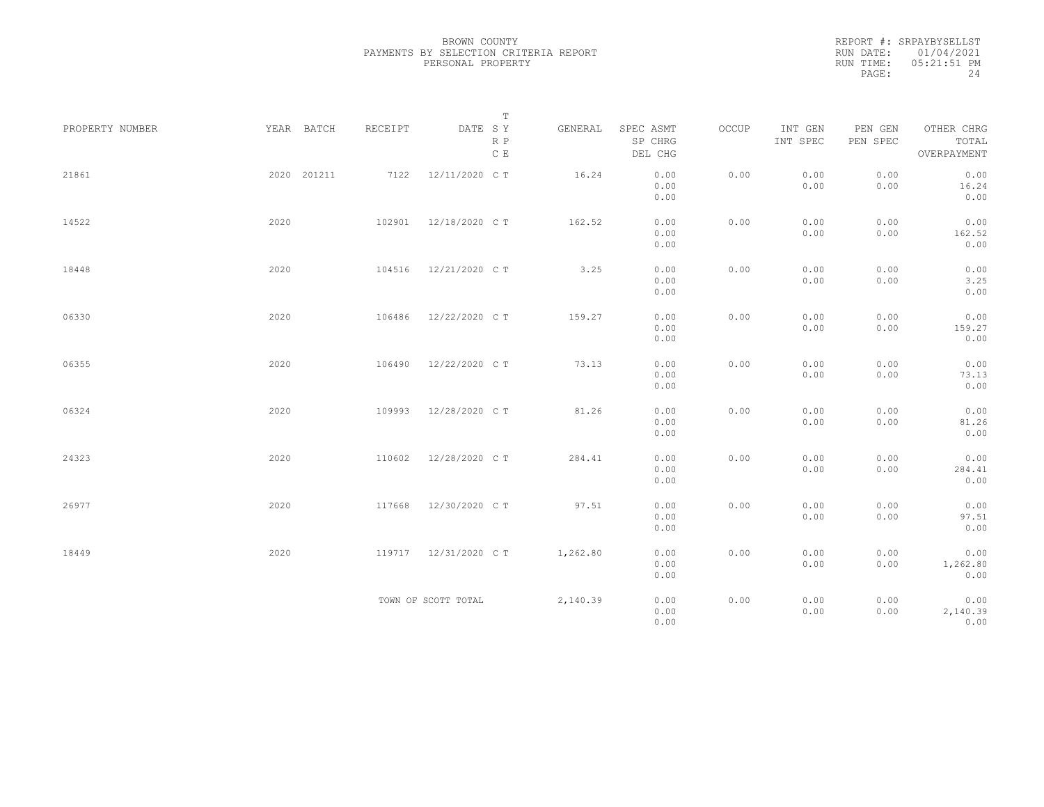BROWN COUNTY
PAYMENTS BY SELECTION CRITERIA REPORT
PERSONAL PROPERTY

REPORT #: SRPAYBYSELLST
RUN DATE: 01/04/2021
RUN TIME: 05:21:51 PM

| PROPERTY NUMBER | YEAR | BATCH | RECEIPT | DATE | T SY RP CE | GENERAL | SPEC ASMT / SP CHRG / DEL CHG | OCCUP | INT GEN / INT SPEC | PEN GEN / PEN SPEC | OTHER CHRG / TOTAL / OVERPAYMENT |
|---|---|---|---|---|---|---|---|---|---|---|---|
| 21861 | 2020 | 201211 | 7122 | 12/11/2020 | C T | 16.24 | 0.00 / 0.00 / 0.00 | 0.00 | 0.00 / 0.00 | 0.00 / 0.00 | 0.00 / 16.24 / 0.00 |
| 14522 | 2020 | | 102901 | 12/18/2020 | C T | 162.52 | 0.00 / 0.00 / 0.00 | 0.00 | 0.00 / 0.00 | 0.00 / 0.00 | 0.00 / 162.52 / 0.00 |
| 18448 | 2020 | | 104516 | 12/21/2020 | C T | 3.25 | 0.00 / 0.00 / 0.00 | 0.00 | 0.00 / 0.00 | 0.00 / 0.00 | 0.00 / 3.25 / 0.00 |
| 06330 | 2020 | | 106486 | 12/22/2020 | C T | 159.27 | 0.00 / 0.00 / 0.00 | 0.00 | 0.00 / 0.00 | 0.00 / 0.00 | 0.00 / 159.27 / 0.00 |
| 06355 | 2020 | | 106490 | 12/22/2020 | C T | 73.13 | 0.00 / 0.00 / 0.00 | 0.00 | 0.00 / 0.00 | 0.00 / 0.00 | 0.00 / 73.13 / 0.00 |
| 06324 | 2020 | | 109993 | 12/28/2020 | C T | 81.26 | 0.00 / 0.00 / 0.00 | 0.00 | 0.00 / 0.00 | 0.00 / 0.00 | 0.00 / 81.26 / 0.00 |
| 24323 | 2020 | | 110602 | 12/28/2020 | C T | 284.41 | 0.00 / 0.00 / 0.00 | 0.00 | 0.00 / 0.00 | 0.00 / 0.00 | 0.00 / 284.41 / 0.00 |
| 26977 | 2020 | | 117668 | 12/30/2020 | C T | 97.51 | 0.00 / 0.00 / 0.00 | 0.00 | 0.00 / 0.00 | 0.00 / 0.00 | 0.00 / 97.51 / 0.00 |
| 18449 | 2020 | | 119717 | 12/31/2020 | C T | 1,262.80 | 0.00 / 0.00 / 0.00 | 0.00 | 0.00 / 0.00 | 0.00 / 0.00 | 0.00 / 1,262.80 / 0.00 |
| | | | TOWN OF SCOTT TOTAL | | | 2,140.39 | 0.00 / 0.00 / 0.00 | 0.00 | 0.00 / 0.00 | 0.00 / 0.00 | 0.00 / 2,140.39 / 0.00 |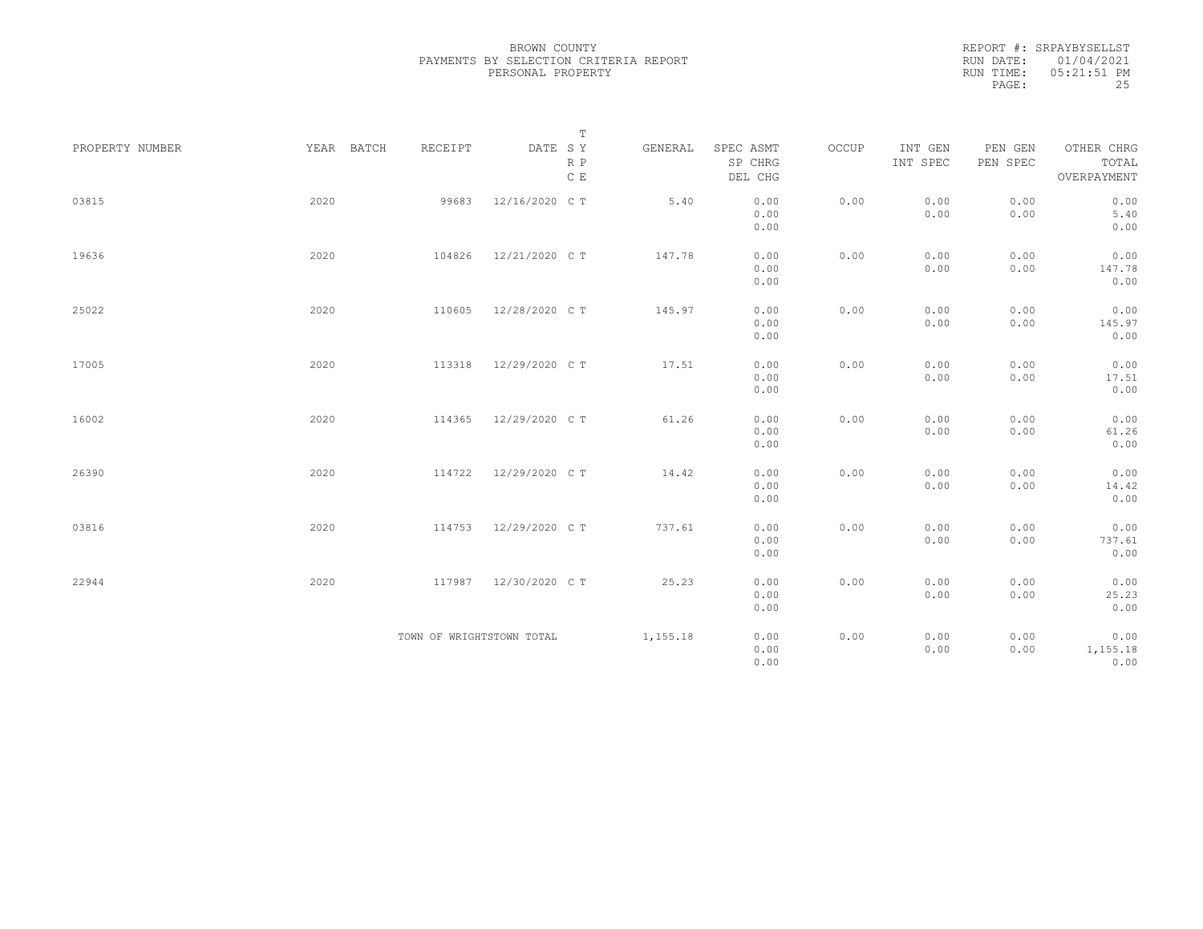BROWN COUNTY
PAYMENTS BY SELECTION CRITERIA REPORT
PERSONAL PROPERTY

REPORT #: SRPAYBYSELLST
RUN DATE: 01/04/2021
RUN TIME: 05:21:51 PM

| PROPERTY NUMBER | YEAR | BATCH | RECEIPT | DATE | T S Y R P C E | GENERAL | SPEC ASMT / SP CHRG / DEL CHG | OCCUP | INT GEN / INT SPEC | PEN GEN / PEN SPEC | OTHER CHRG / TOTAL / OVERPAYMENT |
|---|---|---|---|---|---|---|---|---|---|---|---|
| 03815 | 2020 | | 99683 | 12/16/2020 | C T | 5.40 | 0.00 / 0.00 / 0.00 | 0.00 | 0.00 / 0.00 | 0.00 / 0.00 | 0.00 / 5.40 / 0.00 |
| 19636 | 2020 | | 104826 | 12/21/2020 | C T | 147.78 | 0.00 / 0.00 / 0.00 | 0.00 | 0.00 / 0.00 | 0.00 / 0.00 | 0.00 / 147.78 / 0.00 |
| 25022 | 2020 | | 110605 | 12/28/2020 | C T | 145.97 | 0.00 / 0.00 / 0.00 | 0.00 | 0.00 / 0.00 | 0.00 / 0.00 | 0.00 / 145.97 / 0.00 |
| 17005 | 2020 | | 113318 | 12/29/2020 | C T | 17.51 | 0.00 / 0.00 / 0.00 | 0.00 | 0.00 / 0.00 | 0.00 / 0.00 | 0.00 / 17.51 / 0.00 |
| 16002 | 2020 | | 114365 | 12/29/2020 | C T | 61.26 | 0.00 / 0.00 / 0.00 | 0.00 | 0.00 / 0.00 | 0.00 / 0.00 | 0.00 / 61.26 / 0.00 |
| 26390 | 2020 | | 114722 | 12/29/2020 | C T | 14.42 | 0.00 / 0.00 / 0.00 | 0.00 | 0.00 / 0.00 | 0.00 / 0.00 | 0.00 / 14.42 / 0.00 |
| 03816 | 2020 | | 114753 | 12/29/2020 | C T | 737.61 | 0.00 / 0.00 / 0.00 | 0.00 | 0.00 / 0.00 | 0.00 / 0.00 | 0.00 / 737.61 / 0.00 |
| 22944 | 2020 | | 117987 | 12/30/2020 | C T | 25.23 | 0.00 / 0.00 / 0.00 | 0.00 | 0.00 / 0.00 | 0.00 / 0.00 | 0.00 / 25.23 / 0.00 |
| | | | TOWN OF WRIGHTSTOWN TOTAL | | | 1,155.18 | 0.00 / 0.00 / 0.00 | 0.00 | 0.00 / 0.00 | 0.00 / 0.00 | 0.00 / 1,155.18 / 0.00 |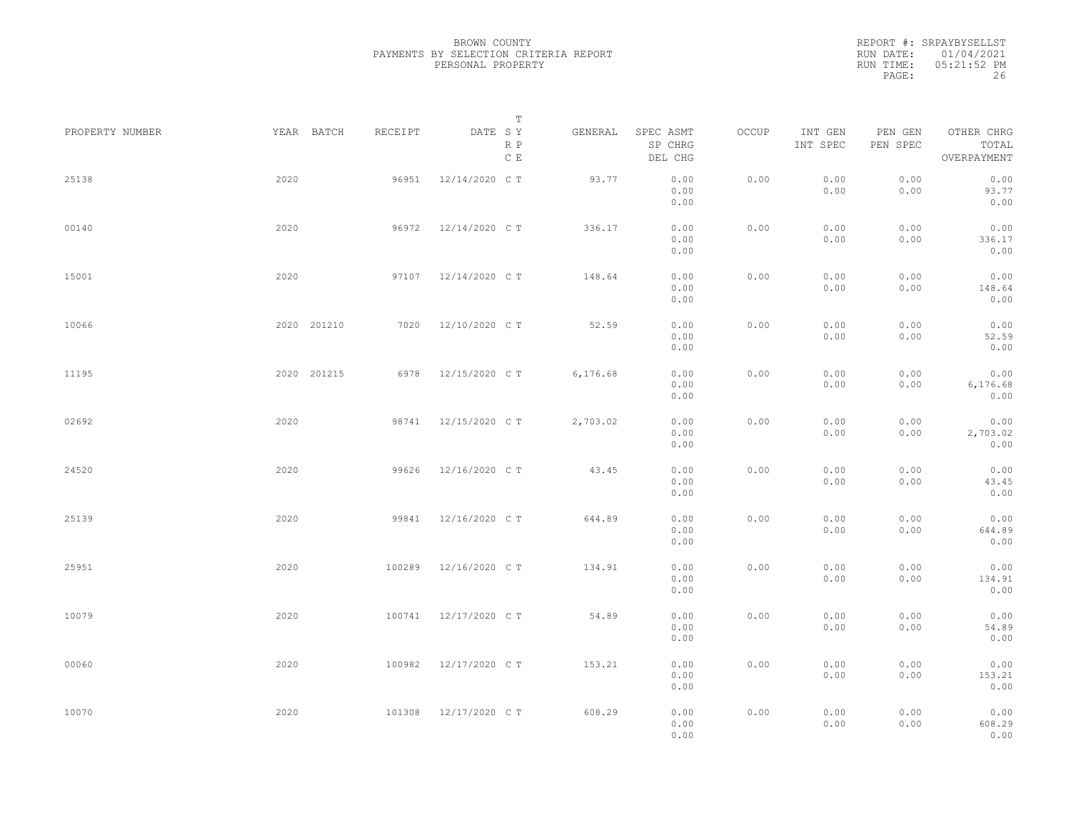BROWN COUNTY
PAYMENTS BY SELECTION CRITERIA REPORT
PERSONAL PROPERTY

REPORT #: SRPAYBYSELLST
RUN DATE: 01/04/2021
RUN TIME: 05:21:52 PM

| PROPERTY NUMBER | YEAR | BATCH | RECEIPT | DATE | T SY RP CE | GENERAL | SPEC ASMT SP CHRG DEL CHG | OCCUP | INT GEN INT SPEC | PEN GEN PEN SPEC | OTHER CHRG TOTAL OVERPAYMENT |
|---|---|---|---|---|---|---|---|---|---|---|---|
| 25138 | 2020 | | 96951 | 12/14/2020 | C T | 93.77 | 0.00 0.00 0.00 | 0.00 | 0.00 0.00 | 0.00 0.00 | 0.00 93.77 0.00 |
| 00140 | 2020 | | 96972 | 12/14/2020 | C T | 336.17 | 0.00 0.00 0.00 | 0.00 | 0.00 0.00 | 0.00 0.00 | 0.00 336.17 0.00 |
| 15001 | 2020 | | 97107 | 12/14/2020 | C T | 148.64 | 0.00 0.00 0.00 | 0.00 | 0.00 0.00 | 0.00 0.00 | 0.00 148.64 0.00 |
| 10066 | 2020 | 201210 | 7020 | 12/10/2020 | C T | 52.59 | 0.00 0.00 0.00 | 0.00 | 0.00 0.00 | 0.00 0.00 | 0.00 52.59 0.00 |
| 11195 | 2020 | 201215 | 6978 | 12/15/2020 | C T | 6,176.68 | 0.00 0.00 0.00 | 0.00 | 0.00 0.00 | 0.00 0.00 | 0.00 6,176.68 0.00 |
| 02692 | 2020 | | 98741 | 12/15/2020 | C T | 2,703.02 | 0.00 0.00 0.00 | 0.00 | 0.00 0.00 | 0.00 0.00 | 0.00 2,703.02 0.00 |
| 24520 | 2020 | | 99626 | 12/16/2020 | C T | 43.45 | 0.00 0.00 0.00 | 0.00 | 0.00 0.00 | 0.00 0.00 | 0.00 43.45 0.00 |
| 25139 | 2020 | | 99841 | 12/16/2020 | C T | 644.89 | 0.00 0.00 0.00 | 0.00 | 0.00 0.00 | 0.00 0.00 | 0.00 644.89 0.00 |
| 25951 | 2020 | | 100289 | 12/16/2020 | C T | 134.91 | 0.00 0.00 0.00 | 0.00 | 0.00 0.00 | 0.00 0.00 | 0.00 134.91 0.00 |
| 10079 | 2020 | | 100741 | 12/17/2020 | C T | 54.89 | 0.00 0.00 0.00 | 0.00 | 0.00 0.00 | 0.00 0.00 | 0.00 54.89 0.00 |
| 00060 | 2020 | | 100982 | 12/17/2020 | C T | 153.21 | 0.00 0.00 0.00 | 0.00 | 0.00 0.00 | 0.00 0.00 | 0.00 153.21 0.00 |
| 10070 | 2020 | | 101308 | 12/17/2020 | C T | 608.29 | 0.00 0.00 0.00 | 0.00 | 0.00 0.00 | 0.00 0.00 | 0.00 608.29 0.00 |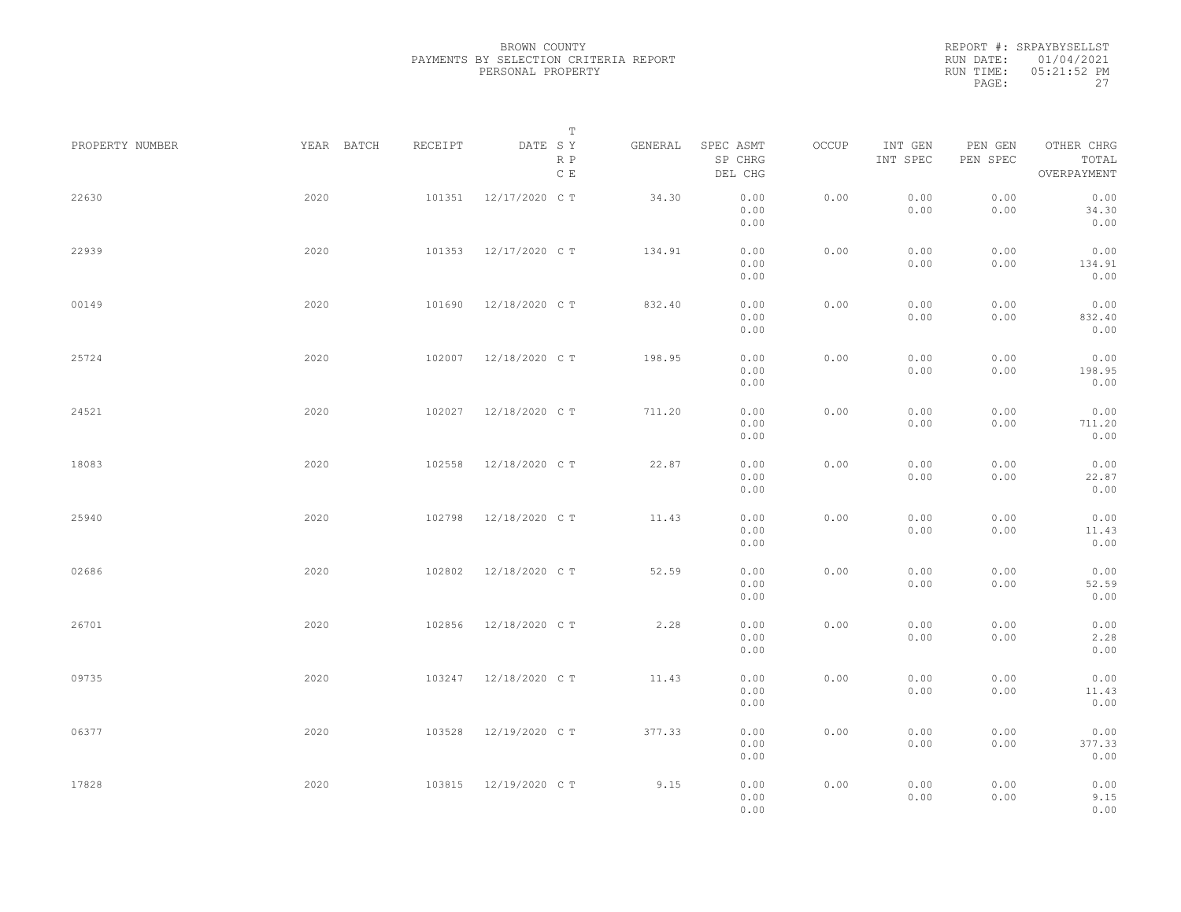BROWN COUNTY
PAYMENTS BY SELECTION CRITERIA REPORT
PERSONAL PROPERTY

REPORT #: SRPAYBYSELLST
RUN DATE: 01/04/2021
RUN TIME: 05:21:52 PM

| PROPERTY NUMBER | YEAR | BATCH | RECEIPT | DATE | T SY RP CE | GENERAL | SPEC ASMT / SP CHRG / DEL CHG | OCCUP | INT GEN / INT SPEC | PEN GEN / PEN SPEC | OTHER CHRG / TOTAL / OVERPAYMENT |
|---|---|---|---|---|---|---|---|---|---|---|---|
| 22630 | 2020 | | 101351 | 12/17/2020 | C T | 34.30 | 0.00 / 0.00 / 0.00 | 0.00 | 0.00 / 0.00 | 0.00 / 0.00 | 0.00 / 34.30 / 0.00 |
| 22939 | 2020 | | 101353 | 12/17/2020 | C T | 134.91 | 0.00 / 0.00 / 0.00 | 0.00 | 0.00 / 0.00 | 0.00 / 0.00 | 0.00 / 134.91 / 0.00 |
| 00149 | 2020 | | 101690 | 12/18/2020 | C T | 832.40 | 0.00 / 0.00 / 0.00 | 0.00 | 0.00 / 0.00 | 0.00 / 0.00 | 0.00 / 832.40 / 0.00 |
| 25724 | 2020 | | 102007 | 12/18/2020 | C T | 198.95 | 0.00 / 0.00 / 0.00 | 0.00 | 0.00 / 0.00 | 0.00 / 0.00 | 0.00 / 198.95 / 0.00 |
| 24521 | 2020 | | 102027 | 12/18/2020 | C T | 711.20 | 0.00 / 0.00 / 0.00 | 0.00 | 0.00 / 0.00 | 0.00 / 0.00 | 0.00 / 711.20 / 0.00 |
| 18083 | 2020 | | 102558 | 12/18/2020 | C T | 22.87 | 0.00 / 0.00 / 0.00 | 0.00 | 0.00 / 0.00 | 0.00 / 0.00 | 0.00 / 22.87 / 0.00 |
| 25940 | 2020 | | 102798 | 12/18/2020 | C T | 11.43 | 0.00 / 0.00 / 0.00 | 0.00 | 0.00 / 0.00 | 0.00 / 0.00 | 0.00 / 11.43 / 0.00 |
| 02686 | 2020 | | 102802 | 12/18/2020 | C T | 52.59 | 0.00 / 0.00 / 0.00 | 0.00 | 0.00 / 0.00 | 0.00 / 0.00 | 0.00 / 52.59 / 0.00 |
| 26701 | 2020 | | 102856 | 12/18/2020 | C T | 2.28 | 0.00 / 0.00 / 0.00 | 0.00 | 0.00 / 0.00 | 0.00 / 0.00 | 0.00 / 2.28 / 0.00 |
| 09735 | 2020 | | 103247 | 12/18/2020 | C T | 11.43 | 0.00 / 0.00 / 0.00 | 0.00 | 0.00 / 0.00 | 0.00 / 0.00 | 0.00 / 11.43 / 0.00 |
| 06377 | 2020 | | 103528 | 12/19/2020 | C T | 377.33 | 0.00 / 0.00 / 0.00 | 0.00 | 0.00 / 0.00 | 0.00 / 0.00 | 0.00 / 377.33 / 0.00 |
| 17828 | 2020 | | 103815 | 12/19/2020 | C T | 9.15 | 0.00 / 0.00 / 0.00 | 0.00 | 0.00 / 0.00 | 0.00 / 0.00 | 0.00 / 9.15 / 0.00 |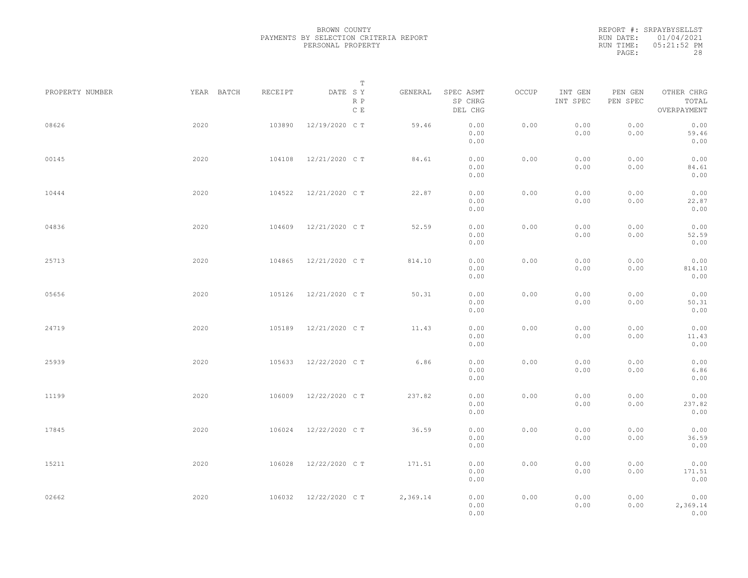BROWN COUNTY
PAYMENTS BY SELECTION CRITERIA REPORT
PERSONAL PROPERTY

REPORT #: SRPAYBYSELLST
RUN DATE: 01/04/2021
RUN TIME: 05:21:52 PM

| PROPERTY NUMBER | YEAR | BATCH | RECEIPT | DATE | T S Y R P C E | GENERAL | SPEC ASMT SP CHRG DEL CHG | OCCUP | INT GEN INT SPEC | PEN GEN PEN SPEC | OTHER CHRG TOTAL OVERPAYMENT |
|---|---|---|---|---|---|---|---|---|---|---|---|
| 08626 | 2020 | | 103890 | 12/19/2020 | C T | 59.46 | 0.00 0.00 0.00 | 0.00 | 0.00 0.00 | 0.00 0.00 | 0.00 59.46 0.00 |
| 00145 | 2020 | | 104108 | 12/21/2020 | C T | 84.61 | 0.00 0.00 0.00 | 0.00 | 0.00 0.00 | 0.00 0.00 | 0.00 84.61 0.00 |
| 10444 | 2020 | | 104522 | 12/21/2020 | C T | 22.87 | 0.00 0.00 0.00 | 0.00 | 0.00 0.00 | 0.00 0.00 | 0.00 22.87 0.00 |
| 04836 | 2020 | | 104609 | 12/21/2020 | C T | 52.59 | 0.00 0.00 0.00 | 0.00 | 0.00 0.00 | 0.00 0.00 | 0.00 52.59 0.00 |
| 25713 | 2020 | | 104865 | 12/21/2020 | C T | 814.10 | 0.00 0.00 0.00 | 0.00 | 0.00 0.00 | 0.00 0.00 | 0.00 814.10 0.00 |
| 05656 | 2020 | | 105126 | 12/21/2020 | C T | 50.31 | 0.00 0.00 0.00 | 0.00 | 0.00 0.00 | 0.00 0.00 | 0.00 50.31 0.00 |
| 24719 | 2020 | | 105189 | 12/21/2020 | C T | 11.43 | 0.00 0.00 0.00 | 0.00 | 0.00 0.00 | 0.00 0.00 | 0.00 11.43 0.00 |
| 25939 | 2020 | | 105633 | 12/22/2020 | C T | 6.86 | 0.00 0.00 0.00 | 0.00 | 0.00 0.00 | 0.00 0.00 | 0.00 6.86 0.00 |
| 11199 | 2020 | | 106009 | 12/22/2020 | C T | 237.82 | 0.00 0.00 0.00 | 0.00 | 0.00 0.00 | 0.00 0.00 | 0.00 237.82 0.00 |
| 17845 | 2020 | | 106024 | 12/22/2020 | C T | 36.59 | 0.00 0.00 0.00 | 0.00 | 0.00 0.00 | 0.00 0.00 | 0.00 36.59 0.00 |
| 15211 | 2020 | | 106028 | 12/22/2020 | C T | 171.51 | 0.00 0.00 0.00 | 0.00 | 0.00 0.00 | 0.00 0.00 | 0.00 171.51 0.00 |
| 02662 | 2020 | | 106032 | 12/22/2020 | C T | 2,369.14 | 0.00 0.00 0.00 | 0.00 | 0.00 0.00 | 0.00 0.00 | 0.00 2,369.14 0.00 |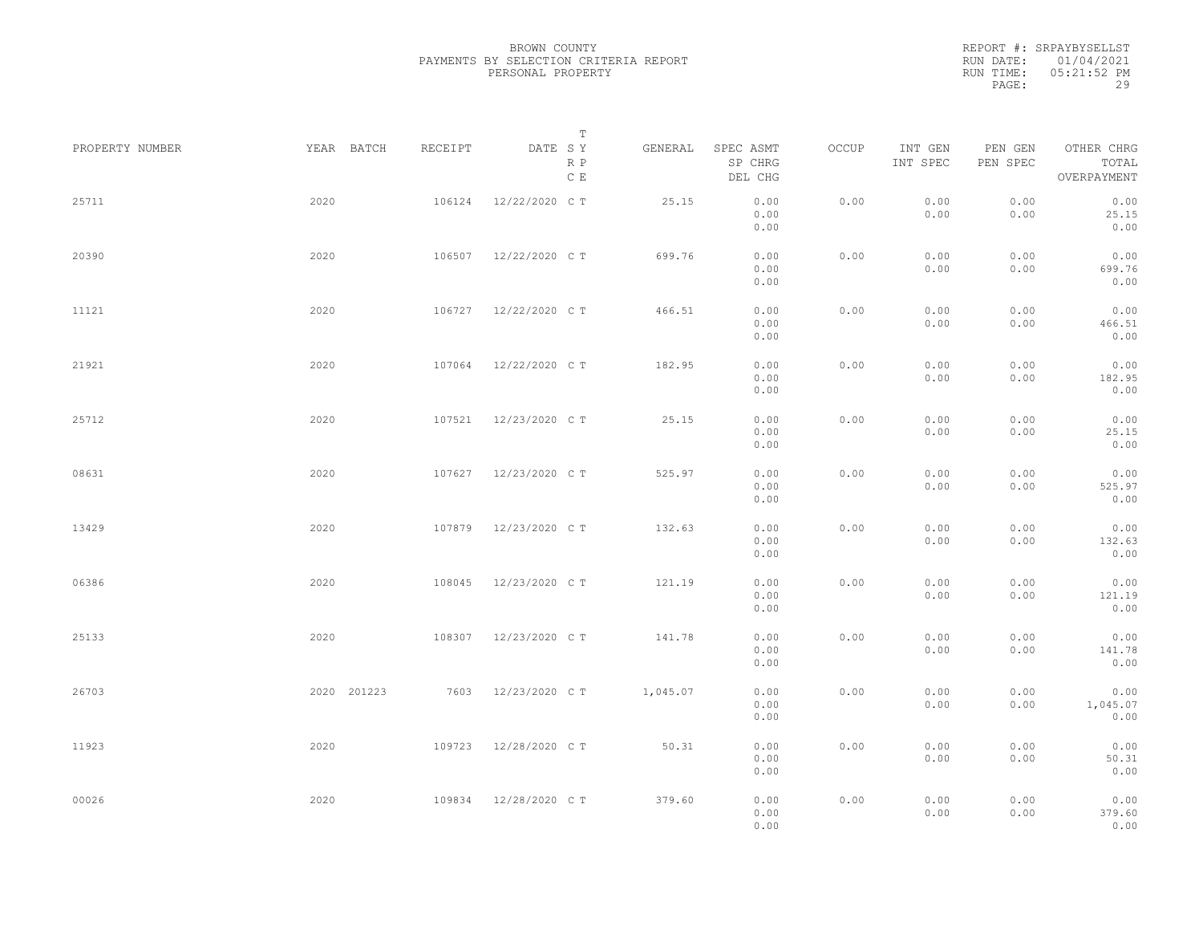BROWN COUNTY
PAYMENTS BY SELECTION CRITERIA REPORT
PERSONAL PROPERTY

REPORT #: SRPAYBYSELLST
RUN DATE: 01/04/2021
RUN TIME: 05:21:52 PM

| PROPERTY NUMBER | YEAR | BATCH | RECEIPT | DATE | T SY RP CE | GENERAL | SPEC ASMT / SP CHRG / DEL CHG | OCCUP | INT GEN / INT SPEC | PEN GEN / PEN SPEC | OTHER CHRG / TOTAL / OVERPAYMENT |
|---|---|---|---|---|---|---|---|---|---|---|---|
| 25711 | 2020 | | 106124 | 12/22/2020 | C T | 25.15 | 0.00 / 0.00 / 0.00 | 0.00 | 0.00 / 0.00 | 0.00 / 0.00 | 0.00 / 25.15 / 0.00 |
| 20390 | 2020 | | 106507 | 12/22/2020 | C T | 699.76 | 0.00 / 0.00 / 0.00 | 0.00 | 0.00 / 0.00 | 0.00 / 0.00 | 0.00 / 699.76 / 0.00 |
| 11121 | 2020 | | 106727 | 12/22/2020 | C T | 466.51 | 0.00 / 0.00 / 0.00 | 0.00 | 0.00 / 0.00 | 0.00 / 0.00 | 0.00 / 466.51 / 0.00 |
| 21921 | 2020 | | 107064 | 12/22/2020 | C T | 182.95 | 0.00 / 0.00 / 0.00 | 0.00 | 0.00 / 0.00 | 0.00 / 0.00 | 0.00 / 182.95 / 0.00 |
| 25712 | 2020 | | 107521 | 12/23/2020 | C T | 25.15 | 0.00 / 0.00 / 0.00 | 0.00 | 0.00 / 0.00 | 0.00 / 0.00 | 0.00 / 25.15 / 0.00 |
| 08631 | 2020 | | 107627 | 12/23/2020 | C T | 525.97 | 0.00 / 0.00 / 0.00 | 0.00 | 0.00 / 0.00 | 0.00 / 0.00 | 0.00 / 525.97 / 0.00 |
| 13429 | 2020 | | 107879 | 12/23/2020 | C T | 132.63 | 0.00 / 0.00 / 0.00 | 0.00 | 0.00 / 0.00 | 0.00 / 0.00 | 0.00 / 132.63 / 0.00 |
| 06386 | 2020 | | 108045 | 12/23/2020 | C T | 121.19 | 0.00 / 0.00 / 0.00 | 0.00 | 0.00 / 0.00 | 0.00 / 0.00 | 0.00 / 121.19 / 0.00 |
| 25133 | 2020 | | 108307 | 12/23/2020 | C T | 141.78 | 0.00 / 0.00 / 0.00 | 0.00 | 0.00 / 0.00 | 0.00 / 0.00 | 0.00 / 141.78 / 0.00 |
| 26703 | 2020 | 201223 | 7603 | 12/23/2020 | C T | 1,045.07 | 0.00 / 0.00 / 0.00 | 0.00 | 0.00 / 0.00 | 0.00 / 0.00 | 0.00 / 1,045.07 / 0.00 |
| 11923 | 2020 | | 109723 | 12/28/2020 | C T | 50.31 | 0.00 / 0.00 / 0.00 | 0.00 | 0.00 / 0.00 | 0.00 / 0.00 | 0.00 / 50.31 / 0.00 |
| 00026 | 2020 | | 109834 | 12/28/2020 | C T | 379.60 | 0.00 / 0.00 / 0.00 | 0.00 | 0.00 / 0.00 | 0.00 / 0.00 | 0.00 / 379.60 / 0.00 |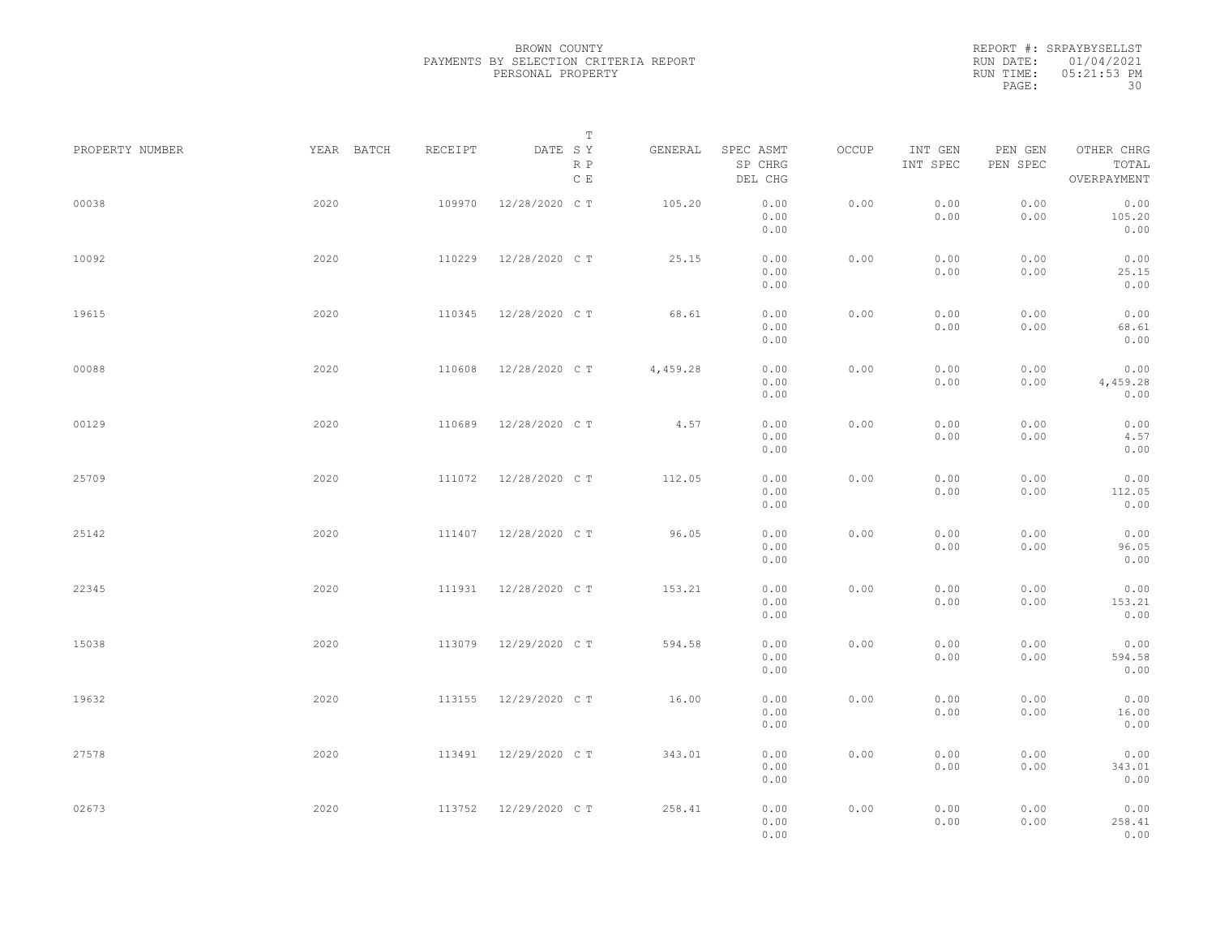BROWN COUNTY
PAYMENTS BY SELECTION CRITERIA REPORT
PERSONAL PROPERTY

REPORT #: SRPAYBYSELLST
RUN DATE: 01/04/2021
RUN TIME: 05:21:53 PM

| PROPERTY NUMBER | YEAR | BATCH | RECEIPT | DATE | T SY RP CE | GENERAL | SPEC ASMT / SP CHRG / DEL CHG | OCCUP | INT GEN / INT SPEC | PEN GEN / PEN SPEC | OTHER CHRG / TOTAL / OVERPAYMENT |
|---|---|---|---|---|---|---|---|---|---|---|---|
| 00038 | 2020 | | 109970 | 12/28/2020 | C T | 105.20 | 0.00 / 0.00 / 0.00 | 0.00 | 0.00 / 0.00 | 0.00 / 0.00 | 0.00 / 105.20 / 0.00 |
| 10092 | 2020 | | 110229 | 12/28/2020 | C T | 25.15 | 0.00 / 0.00 / 0.00 | 0.00 | 0.00 / 0.00 | 0.00 / 0.00 | 0.00 / 25.15 / 0.00 |
| 19615 | 2020 | | 110345 | 12/28/2020 | C T | 68.61 | 0.00 / 0.00 / 0.00 | 0.00 | 0.00 / 0.00 | 0.00 / 0.00 | 0.00 / 68.61 / 0.00 |
| 00088 | 2020 | | 110608 | 12/28/2020 | C T | 4,459.28 | 0.00 / 0.00 / 0.00 | 0.00 | 0.00 / 0.00 | 0.00 / 0.00 | 0.00 / 4,459.28 / 0.00 |
| 00129 | 2020 | | 110689 | 12/28/2020 | C T | 4.57 | 0.00 / 0.00 / 0.00 | 0.00 | 0.00 / 0.00 | 0.00 / 0.00 | 0.00 / 4.57 / 0.00 |
| 25709 | 2020 | | 111072 | 12/28/2020 | C T | 112.05 | 0.00 / 0.00 / 0.00 | 0.00 | 0.00 / 0.00 | 0.00 / 0.00 | 0.00 / 112.05 / 0.00 |
| 25142 | 2020 | | 111407 | 12/28/2020 | C T | 96.05 | 0.00 / 0.00 / 0.00 | 0.00 | 0.00 / 0.00 | 0.00 / 0.00 | 0.00 / 96.05 / 0.00 |
| 22345 | 2020 | | 111931 | 12/28/2020 | C T | 153.21 | 0.00 / 0.00 / 0.00 | 0.00 | 0.00 / 0.00 | 0.00 / 0.00 | 0.00 / 153.21 / 0.00 |
| 15038 | 2020 | | 113079 | 12/29/2020 | C T | 594.58 | 0.00 / 0.00 / 0.00 | 0.00 | 0.00 / 0.00 | 0.00 / 0.00 | 0.00 / 594.58 / 0.00 |
| 19632 | 2020 | | 113155 | 12/29/2020 | C T | 16.00 | 0.00 / 0.00 / 0.00 | 0.00 | 0.00 / 0.00 | 0.00 / 0.00 | 0.00 / 16.00 / 0.00 |
| 27578 | 2020 | | 113491 | 12/29/2020 | C T | 343.01 | 0.00 / 0.00 / 0.00 | 0.00 | 0.00 / 0.00 | 0.00 / 0.00 | 0.00 / 343.01 / 0.00 |
| 02673 | 2020 | | 113752 | 12/29/2020 | C T | 258.41 | 0.00 / 0.00 / 0.00 | 0.00 | 0.00 / 0.00 | 0.00 / 0.00 | 0.00 / 258.41 / 0.00 |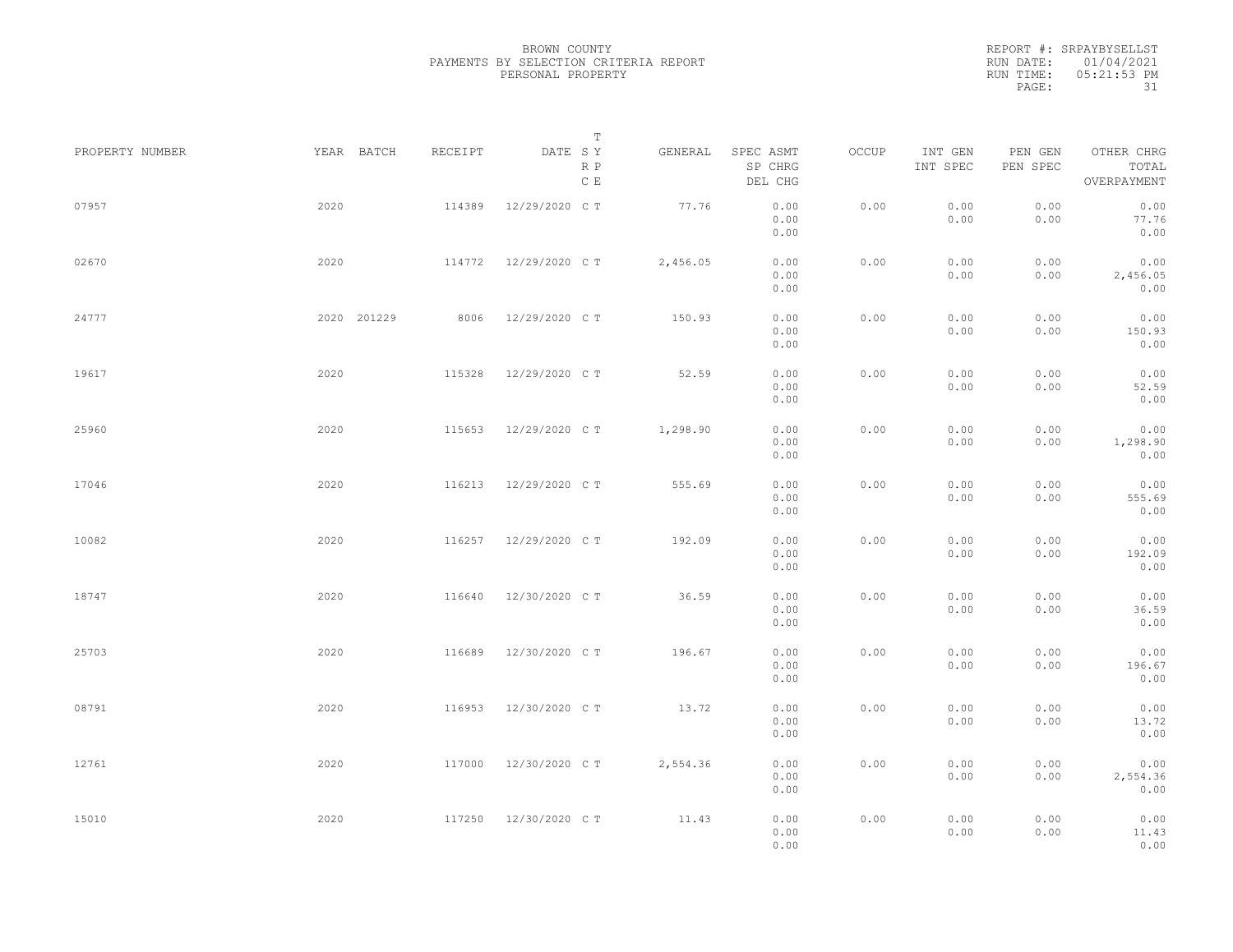BROWN COUNTY
PAYMENTS BY SELECTION CRITERIA REPORT
PERSONAL PROPERTY

REPORT #: SRPAYBYSELLST
RUN DATE: 01/04/2021
RUN TIME: 05:21:53 PM

| PROPERTY NUMBER | YEAR | BATCH | RECEIPT | DATE | T SY RP CE | GENERAL | SPEC ASMT / SP CHRG / DEL CHG | OCCUP | INT GEN / INT SPEC | PEN GEN / PEN SPEC | OTHER CHRG / TOTAL / OVERPAYMENT |
|---|---|---|---|---|---|---|---|---|---|---|---|
| 07957 | 2020 | | 114389 | 12/29/2020 | C T | 77.76 | 0.00 / 0.00 / 0.00 | 0.00 | 0.00 / 0.00 | 0.00 / 0.00 | 0.00 / 77.76 / 0.00 |
| 02670 | 2020 | | 114772 | 12/29/2020 | C T | 2,456.05 | 0.00 / 0.00 / 0.00 | 0.00 | 0.00 / 0.00 | 0.00 / 0.00 | 0.00 / 2,456.05 / 0.00 |
| 24777 | 2020 | 201229 | 8006 | 12/29/2020 | C T | 150.93 | 0.00 / 0.00 / 0.00 | 0.00 | 0.00 / 0.00 | 0.00 / 0.00 | 0.00 / 150.93 / 0.00 |
| 19617 | 2020 | | 115328 | 12/29/2020 | C T | 52.59 | 0.00 / 0.00 / 0.00 | 0.00 | 0.00 / 0.00 | 0.00 / 0.00 | 0.00 / 52.59 / 0.00 |
| 25960 | 2020 | | 115653 | 12/29/2020 | C T | 1,298.90 | 0.00 / 0.00 / 0.00 | 0.00 | 0.00 / 0.00 | 0.00 / 0.00 | 0.00 / 1,298.90 / 0.00 |
| 17046 | 2020 | | 116213 | 12/29/2020 | C T | 555.69 | 0.00 / 0.00 / 0.00 | 0.00 | 0.00 / 0.00 | 0.00 / 0.00 | 0.00 / 555.69 / 0.00 |
| 10082 | 2020 | | 116257 | 12/29/2020 | C T | 192.09 | 0.00 / 0.00 / 0.00 | 0.00 | 0.00 / 0.00 | 0.00 / 0.00 | 0.00 / 192.09 / 0.00 |
| 18747 | 2020 | | 116640 | 12/30/2020 | C T | 36.59 | 0.00 / 0.00 / 0.00 | 0.00 | 0.00 / 0.00 | 0.00 / 0.00 | 0.00 / 36.59 / 0.00 |
| 25703 | 2020 | | 116689 | 12/30/2020 | C T | 196.67 | 0.00 / 0.00 / 0.00 | 0.00 | 0.00 / 0.00 | 0.00 / 0.00 | 0.00 / 196.67 / 0.00 |
| 08791 | 2020 | | 116953 | 12/30/2020 | C T | 13.72 | 0.00 / 0.00 / 0.00 | 0.00 | 0.00 / 0.00 | 0.00 / 0.00 | 0.00 / 13.72 / 0.00 |
| 12761 | 2020 | | 117000 | 12/30/2020 | C T | 2,554.36 | 0.00 / 0.00 / 0.00 | 0.00 | 0.00 / 0.00 | 0.00 / 0.00 | 0.00 / 2,554.36 / 0.00 |
| 15010 | 2020 | | 117250 | 12/30/2020 | C T | 11.43 | 0.00 / 0.00 / 0.00 | 0.00 | 0.00 / 0.00 | 0.00 / 0.00 | 0.00 / 11.43 / 0.00 |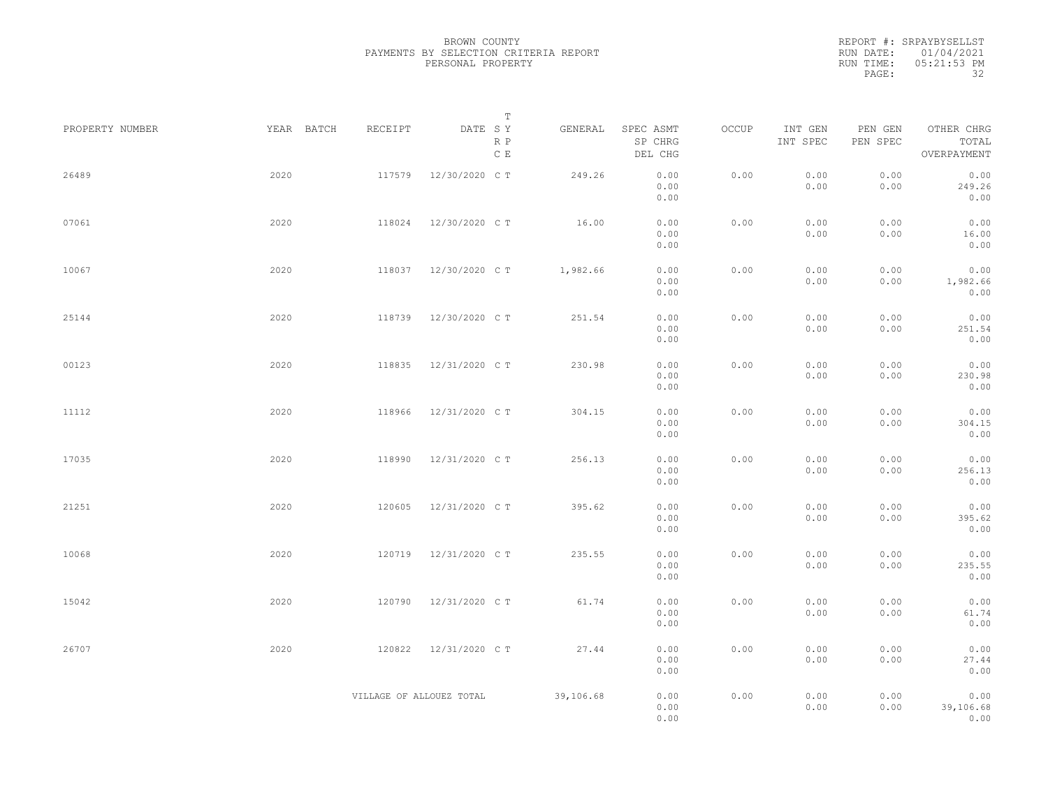BROWN COUNTY
PAYMENTS BY SELECTION CRITERIA REPORT
PERSONAL PROPERTY

REPORT #: SRPAYBYSELLST
RUN DATE: 01/04/2021
RUN TIME: 05:21:53 PM

| PROPERTY NUMBER | YEAR | BATCH | RECEIPT | DATE | T S Y R P C E | GENERAL | SPEC ASMT SP CHRG DEL CHG | OCCUP | INT GEN INT SPEC | PEN GEN PEN SPEC | OTHER CHRG TOTAL OVERPAYMENT |
|---|---|---|---|---|---|---|---|---|---|---|---|
| 26489 | 2020 | | 117579 | 12/30/2020 | C T | 249.26 | 0.00 0.00 0.00 | 0.00 | 0.00 0.00 | 0.00 0.00 | 0.00 249.26 0.00 |
| 07061 | 2020 | | 118024 | 12/30/2020 | C T | 16.00 | 0.00 0.00 0.00 | 0.00 | 0.00 0.00 | 0.00 0.00 | 0.00 16.00 0.00 |
| 10067 | 2020 | | 118037 | 12/30/2020 | C T | 1,982.66 | 0.00 0.00 0.00 | 0.00 | 0.00 0.00 | 0.00 0.00 | 0.00 1,982.66 0.00 |
| 25144 | 2020 | | 118739 | 12/30/2020 | C T | 251.54 | 0.00 0.00 0.00 | 0.00 | 0.00 0.00 | 0.00 0.00 | 0.00 251.54 0.00 |
| 00123 | 2020 | | 118835 | 12/31/2020 | C T | 230.98 | 0.00 0.00 0.00 | 0.00 | 0.00 0.00 | 0.00 0.00 | 0.00 230.98 0.00 |
| 11112 | 2020 | | 118966 | 12/31/2020 | C T | 304.15 | 0.00 0.00 0.00 | 0.00 | 0.00 0.00 | 0.00 0.00 | 0.00 304.15 0.00 |
| 17035 | 2020 | | 118990 | 12/31/2020 | C T | 256.13 | 0.00 0.00 0.00 | 0.00 | 0.00 0.00 | 0.00 0.00 | 0.00 256.13 0.00 |
| 21251 | 2020 | | 120605 | 12/31/2020 | C T | 395.62 | 0.00 0.00 0.00 | 0.00 | 0.00 0.00 | 0.00 0.00 | 0.00 395.62 0.00 |
| 10068 | 2020 | | 120719 | 12/31/2020 | C T | 235.55 | 0.00 0.00 0.00 | 0.00 | 0.00 0.00 | 0.00 0.00 | 0.00 235.55 0.00 |
| 15042 | 2020 | | 120790 | 12/31/2020 | C T | 61.74 | 0.00 0.00 0.00 | 0.00 | 0.00 0.00 | 0.00 0.00 | 0.00 61.74 0.00 |
| 26707 | 2020 | | 120822 | 12/31/2020 | C T | 27.44 | 0.00 0.00 0.00 | 0.00 | 0.00 0.00 | 0.00 0.00 | 0.00 27.44 0.00 |
| | | | VILLAGE OF ALLOUEZ TOTAL | | | 39,106.68 | 0.00 0.00 0.00 | 0.00 | 0.00 0.00 | 0.00 0.00 | 0.00 39,106.68 0.00 |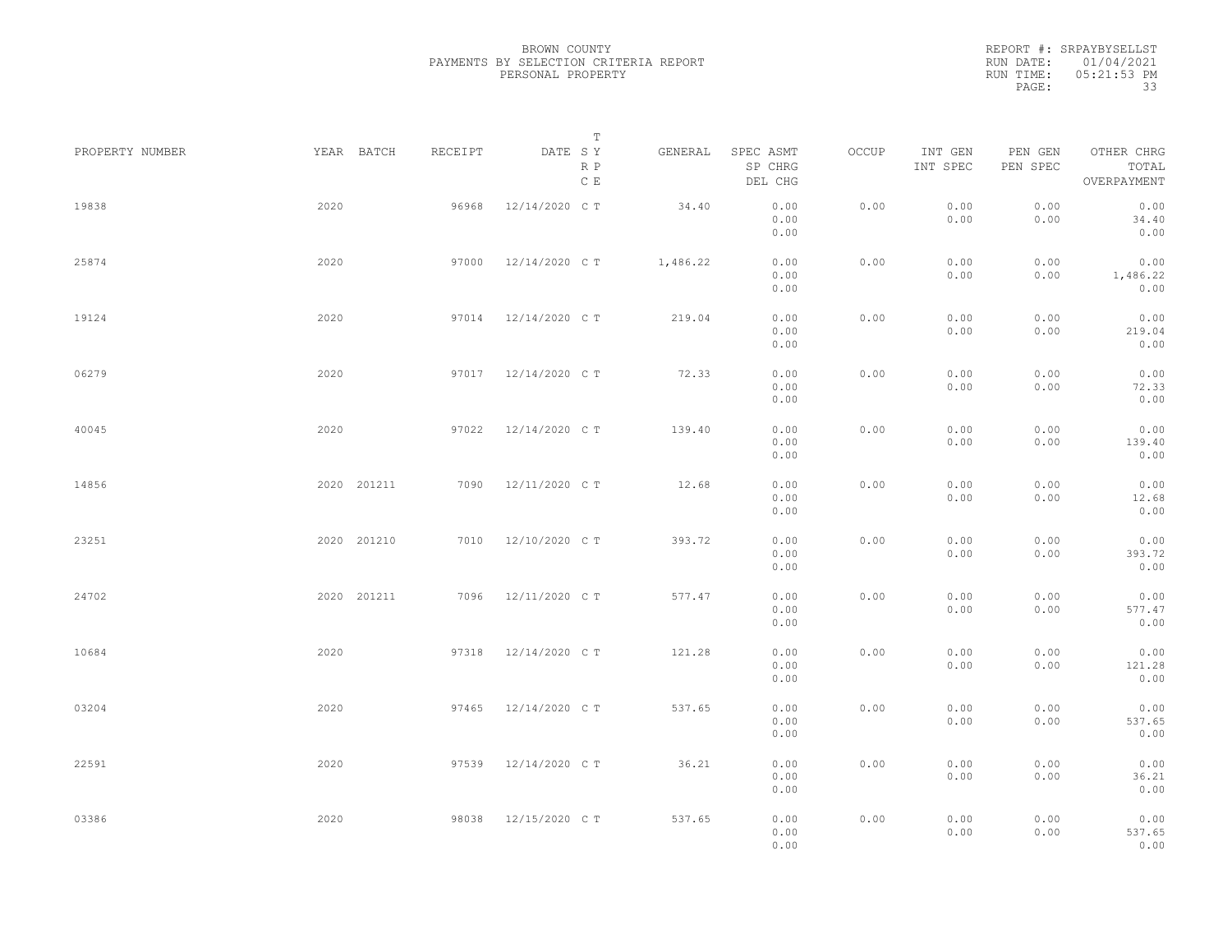BROWN COUNTY
PAYMENTS BY SELECTION CRITERIA REPORT
PERSONAL PROPERTY

REPORT #: SRPAYBYSELLST
RUN DATE: 01/04/2021
RUN TIME: 05:21:53 PM

| PROPERTY NUMBER | YEAR | BATCH | RECEIPT | DATE | T SY RP CE | GENERAL | SPEC ASMT / SP CHRG / DEL CHG | OCCUP | INT GEN / INT SPEC | PEN GEN / PEN SPEC | OTHER CHRG / TOTAL / OVERPAYMENT |
|---|---|---|---|---|---|---|---|---|---|---|---|
| 19838 | 2020 | | 96968 | 12/14/2020 | C T | 34.40 | 0.00 / 0.00 / 0.00 | 0.00 | 0.00 / 0.00 | 0.00 / 0.00 | 0.00 / 34.40 / 0.00 |
| 25874 | 2020 | | 97000 | 12/14/2020 | C T | 1,486.22 | 0.00 / 0.00 / 0.00 | 0.00 | 0.00 / 0.00 | 0.00 / 0.00 | 0.00 / 1,486.22 / 0.00 |
| 19124 | 2020 | | 97014 | 12/14/2020 | C T | 219.04 | 0.00 / 0.00 / 0.00 | 0.00 | 0.00 / 0.00 | 0.00 / 0.00 | 0.00 / 219.04 / 0.00 |
| 06279 | 2020 | | 97017 | 12/14/2020 | C T | 72.33 | 0.00 / 0.00 / 0.00 | 0.00 | 0.00 / 0.00 | 0.00 / 0.00 | 0.00 / 72.33 / 0.00 |
| 40045 | 2020 | | 97022 | 12/14/2020 | C T | 139.40 | 0.00 / 0.00 / 0.00 | 0.00 | 0.00 / 0.00 | 0.00 / 0.00 | 0.00 / 139.40 / 0.00 |
| 14856 | 2020 | 201211 | 7090 | 12/11/2020 | C T | 12.68 | 0.00 / 0.00 / 0.00 | 0.00 | 0.00 / 0.00 | 0.00 / 0.00 | 0.00 / 12.68 / 0.00 |
| 23251 | 2020 | 201210 | 7010 | 12/10/2020 | C T | 393.72 | 0.00 / 0.00 / 0.00 | 0.00 | 0.00 / 0.00 | 0.00 / 0.00 | 0.00 / 393.72 / 0.00 |
| 24702 | 2020 | 201211 | 7096 | 12/11/2020 | C T | 577.47 | 0.00 / 0.00 / 0.00 | 0.00 | 0.00 / 0.00 | 0.00 / 0.00 | 0.00 / 577.47 / 0.00 |
| 10684 | 2020 | | 97318 | 12/14/2020 | C T | 121.28 | 0.00 / 0.00 / 0.00 | 0.00 | 0.00 / 0.00 | 0.00 / 0.00 | 0.00 / 121.28 / 0.00 |
| 03204 | 2020 | | 97465 | 12/14/2020 | C T | 537.65 | 0.00 / 0.00 / 0.00 | 0.00 | 0.00 / 0.00 | 0.00 / 0.00 | 0.00 / 537.65 / 0.00 |
| 22591 | 2020 | | 97539 | 12/14/2020 | C T | 36.21 | 0.00 / 0.00 / 0.00 | 0.00 | 0.00 / 0.00 | 0.00 / 0.00 | 0.00 / 36.21 / 0.00 |
| 03386 | 2020 | | 98038 | 12/15/2020 | C T | 537.65 | 0.00 / 0.00 / 0.00 | 0.00 | 0.00 / 0.00 | 0.00 / 0.00 | 0.00 / 537.65 / 0.00 |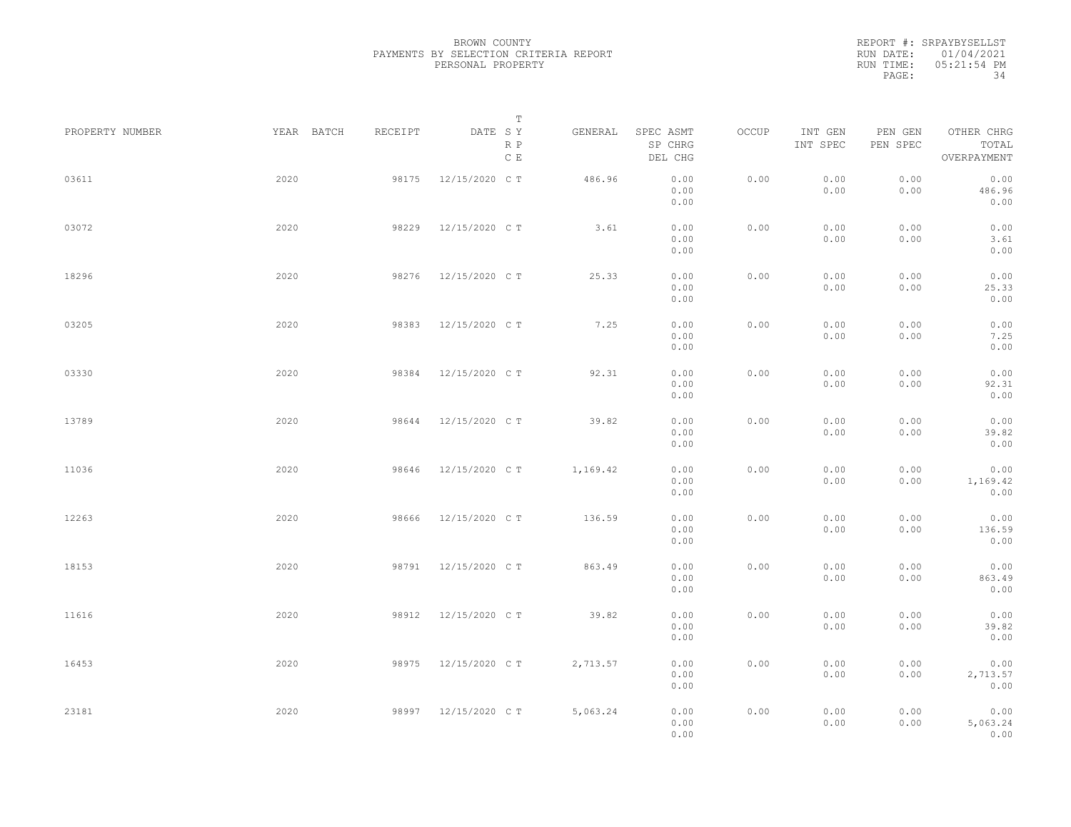BROWN COUNTY
PAYMENTS BY SELECTION CRITERIA REPORT
PERSONAL PROPERTY

REPORT #: SRPAYBYSELLST
RUN DATE: 01/04/2021
RUN TIME: 05:21:54 PM

| PROPERTY NUMBER | YEAR | BATCH | RECEIPT | DATE | T S Y / R P / C E | GENERAL | SPEC ASMT / SP CHRG / DEL CHG | OCCUP | INT GEN / INT SPEC | PEN GEN / PEN SPEC | OTHER CHRG / TOTAL / OVERPAYMENT |
|---|---|---|---|---|---|---|---|---|---|---|---|
| 03611 | 2020 | | 98175 | 12/15/2020 | C T | 486.96 | 0.00<br>0.00<br>0.00 | 0.00 | 0.00<br>0.00 | 0.00<br>0.00 | 0.00<br>486.96<br>0.00 |
| 03072 | 2020 | | 98229 | 12/15/2020 | C T | 3.61 | 0.00<br>0.00<br>0.00 | 0.00 | 0.00<br>0.00 | 0.00<br>0.00 | 0.00<br>3.61<br>0.00 |
| 18296 | 2020 | | 98276 | 12/15/2020 | C T | 25.33 | 0.00<br>0.00<br>0.00 | 0.00 | 0.00<br>0.00 | 0.00<br>0.00 | 0.00<br>25.33<br>0.00 |
| 03205 | 2020 | | 98383 | 12/15/2020 | C T | 7.25 | 0.00<br>0.00<br>0.00 | 0.00 | 0.00<br>0.00 | 0.00<br>0.00 | 0.00<br>7.25<br>0.00 |
| 03330 | 2020 | | 98384 | 12/15/2020 | C T | 92.31 | 0.00<br>0.00<br>0.00 | 0.00 | 0.00<br>0.00 | 0.00<br>0.00 | 0.00<br>92.31<br>0.00 |
| 13789 | 2020 | | 98644 | 12/15/2020 | C T | 39.82 | 0.00<br>0.00<br>0.00 | 0.00 | 0.00<br>0.00 | 0.00<br>0.00 | 0.00<br>39.82<br>0.00 |
| 11036 | 2020 | | 98646 | 12/15/2020 | C T | 1,169.42 | 0.00<br>0.00<br>0.00 | 0.00 | 0.00<br>0.00 | 0.00<br>0.00 | 0.00<br>1,169.42<br>0.00 |
| 12263 | 2020 | | 98666 | 12/15/2020 | C T | 136.59 | 0.00<br>0.00<br>0.00 | 0.00 | 0.00<br>0.00 | 0.00<br>0.00 | 0.00<br>136.59<br>0.00 |
| 18153 | 2020 | | 98791 | 12/15/2020 | C T | 863.49 | 0.00<br>0.00<br>0.00 | 0.00 | 0.00<br>0.00 | 0.00<br>0.00 | 0.00<br>863.49<br>0.00 |
| 11616 | 2020 | | 98912 | 12/15/2020 | C T | 39.82 | 0.00<br>0.00<br>0.00 | 0.00 | 0.00<br>0.00 | 0.00<br>0.00 | 0.00<br>39.82<br>0.00 |
| 16453 | 2020 | | 98975 | 12/15/2020 | C T | 2,713.57 | 0.00<br>0.00<br>0.00 | 0.00 | 0.00<br>0.00 | 0.00<br>0.00 | 0.00<br>2,713.57<br>0.00 |
| 23181 | 2020 | | 98997 | 12/15/2020 | C T | 5,063.24 | 0.00<br>0.00<br>0.00 | 0.00 | 0.00<br>0.00 | 0.00<br>0.00 | 0.00<br>5,063.24<br>0.00 |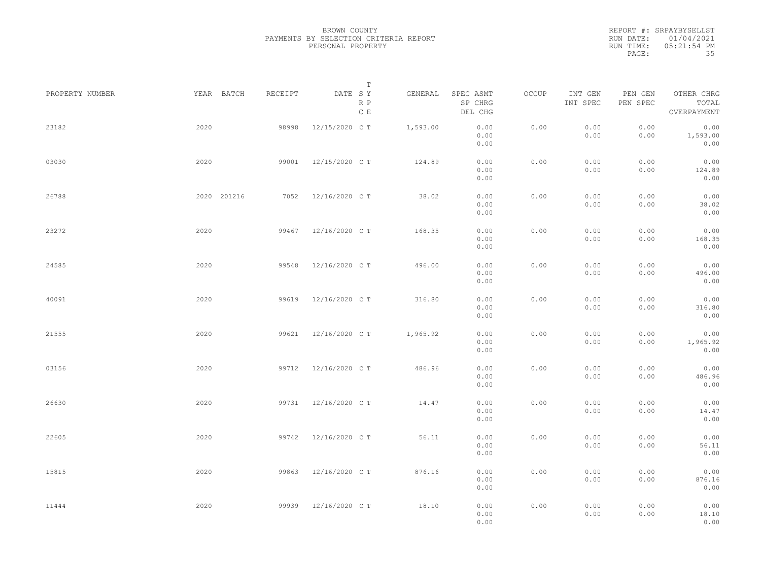BROWN COUNTY
PAYMENTS BY SELECTION CRITERIA REPORT
PERSONAL PROPERTY

REPORT #: SRPAYBYSELLST
RUN DATE: 01/04/2021
RUN TIME: 05:21:54 PM
PAGE: 35

| PROPERTY NUMBER | YEAR | BATCH | RECEIPT | DATE | T S Y R P C E | GENERAL | SPEC ASMT / SP CHRG / DEL CHG | OCCUP | INT GEN / INT SPEC | PEN GEN / PEN SPEC | OTHER CHRG / TOTAL / OVERPAYMENT |
|---|---|---|---|---|---|---|---|---|---|---|---|
| 23182 | 2020 | | 98998 | 12/15/2020 | C T | 1,593.00 | 0.00 / 0.00 / 0.00 | 0.00 | 0.00 / 0.00 | 0.00 / 0.00 | 0.00 / 1,593.00 / 0.00 |
| 03030 | 2020 | | 99001 | 12/15/2020 | C T | 124.89 | 0.00 / 0.00 / 0.00 | 0.00 | 0.00 / 0.00 | 0.00 / 0.00 | 0.00 / 124.89 / 0.00 |
| 26788 | 2020 | 201216 | 7052 | 12/16/2020 | C T | 38.02 | 0.00 / 0.00 / 0.00 | 0.00 | 0.00 / 0.00 | 0.00 / 0.00 | 0.00 / 38.02 / 0.00 |
| 23272 | 2020 | | 99467 | 12/16/2020 | C T | 168.35 | 0.00 / 0.00 / 0.00 | 0.00 | 0.00 / 0.00 | 0.00 / 0.00 | 0.00 / 168.35 / 0.00 |
| 24585 | 2020 | | 99548 | 12/16/2020 | C T | 496.00 | 0.00 / 0.00 / 0.00 | 0.00 | 0.00 / 0.00 | 0.00 / 0.00 | 0.00 / 496.00 / 0.00 |
| 40091 | 2020 | | 99619 | 12/16/2020 | C T | 316.80 | 0.00 / 0.00 / 0.00 | 0.00 | 0.00 / 0.00 | 0.00 / 0.00 | 0.00 / 316.80 / 0.00 |
| 21555 | 2020 | | 99621 | 12/16/2020 | C T | 1,965.92 | 0.00 / 0.00 / 0.00 | 0.00 | 0.00 / 0.00 | 0.00 / 0.00 | 0.00 / 1,965.92 / 0.00 |
| 03156 | 2020 | | 99712 | 12/16/2020 | C T | 486.96 | 0.00 / 0.00 / 0.00 | 0.00 | 0.00 / 0.00 | 0.00 / 0.00 | 0.00 / 486.96 / 0.00 |
| 26630 | 2020 | | 99731 | 12/16/2020 | C T | 14.47 | 0.00 / 0.00 / 0.00 | 0.00 | 0.00 / 0.00 | 0.00 / 0.00 | 0.00 / 14.47 / 0.00 |
| 22605 | 2020 | | 99742 | 12/16/2020 | C T | 56.11 | 0.00 / 0.00 / 0.00 | 0.00 | 0.00 / 0.00 | 0.00 / 0.00 | 0.00 / 56.11 / 0.00 |
| 15815 | 2020 | | 99863 | 12/16/2020 | C T | 876.16 | 0.00 / 0.00 / 0.00 | 0.00 | 0.00 / 0.00 | 0.00 / 0.00 | 0.00 / 876.16 / 0.00 |
| 11444 | 2020 | | 99939 | 12/16/2020 | C T | 18.10 | 0.00 / 0.00 / 0.00 | 0.00 | 0.00 / 0.00 | 0.00 / 0.00 | 0.00 / 18.10 / 0.00 |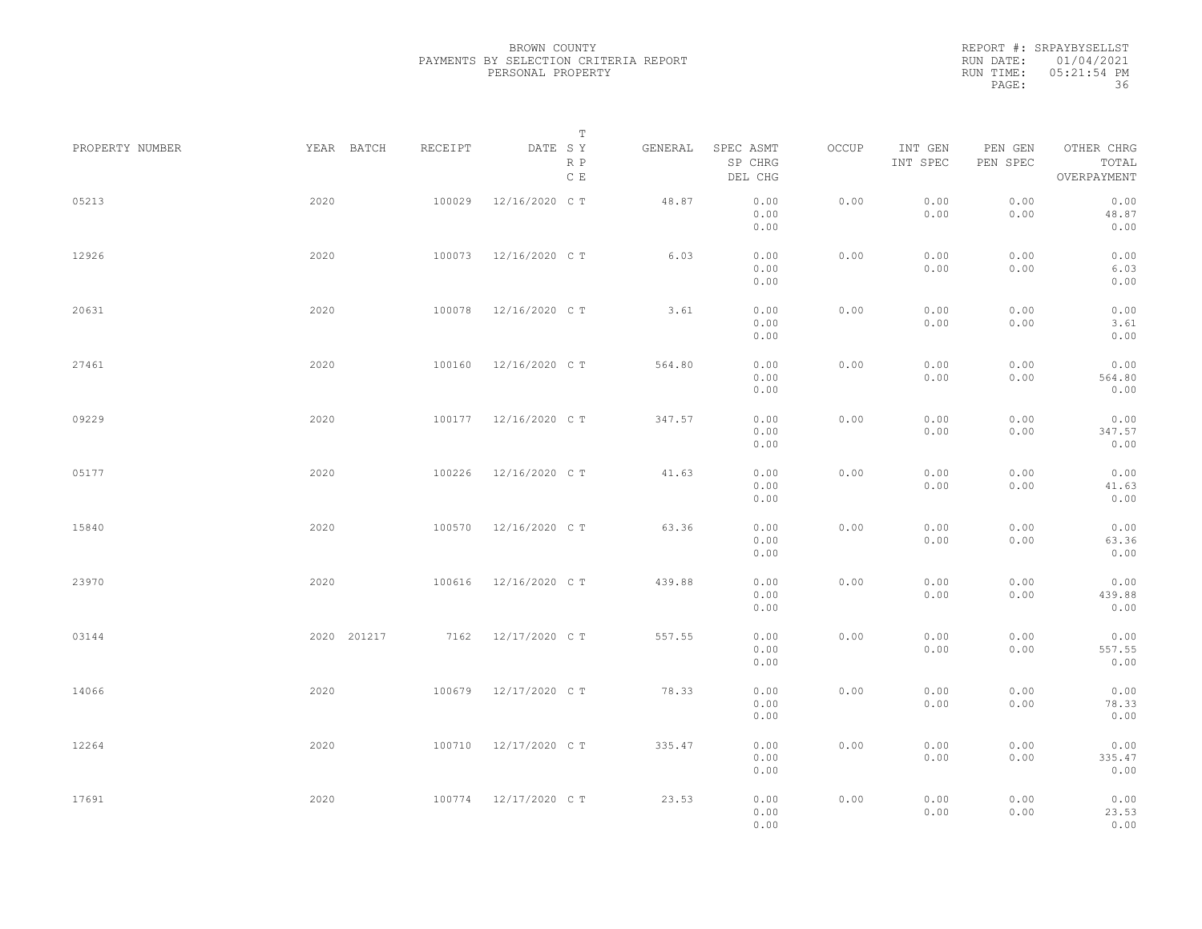BROWN COUNTY
PAYMENTS BY SELECTION CRITERIA REPORT
PERSONAL PROPERTY

REPORT #: SRPAYBYSELLST
RUN DATE: 01/04/2021
RUN TIME: 05:21:54 PM

| PROPERTY NUMBER | YEAR | BATCH | RECEIPT | DATE | T S Y R P C E | GENERAL | SPEC ASMT / SP CHRG / DEL CHG | OCCUP | INT GEN / INT SPEC | PEN GEN / PEN SPEC | OTHER CHRG / TOTAL / OVERPAYMENT |
|---|---|---|---|---|---|---|---|---|---|---|---|
| 05213 | 2020 | | 100029 | 12/16/2020 | C T | 48.87 | 0.00 / 0.00 / 0.00 | 0.00 | 0.00 / 0.00 | 0.00 / 0.00 | 0.00 / 48.87 / 0.00 |
| 12926 | 2020 | | 100073 | 12/16/2020 | C T | 6.03 | 0.00 / 0.00 / 0.00 | 0.00 | 0.00 / 0.00 | 0.00 / 0.00 | 0.00 / 6.03 / 0.00 |
| 20631 | 2020 | | 100078 | 12/16/2020 | C T | 3.61 | 0.00 / 0.00 / 0.00 | 0.00 | 0.00 / 0.00 | 0.00 / 0.00 | 0.00 / 3.61 / 0.00 |
| 27461 | 2020 | | 100160 | 12/16/2020 | C T | 564.80 | 0.00 / 0.00 / 0.00 | 0.00 | 0.00 / 0.00 | 0.00 / 0.00 | 0.00 / 564.80 / 0.00 |
| 09229 | 2020 | | 100177 | 12/16/2020 | C T | 347.57 | 0.00 / 0.00 / 0.00 | 0.00 | 0.00 / 0.00 | 0.00 / 0.00 | 0.00 / 347.57 / 0.00 |
| 05177 | 2020 | | 100226 | 12/16/2020 | C T | 41.63 | 0.00 / 0.00 / 0.00 | 0.00 | 0.00 / 0.00 | 0.00 / 0.00 | 0.00 / 41.63 / 0.00 |
| 15840 | 2020 | | 100570 | 12/16/2020 | C T | 63.36 | 0.00 / 0.00 / 0.00 | 0.00 | 0.00 / 0.00 | 0.00 / 0.00 | 0.00 / 63.36 / 0.00 |
| 23970 | 2020 | | 100616 | 12/16/2020 | C T | 439.88 | 0.00 / 0.00 / 0.00 | 0.00 | 0.00 / 0.00 | 0.00 / 0.00 | 0.00 / 439.88 / 0.00 |
| 03144 | 2020 | 201217 | 7162 | 12/17/2020 | C T | 557.55 | 0.00 / 0.00 / 0.00 | 0.00 | 0.00 / 0.00 | 0.00 / 0.00 | 0.00 / 557.55 / 0.00 |
| 14066 | 2020 | | 100679 | 12/17/2020 | C T | 78.33 | 0.00 / 0.00 / 0.00 | 0.00 | 0.00 / 0.00 | 0.00 / 0.00 | 0.00 / 78.33 / 0.00 |
| 12264 | 2020 | | 100710 | 12/17/2020 | C T | 335.47 | 0.00 / 0.00 / 0.00 | 0.00 | 0.00 / 0.00 | 0.00 / 0.00 | 0.00 / 335.47 / 0.00 |
| 17691 | 2020 | | 100774 | 12/17/2020 | C T | 23.53 | 0.00 / 0.00 / 0.00 | 0.00 | 0.00 / 0.00 | 0.00 / 0.00 | 0.00 / 23.53 / 0.00 |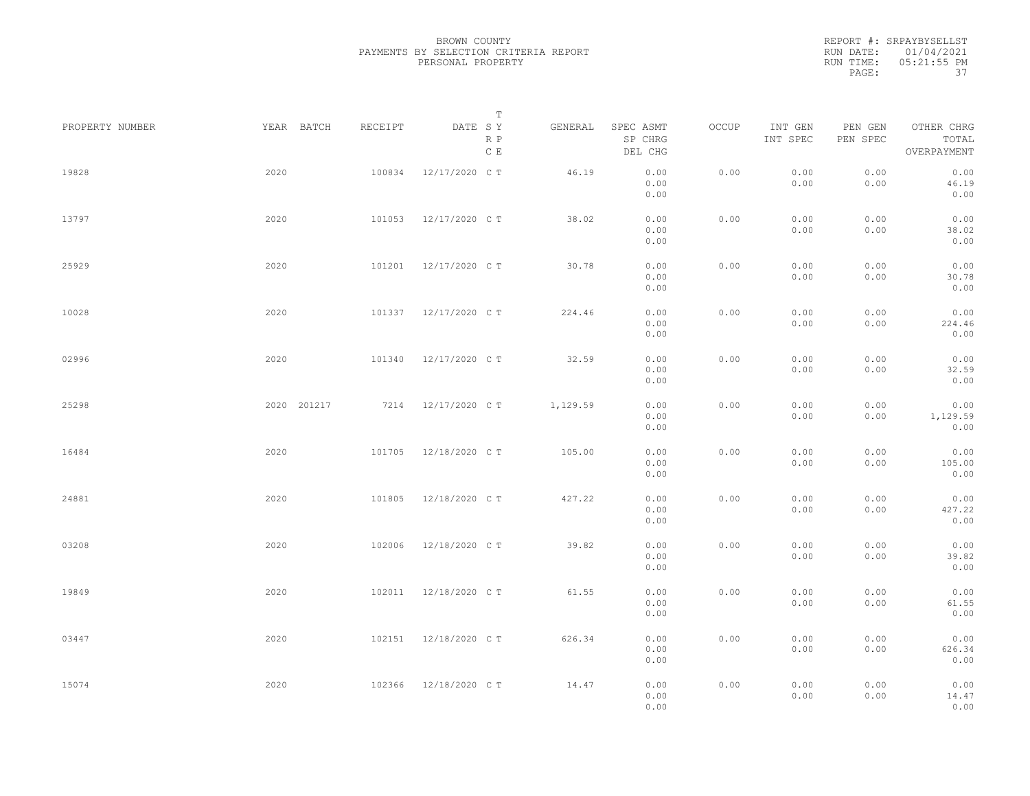BROWN COUNTY
PAYMENTS BY SELECTION CRITERIA REPORT
PERSONAL PROPERTY

REPORT #: SRPAYBYSELLST
RUN DATE: 01/04/2021
RUN TIME: 05:21:55 PM

| PROPERTY NUMBER | YEAR | BATCH | RECEIPT | DATE | T SY RP CE | GENERAL | SPEC ASMT SP CHRG DEL CHG | OCCUP | INT GEN INT SPEC | PEN GEN PEN SPEC | OTHER CHRG TOTAL OVERPAYMENT |
|---|---|---|---|---|---|---|---|---|---|---|---|
| 19828 | 2020 | | 100834 | 12/17/2020 | C T | 46.19 | 0.00 0.00 0.00 | 0.00 | 0.00 0.00 | 0.00 0.00 | 0.00 46.19 0.00 |
| 13797 | 2020 | | 101053 | 12/17/2020 | C T | 38.02 | 0.00 0.00 0.00 | 0.00 | 0.00 0.00 | 0.00 0.00 | 0.00 38.02 0.00 |
| 25929 | 2020 | | 101201 | 12/17/2020 | C T | 30.78 | 0.00 0.00 0.00 | 0.00 | 0.00 0.00 | 0.00 0.00 | 0.00 30.78 0.00 |
| 10028 | 2020 | | 101337 | 12/17/2020 | C T | 224.46 | 0.00 0.00 0.00 | 0.00 | 0.00 0.00 | 0.00 0.00 | 0.00 224.46 0.00 |
| 02996 | 2020 | | 101340 | 12/17/2020 | C T | 32.59 | 0.00 0.00 0.00 | 0.00 | 0.00 0.00 | 0.00 0.00 | 0.00 32.59 0.00 |
| 25298 | 2020 | 201217 | 7214 | 12/17/2020 | C T | 1,129.59 | 0.00 0.00 0.00 | 0.00 | 0.00 0.00 | 0.00 0.00 | 0.00 1,129.59 0.00 |
| 16484 | 2020 | | 101705 | 12/18/2020 | C T | 105.00 | 0.00 0.00 0.00 | 0.00 | 0.00 0.00 | 0.00 0.00 | 0.00 105.00 0.00 |
| 24881 | 2020 | | 101805 | 12/18/2020 | C T | 427.22 | 0.00 0.00 0.00 | 0.00 | 0.00 0.00 | 0.00 0.00 | 0.00 427.22 0.00 |
| 03208 | 2020 | | 102006 | 12/18/2020 | C T | 39.82 | 0.00 0.00 0.00 | 0.00 | 0.00 0.00 | 0.00 0.00 | 0.00 39.82 0.00 |
| 19849 | 2020 | | 102011 | 12/18/2020 | C T | 61.55 | 0.00 0.00 0.00 | 0.00 | 0.00 0.00 | 0.00 0.00 | 0.00 61.55 0.00 |
| 03447 | 2020 | | 102151 | 12/18/2020 | C T | 626.34 | 0.00 0.00 0.00 | 0.00 | 0.00 0.00 | 0.00 0.00 | 0.00 626.34 0.00 |
| 15074 | 2020 | | 102366 | 12/18/2020 | C T | 14.47 | 0.00 0.00 0.00 | 0.00 | 0.00 0.00 | 0.00 0.00 | 0.00 14.47 0.00 |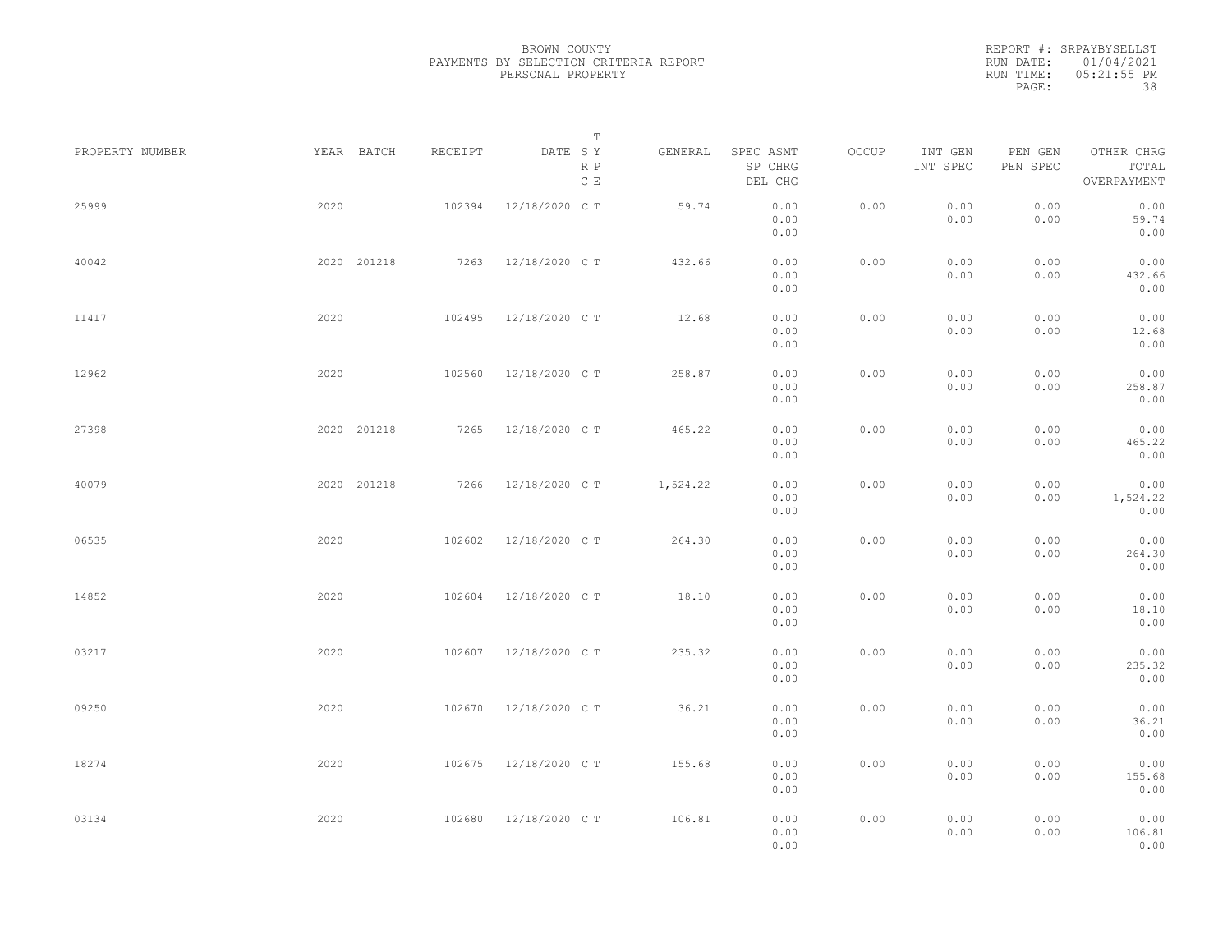BROWN COUNTY
PAYMENTS BY SELECTION CRITERIA REPORT
PERSONAL PROPERTY

REPORT #: SRPAYBYSELLST
RUN DATE: 01/04/2021
RUN TIME: 05:21:55 PM
PAGE: 38

| PROPERTY NUMBER | YEAR | BATCH | RECEIPT | DATE | T SY RP CE | GENERAL | SPEC ASMT / SP CHRG / DEL CHG | OCCUP | INT GEN / INT SPEC | PEN GEN / PEN SPEC | OTHER CHRG / TOTAL / OVERPAYMENT |
|---|---|---|---|---|---|---|---|---|---|---|---|
| 25999 | 2020 | | 102394 | 12/18/2020 | C T | 59.74 | 0.00 / 0.00 / 0.00 | 0.00 | 0.00 / 0.00 | 0.00 / 0.00 | 0.00 / 59.74 / 0.00 |
| 40042 | 2020 | 201218 | 7263 | 12/18/2020 | C T | 432.66 | 0.00 / 0.00 / 0.00 | 0.00 | 0.00 / 0.00 | 0.00 / 0.00 | 0.00 / 432.66 / 0.00 |
| 11417 | 2020 | | 102495 | 12/18/2020 | C T | 12.68 | 0.00 / 0.00 / 0.00 | 0.00 | 0.00 / 0.00 | 0.00 / 0.00 | 0.00 / 12.68 / 0.00 |
| 12962 | 2020 | | 102560 | 12/18/2020 | C T | 258.87 | 0.00 / 0.00 / 0.00 | 0.00 | 0.00 / 0.00 | 0.00 / 0.00 | 0.00 / 258.87 / 0.00 |
| 27398 | 2020 | 201218 | 7265 | 12/18/2020 | C T | 465.22 | 0.00 / 0.00 / 0.00 | 0.00 | 0.00 / 0.00 | 0.00 / 0.00 | 0.00 / 465.22 / 0.00 |
| 40079 | 2020 | 201218 | 7266 | 12/18/2020 | C T | 1,524.22 | 0.00 / 0.00 / 0.00 | 0.00 | 0.00 / 0.00 | 0.00 / 0.00 | 0.00 / 1,524.22 / 0.00 |
| 06535 | 2020 | | 102602 | 12/18/2020 | C T | 264.30 | 0.00 / 0.00 / 0.00 | 0.00 | 0.00 / 0.00 | 0.00 / 0.00 | 0.00 / 264.30 / 0.00 |
| 14852 | 2020 | | 102604 | 12/18/2020 | C T | 18.10 | 0.00 / 0.00 / 0.00 | 0.00 | 0.00 / 0.00 | 0.00 / 0.00 | 0.00 / 18.10 / 0.00 |
| 03217 | 2020 | | 102607 | 12/18/2020 | C T | 235.32 | 0.00 / 0.00 / 0.00 | 0.00 | 0.00 / 0.00 | 0.00 / 0.00 | 0.00 / 235.32 / 0.00 |
| 09250 | 2020 | | 102670 | 12/18/2020 | C T | 36.21 | 0.00 / 0.00 / 0.00 | 0.00 | 0.00 / 0.00 | 0.00 / 0.00 | 0.00 / 36.21 / 0.00 |
| 18274 | 2020 | | 102675 | 12/18/2020 | C T | 155.68 | 0.00 / 0.00 / 0.00 | 0.00 | 0.00 / 0.00 | 0.00 / 0.00 | 0.00 / 155.68 / 0.00 |
| 03134 | 2020 | | 102680 | 12/18/2020 | C T | 106.81 | 0.00 / 0.00 / 0.00 | 0.00 | 0.00 / 0.00 | 0.00 / 0.00 | 0.00 / 106.81 / 0.00 |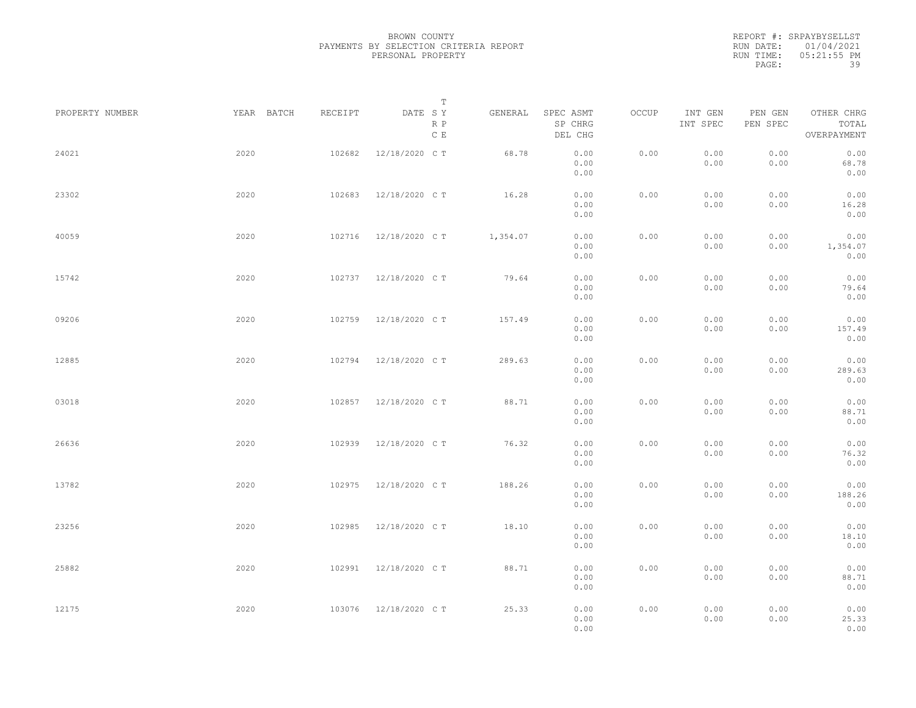BROWN COUNTY
PAYMENTS BY SELECTION CRITERIA REPORT
PERSONAL PROPERTY

REPORT #: SRPAYBYSELLST
RUN DATE: 01/04/2021
RUN TIME: 05:21:55 PM

| PROPERTY NUMBER | YEAR | BATCH | RECEIPT | DATE | T SY RP CE | GENERAL | SPEC ASMT SP CHRG DEL CHG | OCCUP | INT GEN INT SPEC | PEN GEN PEN SPEC | OTHER CHRG TOTAL OVERPAYMENT |
|---|---|---|---|---|---|---|---|---|---|---|---|
| 24021 | 2020 | | 102682 | 12/18/2020 | C T | 68.78 | 0.00 0.00 0.00 | 0.00 | 0.00 0.00 | 0.00 0.00 | 0.00 68.78 0.00 |
| 23302 | 2020 | | 102683 | 12/18/2020 | C T | 16.28 | 0.00 0.00 0.00 | 0.00 | 0.00 0.00 | 0.00 0.00 | 0.00 16.28 0.00 |
| 40059 | 2020 | | 102716 | 12/18/2020 | C T | 1,354.07 | 0.00 0.00 0.00 | 0.00 | 0.00 0.00 | 0.00 0.00 | 0.00 1,354.07 0.00 |
| 15742 | 2020 | | 102737 | 12/18/2020 | C T | 79.64 | 0.00 0.00 0.00 | 0.00 | 0.00 0.00 | 0.00 0.00 | 0.00 79.64 0.00 |
| 09206 | 2020 | | 102759 | 12/18/2020 | C T | 157.49 | 0.00 0.00 0.00 | 0.00 | 0.00 0.00 | 0.00 0.00 | 0.00 157.49 0.00 |
| 12885 | 2020 | | 102794 | 12/18/2020 | C T | 289.63 | 0.00 0.00 0.00 | 0.00 | 0.00 0.00 | 0.00 0.00 | 0.00 289.63 0.00 |
| 03018 | 2020 | | 102857 | 12/18/2020 | C T | 88.71 | 0.00 0.00 0.00 | 0.00 | 0.00 0.00 | 0.00 0.00 | 0.00 88.71 0.00 |
| 26636 | 2020 | | 102939 | 12/18/2020 | C T | 76.32 | 0.00 0.00 0.00 | 0.00 | 0.00 0.00 | 0.00 0.00 | 0.00 76.32 0.00 |
| 13782 | 2020 | | 102975 | 12/18/2020 | C T | 188.26 | 0.00 0.00 0.00 | 0.00 | 0.00 0.00 | 0.00 0.00 | 0.00 188.26 0.00 |
| 23256 | 2020 | | 102985 | 12/18/2020 | C T | 18.10 | 0.00 0.00 0.00 | 0.00 | 0.00 0.00 | 0.00 0.00 | 0.00 18.10 0.00 |
| 25882 | 2020 | | 102991 | 12/18/2020 | C T | 88.71 | 0.00 0.00 0.00 | 0.00 | 0.00 0.00 | 0.00 0.00 | 0.00 88.71 0.00 |
| 12175 | 2020 | | 103076 | 12/18/2020 | C T | 25.33 | 0.00 0.00 0.00 | 0.00 | 0.00 0.00 | 0.00 0.00 | 0.00 25.33 0.00 |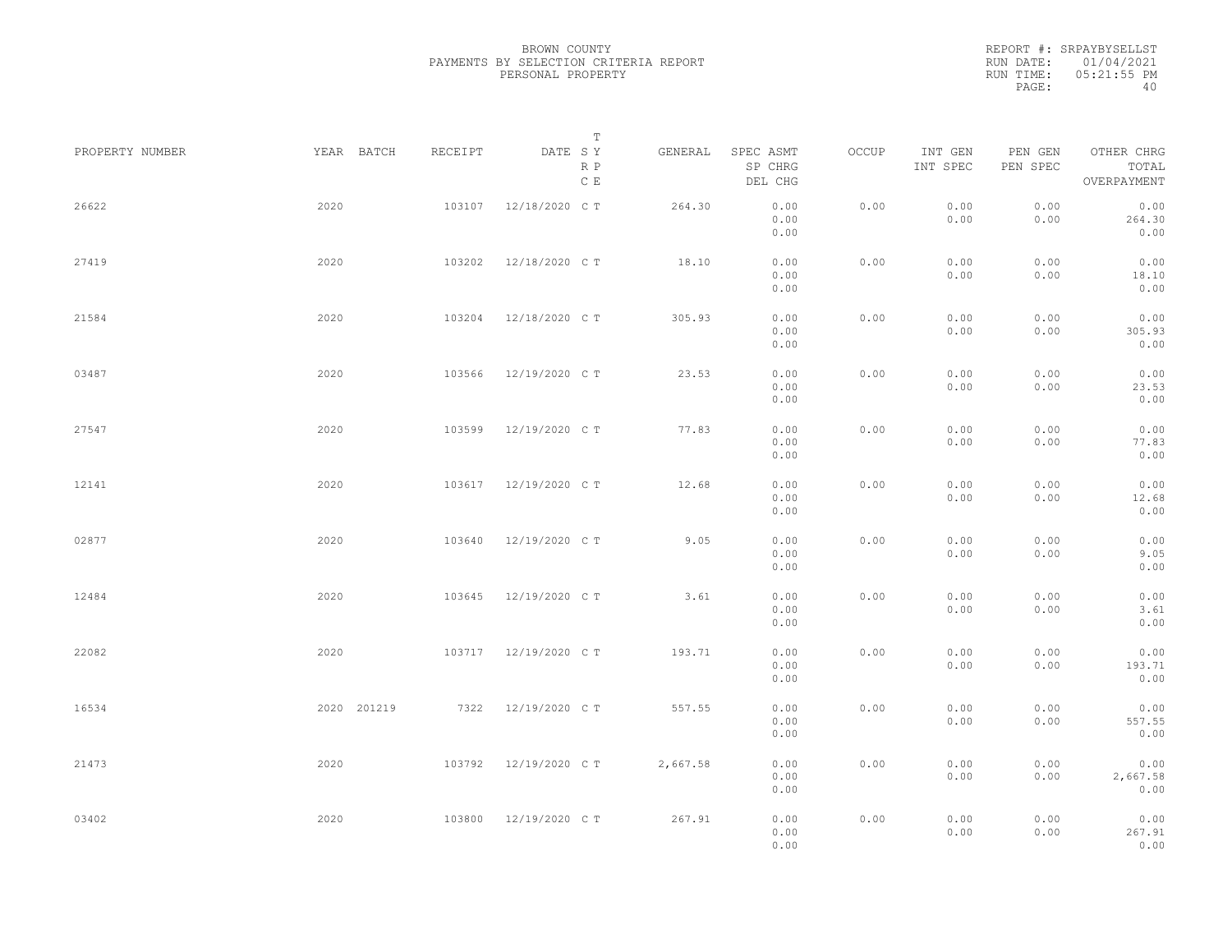BROWN COUNTY
PAYMENTS BY SELECTION CRITERIA REPORT
PERSONAL PROPERTY

REPORT #: SRPAYBYSELLST
RUN DATE: 01/04/2021
RUN TIME: 05:21:55 PM

| PROPERTY NUMBER | YEAR | BATCH | RECEIPT | DATE | T SY RP CE | GENERAL | SPEC ASMT SP CHRG DEL CHG | OCCUP | INT GEN INT SPEC | PEN GEN PEN SPEC | OTHER CHRG TOTAL OVERPAYMENT |
|---|---|---|---|---|---|---|---|---|---|---|---|
| 26622 | 2020 | | 103107 | 12/18/2020 | C T | 264.30 | 0.00 0.00 0.00 | 0.00 | 0.00 0.00 | 0.00 0.00 | 0.00 264.30 0.00 |
| 27419 | 2020 | | 103202 | 12/18/2020 | C T | 18.10 | 0.00 0.00 0.00 | 0.00 | 0.00 0.00 | 0.00 0.00 | 0.00 18.10 0.00 |
| 21584 | 2020 | | 103204 | 12/18/2020 | C T | 305.93 | 0.00 0.00 0.00 | 0.00 | 0.00 0.00 | 0.00 0.00 | 0.00 305.93 0.00 |
| 03487 | 2020 | | 103566 | 12/19/2020 | C T | 23.53 | 0.00 0.00 0.00 | 0.00 | 0.00 0.00 | 0.00 0.00 | 0.00 23.53 0.00 |
| 27547 | 2020 | | 103599 | 12/19/2020 | C T | 77.83 | 0.00 0.00 0.00 | 0.00 | 0.00 0.00 | 0.00 0.00 | 0.00 77.83 0.00 |
| 12141 | 2020 | | 103617 | 12/19/2020 | C T | 12.68 | 0.00 0.00 0.00 | 0.00 | 0.00 0.00 | 0.00 0.00 | 0.00 12.68 0.00 |
| 02877 | 2020 | | 103640 | 12/19/2020 | C T | 9.05 | 0.00 0.00 0.00 | 0.00 | 0.00 0.00 | 0.00 0.00 | 0.00 9.05 0.00 |
| 12484 | 2020 | | 103645 | 12/19/2020 | C T | 3.61 | 0.00 0.00 0.00 | 0.00 | 0.00 0.00 | 0.00 0.00 | 0.00 3.61 0.00 |
| 22082 | 2020 | | 103717 | 12/19/2020 | C T | 193.71 | 0.00 0.00 0.00 | 0.00 | 0.00 0.00 | 0.00 0.00 | 0.00 193.71 0.00 |
| 16534 | 2020 | 201219 | 7322 | 12/19/2020 | C T | 557.55 | 0.00 0.00 0.00 | 0.00 | 0.00 0.00 | 0.00 0.00 | 0.00 557.55 0.00 |
| 21473 | 2020 | | 103792 | 12/19/2020 | C T | 2,667.58 | 0.00 0.00 0.00 | 0.00 | 0.00 0.00 | 0.00 0.00 | 0.00 2,667.58 0.00 |
| 03402 | 2020 | | 103800 | 12/19/2020 | C T | 267.91 | 0.00 0.00 0.00 | 0.00 | 0.00 0.00 | 0.00 0.00 | 0.00 267.91 0.00 |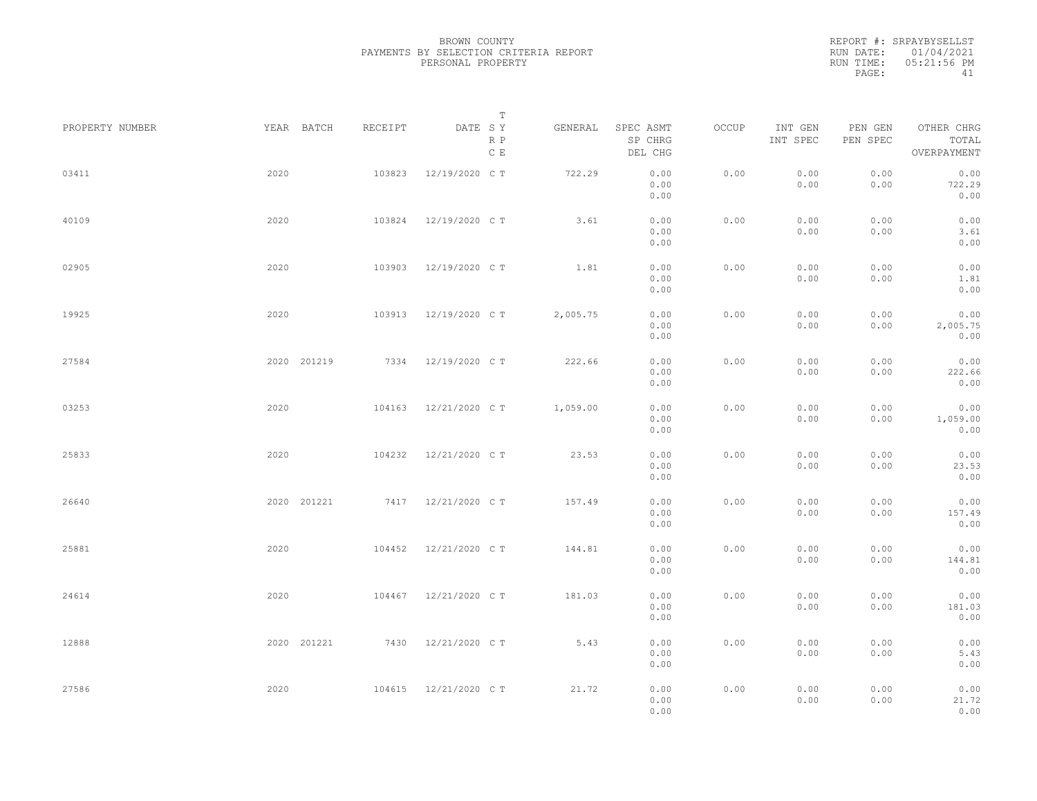BROWN COUNTY
PAYMENTS BY SELECTION CRITERIA REPORT
PERSONAL PROPERTY

REPORT #: SRPAYBYSELLST
RUN DATE: 01/04/2021
RUN TIME: 05:21:56 PM

| PROPERTY NUMBER | YEAR | BATCH | RECEIPT | DATE | T SY RP CE | GENERAL | SPEC ASMT / SP CHRG / DEL CHG | OCCUP | INT GEN / INT SPEC | PEN GEN / PEN SPEC | OTHER CHRG / TOTAL / OVERPAYMENT |
|---|---|---|---|---|---|---|---|---|---|---|---|
| 03411 | 2020 | | 103823 | 12/19/2020 | C T | 722.29 | 0.00 / 0.00 / 0.00 | 0.00 | 0.00 / 0.00 | 0.00 / 0.00 | 0.00 / 722.29 / 0.00 |
| 40109 | 2020 | | 103824 | 12/19/2020 | C T | 3.61 | 0.00 / 0.00 / 0.00 | 0.00 | 0.00 / 0.00 | 0.00 / 0.00 | 0.00 / 3.61 / 0.00 |
| 02905 | 2020 | | 103903 | 12/19/2020 | C T | 1.81 | 0.00 / 0.00 / 0.00 | 0.00 | 0.00 / 0.00 | 0.00 / 0.00 | 0.00 / 1.81 / 0.00 |
| 19925 | 2020 | | 103913 | 12/19/2020 | C T | 2,005.75 | 0.00 / 0.00 / 0.00 | 0.00 | 0.00 / 0.00 | 0.00 / 0.00 | 0.00 / 2,005.75 / 0.00 |
| 27584 | 2020 | 201219 | 7334 | 12/19/2020 | C T | 222.66 | 0.00 / 0.00 / 0.00 | 0.00 | 0.00 / 0.00 | 0.00 / 0.00 | 0.00 / 222.66 / 0.00 |
| 03253 | 2020 | | 104163 | 12/21/2020 | C T | 1,059.00 | 0.00 / 0.00 / 0.00 | 0.00 | 0.00 / 0.00 | 0.00 / 0.00 | 0.00 / 1,059.00 / 0.00 |
| 25833 | 2020 | | 104232 | 12/21/2020 | C T | 23.53 | 0.00 / 0.00 / 0.00 | 0.00 | 0.00 / 0.00 | 0.00 / 0.00 | 0.00 / 23.53 / 0.00 |
| 26640 | 2020 | 201221 | 7417 | 12/21/2020 | C T | 157.49 | 0.00 / 0.00 / 0.00 | 0.00 | 0.00 / 0.00 | 0.00 / 0.00 | 0.00 / 157.49 / 0.00 |
| 25881 | 2020 | | 104452 | 12/21/2020 | C T | 144.81 | 0.00 / 0.00 / 0.00 | 0.00 | 0.00 / 0.00 | 0.00 / 0.00 | 0.00 / 144.81 / 0.00 |
| 24614 | 2020 | | 104467 | 12/21/2020 | C T | 181.03 | 0.00 / 0.00 / 0.00 | 0.00 | 0.00 / 0.00 | 0.00 / 0.00 | 0.00 / 181.03 / 0.00 |
| 12888 | 2020 | 201221 | 7430 | 12/21/2020 | C T | 5.43 | 0.00 / 0.00 / 0.00 | 0.00 | 0.00 / 0.00 | 0.00 / 0.00 | 0.00 / 5.43 / 0.00 |
| 27586 | 2020 | | 104615 | 12/21/2020 | C T | 21.72 | 0.00 / 0.00 / 0.00 | 0.00 | 0.00 / 0.00 | 0.00 / 0.00 | 0.00 / 21.72 / 0.00 |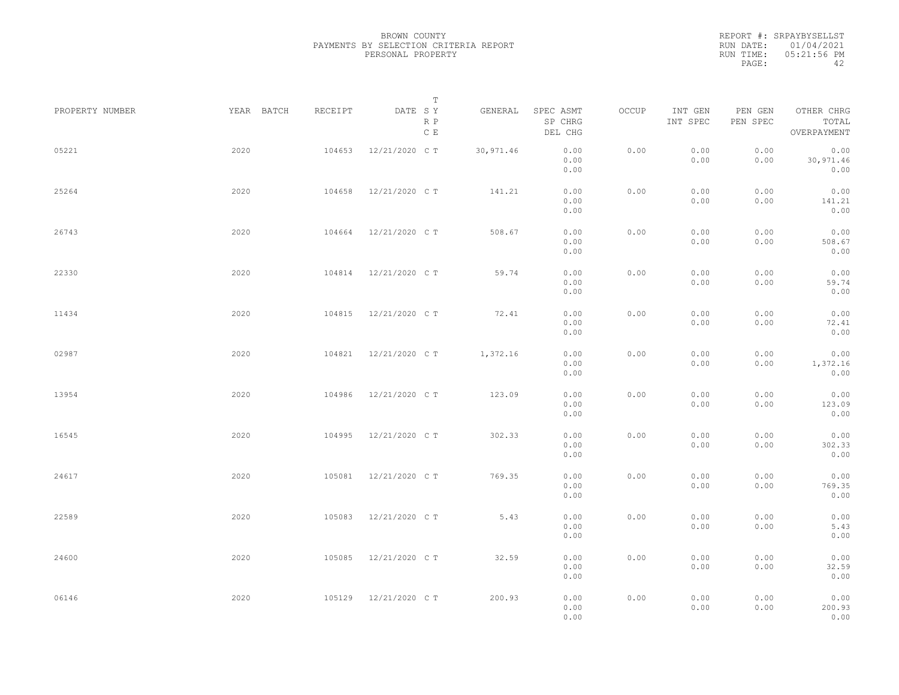BROWN COUNTY
PAYMENTS BY SELECTION CRITERIA REPORT
PERSONAL PROPERTY

REPORT #: SRPAYBYSELLST
RUN DATE: 01/04/2021
RUN TIME: 05:21:56 PM

| PROPERTY NUMBER | YEAR | BATCH | RECEIPT | DATE | T SY RP CE | GENERAL | SPEC ASMT / SP CHRG / DEL CHG | OCCUP | INT GEN / INT SPEC | PEN GEN / PEN SPEC | OTHER CHRG / TOTAL / OVERPAYMENT |
|---|---|---|---|---|---|---|---|---|---|---|---|
| 05221 | 2020 | | 104653 | 12/21/2020 | C T | 30,971.46 | 0.00 / 0.00 / 0.00 | 0.00 | 0.00 / 0.00 | 0.00 / 0.00 | 0.00 / 30,971.46 / 0.00 |
| 25264 | 2020 | | 104658 | 12/21/2020 | C T | 141.21 | 0.00 / 0.00 / 0.00 | 0.00 | 0.00 / 0.00 | 0.00 / 0.00 | 0.00 / 141.21 / 0.00 |
| 26743 | 2020 | | 104664 | 12/21/2020 | C T | 508.67 | 0.00 / 0.00 / 0.00 | 0.00 | 0.00 / 0.00 | 0.00 / 0.00 | 0.00 / 508.67 / 0.00 |
| 22330 | 2020 | | 104814 | 12/21/2020 | C T | 59.74 | 0.00 / 0.00 / 0.00 | 0.00 | 0.00 / 0.00 | 0.00 / 0.00 | 0.00 / 59.74 / 0.00 |
| 11434 | 2020 | | 104815 | 12/21/2020 | C T | 72.41 | 0.00 / 0.00 / 0.00 | 0.00 | 0.00 / 0.00 | 0.00 / 0.00 | 0.00 / 72.41 / 0.00 |
| 02987 | 2020 | | 104821 | 12/21/2020 | C T | 1,372.16 | 0.00 / 0.00 / 0.00 | 0.00 | 0.00 / 0.00 | 0.00 / 0.00 | 0.00 / 1,372.16 / 0.00 |
| 13954 | 2020 | | 104986 | 12/21/2020 | C T | 123.09 | 0.00 / 0.00 / 0.00 | 0.00 | 0.00 / 0.00 | 0.00 / 0.00 | 0.00 / 123.09 / 0.00 |
| 16545 | 2020 | | 104995 | 12/21/2020 | C T | 302.33 | 0.00 / 0.00 / 0.00 | 0.00 | 0.00 / 0.00 | 0.00 / 0.00 | 0.00 / 302.33 / 0.00 |
| 24617 | 2020 | | 105081 | 12/21/2020 | C T | 769.35 | 0.00 / 0.00 / 0.00 | 0.00 | 0.00 / 0.00 | 0.00 / 0.00 | 0.00 / 769.35 / 0.00 |
| 22589 | 2020 | | 105083 | 12/21/2020 | C T | 5.43 | 0.00 / 0.00 / 0.00 | 0.00 | 0.00 / 0.00 | 0.00 / 0.00 | 0.00 / 5.43 / 0.00 |
| 24600 | 2020 | | 105085 | 12/21/2020 | C T | 32.59 | 0.00 / 0.00 / 0.00 | 0.00 | 0.00 / 0.00 | 0.00 / 0.00 | 0.00 / 32.59 / 0.00 |
| 06146 | 2020 | | 105129 | 12/21/2020 | C T | 200.93 | 0.00 / 0.00 / 0.00 | 0.00 | 0.00 / 0.00 | 0.00 / 0.00 | 0.00 / 200.93 / 0.00 |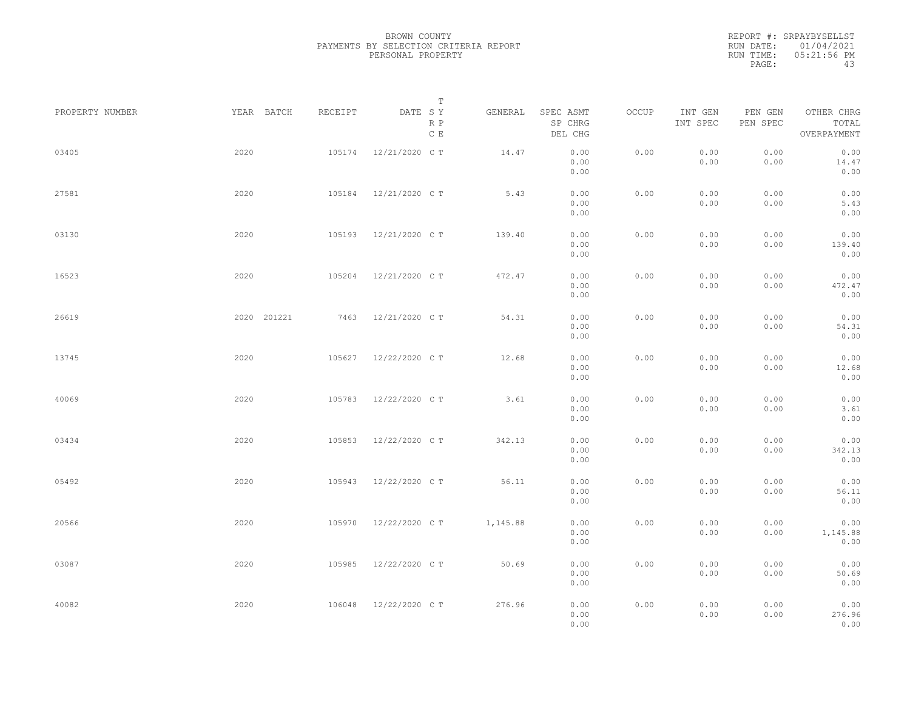BROWN COUNTY
PAYMENTS BY SELECTION CRITERIA REPORT
PERSONAL PROPERTY

REPORT #: SRPAYBYSELLST
RUN DATE: 01/04/2021
RUN TIME: 05:21:56 PM

| PROPERTY NUMBER | YEAR | BATCH | RECEIPT | DATE | T SY RP CE | GENERAL | SPEC ASMT / SP CHRG / DEL CHG | OCCUP | INT GEN / INT SPEC | PEN GEN / PEN SPEC | OTHER CHRG / TOTAL / OVERPAYMENT |
|---|---|---|---|---|---|---|---|---|---|---|---|
| 03405 | 2020 | | 105174 | 12/21/2020 | C T | 14.47 | 0.00 / 0.00 / 0.00 | 0.00 | 0.00 / 0.00 | 0.00 / 0.00 | 0.00 / 14.47 / 0.00 |
| 27581 | 2020 | | 105184 | 12/21/2020 | C T | 5.43 | 0.00 / 0.00 / 0.00 | 0.00 | 0.00 / 0.00 | 0.00 / 0.00 | 0.00 / 5.43 / 0.00 |
| 03130 | 2020 | | 105193 | 12/21/2020 | C T | 139.40 | 0.00 / 0.00 / 0.00 | 0.00 | 0.00 / 0.00 | 0.00 / 0.00 | 0.00 / 139.40 / 0.00 |
| 16523 | 2020 | | 105204 | 12/21/2020 | C T | 472.47 | 0.00 / 0.00 / 0.00 | 0.00 | 0.00 / 0.00 | 0.00 / 0.00 | 0.00 / 472.47 / 0.00 |
| 26619 | 2020 | 201221 | 7463 | 12/21/2020 | C T | 54.31 | 0.00 / 0.00 / 0.00 | 0.00 | 0.00 / 0.00 | 0.00 / 0.00 | 0.00 / 54.31 / 0.00 |
| 13745 | 2020 | | 105627 | 12/22/2020 | C T | 12.68 | 0.00 / 0.00 / 0.00 | 0.00 | 0.00 / 0.00 | 0.00 / 0.00 | 0.00 / 12.68 / 0.00 |
| 40069 | 2020 | | 105783 | 12/22/2020 | C T | 3.61 | 0.00 / 0.00 / 0.00 | 0.00 | 0.00 / 0.00 | 0.00 / 0.00 | 0.00 / 3.61 / 0.00 |
| 03434 | 2020 | | 105853 | 12/22/2020 | C T | 342.13 | 0.00 / 0.00 / 0.00 | 0.00 | 0.00 / 0.00 | 0.00 / 0.00 | 0.00 / 342.13 / 0.00 |
| 05492 | 2020 | | 105943 | 12/22/2020 | C T | 56.11 | 0.00 / 0.00 / 0.00 | 0.00 | 0.00 / 0.00 | 0.00 / 0.00 | 0.00 / 56.11 / 0.00 |
| 20566 | 2020 | | 105970 | 12/22/2020 | C T | 1,145.88 | 0.00 / 0.00 / 0.00 | 0.00 | 0.00 / 0.00 | 0.00 / 0.00 | 0.00 / 1,145.88 / 0.00 |
| 03087 | 2020 | | 105985 | 12/22/2020 | C T | 50.69 | 0.00 / 0.00 / 0.00 | 0.00 | 0.00 / 0.00 | 0.00 / 0.00 | 0.00 / 50.69 / 0.00 |
| 40082 | 2020 | | 106048 | 12/22/2020 | C T | 276.96 | 0.00 / 0.00 / 0.00 | 0.00 | 0.00 / 0.00 | 0.00 / 0.00 | 0.00 / 276.96 / 0.00 |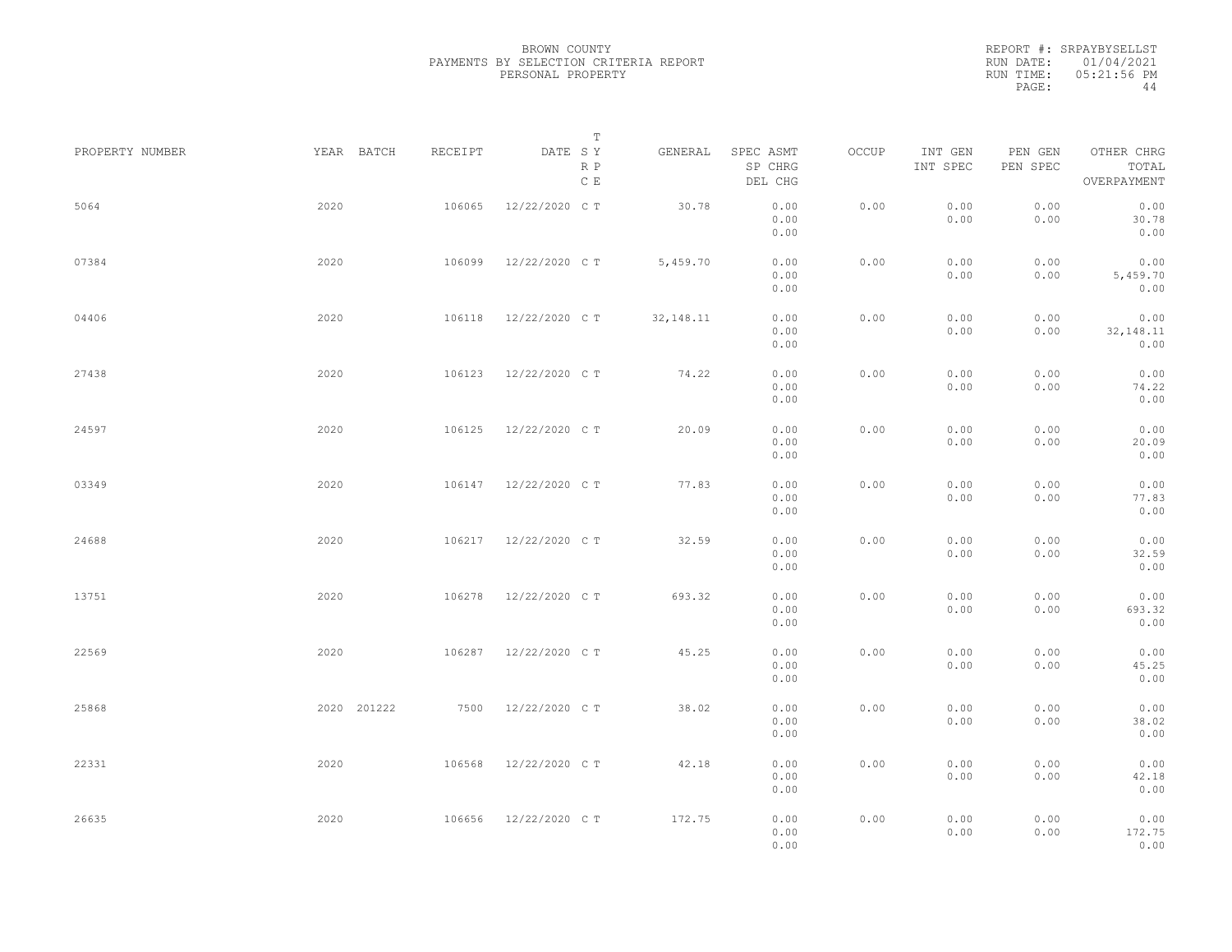BROWN COUNTY
PAYMENTS BY SELECTION CRITERIA REPORT
PERSONAL PROPERTY

REPORT #: SRPAYBYSELLST
RUN DATE: 01/04/2021
RUN TIME: 05:21:56 PM

| PROPERTY NUMBER | YEAR | BATCH | RECEIPT | DATE | T S Y R P C E | GENERAL | SPEC ASMT SP CHRG DEL CHG | OCCUP | INT GEN INT SPEC | PEN GEN PEN SPEC | OTHER CHRG TOTAL OVERPAYMENT |
|---|---|---|---|---|---|---|---|---|---|---|---|
| 5064 | 2020 | | 106065 | 12/22/2020 | C T | 30.78 | 0.00 0.00 0.00 | 0.00 | 0.00 0.00 | 0.00 0.00 | 0.00 30.78 0.00 |
| 07384 | 2020 | | 106099 | 12/22/2020 | C T | 5,459.70 | 0.00 0.00 0.00 | 0.00 | 0.00 0.00 | 0.00 0.00 | 0.00 5,459.70 0.00 |
| 04406 | 2020 | | 106118 | 12/22/2020 | C T | 32,148.11 | 0.00 0.00 0.00 | 0.00 | 0.00 0.00 | 0.00 0.00 | 0.00 32,148.11 0.00 |
| 27438 | 2020 | | 106123 | 12/22/2020 | C T | 74.22 | 0.00 0.00 0.00 | 0.00 | 0.00 0.00 | 0.00 0.00 | 0.00 74.22 0.00 |
| 24597 | 2020 | | 106125 | 12/22/2020 | C T | 20.09 | 0.00 0.00 0.00 | 0.00 | 0.00 0.00 | 0.00 0.00 | 0.00 20.09 0.00 |
| 03349 | 2020 | | 106147 | 12/22/2020 | C T | 77.83 | 0.00 0.00 0.00 | 0.00 | 0.00 0.00 | 0.00 0.00 | 0.00 77.83 0.00 |
| 24688 | 2020 | | 106217 | 12/22/2020 | C T | 32.59 | 0.00 0.00 0.00 | 0.00 | 0.00 0.00 | 0.00 0.00 | 0.00 32.59 0.00 |
| 13751 | 2020 | | 106278 | 12/22/2020 | C T | 693.32 | 0.00 0.00 0.00 | 0.00 | 0.00 0.00 | 0.00 0.00 | 0.00 693.32 0.00 |
| 22569 | 2020 | | 106287 | 12/22/2020 | C T | 45.25 | 0.00 0.00 0.00 | 0.00 | 0.00 0.00 | 0.00 0.00 | 0.00 45.25 0.00 |
| 25868 | 2020 | 201222 | 7500 | 12/22/2020 | C T | 38.02 | 0.00 0.00 0.00 | 0.00 | 0.00 0.00 | 0.00 0.00 | 0.00 38.02 0.00 |
| 22331 | 2020 | | 106568 | 12/22/2020 | C T | 42.18 | 0.00 0.00 0.00 | 0.00 | 0.00 0.00 | 0.00 0.00 | 0.00 42.18 0.00 |
| 26635 | 2020 | | 106656 | 12/22/2020 | C T | 172.75 | 0.00 0.00 0.00 | 0.00 | 0.00 0.00 | 0.00 0.00 | 0.00 172.75 0.00 |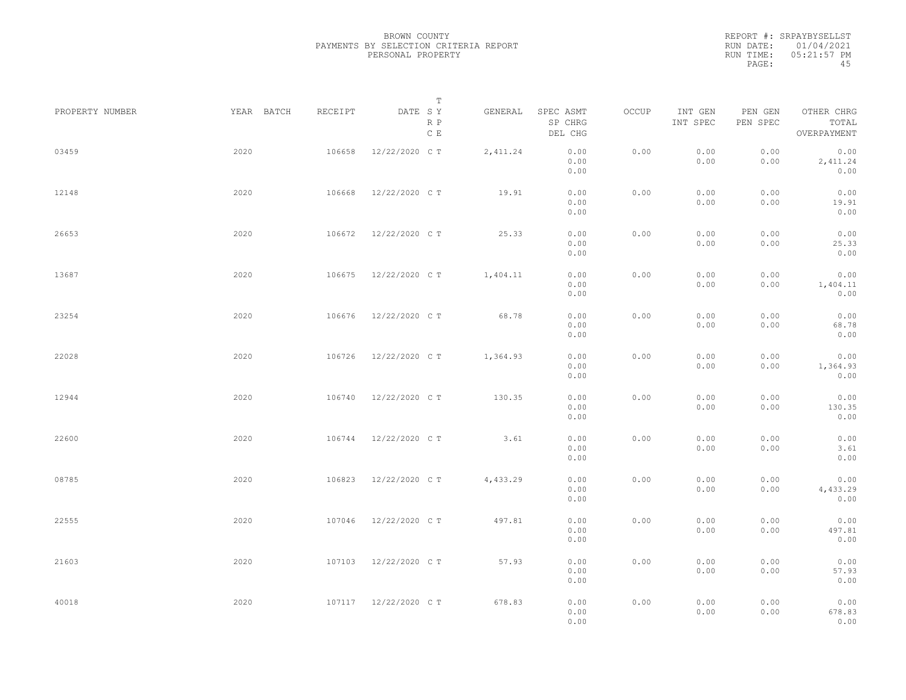BROWN COUNTY
PAYMENTS BY SELECTION CRITERIA REPORT
PERSONAL PROPERTY

REPORT #: SRPAYBYSELLST
RUN DATE: 01/04/2021
RUN TIME: 05:21:57 PM

| PROPERTY NUMBER | YEAR | BATCH | RECEIPT | DATE | T SY RP CE | GENERAL | SPEC ASMT / SP CHRG / DEL CHG | OCCUP | INT GEN / INT SPEC | PEN GEN / PEN SPEC | OTHER CHRG / TOTAL / OVERPAYMENT |
|---|---|---|---|---|---|---|---|---|---|---|---|
| 03459 | 2020 | | 106658 | 12/22/2020 | C T | 2,411.24 | 0.00 / 0.00 / 0.00 | 0.00 | 0.00 / 0.00 | 0.00 / 0.00 | 0.00 / 2,411.24 / 0.00 |
| 12148 | 2020 | | 106668 | 12/22/2020 | C T | 19.91 | 0.00 / 0.00 / 0.00 | 0.00 | 0.00 / 0.00 | 0.00 / 0.00 | 0.00 / 19.91 / 0.00 |
| 26653 | 2020 | | 106672 | 12/22/2020 | C T | 25.33 | 0.00 / 0.00 / 0.00 | 0.00 | 0.00 / 0.00 | 0.00 / 0.00 | 0.00 / 25.33 / 0.00 |
| 13687 | 2020 | | 106675 | 12/22/2020 | C T | 1,404.11 | 0.00 / 0.00 / 0.00 | 0.00 | 0.00 / 0.00 | 0.00 / 0.00 | 0.00 / 1,404.11 / 0.00 |
| 23254 | 2020 | | 106676 | 12/22/2020 | C T | 68.78 | 0.00 / 0.00 / 0.00 | 0.00 | 0.00 / 0.00 | 0.00 / 0.00 | 0.00 / 68.78 / 0.00 |
| 22028 | 2020 | | 106726 | 12/22/2020 | C T | 1,364.93 | 0.00 / 0.00 / 0.00 | 0.00 | 0.00 / 0.00 | 0.00 / 0.00 | 0.00 / 1,364.93 / 0.00 |
| 12944 | 2020 | | 106740 | 12/22/2020 | C T | 130.35 | 0.00 / 0.00 / 0.00 | 0.00 | 0.00 / 0.00 | 0.00 / 0.00 | 0.00 / 130.35 / 0.00 |
| 22600 | 2020 | | 106744 | 12/22/2020 | C T | 3.61 | 0.00 / 0.00 / 0.00 | 0.00 | 0.00 / 0.00 | 0.00 / 0.00 | 0.00 / 3.61 / 0.00 |
| 08785 | 2020 | | 106823 | 12/22/2020 | C T | 4,433.29 | 0.00 / 0.00 / 0.00 | 0.00 | 0.00 / 0.00 | 0.00 / 0.00 | 0.00 / 4,433.29 / 0.00 |
| 22555 | 2020 | | 107046 | 12/22/2020 | C T | 497.81 | 0.00 / 0.00 / 0.00 | 0.00 | 0.00 / 0.00 | 0.00 / 0.00 | 0.00 / 497.81 / 0.00 |
| 21603 | 2020 | | 107103 | 12/22/2020 | C T | 57.93 | 0.00 / 0.00 / 0.00 | 0.00 | 0.00 / 0.00 | 0.00 / 0.00 | 0.00 / 57.93 / 0.00 |
| 40018 | 2020 | | 107117 | 12/22/2020 | C T | 678.83 | 0.00 / 0.00 / 0.00 | 0.00 | 0.00 / 0.00 | 0.00 / 0.00 | 0.00 / 678.83 / 0.00 |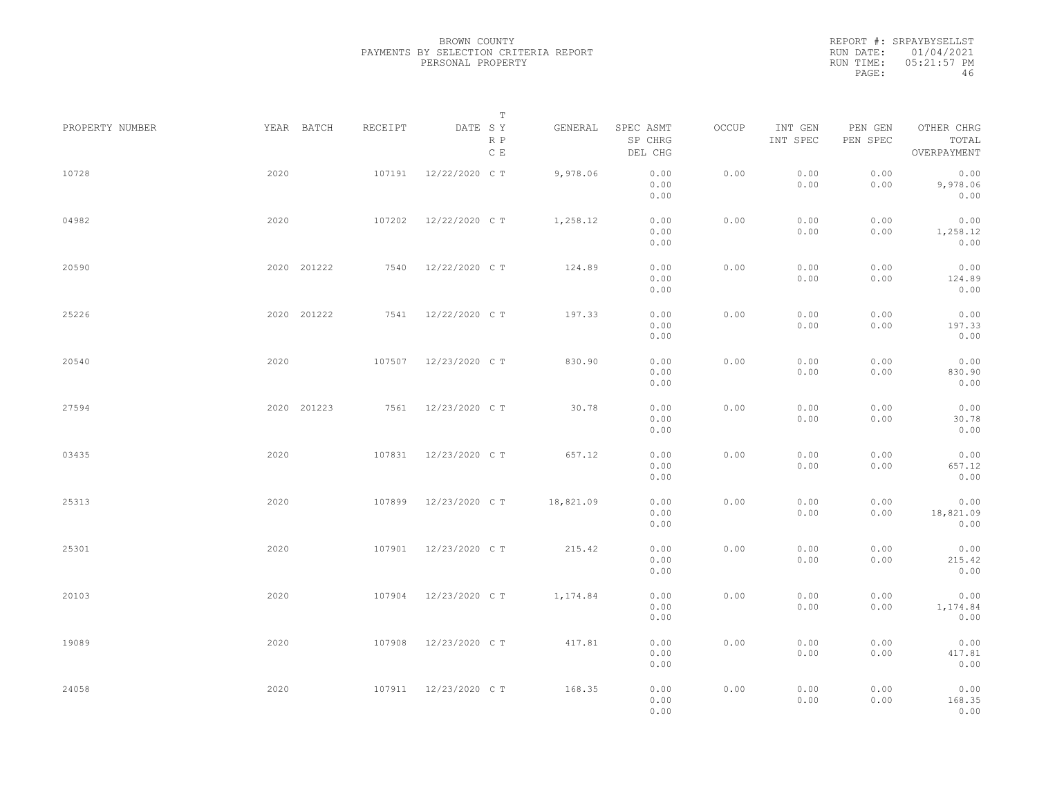BROWN COUNTY
PAYMENTS BY SELECTION CRITERIA REPORT
PERSONAL PROPERTY

REPORT #: SRPAYBYSELLST
RUN DATE: 01/04/2021
RUN TIME: 05:21:57 PM

| PROPERTY NUMBER | YEAR | BATCH | RECEIPT | DATE | T S Y R P C E | GENERAL | SPEC ASMT SP CHRG DEL CHG | OCCUP | INT GEN INT SPEC | PEN GEN PEN SPEC | OTHER CHRG TOTAL OVERPAYMENT |
|---|---|---|---|---|---|---|---|---|---|---|---|
| 10728 | 2020 | | 107191 | 12/22/2020 | C T | 9,978.06 | 0.00 0.00 0.00 | 0.00 | 0.00 0.00 | 0.00 0.00 | 0.00 9,978.06 0.00 |
| 04982 | 2020 | | 107202 | 12/22/2020 | C T | 1,258.12 | 0.00 0.00 0.00 | 0.00 | 0.00 0.00 | 0.00 0.00 | 0.00 1,258.12 0.00 |
| 20590 | 2020 | 201222 | 7540 | 12/22/2020 | C T | 124.89 | 0.00 0.00 0.00 | 0.00 | 0.00 0.00 | 0.00 0.00 | 0.00 124.89 0.00 |
| 25226 | 2020 | 201222 | 7541 | 12/22/2020 | C T | 197.33 | 0.00 0.00 0.00 | 0.00 | 0.00 0.00 | 0.00 0.00 | 0.00 197.33 0.00 |
| 20540 | 2020 | | 107507 | 12/23/2020 | C T | 830.90 | 0.00 0.00 0.00 | 0.00 | 0.00 0.00 | 0.00 0.00 | 0.00 830.90 0.00 |
| 27594 | 2020 | 201223 | 7561 | 12/23/2020 | C T | 30.78 | 0.00 0.00 0.00 | 0.00 | 0.00 0.00 | 0.00 0.00 | 0.00 30.78 0.00 |
| 03435 | 2020 | | 107831 | 12/23/2020 | C T | 657.12 | 0.00 0.00 0.00 | 0.00 | 0.00 0.00 | 0.00 0.00 | 0.00 657.12 0.00 |
| 25313 | 2020 | | 107899 | 12/23/2020 | C T | 18,821.09 | 0.00 0.00 0.00 | 0.00 | 0.00 0.00 | 0.00 0.00 | 0.00 18,821.09 0.00 |
| 25301 | 2020 | | 107901 | 12/23/2020 | C T | 215.42 | 0.00 0.00 0.00 | 0.00 | 0.00 0.00 | 0.00 0.00 | 0.00 215.42 0.00 |
| 20103 | 2020 | | 107904 | 12/23/2020 | C T | 1,174.84 | 0.00 0.00 0.00 | 0.00 | 0.00 0.00 | 0.00 0.00 | 0.00 1,174.84 0.00 |
| 19089 | 2020 | | 107908 | 12/23/2020 | C T | 417.81 | 0.00 0.00 0.00 | 0.00 | 0.00 0.00 | 0.00 0.00 | 0.00 417.81 0.00 |
| 24058 | 2020 | | 107911 | 12/23/2020 | C T | 168.35 | 0.00 0.00 0.00 | 0.00 | 0.00 0.00 | 0.00 0.00 | 0.00 168.35 0.00 |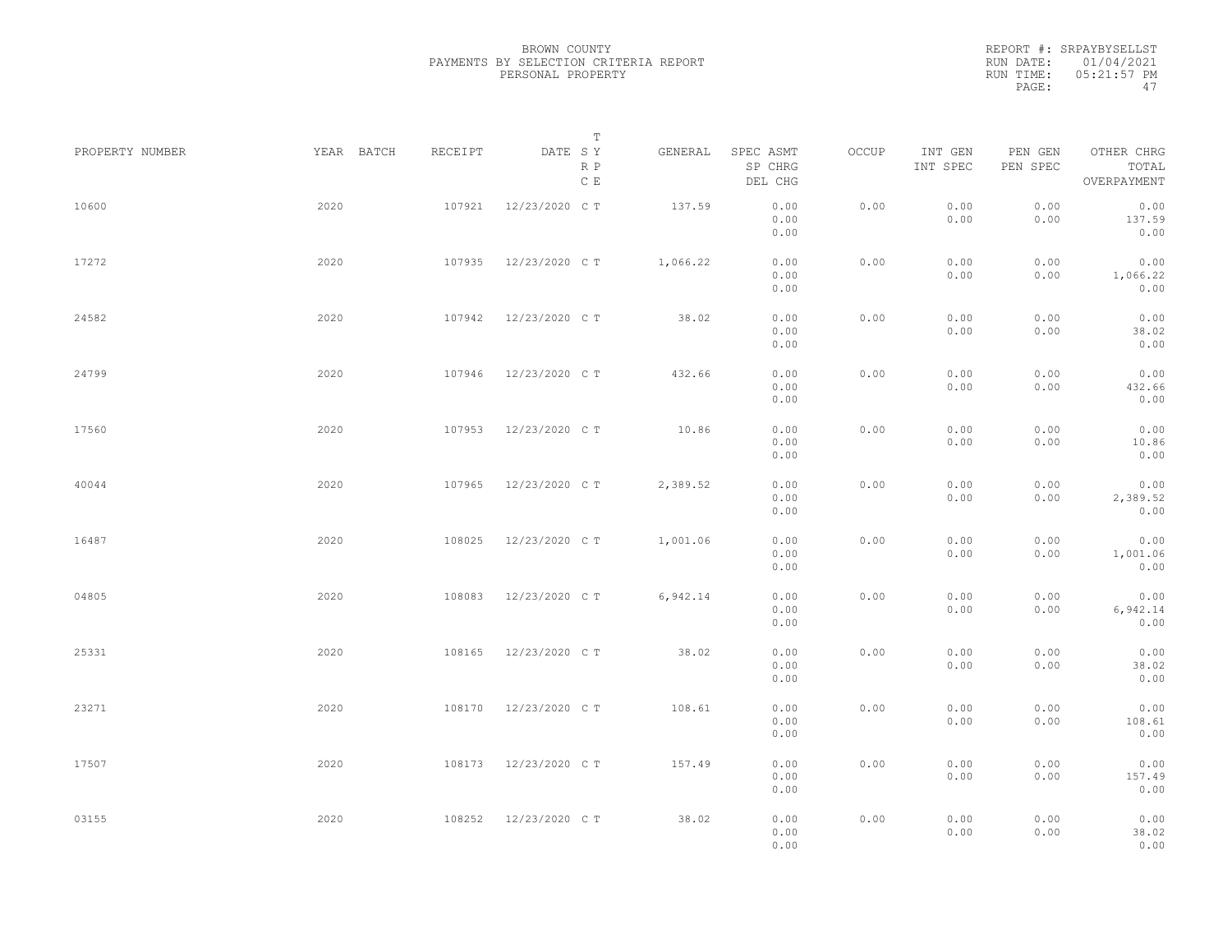BROWN COUNTY
PAYMENTS BY SELECTION CRITERIA REPORT
PERSONAL PROPERTY

REPORT #: SRPAYBYSELLST
RUN DATE: 01/04/2021
RUN TIME: 05:21:57 PM

| PROPERTY NUMBER | YEAR | BATCH | RECEIPT | DATE | T SY RP CE | GENERAL | SPEC ASMT / SP CHRG / DEL CHG | OCCUP | INT GEN / INT SPEC | PEN GEN / PEN SPEC | OTHER CHRG / TOTAL / OVERPAYMENT |
|---|---|---|---|---|---|---|---|---|---|---|---|
| 10600 | 2020 | | 107921 | 12/23/2020 | C T | 137.59 | 0.00 / 0.00 / 0.00 | 0.00 | 0.00 / 0.00 | 0.00 / 0.00 | 0.00 / 137.59 / 0.00 |
| 17272 | 2020 | | 107935 | 12/23/2020 | C T | 1,066.22 | 0.00 / 0.00 / 0.00 | 0.00 | 0.00 / 0.00 | 0.00 / 0.00 | 0.00 / 1,066.22 / 0.00 |
| 24582 | 2020 | | 107942 | 12/23/2020 | C T | 38.02 | 0.00 / 0.00 / 0.00 | 0.00 | 0.00 / 0.00 | 0.00 / 0.00 | 0.00 / 38.02 / 0.00 |
| 24799 | 2020 | | 107946 | 12/23/2020 | C T | 432.66 | 0.00 / 0.00 / 0.00 | 0.00 | 0.00 / 0.00 | 0.00 / 0.00 | 0.00 / 432.66 / 0.00 |
| 17560 | 2020 | | 107953 | 12/23/2020 | C T | 10.86 | 0.00 / 0.00 / 0.00 | 0.00 | 0.00 / 0.00 | 0.00 / 0.00 | 0.00 / 10.86 / 0.00 |
| 40044 | 2020 | | 107965 | 12/23/2020 | C T | 2,389.52 | 0.00 / 0.00 / 0.00 | 0.00 | 0.00 / 0.00 | 0.00 / 0.00 | 0.00 / 2,389.52 / 0.00 |
| 16487 | 2020 | | 108025 | 12/23/2020 | C T | 1,001.06 | 0.00 / 0.00 / 0.00 | 0.00 | 0.00 / 0.00 | 0.00 / 0.00 | 0.00 / 1,001.06 / 0.00 |
| 04805 | 2020 | | 108083 | 12/23/2020 | C T | 6,942.14 | 0.00 / 0.00 / 0.00 | 0.00 | 0.00 / 0.00 | 0.00 / 0.00 | 0.00 / 6,942.14 / 0.00 |
| 25331 | 2020 | | 108165 | 12/23/2020 | C T | 38.02 | 0.00 / 0.00 / 0.00 | 0.00 | 0.00 / 0.00 | 0.00 / 0.00 | 0.00 / 38.02 / 0.00 |
| 23271 | 2020 | | 108170 | 12/23/2020 | C T | 108.61 | 0.00 / 0.00 / 0.00 | 0.00 | 0.00 / 0.00 | 0.00 / 0.00 | 0.00 / 108.61 / 0.00 |
| 17507 | 2020 | | 108173 | 12/23/2020 | C T | 157.49 | 0.00 / 0.00 / 0.00 | 0.00 | 0.00 / 0.00 | 0.00 / 0.00 | 0.00 / 157.49 / 0.00 |
| 03155 | 2020 | | 108252 | 12/23/2020 | C T | 38.02 | 0.00 / 0.00 / 0.00 | 0.00 | 0.00 / 0.00 | 0.00 / 0.00 | 0.00 / 38.02 / 0.00 |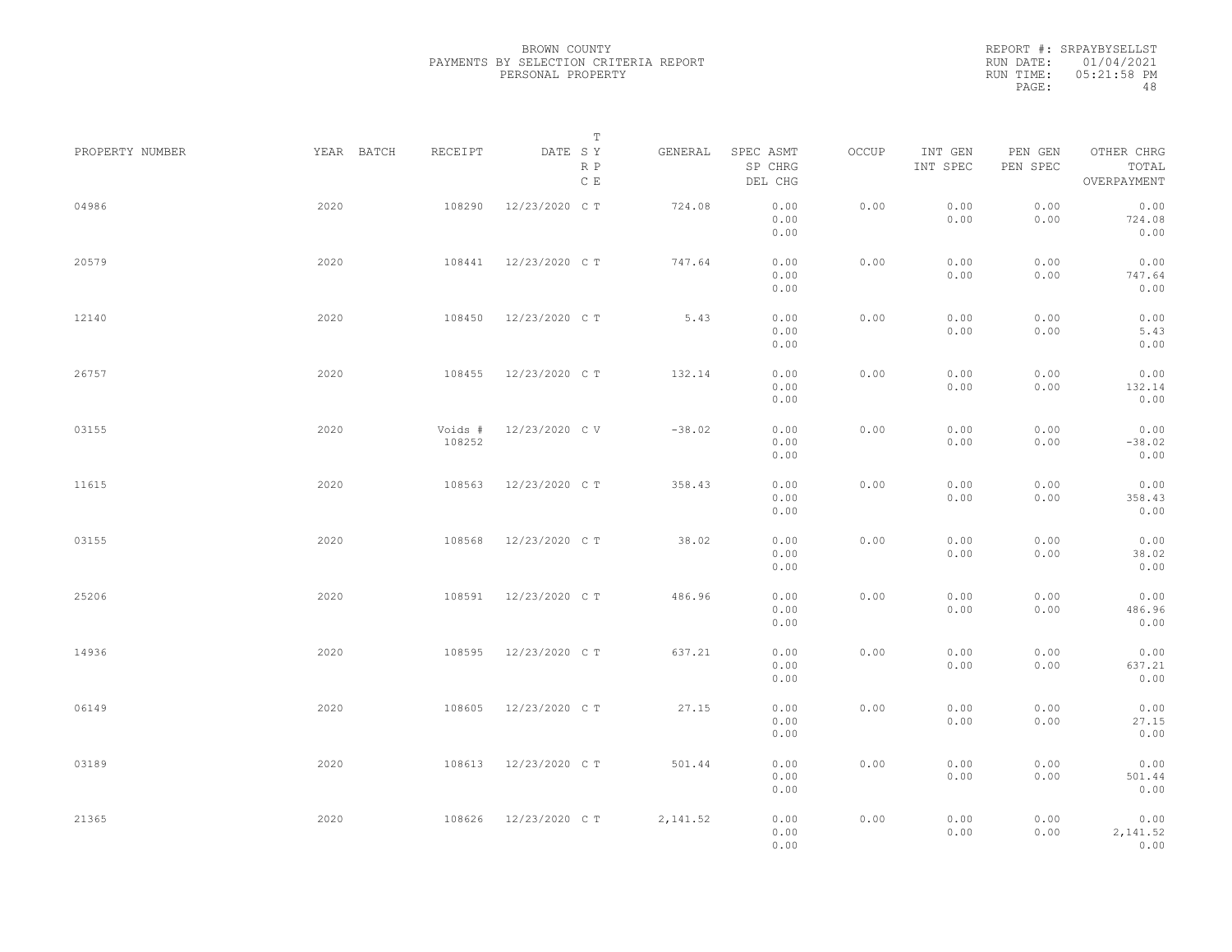BROWN COUNTY
PAYMENTS BY SELECTION CRITERIA REPORT
PERSONAL PROPERTY

REPORT #: SRPAYBYSELLST
RUN DATE: 01/04/2021
RUN TIME: 05:21:58 PM

| PROPERTY NUMBER | YEAR | BATCH | RECEIPT | DATE | T SY RP CE | GENERAL | SPEC ASMT / SP CHRG / DEL CHG | OCCUP | INT GEN / INT SPEC | PEN GEN / PEN SPEC | OTHER CHRG / TOTAL / OVERPAYMENT |
|---|---|---|---|---|---|---|---|---|---|---|---|
| 04986 | 2020 | | 108290 | 12/23/2020 | C T | 724.08 | 0.00 0.00 0.00 | 0.00 | 0.00 0.00 | 0.00 0.00 | 0.00 724.08 0.00 |
| 20579 | 2020 | | 108441 | 12/23/2020 | C T | 747.64 | 0.00 0.00 0.00 | 0.00 | 0.00 0.00 | 0.00 0.00 | 0.00 747.64 0.00 |
| 12140 | 2020 | | 108450 | 12/23/2020 | C T | 5.43 | 0.00 0.00 0.00 | 0.00 | 0.00 0.00 | 0.00 0.00 | 0.00 5.43 0.00 |
| 26757 | 2020 | | 108455 | 12/23/2020 | C T | 132.14 | 0.00 0.00 0.00 | 0.00 | 0.00 0.00 | 0.00 0.00 | 0.00 132.14 0.00 |
| 03155 | 2020 | | Voids # 108252 | 12/23/2020 | C V | -38.02 | 0.00 0.00 0.00 | 0.00 | 0.00 0.00 | 0.00 0.00 | 0.00 -38.02 0.00 |
| 11615 | 2020 | | 108563 | 12/23/2020 | C T | 358.43 | 0.00 0.00 0.00 | 0.00 | 0.00 0.00 | 0.00 0.00 | 0.00 358.43 0.00 |
| 03155 | 2020 | | 108568 | 12/23/2020 | C T | 38.02 | 0.00 0.00 0.00 | 0.00 | 0.00 0.00 | 0.00 0.00 | 0.00 38.02 0.00 |
| 25206 | 2020 | | 108591 | 12/23/2020 | C T | 486.96 | 0.00 0.00 0.00 | 0.00 | 0.00 0.00 | 0.00 0.00 | 0.00 486.96 0.00 |
| 14936 | 2020 | | 108595 | 12/23/2020 | C T | 637.21 | 0.00 0.00 0.00 | 0.00 | 0.00 0.00 | 0.00 0.00 | 0.00 637.21 0.00 |
| 06149 | 2020 | | 108605 | 12/23/2020 | C T | 27.15 | 0.00 0.00 0.00 | 0.00 | 0.00 0.00 | 0.00 0.00 | 0.00 27.15 0.00 |
| 03189 | 2020 | | 108613 | 12/23/2020 | C T | 501.44 | 0.00 0.00 0.00 | 0.00 | 0.00 0.00 | 0.00 0.00 | 0.00 501.44 0.00 |
| 21365 | 2020 | | 108626 | 12/23/2020 | C T | 2,141.52 | 0.00 0.00 0.00 | 0.00 | 0.00 0.00 | 0.00 0.00 | 0.00 2,141.52 0.00 |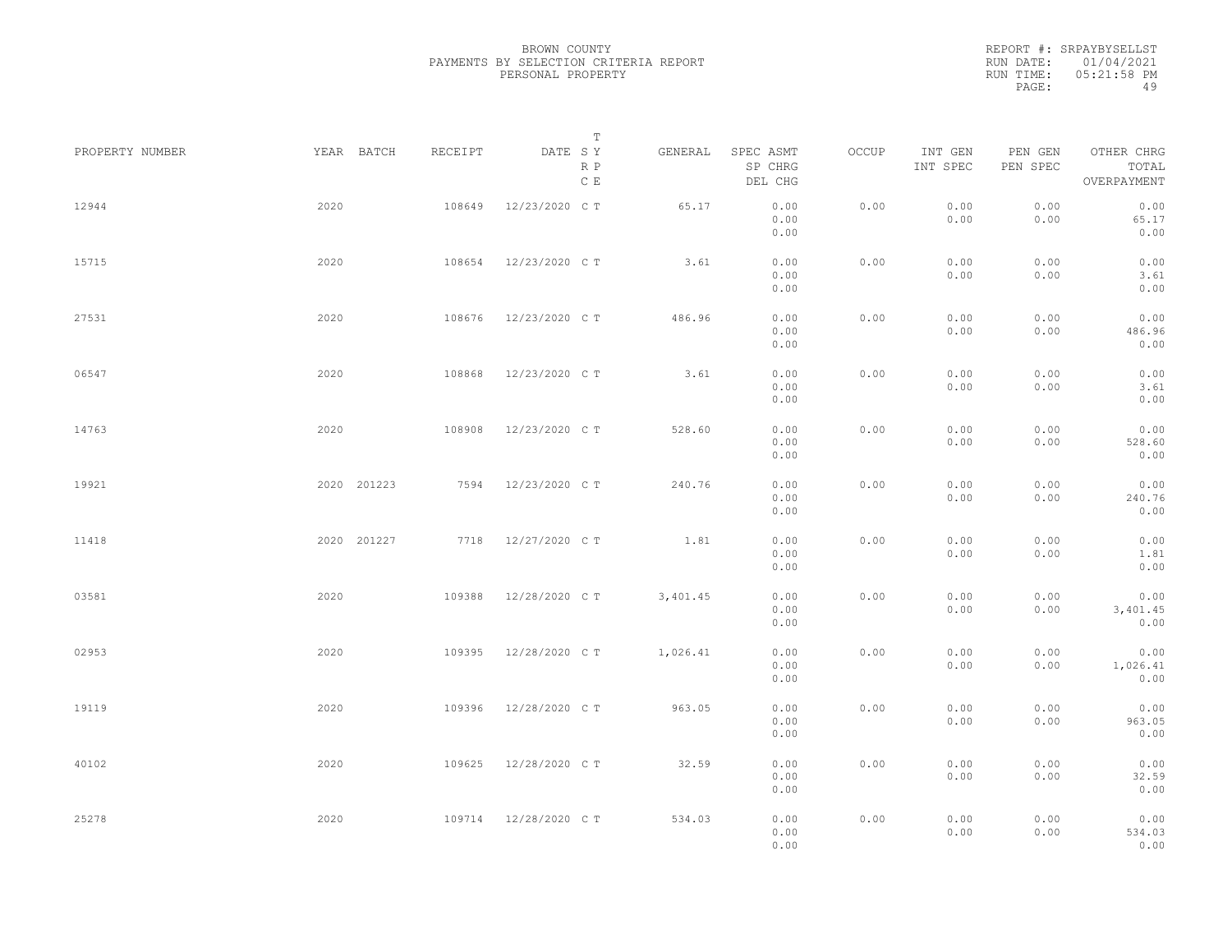BROWN COUNTY
PAYMENTS BY SELECTION CRITERIA REPORT
PERSONAL PROPERTY

REPORT #: SRPAYBYSELLST
RUN DATE: 01/04/2021
RUN TIME: 05:21:58 PM
PAGE: 49

| PROPERTY NUMBER | YEAR | BATCH | RECEIPT | DATE | T SY RP CE | GENERAL | SPEC ASMT SP CHRG DEL CHG | OCCUP | INT GEN INT SPEC | PEN GEN PEN SPEC | OTHER CHRG TOTAL OVERPAYMENT |
|---|---|---|---|---|---|---|---|---|---|---|---|
| 12944 | 2020 | | 108649 | 12/23/2020 | C T | 65.17 | 0.00 0.00 0.00 | 0.00 | 0.00 0.00 | 0.00 0.00 | 0.00 65.17 0.00 |
| 15715 | 2020 | | 108654 | 12/23/2020 | C T | 3.61 | 0.00 0.00 0.00 | 0.00 | 0.00 0.00 | 0.00 0.00 | 0.00 3.61 0.00 |
| 27531 | 2020 | | 108676 | 12/23/2020 | C T | 486.96 | 0.00 0.00 0.00 | 0.00 | 0.00 0.00 | 0.00 0.00 | 0.00 486.96 0.00 |
| 06547 | 2020 | | 108868 | 12/23/2020 | C T | 3.61 | 0.00 0.00 0.00 | 0.00 | 0.00 0.00 | 0.00 0.00 | 0.00 3.61 0.00 |
| 14763 | 2020 | | 108908 | 12/23/2020 | C T | 528.60 | 0.00 0.00 0.00 | 0.00 | 0.00 0.00 | 0.00 0.00 | 0.00 528.60 0.00 |
| 19921 | 2020 | 201223 | 7594 | 12/23/2020 | C T | 240.76 | 0.00 0.00 0.00 | 0.00 | 0.00 0.00 | 0.00 0.00 | 0.00 240.76 0.00 |
| 11418 | 2020 | 201227 | 7718 | 12/27/2020 | C T | 1.81 | 0.00 0.00 0.00 | 0.00 | 0.00 0.00 | 0.00 0.00 | 0.00 1.81 0.00 |
| 03581 | 2020 | | 109388 | 12/28/2020 | C T | 3,401.45 | 0.00 0.00 0.00 | 0.00 | 0.00 0.00 | 0.00 0.00 | 0.00 3,401.45 0.00 |
| 02953 | 2020 | | 109395 | 12/28/2020 | C T | 1,026.41 | 0.00 0.00 0.00 | 0.00 | 0.00 0.00 | 0.00 0.00 | 0.00 1,026.41 0.00 |
| 19119 | 2020 | | 109396 | 12/28/2020 | C T | 963.05 | 0.00 0.00 0.00 | 0.00 | 0.00 0.00 | 0.00 0.00 | 0.00 963.05 0.00 |
| 40102 | 2020 | | 109625 | 12/28/2020 | C T | 32.59 | 0.00 0.00 0.00 | 0.00 | 0.00 0.00 | 0.00 0.00 | 0.00 32.59 0.00 |
| 25278 | 2020 | | 109714 | 12/28/2020 | C T | 534.03 | 0.00 0.00 0.00 | 0.00 | 0.00 0.00 | 0.00 0.00 | 0.00 534.03 0.00 |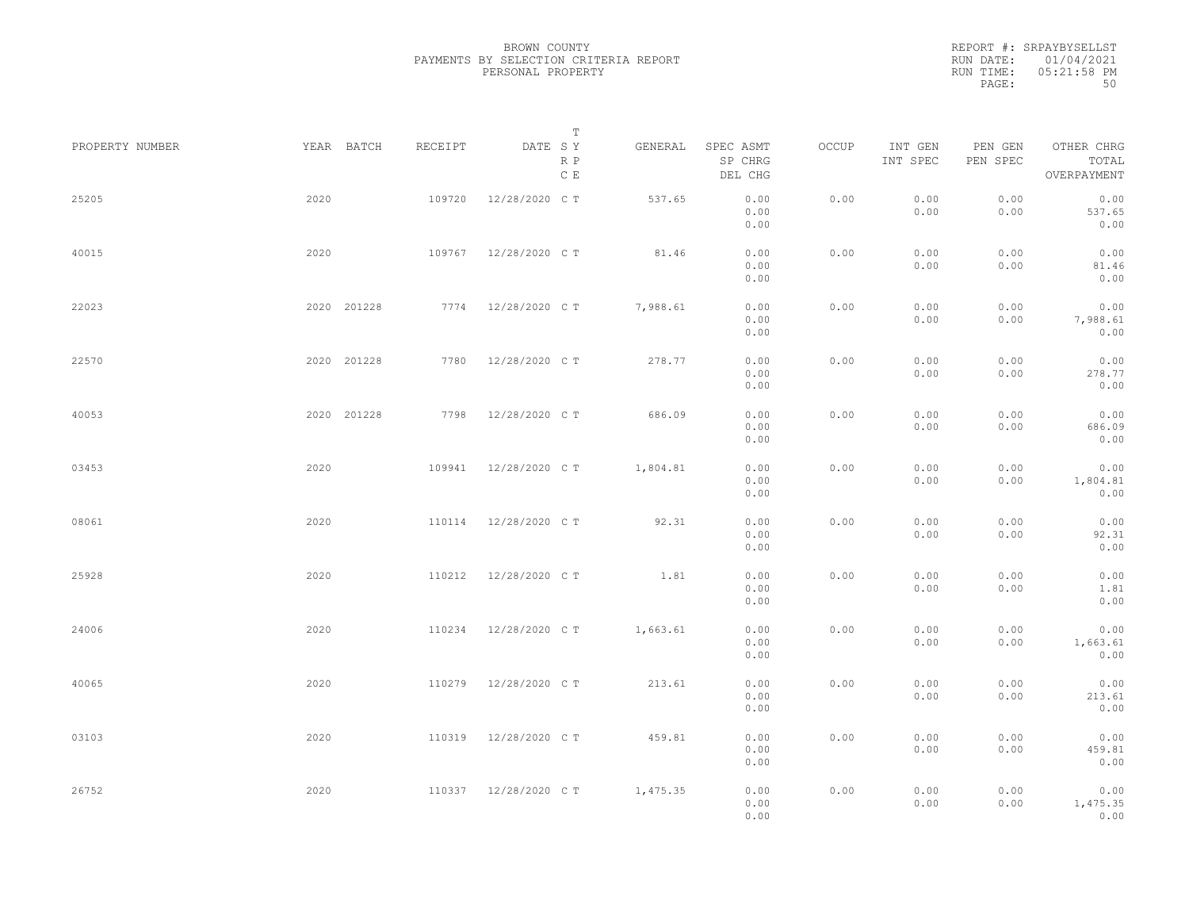BROWN COUNTY
PAYMENTS BY SELECTION CRITERIA REPORT
PERSONAL PROPERTY

REPORT #: SRPAYBYSELLST
RUN DATE: 01/04/2021
RUN TIME: 05:21:58 PM

| PROPERTY NUMBER | YEAR | BATCH | RECEIPT | DATE | T SY RP CE | GENERAL | SPEC ASMT / SP CHRG / DEL CHG | OCCUP | INT GEN / INT SPEC | PEN GEN / PEN SPEC | OTHER CHRG / TOTAL / OVERPAYMENT |
|---|---|---|---|---|---|---|---|---|---|---|---|
| 25205 | 2020 | | 109720 | 12/28/2020 | C T | 537.65 | 0.00 / 0.00 / 0.00 | 0.00 | 0.00 / 0.00 | 0.00 / 0.00 | 0.00 / 537.65 / 0.00 |
| 40015 | 2020 | | 109767 | 12/28/2020 | C T | 81.46 | 0.00 / 0.00 / 0.00 | 0.00 | 0.00 / 0.00 | 0.00 / 0.00 | 0.00 / 81.46 / 0.00 |
| 22023 | 2020 | 201228 | 7774 | 12/28/2020 | C T | 7,988.61 | 0.00 / 0.00 / 0.00 | 0.00 | 0.00 / 0.00 | 0.00 / 0.00 | 0.00 / 7,988.61 / 0.00 |
| 22570 | 2020 | 201228 | 7780 | 12/28/2020 | C T | 278.77 | 0.00 / 0.00 / 0.00 | 0.00 | 0.00 / 0.00 | 0.00 / 0.00 | 0.00 / 278.77 / 0.00 |
| 40053 | 2020 | 201228 | 7798 | 12/28/2020 | C T | 686.09 | 0.00 / 0.00 / 0.00 | 0.00 | 0.00 / 0.00 | 0.00 / 0.00 | 0.00 / 686.09 / 0.00 |
| 03453 | 2020 | | 109941 | 12/28/2020 | C T | 1,804.81 | 0.00 / 0.00 / 0.00 | 0.00 | 0.00 / 0.00 | 0.00 / 0.00 | 0.00 / 1,804.81 / 0.00 |
| 08061 | 2020 | | 110114 | 12/28/2020 | C T | 92.31 | 0.00 / 0.00 / 0.00 | 0.00 | 0.00 / 0.00 | 0.00 / 0.00 | 0.00 / 92.31 / 0.00 |
| 25928 | 2020 | | 110212 | 12/28/2020 | C T | 1.81 | 0.00 / 0.00 / 0.00 | 0.00 | 0.00 / 0.00 | 0.00 / 0.00 | 0.00 / 1.81 / 0.00 |
| 24006 | 2020 | | 110234 | 12/28/2020 | C T | 1,663.61 | 0.00 / 0.00 / 0.00 | 0.00 | 0.00 / 0.00 | 0.00 / 0.00 | 0.00 / 1,663.61 / 0.00 |
| 40065 | 2020 | | 110279 | 12/28/2020 | C T | 213.61 | 0.00 / 0.00 / 0.00 | 0.00 | 0.00 / 0.00 | 0.00 / 0.00 | 0.00 / 213.61 / 0.00 |
| 03103 | 2020 | | 110319 | 12/28/2020 | C T | 459.81 | 0.00 / 0.00 / 0.00 | 0.00 | 0.00 / 0.00 | 0.00 / 0.00 | 0.00 / 459.81 / 0.00 |
| 26752 | 2020 | | 110337 | 12/28/2020 | C T | 1,475.35 | 0.00 / 0.00 / 0.00 | 0.00 | 0.00 / 0.00 | 0.00 / 0.00 | 0.00 / 1,475.35 / 0.00 |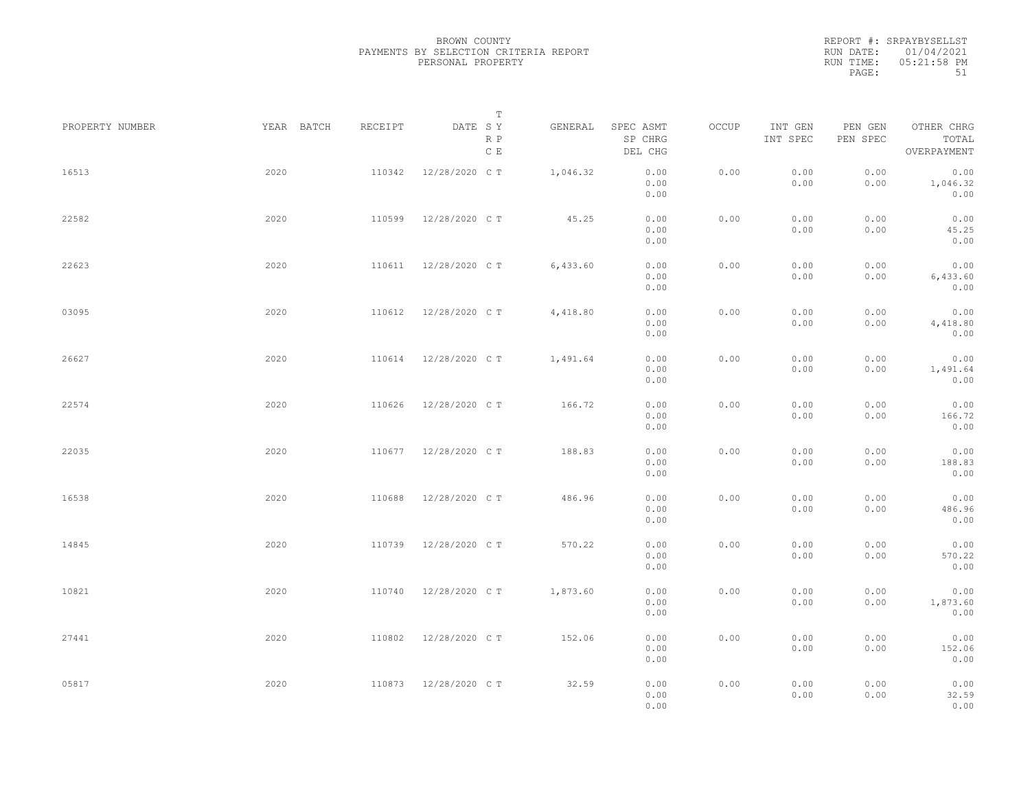BROWN COUNTY
PAYMENTS BY SELECTION CRITERIA REPORT
PERSONAL PROPERTY

REPORT #: SRPAYBYSELLST
RUN DATE: 01/04/2021
RUN TIME: 05:21:58 PM

| PROPERTY NUMBER | YEAR | BATCH | RECEIPT | DATE | T S Y R P C E | GENERAL | SPEC ASMT SP CHRG DEL CHG | OCCUP | INT GEN INT SPEC | PEN GEN PEN SPEC | OTHER CHRG TOTAL OVERPAYMENT |
|---|---|---|---|---|---|---|---|---|---|---|---|
| 16513 | 2020 | | 110342 | 12/28/2020 | C T | 1,046.32 | 0.00 0.00 0.00 | 0.00 | 0.00 0.00 | 0.00 0.00 | 0.00 1,046.32 0.00 |
| 22582 | 2020 | | 110599 | 12/28/2020 | C T | 45.25 | 0.00 0.00 0.00 | 0.00 | 0.00 0.00 | 0.00 0.00 | 0.00 45.25 0.00 |
| 22623 | 2020 | | 110611 | 12/28/2020 | C T | 6,433.60 | 0.00 0.00 0.00 | 0.00 | 0.00 0.00 | 0.00 0.00 | 0.00 6,433.60 0.00 |
| 03095 | 2020 | | 110612 | 12/28/2020 | C T | 4,418.80 | 0.00 0.00 0.00 | 0.00 | 0.00 0.00 | 0.00 0.00 | 0.00 4,418.80 0.00 |
| 26627 | 2020 | | 110614 | 12/28/2020 | C T | 1,491.64 | 0.00 0.00 0.00 | 0.00 | 0.00 0.00 | 0.00 0.00 | 0.00 1,491.64 0.00 |
| 22574 | 2020 | | 110626 | 12/28/2020 | C T | 166.72 | 0.00 0.00 0.00 | 0.00 | 0.00 0.00 | 0.00 0.00 | 0.00 166.72 0.00 |
| 22035 | 2020 | | 110677 | 12/28/2020 | C T | 188.83 | 0.00 0.00 0.00 | 0.00 | 0.00 0.00 | 0.00 0.00 | 0.00 188.83 0.00 |
| 16538 | 2020 | | 110688 | 12/28/2020 | C T | 486.96 | 0.00 0.00 0.00 | 0.00 | 0.00 0.00 | 0.00 0.00 | 0.00 486.96 0.00 |
| 14845 | 2020 | | 110739 | 12/28/2020 | C T | 570.22 | 0.00 0.00 0.00 | 0.00 | 0.00 0.00 | 0.00 0.00 | 0.00 570.22 0.00 |
| 10821 | 2020 | | 110740 | 12/28/2020 | C T | 1,873.60 | 0.00 0.00 0.00 | 0.00 | 0.00 0.00 | 0.00 0.00 | 0.00 1,873.60 0.00 |
| 27441 | 2020 | | 110802 | 12/28/2020 | C T | 152.06 | 0.00 0.00 0.00 | 0.00 | 0.00 0.00 | 0.00 0.00 | 0.00 152.06 0.00 |
| 05817 | 2020 | | 110873 | 12/28/2020 | C T | 32.59 | 0.00 0.00 0.00 | 0.00 | 0.00 0.00 | 0.00 0.00 | 0.00 32.59 0.00 |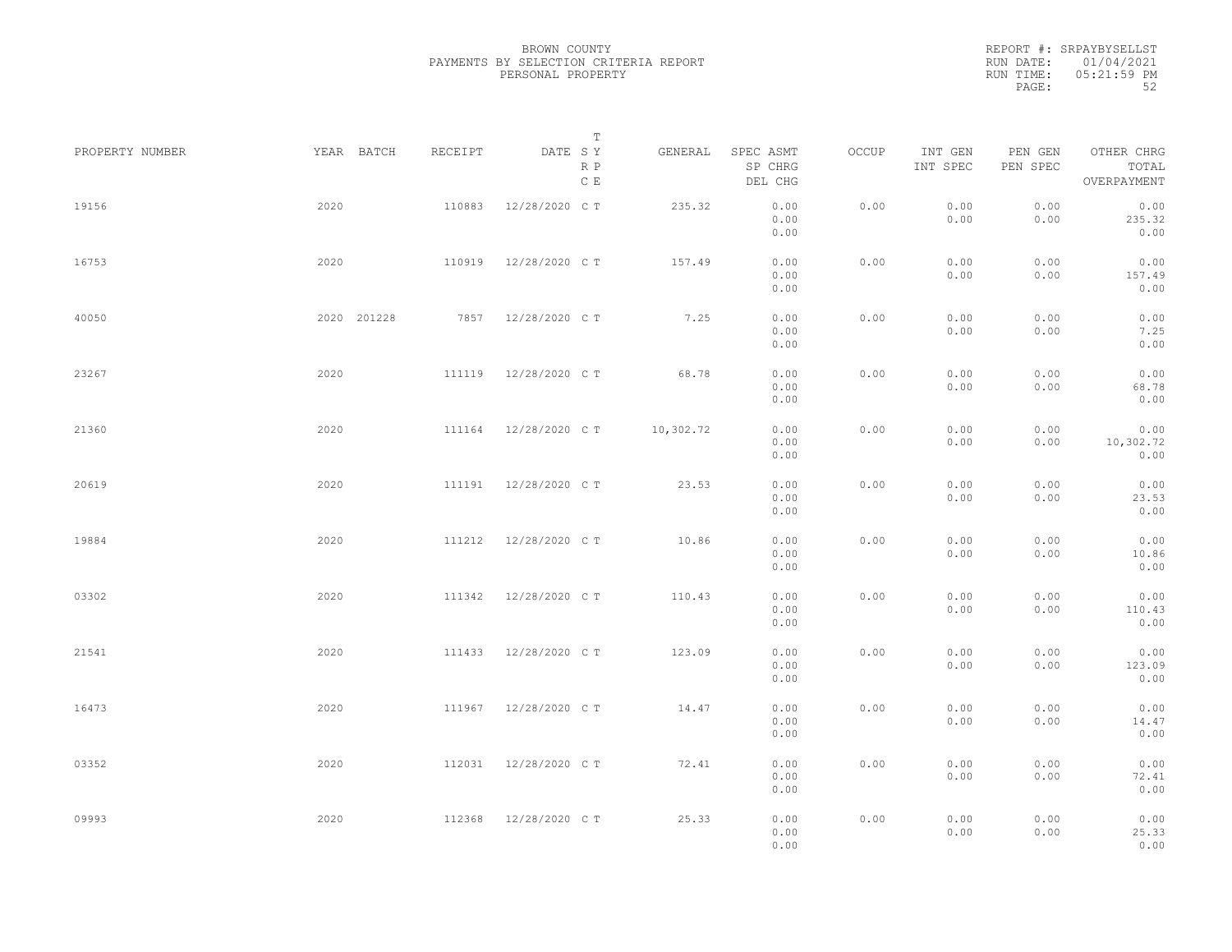BROWN COUNTY
PAYMENTS BY SELECTION CRITERIA REPORT
PERSONAL PROPERTY

REPORT #: SRPAYBYSELLST
RUN DATE: 01/04/2021
RUN TIME: 05:21:59 PM

| PROPERTY NUMBER | YEAR | BATCH | RECEIPT | DATE | T S Y R P C E | GENERAL | SPEC ASMT / SP CHRG / DEL CHG | OCCUP | INT GEN / INT SPEC | PEN GEN / PEN SPEC | OTHER CHRG / TOTAL / OVERPAYMENT |
|---|---|---|---|---|---|---|---|---|---|---|---|
| 19156 | 2020 | | 110883 | 12/28/2020 | C T | 235.32 | 0.00 / 0.00 / 0.00 | 0.00 | 0.00 / 0.00 | 0.00 / 0.00 | 0.00 / 235.32 / 0.00 |
| 16753 | 2020 | | 110919 | 12/28/2020 | C T | 157.49 | 0.00 / 0.00 / 0.00 | 0.00 | 0.00 / 0.00 | 0.00 / 0.00 | 0.00 / 157.49 / 0.00 |
| 40050 | 2020 | 201228 | 7857 | 12/28/2020 | C T | 7.25 | 0.00 / 0.00 / 0.00 | 0.00 | 0.00 / 0.00 | 0.00 / 0.00 | 0.00 / 7.25 / 0.00 |
| 23267 | 2020 | | 111119 | 12/28/2020 | C T | 68.78 | 0.00 / 0.00 / 0.00 | 0.00 | 0.00 / 0.00 | 0.00 / 0.00 | 0.00 / 68.78 / 0.00 |
| 21360 | 2020 | | 111164 | 12/28/2020 | C T | 10,302.72 | 0.00 / 0.00 / 0.00 | 0.00 | 0.00 / 0.00 | 0.00 / 0.00 | 0.00 / 10,302.72 / 0.00 |
| 20619 | 2020 | | 111191 | 12/28/2020 | C T | 23.53 | 0.00 / 0.00 / 0.00 | 0.00 | 0.00 / 0.00 | 0.00 / 0.00 | 0.00 / 23.53 / 0.00 |
| 19884 | 2020 | | 111212 | 12/28/2020 | C T | 10.86 | 0.00 / 0.00 / 0.00 | 0.00 | 0.00 / 0.00 | 0.00 / 0.00 | 0.00 / 10.86 / 0.00 |
| 03302 | 2020 | | 111342 | 12/28/2020 | C T | 110.43 | 0.00 / 0.00 / 0.00 | 0.00 | 0.00 / 0.00 | 0.00 / 0.00 | 0.00 / 110.43 / 0.00 |
| 21541 | 2020 | | 111433 | 12/28/2020 | C T | 123.09 | 0.00 / 0.00 / 0.00 | 0.00 | 0.00 / 0.00 | 0.00 / 0.00 | 0.00 / 123.09 / 0.00 |
| 16473 | 2020 | | 111967 | 12/28/2020 | C T | 14.47 | 0.00 / 0.00 / 0.00 | 0.00 | 0.00 / 0.00 | 0.00 / 0.00 | 0.00 / 14.47 / 0.00 |
| 03352 | 2020 | | 112031 | 12/28/2020 | C T | 72.41 | 0.00 / 0.00 / 0.00 | 0.00 | 0.00 / 0.00 | 0.00 / 0.00 | 0.00 / 72.41 / 0.00 |
| 09993 | 2020 | | 112368 | 12/28/2020 | C T | 25.33 | 0.00 / 0.00 / 0.00 | 0.00 | 0.00 / 0.00 | 0.00 / 0.00 | 0.00 / 25.33 / 0.00 |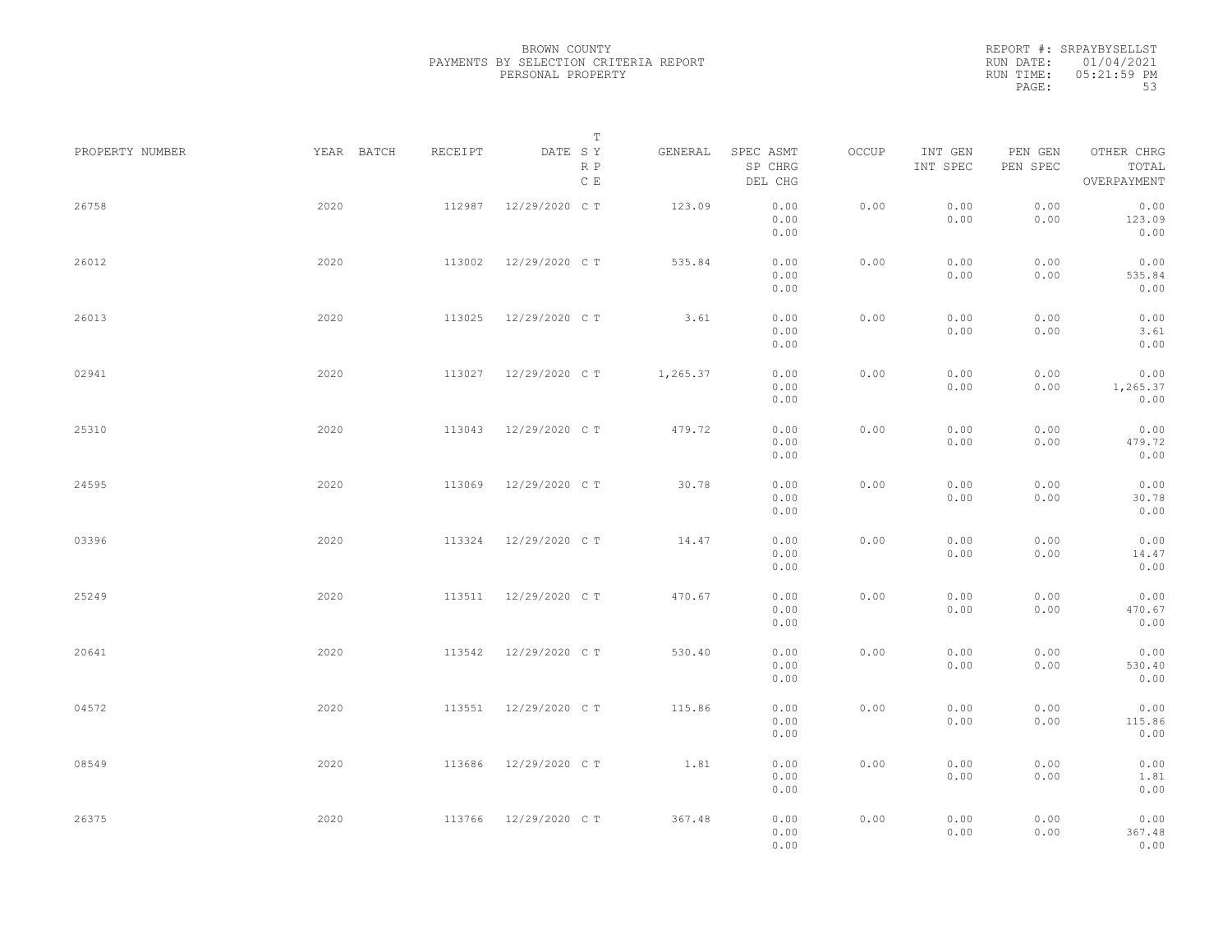BROWN COUNTY
PAYMENTS BY SELECTION CRITERIA REPORT
PERSONAL PROPERTY

REPORT #: SRPAYBYSELLST
RUN DATE: 01/04/2021
RUN TIME: 05:21:59 PM

| PROPERTY NUMBER | YEAR | BATCH | RECEIPT | DATE | T S Y R P C E | GENERAL | SPEC ASMT / SP CHRG / DEL CHG | OCCUP | INT GEN / INT SPEC | PEN GEN / PEN SPEC | OTHER CHRG / TOTAL / OVERPAYMENT |
|---|---|---|---|---|---|---|---|---|---|---|---|
| 26758 | 2020 | | 112987 | 12/29/2020 | C T | 123.09 | 0.00 / 0.00 / 0.00 | 0.00 | 0.00 / 0.00 | 0.00 / 0.00 | 0.00 / 123.09 / 0.00 |
| 26012 | 2020 | | 113002 | 12/29/2020 | C T | 535.84 | 0.00 / 0.00 / 0.00 | 0.00 | 0.00 / 0.00 | 0.00 / 0.00 | 0.00 / 535.84 / 0.00 |
| 26013 | 2020 | | 113025 | 12/29/2020 | C T | 3.61 | 0.00 / 0.00 / 0.00 | 0.00 | 0.00 / 0.00 | 0.00 / 0.00 | 0.00 / 3.61 / 0.00 |
| 02941 | 2020 | | 113027 | 12/29/2020 | C T | 1,265.37 | 0.00 / 0.00 / 0.00 | 0.00 | 0.00 / 0.00 | 0.00 / 0.00 | 0.00 / 1,265.37 / 0.00 |
| 25310 | 2020 | | 113043 | 12/29/2020 | C T | 479.72 | 0.00 / 0.00 / 0.00 | 0.00 | 0.00 / 0.00 | 0.00 / 0.00 | 0.00 / 479.72 / 0.00 |
| 24595 | 2020 | | 113069 | 12/29/2020 | C T | 30.78 | 0.00 / 0.00 / 0.00 | 0.00 | 0.00 / 0.00 | 0.00 / 0.00 | 0.00 / 30.78 / 0.00 |
| 03396 | 2020 | | 113324 | 12/29/2020 | C T | 14.47 | 0.00 / 0.00 / 0.00 | 0.00 | 0.00 / 0.00 | 0.00 / 0.00 | 0.00 / 14.47 / 0.00 |
| 25249 | 2020 | | 113511 | 12/29/2020 | C T | 470.67 | 0.00 / 0.00 / 0.00 | 0.00 | 0.00 / 0.00 | 0.00 / 0.00 | 0.00 / 470.67 / 0.00 |
| 20641 | 2020 | | 113542 | 12/29/2020 | C T | 530.40 | 0.00 / 0.00 / 0.00 | 0.00 | 0.00 / 0.00 | 0.00 / 0.00 | 0.00 / 530.40 / 0.00 |
| 04572 | 2020 | | 113551 | 12/29/2020 | C T | 115.86 | 0.00 / 0.00 / 0.00 | 0.00 | 0.00 / 0.00 | 0.00 / 0.00 | 0.00 / 115.86 / 0.00 |
| 08549 | 2020 | | 113686 | 12/29/2020 | C T | 1.81 | 0.00 / 0.00 / 0.00 | 0.00 | 0.00 / 0.00 | 0.00 / 0.00 | 0.00 / 1.81 / 0.00 |
| 26375 | 2020 | | 113766 | 12/29/2020 | C T | 367.48 | 0.00 / 0.00 / 0.00 | 0.00 | 0.00 / 0.00 | 0.00 / 0.00 | 0.00 / 367.48 / 0.00 |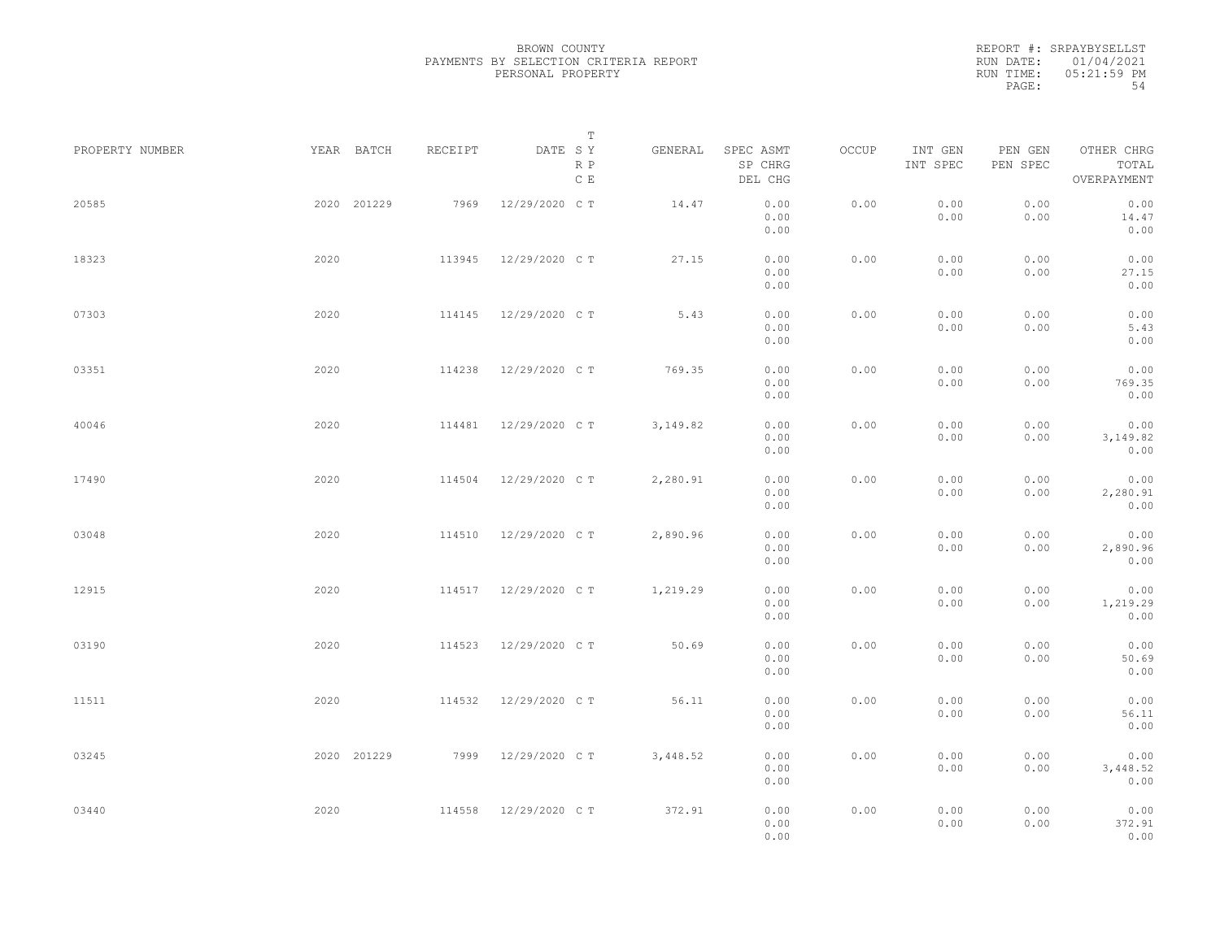BROWN COUNTY
PAYMENTS BY SELECTION CRITERIA REPORT
PERSONAL PROPERTY

REPORT #: SRPAYBYSELLST
RUN DATE: 01/04/2021
RUN TIME: 05:21:59 PM

| PROPERTY NUMBER | YEAR | BATCH | RECEIPT | DATE | T SY RP CE | GENERAL | SPEC ASMT SP CHRG DEL CHG | OCCUP | INT GEN INT SPEC | PEN GEN PEN SPEC | OTHER CHRG TOTAL OVERPAYMENT |
|---|---|---|---|---|---|---|---|---|---|---|---|
| 20585 | 2020 | 201229 | 7969 | 12/29/2020 | C T | 14.47 | 0.00 0.00 0.00 | 0.00 | 0.00 0.00 | 0.00 0.00 | 0.00 14.47 0.00 |
| 18323 | 2020 | | 113945 | 12/29/2020 | C T | 27.15 | 0.00 0.00 0.00 | 0.00 | 0.00 0.00 | 0.00 0.00 | 0.00 27.15 0.00 |
| 07303 | 2020 | | 114145 | 12/29/2020 | C T | 5.43 | 0.00 0.00 0.00 | 0.00 | 0.00 0.00 | 0.00 0.00 | 0.00 5.43 0.00 |
| 03351 | 2020 | | 114238 | 12/29/2020 | C T | 769.35 | 0.00 0.00 0.00 | 0.00 | 0.00 0.00 | 0.00 0.00 | 0.00 769.35 0.00 |
| 40046 | 2020 | | 114481 | 12/29/2020 | C T | 3,149.82 | 0.00 0.00 0.00 | 0.00 | 0.00 0.00 | 0.00 0.00 | 0.00 3,149.82 0.00 |
| 17490 | 2020 | | 114504 | 12/29/2020 | C T | 2,280.91 | 0.00 0.00 0.00 | 0.00 | 0.00 0.00 | 0.00 0.00 | 0.00 2,280.91 0.00 |
| 03048 | 2020 | | 114510 | 12/29/2020 | C T | 2,890.96 | 0.00 0.00 0.00 | 0.00 | 0.00 0.00 | 0.00 0.00 | 0.00 2,890.96 0.00 |
| 12915 | 2020 | | 114517 | 12/29/2020 | C T | 1,219.29 | 0.00 0.00 0.00 | 0.00 | 0.00 0.00 | 0.00 0.00 | 0.00 1,219.29 0.00 |
| 03190 | 2020 | | 114523 | 12/29/2020 | C T | 50.69 | 0.00 0.00 0.00 | 0.00 | 0.00 0.00 | 0.00 0.00 | 0.00 50.69 0.00 |
| 11511 | 2020 | | 114532 | 12/29/2020 | C T | 56.11 | 0.00 0.00 0.00 | 0.00 | 0.00 0.00 | 0.00 0.00 | 0.00 56.11 0.00 |
| 03245 | 2020 | 201229 | 7999 | 12/29/2020 | C T | 3,448.52 | 0.00 0.00 0.00 | 0.00 | 0.00 0.00 | 0.00 0.00 | 0.00 3,448.52 0.00 |
| 03440 | 2020 | | 114558 | 12/29/2020 | C T | 372.91 | 0.00 0.00 0.00 | 0.00 | 0.00 0.00 | 0.00 0.00 | 0.00 372.91 0.00 |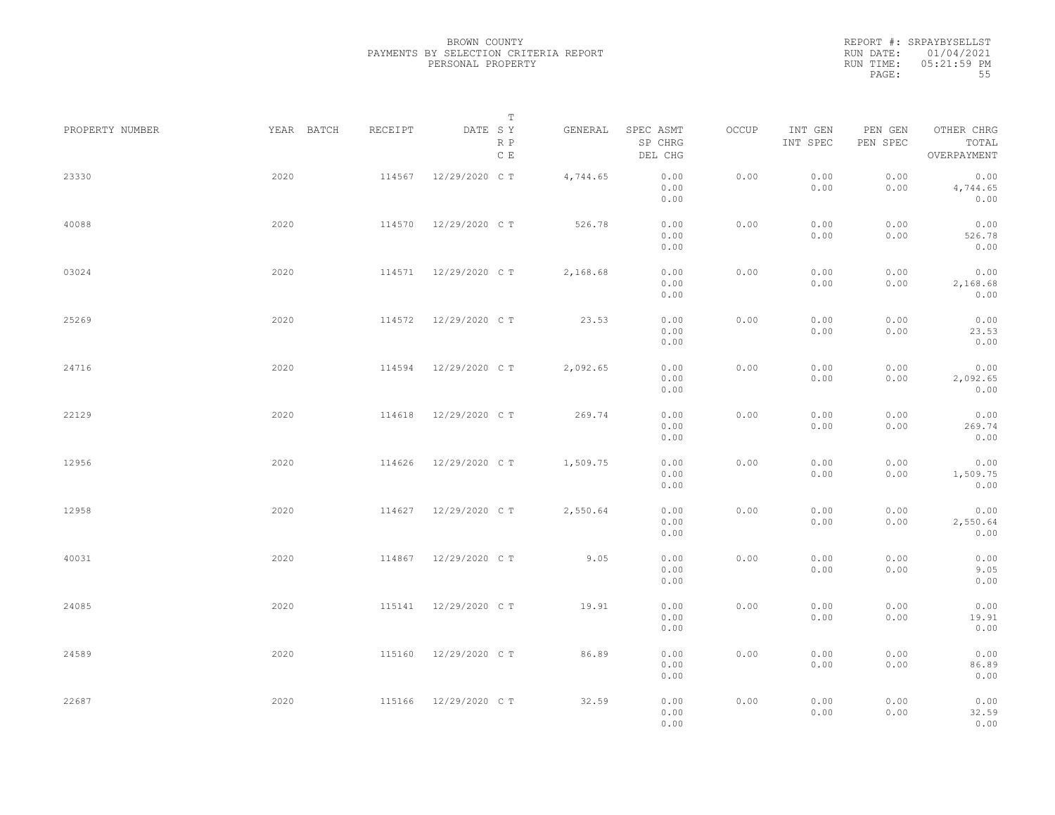BROWN COUNTY
PAYMENTS BY SELECTION CRITERIA REPORT
PERSONAL PROPERTY

REPORT #: SRPAYBYSELLST
RUN DATE: 01/04/2021
RUN TIME: 05:21:59 PM

| PROPERTY NUMBER | YEAR | BATCH | RECEIPT | DATE | T SY RP CE | GENERAL | SPEC ASMT / SP CHRG / DEL CHG | OCCUP | INT GEN / INT SPEC | PEN GEN / PEN SPEC | OTHER CHRG / TOTAL / OVERPAYMENT |
|---|---|---|---|---|---|---|---|---|---|---|---|
| 23330 | 2020 | | 114567 | 12/29/2020 | C T | 4,744.65 | 0.00 / 0.00 / 0.00 | 0.00 | 0.00 / 0.00 | 0.00 / 0.00 | 0.00 / 4,744.65 / 0.00 |
| 40088 | 2020 | | 114570 | 12/29/2020 | C T | 526.78 | 0.00 / 0.00 / 0.00 | 0.00 | 0.00 / 0.00 | 0.00 / 0.00 | 0.00 / 526.78 / 0.00 |
| 03024 | 2020 | | 114571 | 12/29/2020 | C T | 2,168.68 | 0.00 / 0.00 / 0.00 | 0.00 | 0.00 / 0.00 | 0.00 / 0.00 | 0.00 / 2,168.68 / 0.00 |
| 25269 | 2020 | | 114572 | 12/29/2020 | C T | 23.53 | 0.00 / 0.00 / 0.00 | 0.00 | 0.00 / 0.00 | 0.00 / 0.00 | 0.00 / 23.53 / 0.00 |
| 24716 | 2020 | | 114594 | 12/29/2020 | C T | 2,092.65 | 0.00 / 0.00 / 0.00 | 0.00 | 0.00 / 0.00 | 0.00 / 0.00 | 0.00 / 2,092.65 / 0.00 |
| 22129 | 2020 | | 114618 | 12/29/2020 | C T | 269.74 | 0.00 / 0.00 / 0.00 | 0.00 | 0.00 / 0.00 | 0.00 / 0.00 | 0.00 / 269.74 / 0.00 |
| 12956 | 2020 | | 114626 | 12/29/2020 | C T | 1,509.75 | 0.00 / 0.00 / 0.00 | 0.00 | 0.00 / 0.00 | 0.00 / 0.00 | 0.00 / 1,509.75 / 0.00 |
| 12958 | 2020 | | 114627 | 12/29/2020 | C T | 2,550.64 | 0.00 / 0.00 / 0.00 | 0.00 | 0.00 / 0.00 | 0.00 / 0.00 | 0.00 / 2,550.64 / 0.00 |
| 40031 | 2020 | | 114867 | 12/29/2020 | C T | 9.05 | 0.00 / 0.00 / 0.00 | 0.00 | 0.00 / 0.00 | 0.00 / 0.00 | 0.00 / 9.05 / 0.00 |
| 24085 | 2020 | | 115141 | 12/29/2020 | C T | 19.91 | 0.00 / 0.00 / 0.00 | 0.00 | 0.00 / 0.00 | 0.00 / 0.00 | 0.00 / 19.91 / 0.00 |
| 24589 | 2020 | | 115160 | 12/29/2020 | C T | 86.89 | 0.00 / 0.00 / 0.00 | 0.00 | 0.00 / 0.00 | 0.00 / 0.00 | 0.00 / 86.89 / 0.00 |
| 22687 | 2020 | | 115166 | 12/29/2020 | C T | 32.59 | 0.00 / 0.00 / 0.00 | 0.00 | 0.00 / 0.00 | 0.00 / 0.00 | 0.00 / 32.59 / 0.00 |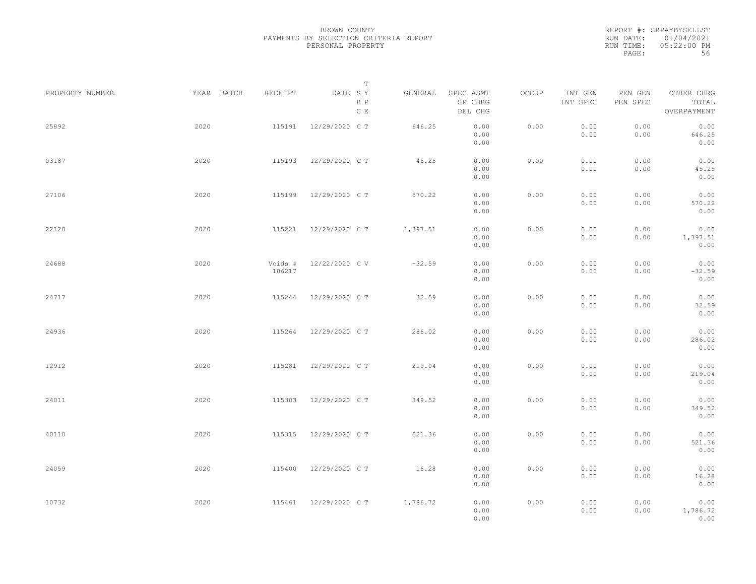BROWN COUNTY
PAYMENTS BY SELECTION CRITERIA REPORT
PERSONAL PROPERTY

REPORT #: SRPAYBYSELLST
RUN DATE: 01/04/2021
RUN TIME: 05:22:00 PM

| PROPERTY NUMBER | YEAR | BATCH | RECEIPT | DATE | T S Y R P C E | GENERAL | SPEC ASMT SP CHRG DEL CHG | OCCUP | INT GEN INT SPEC | PEN GEN PEN SPEC | OTHER CHRG TOTAL OVERPAYMENT |
|---|---|---|---|---|---|---|---|---|---|---|---|
| 25892 | 2020 | | 115191 | 12/29/2020 | C T | 646.25 | 0.00 0.00 0.00 | 0.00 | 0.00 0.00 | 0.00 0.00 | 0.00 646.25 0.00 |
| 03187 | 2020 | | 115193 | 12/29/2020 | C T | 45.25 | 0.00 0.00 0.00 | 0.00 | 0.00 0.00 | 0.00 0.00 | 0.00 45.25 0.00 |
| 27106 | 2020 | | 115199 | 12/29/2020 | C T | 570.22 | 0.00 0.00 0.00 | 0.00 | 0.00 0.00 | 0.00 0.00 | 0.00 570.22 0.00 |
| 22120 | 2020 | | 115221 | 12/29/2020 | C T | 1,397.51 | 0.00 0.00 0.00 | 0.00 | 0.00 0.00 | 0.00 0.00 | 0.00 1,397.51 0.00 |
| 24688 | 2020 | | Voids # 106217 | 12/22/2020 | C V | -32.59 | 0.00 0.00 0.00 | 0.00 | 0.00 0.00 | 0.00 0.00 | 0.00 -32.59 0.00 |
| 24717 | 2020 | | 115244 | 12/29/2020 | C T | 32.59 | 0.00 0.00 0.00 | 0.00 | 0.00 0.00 | 0.00 0.00 | 0.00 32.59 0.00 |
| 24936 | 2020 | | 115264 | 12/29/2020 | C T | 286.02 | 0.00 0.00 0.00 | 0.00 | 0.00 0.00 | 0.00 0.00 | 0.00 286.02 0.00 |
| 12912 | 2020 | | 115281 | 12/29/2020 | C T | 219.04 | 0.00 0.00 0.00 | 0.00 | 0.00 0.00 | 0.00 0.00 | 0.00 219.04 0.00 |
| 24011 | 2020 | | 115303 | 12/29/2020 | C T | 349.52 | 0.00 0.00 0.00 | 0.00 | 0.00 0.00 | 0.00 0.00 | 0.00 349.52 0.00 |
| 40110 | 2020 | | 115315 | 12/29/2020 | C T | 521.36 | 0.00 0.00 0.00 | 0.00 | 0.00 0.00 | 0.00 0.00 | 0.00 521.36 0.00 |
| 24059 | 2020 | | 115400 | 12/29/2020 | C T | 16.28 | 0.00 0.00 0.00 | 0.00 | 0.00 0.00 | 0.00 0.00 | 0.00 16.28 0.00 |
| 10732 | 2020 | | 115461 | 12/29/2020 | C T | 1,786.72 | 0.00 0.00 0.00 | 0.00 | 0.00 0.00 | 0.00 0.00 | 0.00 1,786.72 0.00 |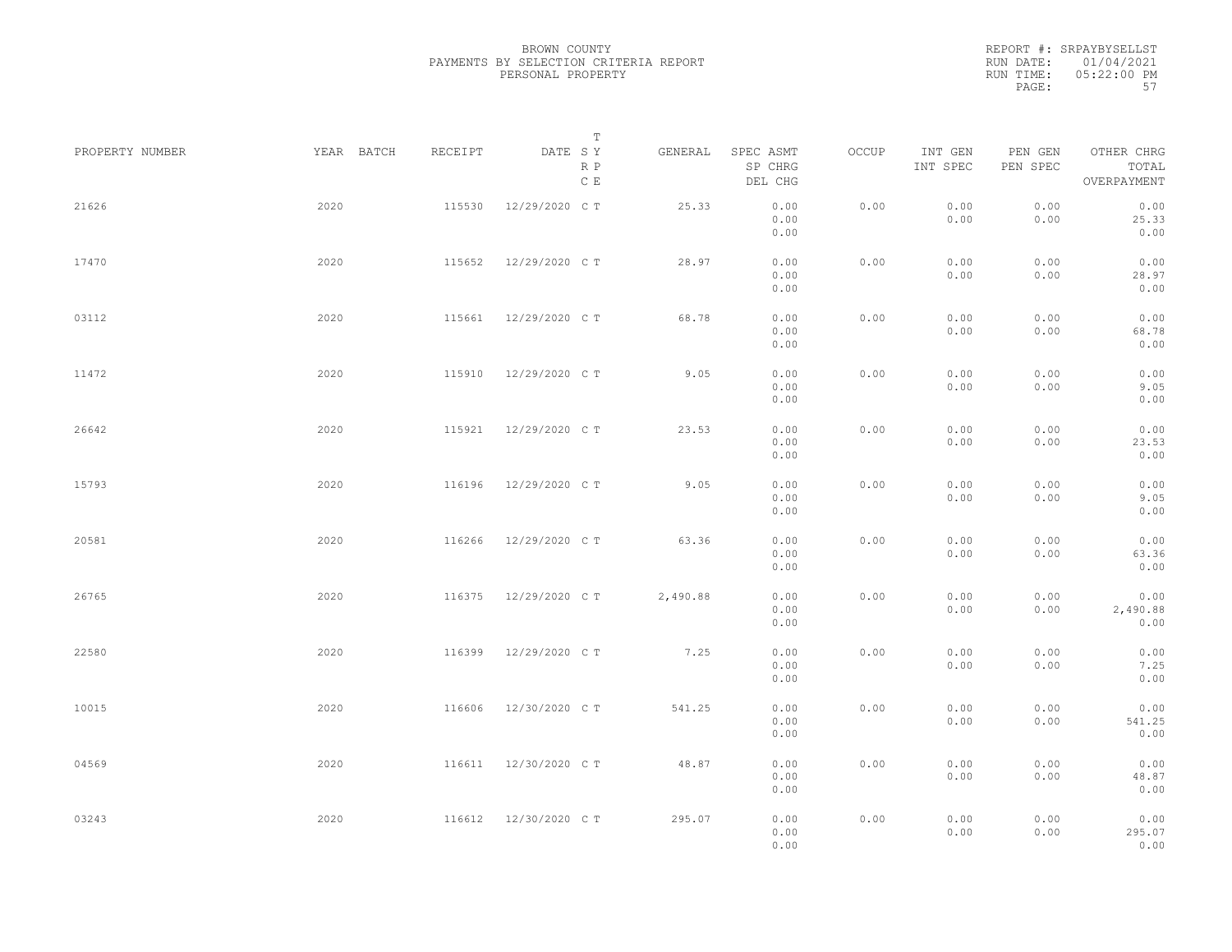BROWN COUNTY
PAYMENTS BY SELECTION CRITERIA REPORT
PERSONAL PROPERTY

REPORT #: SRPAYBYSELLST
RUN DATE: 01/04/2021
RUN TIME: 05:22:00 PM

| PROPERTY NUMBER | YEAR | BATCH | RECEIPT | DATE | T SY RP CE | GENERAL | SPEC ASMT SP CHRG DEL CHG | OCCUP | INT GEN INT SPEC | PEN GEN PEN SPEC | OTHER CHRG TOTAL OVERPAYMENT |
|---|---|---|---|---|---|---|---|---|---|---|---|
| 21626 | 2020 | | 115530 | 12/29/2020 | C T | 25.33 | 0.00 0.00 0.00 | 0.00 | 0.00 0.00 | 0.00 0.00 | 0.00 25.33 0.00 |
| 17470 | 2020 | | 115652 | 12/29/2020 | C T | 28.97 | 0.00 0.00 0.00 | 0.00 | 0.00 0.00 | 0.00 0.00 | 0.00 28.97 0.00 |
| 03112 | 2020 | | 115661 | 12/29/2020 | C T | 68.78 | 0.00 0.00 0.00 | 0.00 | 0.00 0.00 | 0.00 0.00 | 0.00 68.78 0.00 |
| 11472 | 2020 | | 115910 | 12/29/2020 | C T | 9.05 | 0.00 0.00 0.00 | 0.00 | 0.00 0.00 | 0.00 0.00 | 0.00 9.05 0.00 |
| 26642 | 2020 | | 115921 | 12/29/2020 | C T | 23.53 | 0.00 0.00 0.00 | 0.00 | 0.00 0.00 | 0.00 0.00 | 0.00 23.53 0.00 |
| 15793 | 2020 | | 116196 | 12/29/2020 | C T | 9.05 | 0.00 0.00 0.00 | 0.00 | 0.00 0.00 | 0.00 0.00 | 0.00 9.05 0.00 |
| 20581 | 2020 | | 116266 | 12/29/2020 | C T | 63.36 | 0.00 0.00 0.00 | 0.00 | 0.00 0.00 | 0.00 0.00 | 0.00 63.36 0.00 |
| 26765 | 2020 | | 116375 | 12/29/2020 | C T | 2,490.88 | 0.00 0.00 0.00 | 0.00 | 0.00 0.00 | 0.00 0.00 | 0.00 2,490.88 0.00 |
| 22580 | 2020 | | 116399 | 12/29/2020 | C T | 7.25 | 0.00 0.00 0.00 | 0.00 | 0.00 0.00 | 0.00 0.00 | 0.00 7.25 0.00 |
| 10015 | 2020 | | 116606 | 12/30/2020 | C T | 541.25 | 0.00 0.00 0.00 | 0.00 | 0.00 0.00 | 0.00 0.00 | 0.00 541.25 0.00 |
| 04569 | 2020 | | 116611 | 12/30/2020 | C T | 48.87 | 0.00 0.00 0.00 | 0.00 | 0.00 0.00 | 0.00 0.00 | 0.00 48.87 0.00 |
| 03243 | 2020 | | 116612 | 12/30/2020 | C T | 295.07 | 0.00 0.00 0.00 | 0.00 | 0.00 0.00 | 0.00 0.00 | 0.00 295.07 0.00 |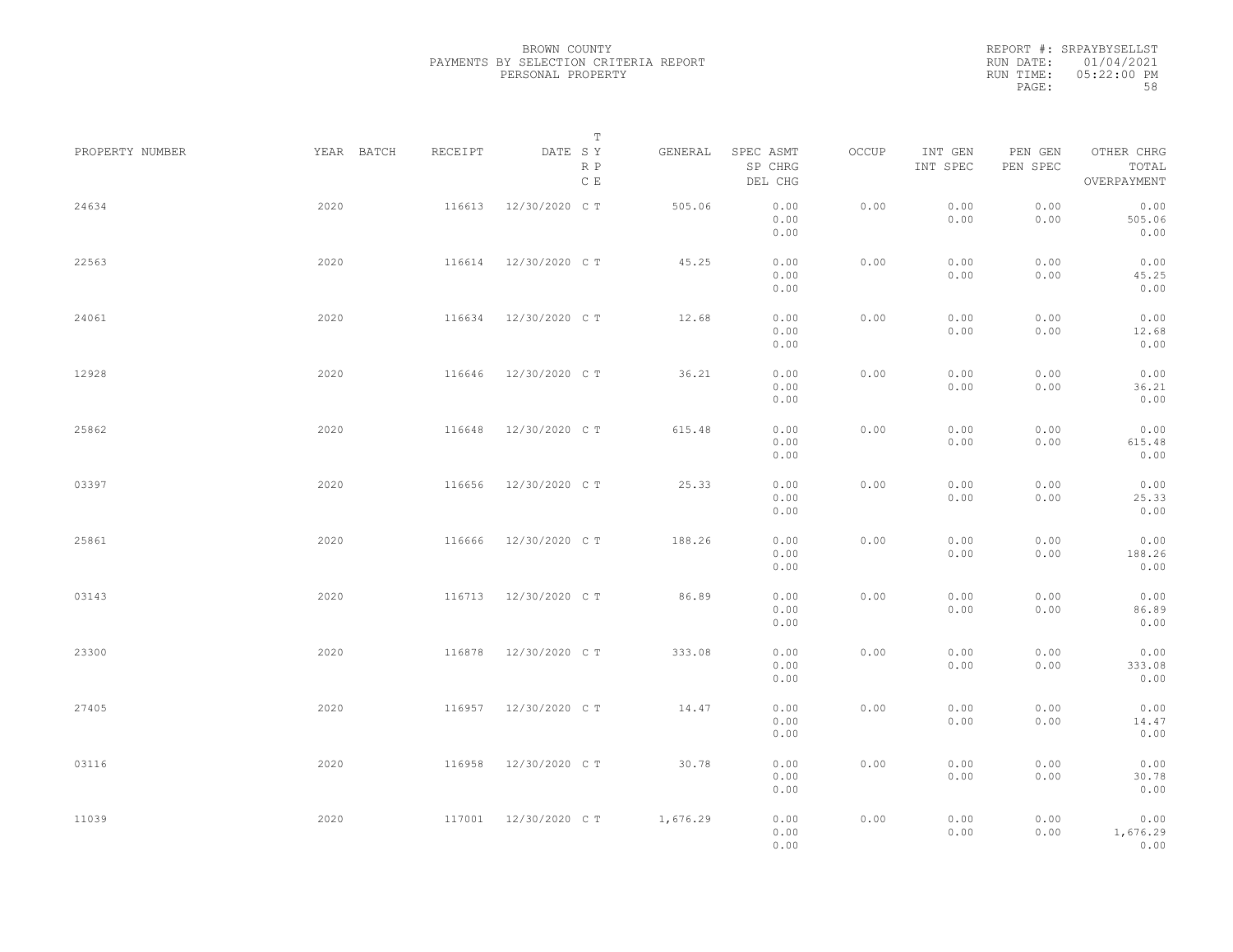BROWN COUNTY
PAYMENTS BY SELECTION CRITERIA REPORT
PERSONAL PROPERTY

REPORT #: SRPAYBYSELLST
RUN DATE: 01/04/2021
RUN TIME: 05:22:00 PM
PAGE: 58

| PROPERTY NUMBER | YEAR | BATCH | RECEIPT | DATE | T SY RP CE | GENERAL | SPEC ASMT / SP CHRG / DEL CHG | OCCUP | INT GEN / INT SPEC | PEN GEN / PEN SPEC | OTHER CHRG / TOTAL / OVERPAYMENT |
|---|---|---|---|---|---|---|---|---|---|---|---|
| 24634 | 2020 | | 116613 | 12/30/2020 | C T | 505.06 | 0.00 / 0.00 / 0.00 | 0.00 | 0.00 / 0.00 | 0.00 / 0.00 | 0.00 / 505.06 / 0.00 |
| 22563 | 2020 | | 116614 | 12/30/2020 | C T | 45.25 | 0.00 / 0.00 / 0.00 | 0.00 | 0.00 / 0.00 | 0.00 / 0.00 | 0.00 / 45.25 / 0.00 |
| 24061 | 2020 | | 116634 | 12/30/2020 | C T | 12.68 | 0.00 / 0.00 / 0.00 | 0.00 | 0.00 / 0.00 | 0.00 / 0.00 | 0.00 / 12.68 / 0.00 |
| 12928 | 2020 | | 116646 | 12/30/2020 | C T | 36.21 | 0.00 / 0.00 / 0.00 | 0.00 | 0.00 / 0.00 | 0.00 / 0.00 | 0.00 / 36.21 / 0.00 |
| 25862 | 2020 | | 116648 | 12/30/2020 | C T | 615.48 | 0.00 / 0.00 / 0.00 | 0.00 | 0.00 / 0.00 | 0.00 / 0.00 | 0.00 / 615.48 / 0.00 |
| 03397 | 2020 | | 116656 | 12/30/2020 | C T | 25.33 | 0.00 / 0.00 / 0.00 | 0.00 | 0.00 / 0.00 | 0.00 / 0.00 | 0.00 / 25.33 / 0.00 |
| 25861 | 2020 | | 116666 | 12/30/2020 | C T | 188.26 | 0.00 / 0.00 / 0.00 | 0.00 | 0.00 / 0.00 | 0.00 / 0.00 | 0.00 / 188.26 / 0.00 |
| 03143 | 2020 | | 116713 | 12/30/2020 | C T | 86.89 | 0.00 / 0.00 / 0.00 | 0.00 | 0.00 / 0.00 | 0.00 / 0.00 | 0.00 / 86.89 / 0.00 |
| 23300 | 2020 | | 116878 | 12/30/2020 | C T | 333.08 | 0.00 / 0.00 / 0.00 | 0.00 | 0.00 / 0.00 | 0.00 / 0.00 | 0.00 / 333.08 / 0.00 |
| 27405 | 2020 | | 116957 | 12/30/2020 | C T | 14.47 | 0.00 / 0.00 / 0.00 | 0.00 | 0.00 / 0.00 | 0.00 / 0.00 | 0.00 / 14.47 / 0.00 |
| 03116 | 2020 | | 116958 | 12/30/2020 | C T | 30.78 | 0.00 / 0.00 / 0.00 | 0.00 | 0.00 / 0.00 | 0.00 / 0.00 | 0.00 / 30.78 / 0.00 |
| 11039 | 2020 | | 117001 | 12/30/2020 | C T | 1,676.29 | 0.00 / 0.00 / 0.00 | 0.00 | 0.00 / 0.00 | 0.00 / 0.00 | 0.00 / 1,676.29 / 0.00 |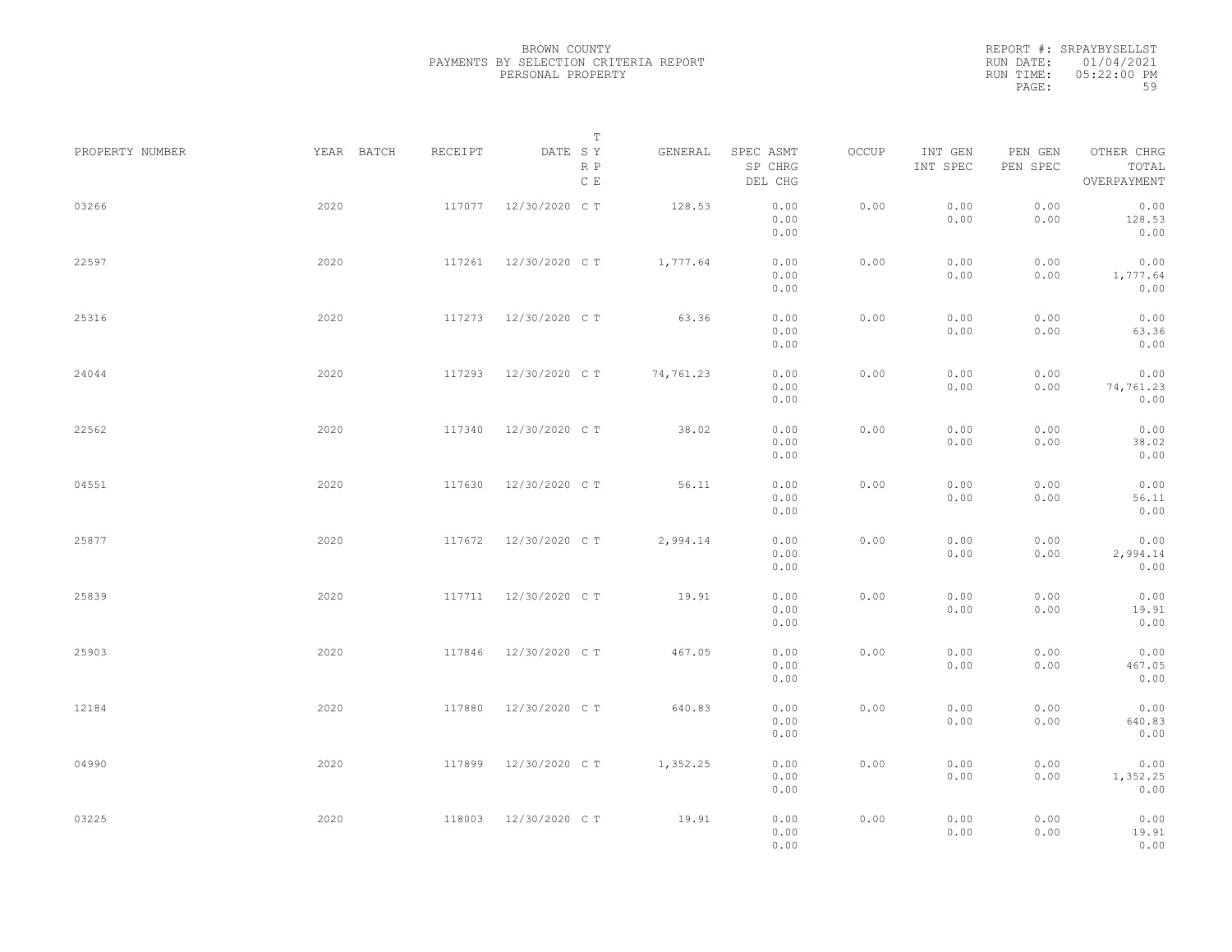BROWN COUNTY
PAYMENTS BY SELECTION CRITERIA REPORT
PERSONAL PROPERTY

REPORT #: SRPAYBYSELLST
RUN DATE: 01/04/2021
RUN TIME: 05:22:00 PM

| PROPERTY NUMBER | YEAR | BATCH | RECEIPT | DATE | T SY RP CE | GENERAL | SPEC ASMT / SP CHRG / DEL CHG | OCCUP | INT GEN / INT SPEC | PEN GEN / PEN SPEC | OTHER CHRG / TOTAL / OVERPAYMENT |
|---|---|---|---|---|---|---|---|---|---|---|---|
| 03266 | 2020 | | 117077 | 12/30/2020 | C T | 128.53 | 0.00 / 0.00 / 0.00 | 0.00 | 0.00 / 0.00 | 0.00 / 0.00 | 0.00 / 128.53 / 0.00 |
| 22597 | 2020 | | 117261 | 12/30/2020 | C T | 1,777.64 | 0.00 / 0.00 / 0.00 | 0.00 | 0.00 / 0.00 | 0.00 / 0.00 | 0.00 / 1,777.64 / 0.00 |
| 25316 | 2020 | | 117273 | 12/30/2020 | C T | 63.36 | 0.00 / 0.00 / 0.00 | 0.00 | 0.00 / 0.00 | 0.00 / 0.00 | 0.00 / 63.36 / 0.00 |
| 24044 | 2020 | | 117293 | 12/30/2020 | C T | 74,761.23 | 0.00 / 0.00 / 0.00 | 0.00 | 0.00 / 0.00 | 0.00 / 0.00 | 0.00 / 74,761.23 / 0.00 |
| 22562 | 2020 | | 117340 | 12/30/2020 | C T | 38.02 | 0.00 / 0.00 / 0.00 | 0.00 | 0.00 / 0.00 | 0.00 / 0.00 | 0.00 / 38.02 / 0.00 |
| 04551 | 2020 | | 117630 | 12/30/2020 | C T | 56.11 | 0.00 / 0.00 / 0.00 | 0.00 | 0.00 / 0.00 | 0.00 / 0.00 | 0.00 / 56.11 / 0.00 |
| 25877 | 2020 | | 117672 | 12/30/2020 | C T | 2,994.14 | 0.00 / 0.00 / 0.00 | 0.00 | 0.00 / 0.00 | 0.00 / 0.00 | 0.00 / 2,994.14 / 0.00 |
| 25839 | 2020 | | 117711 | 12/30/2020 | C T | 19.91 | 0.00 / 0.00 / 0.00 | 0.00 | 0.00 / 0.00 | 0.00 / 0.00 | 0.00 / 19.91 / 0.00 |
| 25903 | 2020 | | 117846 | 12/30/2020 | C T | 467.05 | 0.00 / 0.00 / 0.00 | 0.00 | 0.00 / 0.00 | 0.00 / 0.00 | 0.00 / 467.05 / 0.00 |
| 12184 | 2020 | | 117880 | 12/30/2020 | C T | 640.83 | 0.00 / 0.00 / 0.00 | 0.00 | 0.00 / 0.00 | 0.00 / 0.00 | 0.00 / 640.83 / 0.00 |
| 04990 | 2020 | | 117899 | 12/30/2020 | C T | 1,352.25 | 0.00 / 0.00 / 0.00 | 0.00 | 0.00 / 0.00 | 0.00 / 0.00 | 0.00 / 1,352.25 / 0.00 |
| 03225 | 2020 | | 118003 | 12/30/2020 | C T | 19.91 | 0.00 / 0.00 / 0.00 | 0.00 | 0.00 / 0.00 | 0.00 / 0.00 | 0.00 / 19.91 / 0.00 |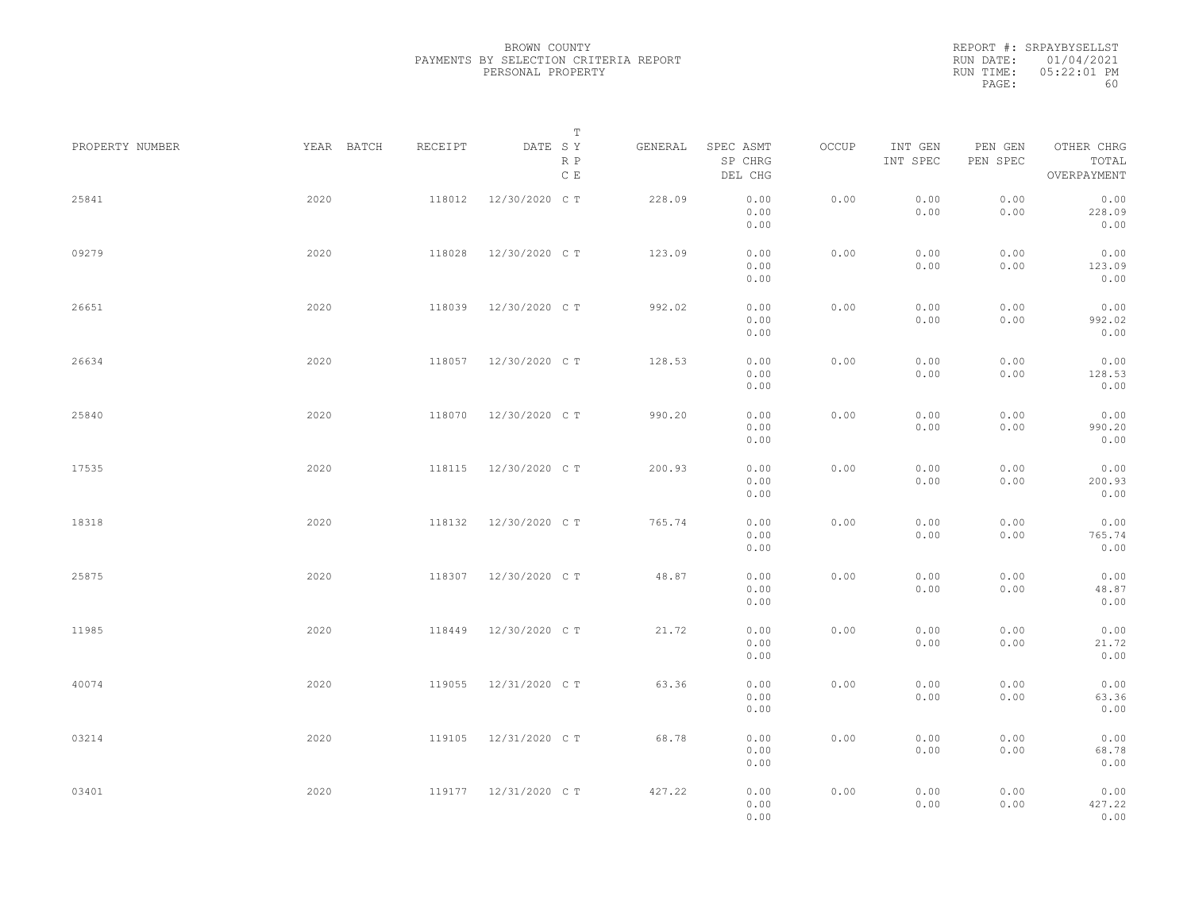BROWN COUNTY
PAYMENTS BY SELECTION CRITERIA REPORT
PERSONAL PROPERTY

REPORT #: SRPAYBYSELLST
RUN DATE: 01/04/2021
RUN TIME: 05:22:01 PM

| PROPERTY NUMBER | YEAR | BATCH | RECEIPT | DATE | T SY RP CE | GENERAL | SPEC ASMT SP CHRG DEL CHG | OCCUP | INT GEN INT SPEC | PEN GEN PEN SPEC | OTHER CHRG TOTAL OVERPAYMENT |
|---|---|---|---|---|---|---|---|---|---|---|---|
| 25841 | 2020 | | 118012 | 12/30/2020 | C T | 228.09 | 0.00 0.00 0.00 | 0.00 | 0.00 0.00 | 0.00 0.00 | 0.00 228.09 0.00 |
| 09279 | 2020 | | 118028 | 12/30/2020 | C T | 123.09 | 0.00 0.00 0.00 | 0.00 | 0.00 0.00 | 0.00 0.00 | 0.00 123.09 0.00 |
| 26651 | 2020 | | 118039 | 12/30/2020 | C T | 992.02 | 0.00 0.00 0.00 | 0.00 | 0.00 0.00 | 0.00 0.00 | 0.00 992.02 0.00 |
| 26634 | 2020 | | 118057 | 12/30/2020 | C T | 128.53 | 0.00 0.00 0.00 | 0.00 | 0.00 0.00 | 0.00 0.00 | 0.00 128.53 0.00 |
| 25840 | 2020 | | 118070 | 12/30/2020 | C T | 990.20 | 0.00 0.00 0.00 | 0.00 | 0.00 0.00 | 0.00 0.00 | 0.00 990.20 0.00 |
| 17535 | 2020 | | 118115 | 12/30/2020 | C T | 200.93 | 0.00 0.00 0.00 | 0.00 | 0.00 0.00 | 0.00 0.00 | 0.00 200.93 0.00 |
| 18318 | 2020 | | 118132 | 12/30/2020 | C T | 765.74 | 0.00 0.00 0.00 | 0.00 | 0.00 0.00 | 0.00 0.00 | 0.00 765.74 0.00 |
| 25875 | 2020 | | 118307 | 12/30/2020 | C T | 48.87 | 0.00 0.00 0.00 | 0.00 | 0.00 0.00 | 0.00 0.00 | 0.00 48.87 0.00 |
| 11985 | 2020 | | 118449 | 12/30/2020 | C T | 21.72 | 0.00 0.00 0.00 | 0.00 | 0.00 0.00 | 0.00 0.00 | 0.00 21.72 0.00 |
| 40074 | 2020 | | 119055 | 12/31/2020 | C T | 63.36 | 0.00 0.00 0.00 | 0.00 | 0.00 0.00 | 0.00 0.00 | 0.00 63.36 0.00 |
| 03214 | 2020 | | 119105 | 12/31/2020 | C T | 68.78 | 0.00 0.00 0.00 | 0.00 | 0.00 0.00 | 0.00 0.00 | 0.00 68.78 0.00 |
| 03401 | 2020 | | 119177 | 12/31/2020 | C T | 427.22 | 0.00 0.00 0.00 | 0.00 | 0.00 0.00 | 0.00 0.00 | 0.00 427.22 0.00 |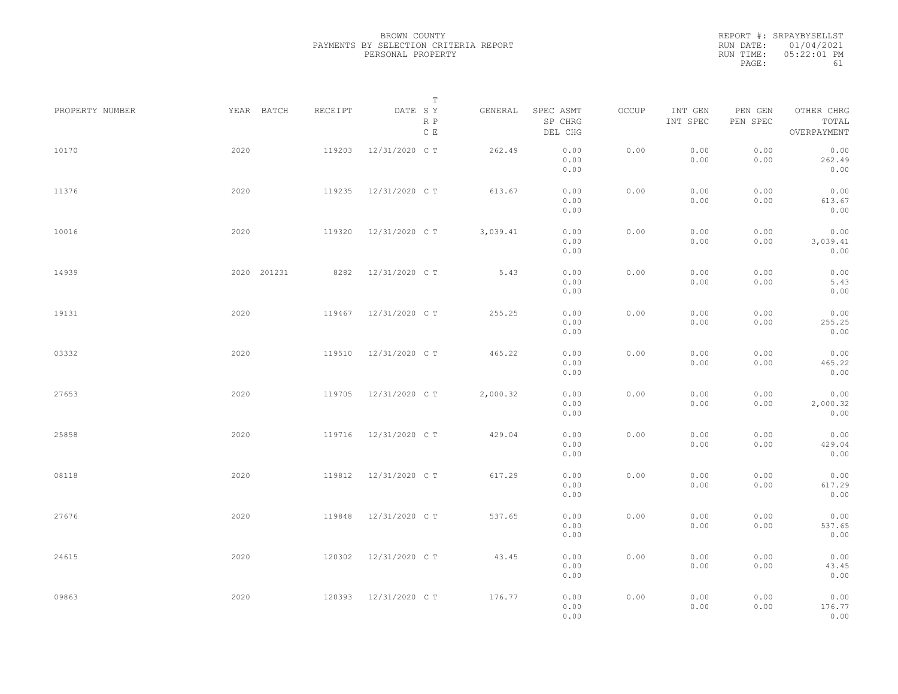BROWN COUNTY
PAYMENTS BY SELECTION CRITERIA REPORT
PERSONAL PROPERTY

REPORT #: SRPAYBYSELLST
RUN DATE: 01/04/2021
RUN TIME: 05:22:01 PM

| PROPERTY NUMBER | YEAR | BATCH | RECEIPT | DATE | T SY RP CE | GENERAL | SPEC ASMT SP CHRG DEL CHG | OCCUP | INT GEN INT SPEC | PEN GEN PEN SPEC | OTHER CHRG TOTAL OVERPAYMENT |
|---|---|---|---|---|---|---|---|---|---|---|---|
| 10170 | 2020 | | 119203 | 12/31/2020 | C T | 262.49 | 0.00 0.00 0.00 | 0.00 | 0.00 0.00 | 0.00 0.00 | 0.00 262.49 0.00 |
| 11376 | 2020 | | 119235 | 12/31/2020 | C T | 613.67 | 0.00 0.00 0.00 | 0.00 | 0.00 0.00 | 0.00 0.00 | 0.00 613.67 0.00 |
| 10016 | 2020 | | 119320 | 12/31/2020 | C T | 3,039.41 | 0.00 0.00 0.00 | 0.00 | 0.00 0.00 | 0.00 0.00 | 0.00 3,039.41 0.00 |
| 14939 | 2020 | 201231 | 8282 | 12/31/2020 | C T | 5.43 | 0.00 0.00 0.00 | 0.00 | 0.00 0.00 | 0.00 0.00 | 0.00 5.43 0.00 |
| 19131 | 2020 | | 119467 | 12/31/2020 | C T | 255.25 | 0.00 0.00 0.00 | 0.00 | 0.00 0.00 | 0.00 0.00 | 0.00 255.25 0.00 |
| 03332 | 2020 | | 119510 | 12/31/2020 | C T | 465.22 | 0.00 0.00 0.00 | 0.00 | 0.00 0.00 | 0.00 0.00 | 0.00 465.22 0.00 |
| 27653 | 2020 | | 119705 | 12/31/2020 | C T | 2,000.32 | 0.00 0.00 0.00 | 0.00 | 0.00 0.00 | 0.00 0.00 | 0.00 2,000.32 0.00 |
| 25858 | 2020 | | 119716 | 12/31/2020 | C T | 429.04 | 0.00 0.00 0.00 | 0.00 | 0.00 0.00 | 0.00 0.00 | 0.00 429.04 0.00 |
| 08118 | 2020 | | 119812 | 12/31/2020 | C T | 617.29 | 0.00 0.00 0.00 | 0.00 | 0.00 0.00 | 0.00 0.00 | 0.00 617.29 0.00 |
| 27676 | 2020 | | 119848 | 12/31/2020 | C T | 537.65 | 0.00 0.00 0.00 | 0.00 | 0.00 0.00 | 0.00 0.00 | 0.00 537.65 0.00 |
| 24615 | 2020 | | 120302 | 12/31/2020 | C T | 43.45 | 0.00 0.00 0.00 | 0.00 | 0.00 0.00 | 0.00 0.00 | 0.00 43.45 0.00 |
| 09863 | 2020 | | 120393 | 12/31/2020 | C T | 176.77 | 0.00 0.00 0.00 | 0.00 | 0.00 0.00 | 0.00 0.00 | 0.00 176.77 0.00 |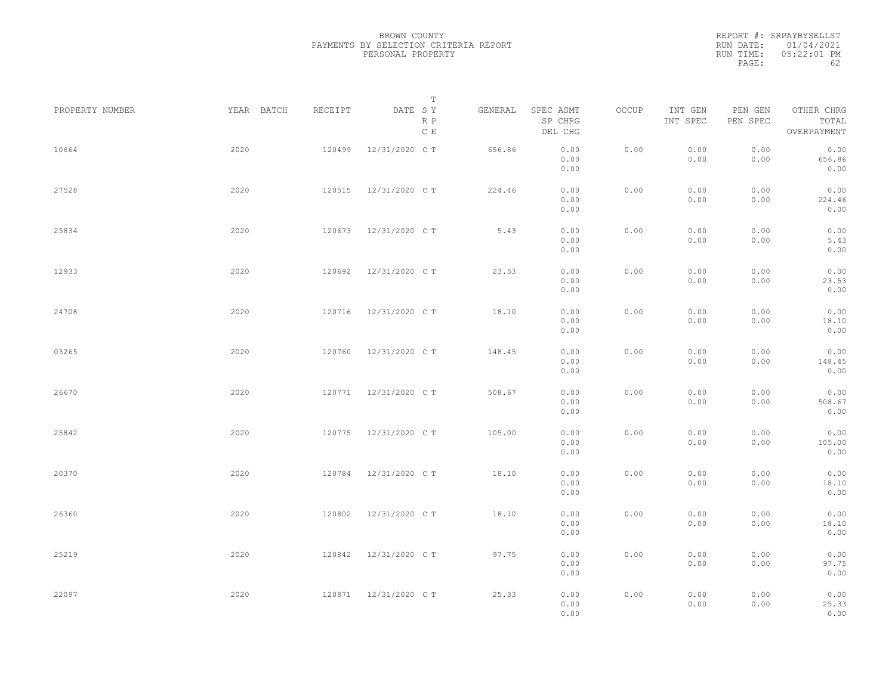BROWN COUNTY
PAYMENTS BY SELECTION CRITERIA REPORT
PERSONAL PROPERTY

REPORT #: SRPAYBYSELLST
RUN DATE: 01/04/2021
RUN TIME: 05:22:01 PM

| PROPERTY NUMBER | YEAR | BATCH | RECEIPT | DATE | T SY RP CE | GENERAL | SPEC ASMT / SP CHRG / DEL CHG | OCCUP | INT GEN / INT SPEC | PEN GEN / PEN SPEC | OTHER CHRG / TOTAL / OVERPAYMENT |
|---|---|---|---|---|---|---|---|---|---|---|---|
| 10664 | 2020 | | 120499 | 12/31/2020 | C T | 656.86 | 0.00 / 0.00 / 0.00 | 0.00 | 0.00 / 0.00 | 0.00 / 0.00 | 0.00 / 656.86 / 0.00 |
| 27528 | 2020 | | 120515 | 12/31/2020 | C T | 224.46 | 0.00 / 0.00 / 0.00 | 0.00 | 0.00 / 0.00 | 0.00 / 0.00 | 0.00 / 224.46 / 0.00 |
| 25834 | 2020 | | 120673 | 12/31/2020 | C T | 5.43 | 0.00 / 0.00 / 0.00 | 0.00 | 0.00 / 0.00 | 0.00 / 0.00 | 0.00 / 5.43 / 0.00 |
| 12933 | 2020 | | 120692 | 12/31/2020 | C T | 23.53 | 0.00 / 0.00 / 0.00 | 0.00 | 0.00 / 0.00 | 0.00 / 0.00 | 0.00 / 23.53 / 0.00 |
| 24708 | 2020 | | 120716 | 12/31/2020 | C T | 18.10 | 0.00 / 0.00 / 0.00 | 0.00 | 0.00 / 0.00 | 0.00 / 0.00 | 0.00 / 18.10 / 0.00 |
| 03265 | 2020 | | 120760 | 12/31/2020 | C T | 148.45 | 0.00 / 0.00 / 0.00 | 0.00 | 0.00 / 0.00 | 0.00 / 0.00 | 0.00 / 148.45 / 0.00 |
| 26670 | 2020 | | 120771 | 12/31/2020 | C T | 508.67 | 0.00 / 0.00 / 0.00 | 0.00 | 0.00 / 0.00 | 0.00 / 0.00 | 0.00 / 508.67 / 0.00 |
| 25842 | 2020 | | 120775 | 12/31/2020 | C T | 105.00 | 0.00 / 0.00 / 0.00 | 0.00 | 0.00 / 0.00 | 0.00 / 0.00 | 0.00 / 105.00 / 0.00 |
| 20370 | 2020 | | 120784 | 12/31/2020 | C T | 18.10 | 0.00 / 0.00 / 0.00 | 0.00 | 0.00 / 0.00 | 0.00 / 0.00 | 0.00 / 18.10 / 0.00 |
| 26360 | 2020 | | 120802 | 12/31/2020 | C T | 18.10 | 0.00 / 0.00 / 0.00 | 0.00 | 0.00 / 0.00 | 0.00 / 0.00 | 0.00 / 18.10 / 0.00 |
| 25219 | 2020 | | 120842 | 12/31/2020 | C T | 97.75 | 0.00 / 0.00 / 0.00 | 0.00 | 0.00 / 0.00 | 0.00 / 0.00 | 0.00 / 97.75 / 0.00 |
| 22097 | 2020 | | 120871 | 12/31/2020 | C T | 25.33 | 0.00 / 0.00 / 0.00 | 0.00 | 0.00 / 0.00 | 0.00 / 0.00 | 0.00 / 25.33 / 0.00 |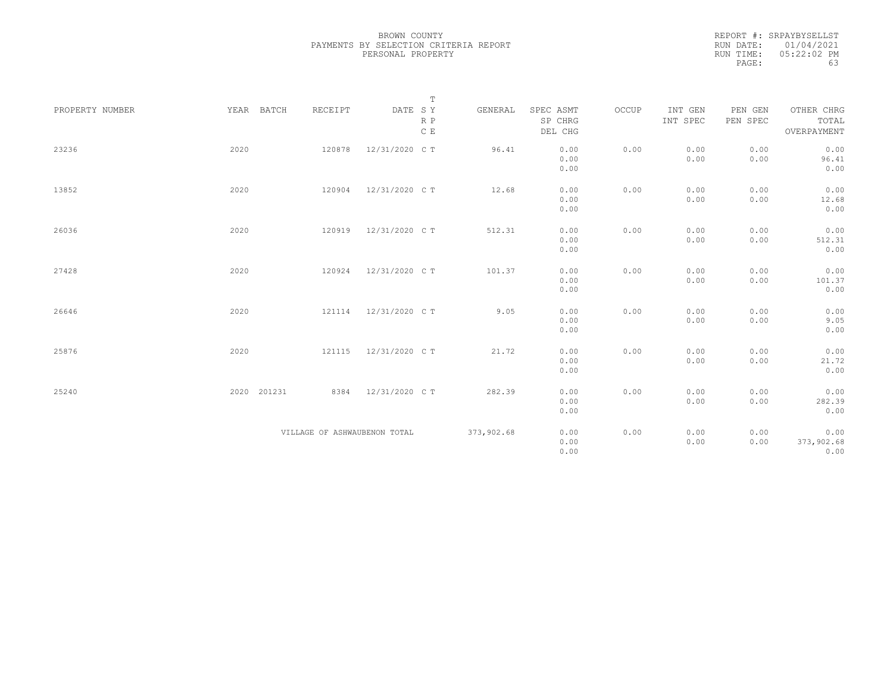BROWN COUNTY
PAYMENTS BY SELECTION CRITERIA REPORT
PERSONAL PROPERTY

REPORT #: SRPAYBYSELLST
RUN DATE: 01/04/2021
RUN TIME: 05:22:02 PM

| PROPERTY NUMBER | YEAR | BATCH | RECEIPT | DATE | T SY RP CE | GENERAL | SPEC ASMT / SP CHRG / DEL CHG | OCCUP | INT GEN / INT SPEC | PEN GEN / PEN SPEC | OTHER CHRG / TOTAL / OVERPAYMENT |
|---|---|---|---|---|---|---|---|---|---|---|---|
| 23236 | 2020 | | 120878 | 12/31/2020 | C T | 96.41 | 0.00<br>0.00<br>0.00 | 0.00 | 0.00<br>0.00 | 0.00<br>0.00 | 0.00<br>96.41<br>0.00 |
| 13852 | 2020 | | 120904 | 12/31/2020 | C T | 12.68 | 0.00<br>0.00<br>0.00 | 0.00 | 0.00<br>0.00 | 0.00<br>0.00 | 0.00<br>12.68<br>0.00 |
| 26036 | 2020 | | 120919 | 12/31/2020 | C T | 512.31 | 0.00<br>0.00<br>0.00 | 0.00 | 0.00<br>0.00 | 0.00<br>0.00 | 0.00<br>512.31<br>0.00 |
| 27428 | 2020 | | 120924 | 12/31/2020 | C T | 101.37 | 0.00<br>0.00<br>0.00 | 0.00 | 0.00<br>0.00 | 0.00<br>0.00 | 0.00<br>101.37<br>0.00 |
| 26646 | 2020 | | 121114 | 12/31/2020 | C T | 9.05 | 0.00<br>0.00<br>0.00 | 0.00 | 0.00<br>0.00 | 0.00<br>0.00 | 0.00<br>9.05<br>0.00 |
| 25876 | 2020 | | 121115 | 12/31/2020 | C T | 21.72 | 0.00<br>0.00<br>0.00 | 0.00 | 0.00<br>0.00 | 0.00<br>0.00 | 0.00<br>21.72<br>0.00 |
| 25240 | 2020 | 201231 | 8384 | 12/31/2020 | C T | 282.39 | 0.00<br>0.00<br>0.00 | 0.00 | 0.00<br>0.00 | 0.00<br>0.00 | 0.00<br>282.39<br>0.00 |
| | | | VILLAGE OF ASHWAUBENON TOTAL | | | 373,902.68 | 0.00<br>0.00<br>0.00 | 0.00 | 0.00<br>0.00 | 0.00<br>0.00 | 0.00<br>373,902.68<br>0.00 |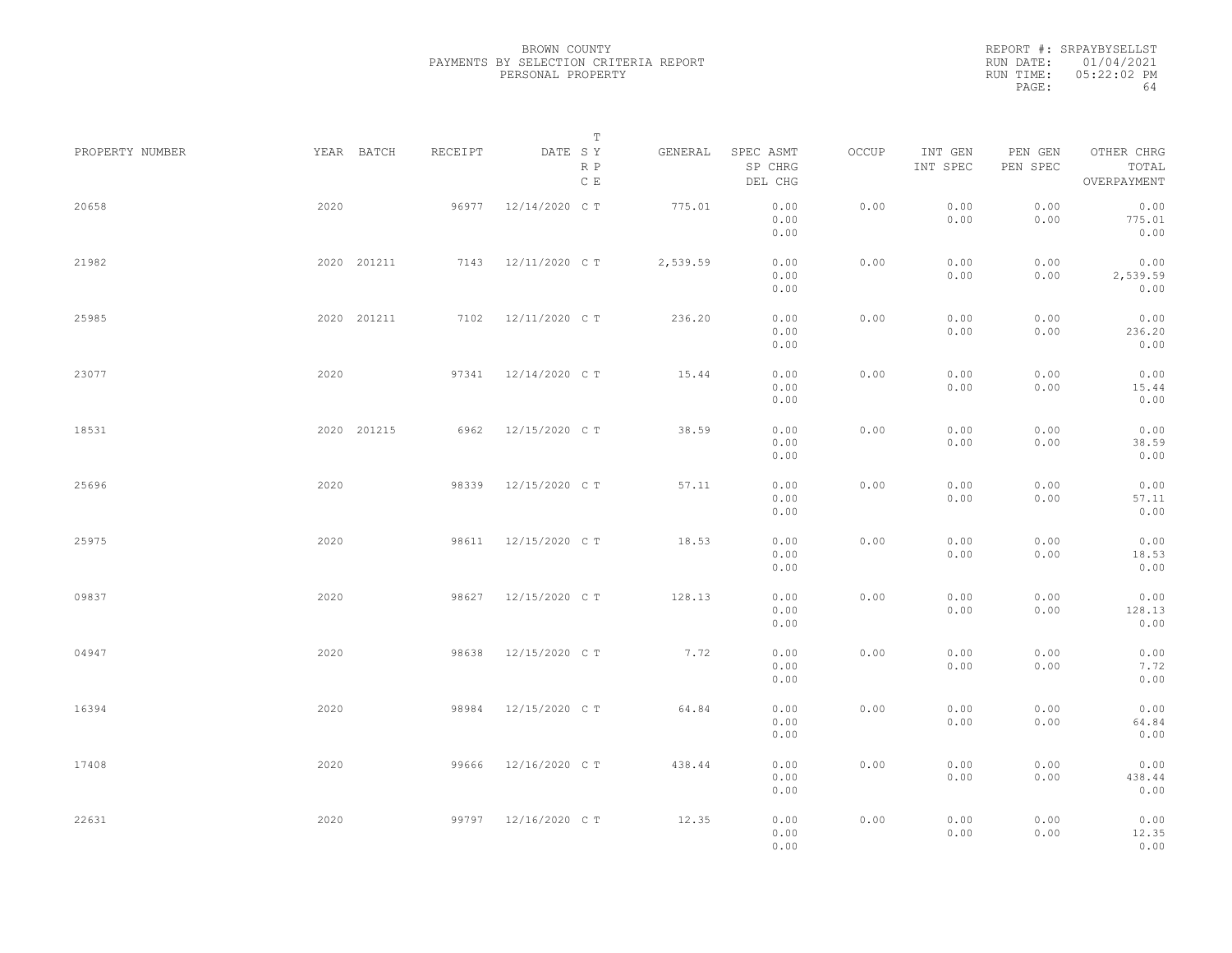BROWN COUNTY
PAYMENTS BY SELECTION CRITERIA REPORT
PERSONAL PROPERTY

REPORT #: SRPAYBYSELLST
RUN DATE: 01/04/2021
RUN TIME: 05:22:02 PM

| PROPERTY NUMBER | YEAR | BATCH | RECEIPT | DATE | T SY RP CE | GENERAL | SPEC ASMT SP CHRG DEL CHG | OCCUP | INT GEN INT SPEC | PEN GEN PEN SPEC | OTHER CHRG TOTAL OVERPAYMENT |
|---|---|---|---|---|---|---|---|---|---|---|---|
| 20658 | 2020 | | 96977 | 12/14/2020 | C T | 775.01 | 0.00 0.00 0.00 | 0.00 | 0.00 0.00 | 0.00 0.00 | 0.00 775.01 0.00 |
| 21982 | 2020 | 201211 | 7143 | 12/11/2020 | C T | 2,539.59 | 0.00 0.00 0.00 | 0.00 | 0.00 0.00 | 0.00 0.00 | 0.00 2,539.59 0.00 |
| 25985 | 2020 | 201211 | 7102 | 12/11/2020 | C T | 236.20 | 0.00 0.00 0.00 | 0.00 | 0.00 0.00 | 0.00 0.00 | 0.00 236.20 0.00 |
| 23077 | 2020 | | 97341 | 12/14/2020 | C T | 15.44 | 0.00 0.00 0.00 | 0.00 | 0.00 0.00 | 0.00 0.00 | 0.00 15.44 0.00 |
| 18531 | 2020 | 201215 | 6962 | 12/15/2020 | C T | 38.59 | 0.00 0.00 0.00 | 0.00 | 0.00 0.00 | 0.00 0.00 | 0.00 38.59 0.00 |
| 25696 | 2020 | | 98339 | 12/15/2020 | C T | 57.11 | 0.00 0.00 0.00 | 0.00 | 0.00 0.00 | 0.00 0.00 | 0.00 57.11 0.00 |
| 25975 | 2020 | | 98611 | 12/15/2020 | C T | 18.53 | 0.00 0.00 0.00 | 0.00 | 0.00 0.00 | 0.00 0.00 | 0.00 18.53 0.00 |
| 09837 | 2020 | | 98627 | 12/15/2020 | C T | 128.13 | 0.00 0.00 0.00 | 0.00 | 0.00 0.00 | 0.00 0.00 | 0.00 128.13 0.00 |
| 04947 | 2020 | | 98638 | 12/15/2020 | C T | 7.72 | 0.00 0.00 0.00 | 0.00 | 0.00 0.00 | 0.00 0.00 | 0.00 7.72 0.00 |
| 16394 | 2020 | | 98984 | 12/15/2020 | C T | 64.84 | 0.00 0.00 0.00 | 0.00 | 0.00 0.00 | 0.00 0.00 | 0.00 64.84 0.00 |
| 17408 | 2020 | | 99666 | 12/16/2020 | C T | 438.44 | 0.00 0.00 0.00 | 0.00 | 0.00 0.00 | 0.00 0.00 | 0.00 438.44 0.00 |
| 22631 | 2020 | | 99797 | 12/16/2020 | C T | 12.35 | 0.00 0.00 0.00 | 0.00 | 0.00 0.00 | 0.00 0.00 | 0.00 12.35 0.00 |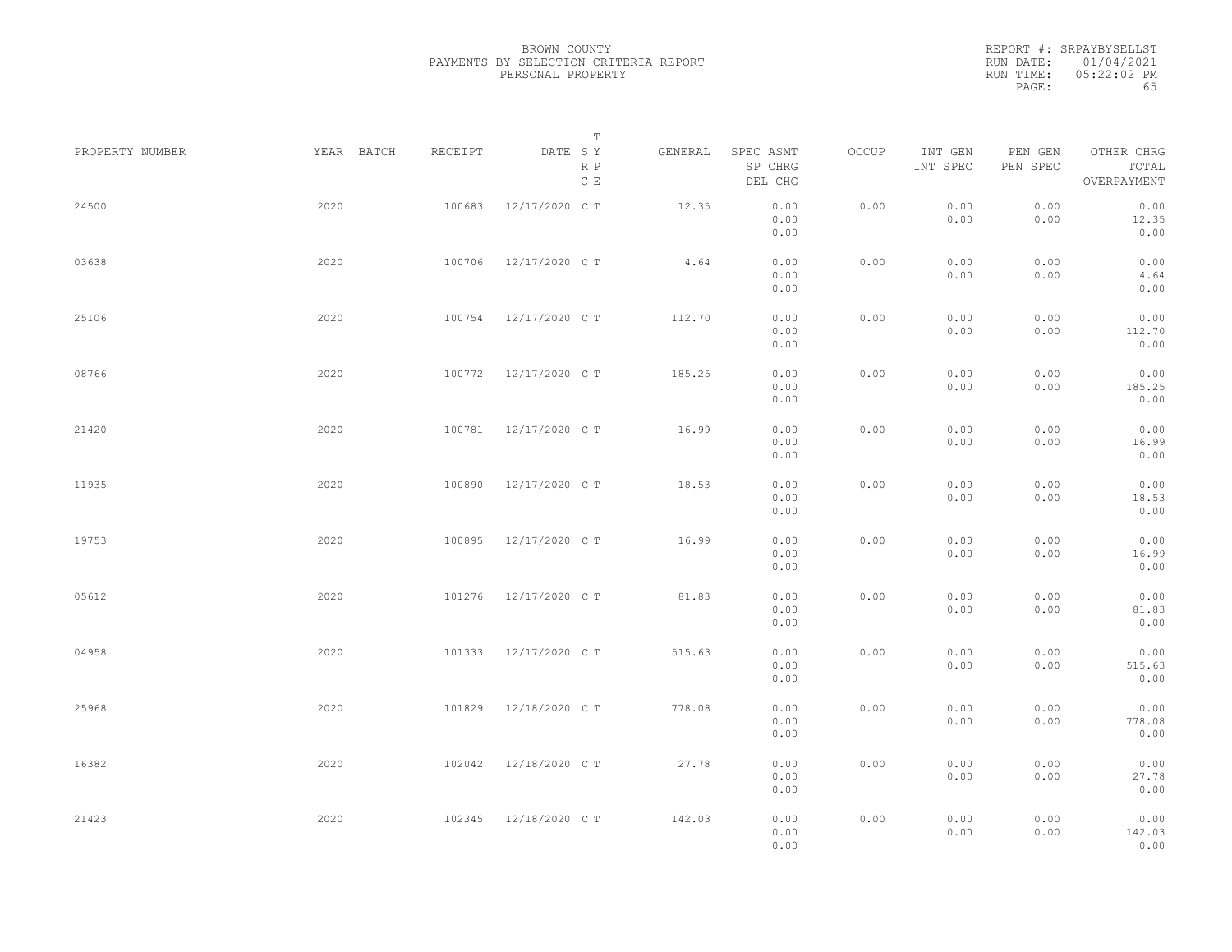BROWN COUNTY
PAYMENTS BY SELECTION CRITERIA REPORT
PERSONAL PROPERTY

REPORT #: SRPAYBYSELLST
RUN DATE: 01/04/2021
RUN TIME: 05:22:02 PM

| PROPERTY NUMBER | YEAR | BATCH | RECEIPT | DATE | T SY RP CE | GENERAL | SPEC ASMT / SP CHRG / DEL CHG | OCCUP | INT GEN / INT SPEC | PEN GEN / PEN SPEC | OTHER CHRG / TOTAL / OVERPAYMENT |
|---|---|---|---|---|---|---|---|---|---|---|---|
| 24500 | 2020 | | 100683 | 12/17/2020 | C T | 12.35 | 0.00 / 0.00 / 0.00 | 0.00 | 0.00 / 0.00 | 0.00 / 0.00 | 0.00 / 12.35 / 0.00 |
| 03638 | 2020 | | 100706 | 12/17/2020 | C T | 4.64 | 0.00 / 0.00 / 0.00 | 0.00 | 0.00 / 0.00 | 0.00 / 0.00 | 0.00 / 4.64 / 0.00 |
| 25106 | 2020 | | 100754 | 12/17/2020 | C T | 112.70 | 0.00 / 0.00 / 0.00 | 0.00 | 0.00 / 0.00 | 0.00 / 0.00 | 0.00 / 112.70 / 0.00 |
| 08766 | 2020 | | 100772 | 12/17/2020 | C T | 185.25 | 0.00 / 0.00 / 0.00 | 0.00 | 0.00 / 0.00 | 0.00 / 0.00 | 0.00 / 185.25 / 0.00 |
| 21420 | 2020 | | 100781 | 12/17/2020 | C T | 16.99 | 0.00 / 0.00 / 0.00 | 0.00 | 0.00 / 0.00 | 0.00 / 0.00 | 0.00 / 16.99 / 0.00 |
| 11935 | 2020 | | 100890 | 12/17/2020 | C T | 18.53 | 0.00 / 0.00 / 0.00 | 0.00 | 0.00 / 0.00 | 0.00 / 0.00 | 0.00 / 18.53 / 0.00 |
| 19753 | 2020 | | 100895 | 12/17/2020 | C T | 16.99 | 0.00 / 0.00 / 0.00 | 0.00 | 0.00 / 0.00 | 0.00 / 0.00 | 0.00 / 16.99 / 0.00 |
| 05612 | 2020 | | 101276 | 12/17/2020 | C T | 81.83 | 0.00 / 0.00 / 0.00 | 0.00 | 0.00 / 0.00 | 0.00 / 0.00 | 0.00 / 81.83 / 0.00 |
| 04958 | 2020 | | 101333 | 12/17/2020 | C T | 515.63 | 0.00 / 0.00 / 0.00 | 0.00 | 0.00 / 0.00 | 0.00 / 0.00 | 0.00 / 515.63 / 0.00 |
| 25968 | 2020 | | 101829 | 12/18/2020 | C T | 778.08 | 0.00 / 0.00 / 0.00 | 0.00 | 0.00 / 0.00 | 0.00 / 0.00 | 0.00 / 778.08 / 0.00 |
| 16382 | 2020 | | 102042 | 12/18/2020 | C T | 27.78 | 0.00 / 0.00 / 0.00 | 0.00 | 0.00 / 0.00 | 0.00 / 0.00 | 0.00 / 27.78 / 0.00 |
| 21423 | 2020 | | 102345 | 12/18/2020 | C T | 142.03 | 0.00 / 0.00 / 0.00 | 0.00 | 0.00 / 0.00 | 0.00 / 0.00 | 0.00 / 142.03 / 0.00 |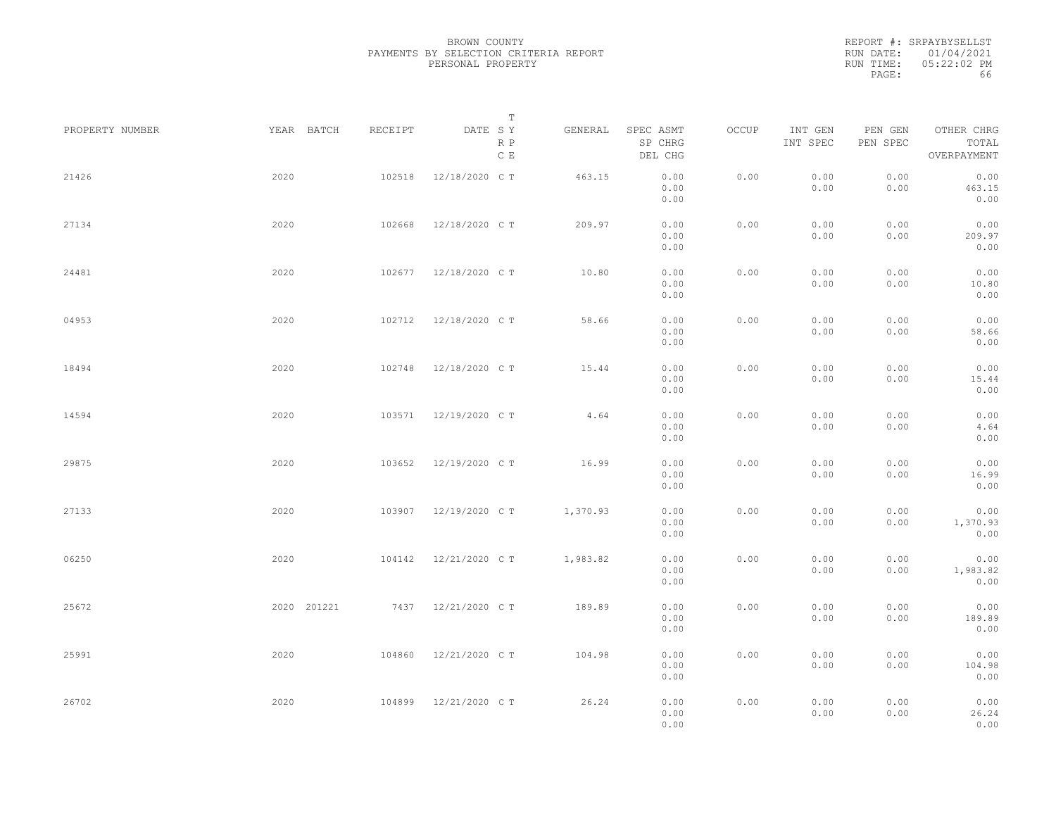BROWN COUNTY
PAYMENTS BY SELECTION CRITERIA REPORT
PERSONAL PROPERTY

REPORT #: SRPAYBYSELLST
RUN DATE: 01/04/2021
RUN TIME: 05:22:02 PM

| PROPERTY NUMBER | YEAR | BATCH | RECEIPT | DATE | T SY RP CE | GENERAL | SPEC ASMT / SP CHRG / DEL CHG | OCCUP | INT GEN / INT SPEC | PEN GEN / PEN SPEC | OTHER CHRG / TOTAL / OVERPAYMENT |
|---|---|---|---|---|---|---|---|---|---|---|---|
| 21426 | 2020 | | 102518 | 12/18/2020 | C T | 463.15 | 0.00 / 0.00 / 0.00 | 0.00 | 0.00 / 0.00 | 0.00 / 0.00 | 0.00 / 463.15 / 0.00 |
| 27134 | 2020 | | 102668 | 12/18/2020 | C T | 209.97 | 0.00 / 0.00 / 0.00 | 0.00 | 0.00 / 0.00 | 0.00 / 0.00 | 0.00 / 209.97 / 0.00 |
| 24481 | 2020 | | 102677 | 12/18/2020 | C T | 10.80 | 0.00 / 0.00 / 0.00 | 0.00 | 0.00 / 0.00 | 0.00 / 0.00 | 0.00 / 10.80 / 0.00 |
| 04953 | 2020 | | 102712 | 12/18/2020 | C T | 58.66 | 0.00 / 0.00 / 0.00 | 0.00 | 0.00 / 0.00 | 0.00 / 0.00 | 0.00 / 58.66 / 0.00 |
| 18494 | 2020 | | 102748 | 12/18/2020 | C T | 15.44 | 0.00 / 0.00 / 0.00 | 0.00 | 0.00 / 0.00 | 0.00 / 0.00 | 0.00 / 15.44 / 0.00 |
| 14594 | 2020 | | 103571 | 12/19/2020 | C T | 4.64 | 0.00 / 0.00 / 0.00 | 0.00 | 0.00 / 0.00 | 0.00 / 0.00 | 0.00 / 4.64 / 0.00 |
| 29875 | 2020 | | 103652 | 12/19/2020 | C T | 16.99 | 0.00 / 0.00 / 0.00 | 0.00 | 0.00 / 0.00 | 0.00 / 0.00 | 0.00 / 16.99 / 0.00 |
| 27133 | 2020 | | 103907 | 12/19/2020 | C T | 1,370.93 | 0.00 / 0.00 / 0.00 | 0.00 | 0.00 / 0.00 | 0.00 / 0.00 | 0.00 / 1,370.93 / 0.00 |
| 06250 | 2020 | | 104142 | 12/21/2020 | C T | 1,983.82 | 0.00 / 0.00 / 0.00 | 0.00 | 0.00 / 0.00 | 0.00 / 0.00 | 0.00 / 1,983.82 / 0.00 |
| 25672 | 2020 | 201221 | 7437 | 12/21/2020 | C T | 189.89 | 0.00 / 0.00 / 0.00 | 0.00 | 0.00 / 0.00 | 0.00 / 0.00 | 0.00 / 189.89 / 0.00 |
| 25991 | 2020 | | 104860 | 12/21/2020 | C T | 104.98 | 0.00 / 0.00 / 0.00 | 0.00 | 0.00 / 0.00 | 0.00 / 0.00 | 0.00 / 104.98 / 0.00 |
| 26702 | 2020 | | 104899 | 12/21/2020 | C T | 26.24 | 0.00 / 0.00 / 0.00 | 0.00 | 0.00 / 0.00 | 0.00 / 0.00 | 0.00 / 26.24 / 0.00 |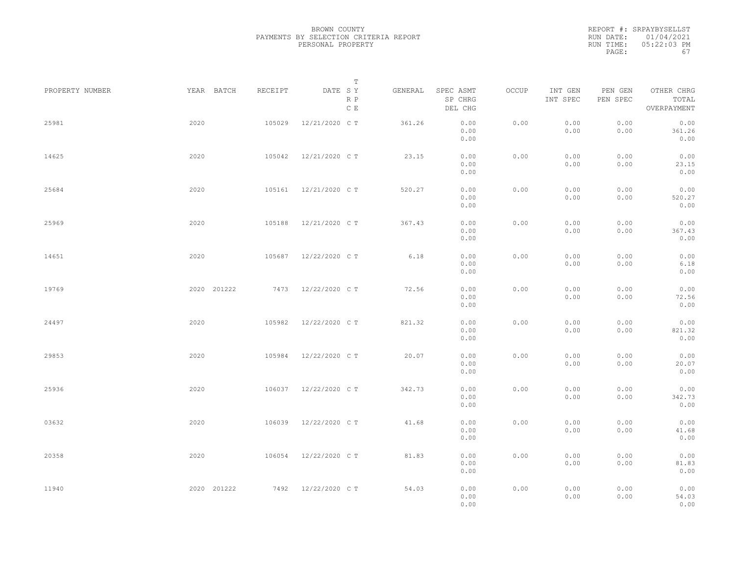BROWN COUNTY
PAYMENTS BY SELECTION CRITERIA REPORT
PERSONAL PROPERTY

REPORT #: SRPAYBYSELLST
RUN DATE: 01/04/2021
RUN TIME: 05:22:03 PM

| PROPERTY NUMBER | YEAR | BATCH | RECEIPT | DATE | T SY RP CE | GENERAL | SPEC ASMT / SP CHRG / DEL CHG | OCCUP | INT GEN / INT SPEC | PEN GEN / PEN SPEC | OTHER CHRG / TOTAL / OVERPAYMENT |
|---|---|---|---|---|---|---|---|---|---|---|---|
| 25981 | 2020 | | 105029 | 12/21/2020 | C T | 361.26 | 0.00 / 0.00 / 0.00 | 0.00 | 0.00 / 0.00 | 0.00 / 0.00 | 0.00 / 361.26 / 0.00 |
| 14625 | 2020 | | 105042 | 12/21/2020 | C T | 23.15 | 0.00 / 0.00 / 0.00 | 0.00 | 0.00 / 0.00 | 0.00 / 0.00 | 0.00 / 23.15 / 0.00 |
| 25684 | 2020 | | 105161 | 12/21/2020 | C T | 520.27 | 0.00 / 0.00 / 0.00 | 0.00 | 0.00 / 0.00 | 0.00 / 0.00 | 0.00 / 520.27 / 0.00 |
| 25969 | 2020 | | 105188 | 12/21/2020 | C T | 367.43 | 0.00 / 0.00 / 0.00 | 0.00 | 0.00 / 0.00 | 0.00 / 0.00 | 0.00 / 367.43 / 0.00 |
| 14651 | 2020 | | 105687 | 12/22/2020 | C T | 6.18 | 0.00 / 0.00 / 0.00 | 0.00 | 0.00 / 0.00 | 0.00 / 0.00 | 0.00 / 6.18 / 0.00 |
| 19769 | 2020 | 201222 | 7473 | 12/22/2020 | C T | 72.56 | 0.00 / 0.00 / 0.00 | 0.00 | 0.00 / 0.00 | 0.00 / 0.00 | 0.00 / 72.56 / 0.00 |
| 24497 | 2020 | | 105982 | 12/22/2020 | C T | 821.32 | 0.00 / 0.00 / 0.00 | 0.00 | 0.00 / 0.00 | 0.00 / 0.00 | 0.00 / 821.32 / 0.00 |
| 29853 | 2020 | | 105984 | 12/22/2020 | C T | 20.07 | 0.00 / 0.00 / 0.00 | 0.00 | 0.00 / 0.00 | 0.00 / 0.00 | 0.00 / 20.07 / 0.00 |
| 25936 | 2020 | | 106037 | 12/22/2020 | C T | 342.73 | 0.00 / 0.00 / 0.00 | 0.00 | 0.00 / 0.00 | 0.00 / 0.00 | 0.00 / 342.73 / 0.00 |
| 03632 | 2020 | | 106039 | 12/22/2020 | C T | 41.68 | 0.00 / 0.00 / 0.00 | 0.00 | 0.00 / 0.00 | 0.00 / 0.00 | 0.00 / 41.68 / 0.00 |
| 20358 | 2020 | | 106054 | 12/22/2020 | C T | 81.83 | 0.00 / 0.00 / 0.00 | 0.00 | 0.00 / 0.00 | 0.00 / 0.00 | 0.00 / 81.83 / 0.00 |
| 11940 | 2020 | 201222 | 7492 | 12/22/2020 | C T | 54.03 | 0.00 / 0.00 / 0.00 | 0.00 | 0.00 / 0.00 | 0.00 / 0.00 | 0.00 / 54.03 / 0.00 |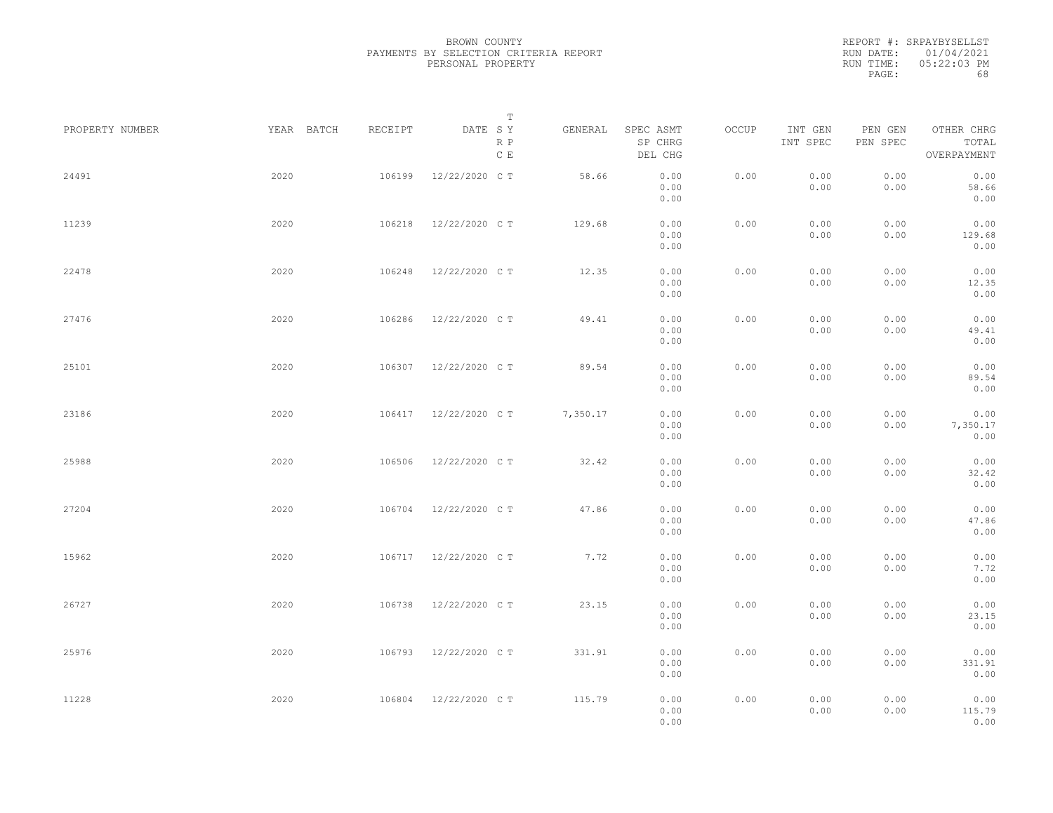BROWN COUNTY
PAYMENTS BY SELECTION CRITERIA REPORT
PERSONAL PROPERTY

REPORT #: SRPAYBYSELLST
RUN DATE: 01/04/2021
RUN TIME: 05:22:03 PM

| PROPERTY NUMBER | YEAR | BATCH | RECEIPT | DATE | T SY RP CE | GENERAL | SPEC ASMT / SP CHRG / DEL CHG | OCCUP | INT GEN / INT SPEC | PEN GEN / PEN SPEC | OTHER CHRG / TOTAL / OVERPAYMENT |
|---|---|---|---|---|---|---|---|---|---|---|---|
| 24491 | 2020 | | 106199 | 12/22/2020 | C T | 58.66 | 0.00 / 0.00 / 0.00 | 0.00 | 0.00 / 0.00 | 0.00 / 0.00 | 0.00 / 58.66 / 0.00 |
| 11239 | 2020 | | 106218 | 12/22/2020 | C T | 129.68 | 0.00 / 0.00 / 0.00 | 0.00 | 0.00 / 0.00 | 0.00 / 0.00 | 0.00 / 129.68 / 0.00 |
| 22478 | 2020 | | 106248 | 12/22/2020 | C T | 12.35 | 0.00 / 0.00 / 0.00 | 0.00 | 0.00 / 0.00 | 0.00 / 0.00 | 0.00 / 12.35 / 0.00 |
| 27476 | 2020 | | 106286 | 12/22/2020 | C T | 49.41 | 0.00 / 0.00 / 0.00 | 0.00 | 0.00 / 0.00 | 0.00 / 0.00 | 0.00 / 49.41 / 0.00 |
| 25101 | 2020 | | 106307 | 12/22/2020 | C T | 89.54 | 0.00 / 0.00 / 0.00 | 0.00 | 0.00 / 0.00 | 0.00 / 0.00 | 0.00 / 89.54 / 0.00 |
| 23186 | 2020 | | 106417 | 12/22/2020 | C T | 7,350.17 | 0.00 / 0.00 / 0.00 | 0.00 | 0.00 / 0.00 | 0.00 / 0.00 | 0.00 / 7,350.17 / 0.00 |
| 25988 | 2020 | | 106506 | 12/22/2020 | C T | 32.42 | 0.00 / 0.00 / 0.00 | 0.00 | 0.00 / 0.00 | 0.00 / 0.00 | 0.00 / 32.42 / 0.00 |
| 27204 | 2020 | | 106704 | 12/22/2020 | C T | 47.86 | 0.00 / 0.00 / 0.00 | 0.00 | 0.00 / 0.00 | 0.00 / 0.00 | 0.00 / 47.86 / 0.00 |
| 15962 | 2020 | | 106717 | 12/22/2020 | C T | 7.72 | 0.00 / 0.00 / 0.00 | 0.00 | 0.00 / 0.00 | 0.00 / 0.00 | 0.00 / 7.72 / 0.00 |
| 26727 | 2020 | | 106738 | 12/22/2020 | C T | 23.15 | 0.00 / 0.00 / 0.00 | 0.00 | 0.00 / 0.00 | 0.00 / 0.00 | 0.00 / 23.15 / 0.00 |
| 25976 | 2020 | | 106793 | 12/22/2020 | C T | 331.91 | 0.00 / 0.00 / 0.00 | 0.00 | 0.00 / 0.00 | 0.00 / 0.00 | 0.00 / 331.91 / 0.00 |
| 11228 | 2020 | | 106804 | 12/22/2020 | C T | 115.79 | 0.00 / 0.00 / 0.00 | 0.00 | 0.00 / 0.00 | 0.00 / 0.00 | 0.00 / 115.79 / 0.00 |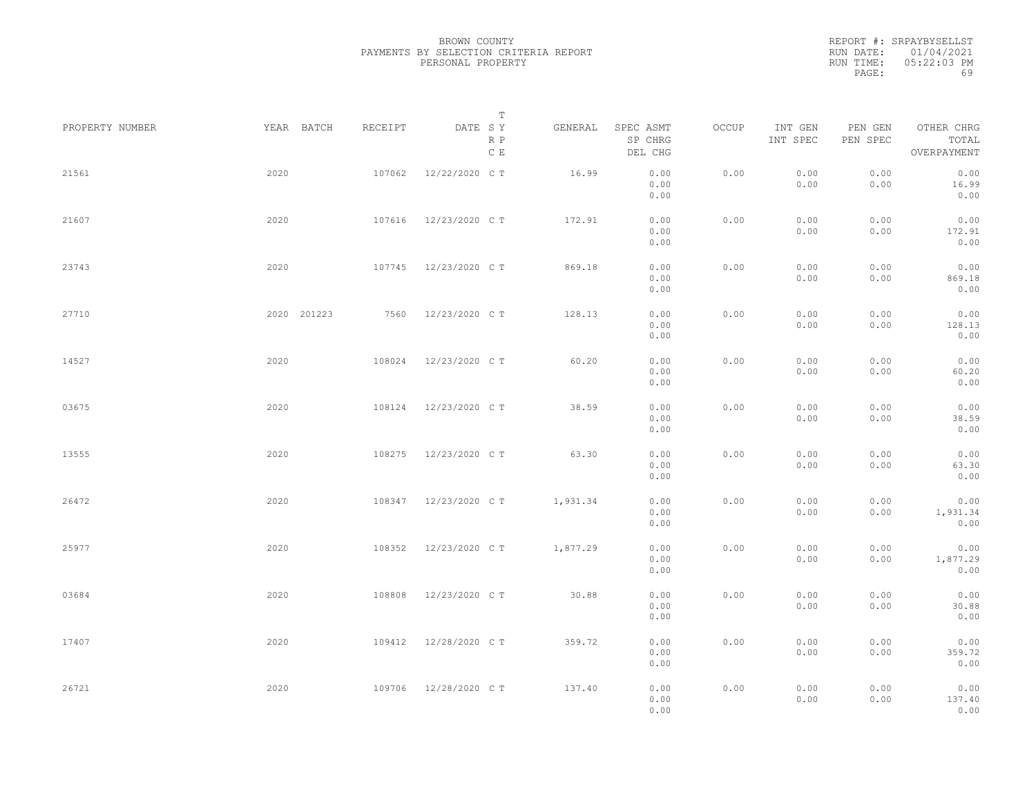BROWN COUNTY
PAYMENTS BY SELECTION CRITERIA REPORT
PERSONAL PROPERTY

REPORT #: SRPAYBYSELLST
RUN DATE: 01/04/2021
RUN TIME: 05:22:03 PM

| PROPERTY NUMBER | YEAR | BATCH | RECEIPT | DATE | T SY RP CE | GENERAL | SPEC ASMT SP CHRG DEL CHG | OCCUP | INT GEN INT SPEC | PEN GEN PEN SPEC | OTHER CHRG TOTAL OVERPAYMENT |
|---|---|---|---|---|---|---|---|---|---|---|---|
| 21561 | 2020 | | 107062 | 12/22/2020 | C T | 16.99 | 0.00 0.00 0.00 | 0.00 | 0.00 0.00 | 0.00 0.00 | 0.00 16.99 0.00 |
| 21607 | 2020 | | 107616 | 12/23/2020 | C T | 172.91 | 0.00 0.00 0.00 | 0.00 | 0.00 0.00 | 0.00 0.00 | 0.00 172.91 0.00 |
| 23743 | 2020 | | 107745 | 12/23/2020 | C T | 869.18 | 0.00 0.00 0.00 | 0.00 | 0.00 0.00 | 0.00 0.00 | 0.00 869.18 0.00 |
| 27710 | 2020 | 201223 | 7560 | 12/23/2020 | C T | 128.13 | 0.00 0.00 0.00 | 0.00 | 0.00 0.00 | 0.00 0.00 | 0.00 128.13 0.00 |
| 14527 | 2020 | | 108024 | 12/23/2020 | C T | 60.20 | 0.00 0.00 0.00 | 0.00 | 0.00 0.00 | 0.00 0.00 | 0.00 60.20 0.00 |
| 03675 | 2020 | | 108124 | 12/23/2020 | C T | 38.59 | 0.00 0.00 0.00 | 0.00 | 0.00 0.00 | 0.00 0.00 | 0.00 38.59 0.00 |
| 13555 | 2020 | | 108275 | 12/23/2020 | C T | 63.30 | 0.00 0.00 0.00 | 0.00 | 0.00 0.00 | 0.00 0.00 | 0.00 63.30 0.00 |
| 26472 | 2020 | | 108347 | 12/23/2020 | C T | 1,931.34 | 0.00 0.00 0.00 | 0.00 | 0.00 0.00 | 0.00 0.00 | 0.00 1,931.34 0.00 |
| 25977 | 2020 | | 108352 | 12/23/2020 | C T | 1,877.29 | 0.00 0.00 0.00 | 0.00 | 0.00 0.00 | 0.00 0.00 | 0.00 1,877.29 0.00 |
| 03684 | 2020 | | 108808 | 12/23/2020 | C T | 30.88 | 0.00 0.00 0.00 | 0.00 | 0.00 0.00 | 0.00 0.00 | 0.00 30.88 0.00 |
| 17407 | 2020 | | 109412 | 12/28/2020 | C T | 359.72 | 0.00 0.00 0.00 | 0.00 | 0.00 0.00 | 0.00 0.00 | 0.00 359.72 0.00 |
| 26721 | 2020 | | 109706 | 12/28/2020 | C T | 137.40 | 0.00 0.00 0.00 | 0.00 | 0.00 0.00 | 0.00 0.00 | 0.00 137.40 0.00 |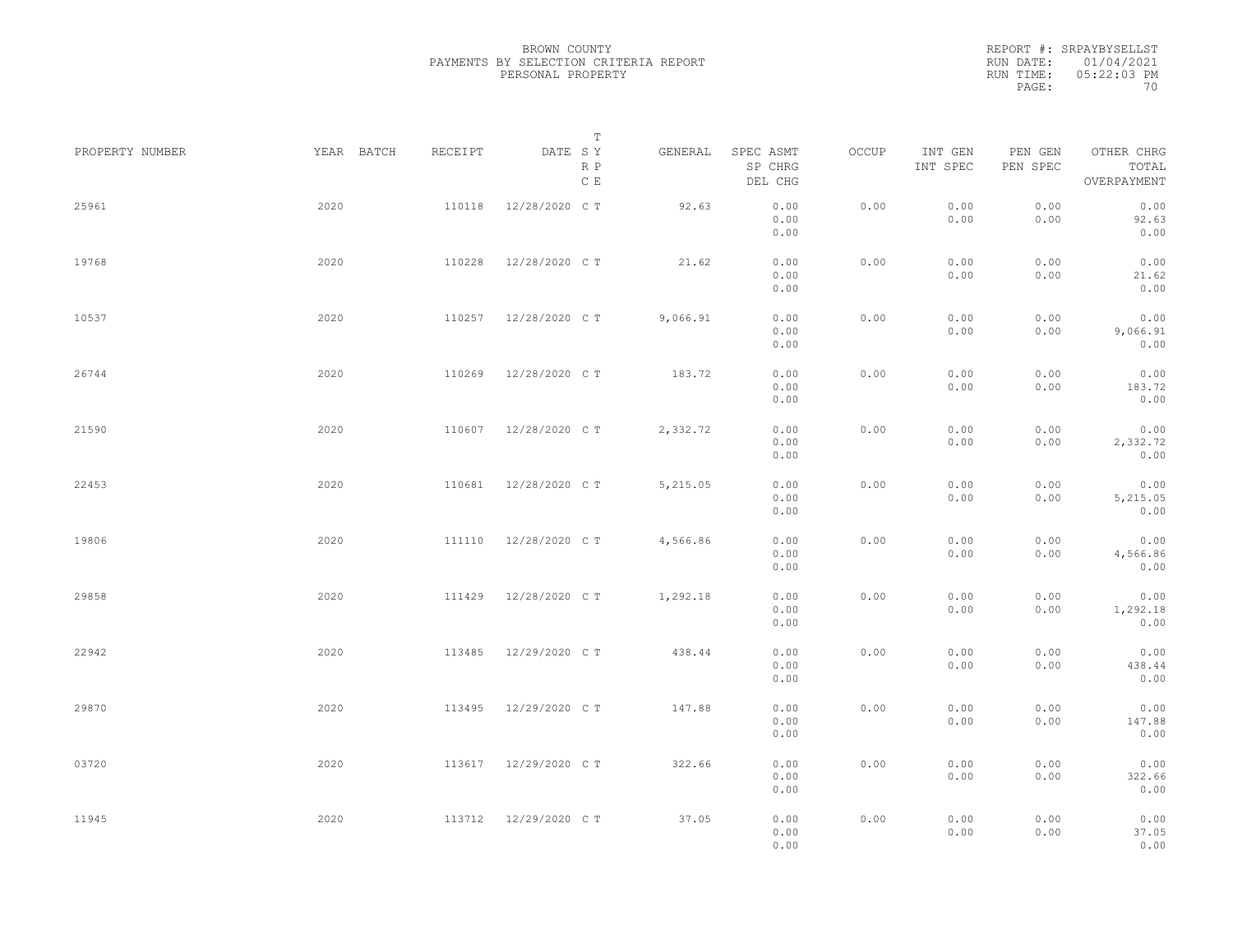BROWN COUNTY
PAYMENTS BY SELECTION CRITERIA REPORT
PERSONAL PROPERTY

REPORT #: SRPAYBYSELLST
RUN DATE: 01/04/2021
RUN TIME: 05:22:03 PM

| PROPERTY NUMBER | YEAR | BATCH | RECEIPT | DATE | T S Y R P C E | GENERAL | SPEC ASMT SP CHRG DEL CHG | OCCUP | INT GEN INT SPEC | PEN GEN PEN SPEC | OTHER CHRG TOTAL OVERPAYMENT |
|---|---|---|---|---|---|---|---|---|---|---|---|
| 25961 | 2020 | | 110118 | 12/28/2020 | C T | 92.63 | 0.00 0.00 0.00 | 0.00 | 0.00 0.00 | 0.00 0.00 | 0.00 92.63 0.00 |
| 19768 | 2020 | | 110228 | 12/28/2020 | C T | 21.62 | 0.00 0.00 0.00 | 0.00 | 0.00 0.00 | 0.00 0.00 | 0.00 21.62 0.00 |
| 10537 | 2020 | | 110257 | 12/28/2020 | C T | 9,066.91 | 0.00 0.00 0.00 | 0.00 | 0.00 0.00 | 0.00 0.00 | 0.00 9,066.91 0.00 |
| 26744 | 2020 | | 110269 | 12/28/2020 | C T | 183.72 | 0.00 0.00 0.00 | 0.00 | 0.00 0.00 | 0.00 0.00 | 0.00 183.72 0.00 |
| 21590 | 2020 | | 110607 | 12/28/2020 | C T | 2,332.72 | 0.00 0.00 0.00 | 0.00 | 0.00 0.00 | 0.00 0.00 | 0.00 2,332.72 0.00 |
| 22453 | 2020 | | 110681 | 12/28/2020 | C T | 5,215.05 | 0.00 0.00 0.00 | 0.00 | 0.00 0.00 | 0.00 0.00 | 0.00 5,215.05 0.00 |
| 19806 | 2020 | | 111110 | 12/28/2020 | C T | 4,566.86 | 0.00 0.00 0.00 | 0.00 | 0.00 0.00 | 0.00 0.00 | 0.00 4,566.86 0.00 |
| 29858 | 2020 | | 111429 | 12/28/2020 | C T | 1,292.18 | 0.00 0.00 0.00 | 0.00 | 0.00 0.00 | 0.00 0.00 | 0.00 1,292.18 0.00 |
| 22942 | 2020 | | 113485 | 12/29/2020 | C T | 438.44 | 0.00 0.00 0.00 | 0.00 | 0.00 0.00 | 0.00 0.00 | 0.00 438.44 0.00 |
| 29870 | 2020 | | 113495 | 12/29/2020 | C T | 147.88 | 0.00 0.00 0.00 | 0.00 | 0.00 0.00 | 0.00 0.00 | 0.00 147.88 0.00 |
| 03720 | 2020 | | 113617 | 12/29/2020 | C T | 322.66 | 0.00 0.00 0.00 | 0.00 | 0.00 0.00 | 0.00 0.00 | 0.00 322.66 0.00 |
| 11945 | 2020 | | 113712 | 12/29/2020 | C T | 37.05 | 0.00 0.00 0.00 | 0.00 | 0.00 0.00 | 0.00 0.00 | 0.00 37.05 0.00 |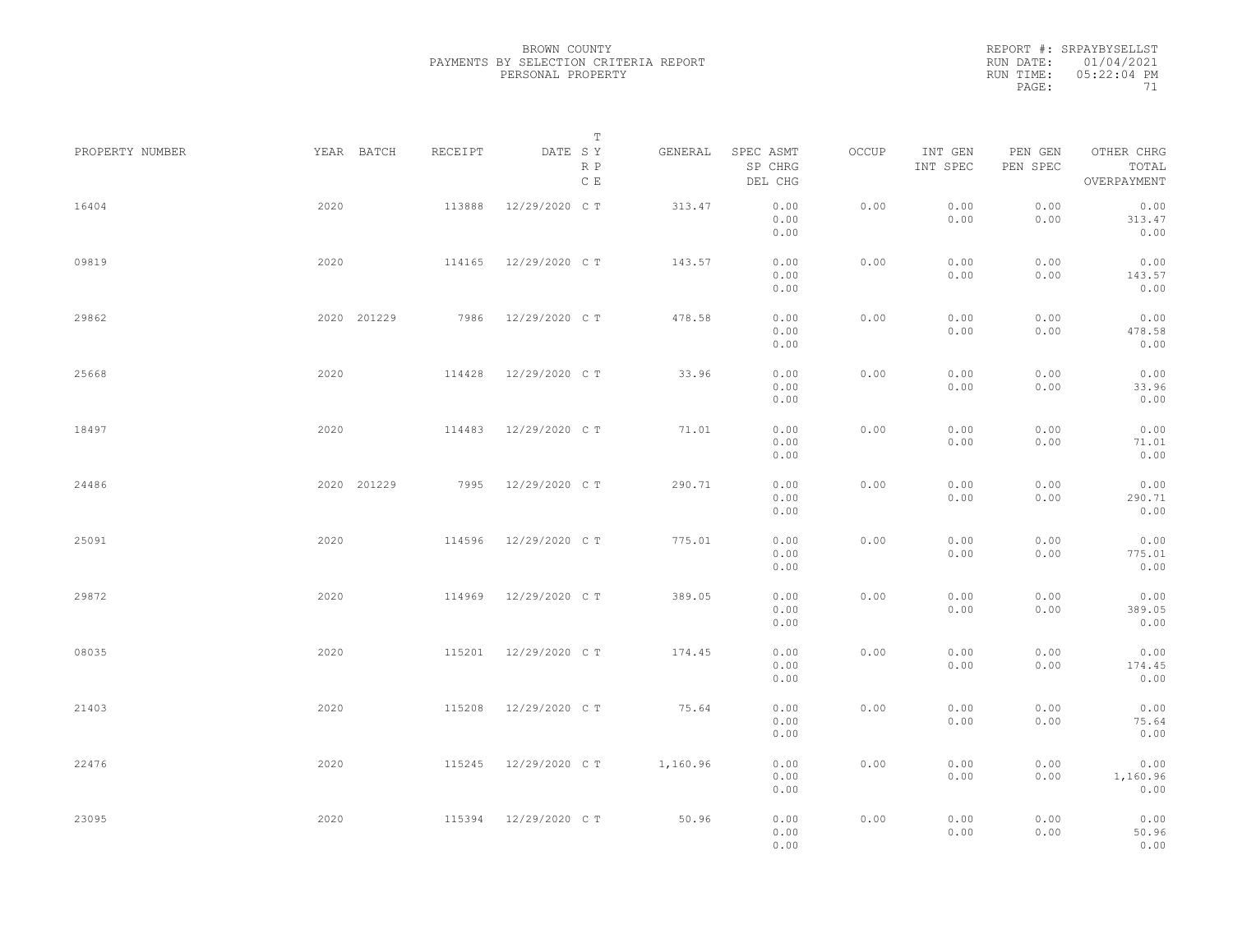BROWN COUNTY
PAYMENTS BY SELECTION CRITERIA REPORT
PERSONAL PROPERTY

REPORT #: SRPAYBYSELLST
RUN DATE: 01/04/2021
RUN TIME: 05:22:04 PM

| PROPERTY NUMBER | YEAR | BATCH | RECEIPT | DATE | T SY RP CE | GENERAL | SPEC ASMT SP CHRG DEL CHG | OCCUP | INT GEN INT SPEC | PEN GEN PEN SPEC | OTHER CHRG TOTAL OVERPAYMENT |
|---|---|---|---|---|---|---|---|---|---|---|---|
| 16404 | 2020 | | 113888 | 12/29/2020 | C T | 313.47 | 0.00 0.00 0.00 | 0.00 | 0.00 0.00 | 0.00 0.00 | 0.00 313.47 0.00 |
| 09819 | 2020 | | 114165 | 12/29/2020 | C T | 143.57 | 0.00 0.00 0.00 | 0.00 | 0.00 0.00 | 0.00 0.00 | 0.00 143.57 0.00 |
| 29862 | 2020 | 201229 | 7986 | 12/29/2020 | C T | 478.58 | 0.00 0.00 0.00 | 0.00 | 0.00 0.00 | 0.00 0.00 | 0.00 478.58 0.00 |
| 25668 | 2020 | | 114428 | 12/29/2020 | C T | 33.96 | 0.00 0.00 0.00 | 0.00 | 0.00 0.00 | 0.00 0.00 | 0.00 33.96 0.00 |
| 18497 | 2020 | | 114483 | 12/29/2020 | C T | 71.01 | 0.00 0.00 0.00 | 0.00 | 0.00 0.00 | 0.00 0.00 | 0.00 71.01 0.00 |
| 24486 | 2020 | 201229 | 7995 | 12/29/2020 | C T | 290.71 | 0.00 0.00 0.00 | 0.00 | 0.00 0.00 | 0.00 0.00 | 0.00 290.71 0.00 |
| 25091 | 2020 | | 114596 | 12/29/2020 | C T | 775.01 | 0.00 0.00 0.00 | 0.00 | 0.00 0.00 | 0.00 0.00 | 0.00 775.01 0.00 |
| 29872 | 2020 | | 114969 | 12/29/2020 | C T | 389.05 | 0.00 0.00 0.00 | 0.00 | 0.00 0.00 | 0.00 0.00 | 0.00 389.05 0.00 |
| 08035 | 2020 | | 115201 | 12/29/2020 | C T | 174.45 | 0.00 0.00 0.00 | 0.00 | 0.00 0.00 | 0.00 0.00 | 0.00 174.45 0.00 |
| 21403 | 2020 | | 115208 | 12/29/2020 | C T | 75.64 | 0.00 0.00 0.00 | 0.00 | 0.00 0.00 | 0.00 0.00 | 0.00 75.64 0.00 |
| 22476 | 2020 | | 115245 | 12/29/2020 | C T | 1,160.96 | 0.00 0.00 0.00 | 0.00 | 0.00 0.00 | 0.00 0.00 | 0.00 1,160.96 0.00 |
| 23095 | 2020 | | 115394 | 12/29/2020 | C T | 50.96 | 0.00 0.00 0.00 | 0.00 | 0.00 0.00 | 0.00 0.00 | 0.00 50.96 0.00 |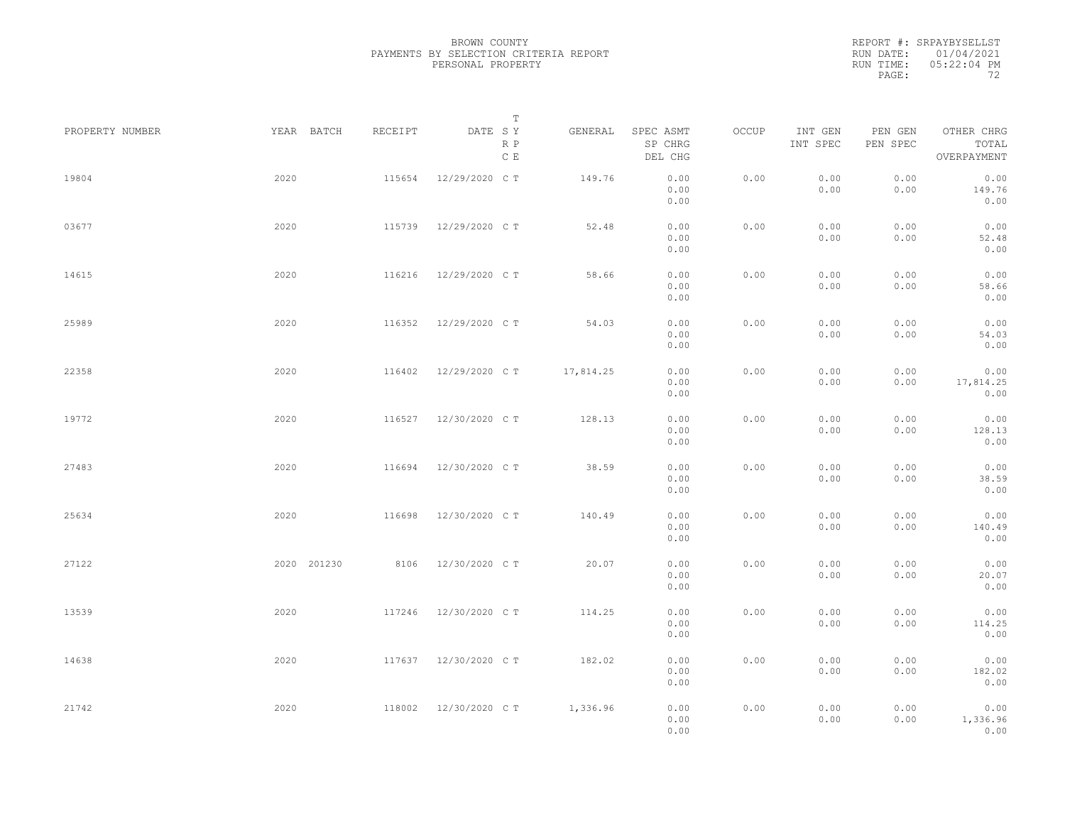BROWN COUNTY
PAYMENTS BY SELECTION CRITERIA REPORT
PERSONAL PROPERTY

REPORT #: SRPAYBYSELLST
RUN DATE: 01/04/2021
RUN TIME: 05:22:04 PM

| PROPERTY NUMBER | YEAR | BATCH | RECEIPT | DATE | T SY RP CE | GENERAL | SPEC ASMT / SP CHRG / DEL CHG | OCCUP | INT GEN / INT SPEC | PEN GEN / PEN SPEC | OTHER CHRG / TOTAL / OVERPAYMENT |
|---|---|---|---|---|---|---|---|---|---|---|---|
| 19804 | 2020 | | 115654 | 12/29/2020 | C T | 149.76 | 0.00 / 0.00 / 0.00 | 0.00 | 0.00 / 0.00 | 0.00 / 0.00 | 0.00 / 149.76 / 0.00 |
| 03677 | 2020 | | 115739 | 12/29/2020 | C T | 52.48 | 0.00 / 0.00 / 0.00 | 0.00 | 0.00 / 0.00 | 0.00 / 0.00 | 0.00 / 52.48 / 0.00 |
| 14615 | 2020 | | 116216 | 12/29/2020 | C T | 58.66 | 0.00 / 0.00 / 0.00 | 0.00 | 0.00 / 0.00 | 0.00 / 0.00 | 0.00 / 58.66 / 0.00 |
| 25989 | 2020 | | 116352 | 12/29/2020 | C T | 54.03 | 0.00 / 0.00 / 0.00 | 0.00 | 0.00 / 0.00 | 0.00 / 0.00 | 0.00 / 54.03 / 0.00 |
| 22358 | 2020 | | 116402 | 12/29/2020 | C T | 17,814.25 | 0.00 / 0.00 / 0.00 | 0.00 | 0.00 / 0.00 | 0.00 / 0.00 | 0.00 / 17,814.25 / 0.00 |
| 19772 | 2020 | | 116527 | 12/30/2020 | C T | 128.13 | 0.00 / 0.00 / 0.00 | 0.00 | 0.00 / 0.00 | 0.00 / 0.00 | 0.00 / 128.13 / 0.00 |
| 27483 | 2020 | | 116694 | 12/30/2020 | C T | 38.59 | 0.00 / 0.00 / 0.00 | 0.00 | 0.00 / 0.00 | 0.00 / 0.00 | 0.00 / 38.59 / 0.00 |
| 25634 | 2020 | | 116698 | 12/30/2020 | C T | 140.49 | 0.00 / 0.00 / 0.00 | 0.00 | 0.00 / 0.00 | 0.00 / 0.00 | 0.00 / 140.49 / 0.00 |
| 27122 | 2020 | 201230 | 8106 | 12/30/2020 | C T | 20.07 | 0.00 / 0.00 / 0.00 | 0.00 | 0.00 / 0.00 | 0.00 / 0.00 | 0.00 / 20.07 / 0.00 |
| 13539 | 2020 | | 117246 | 12/30/2020 | C T | 114.25 | 0.00 / 0.00 / 0.00 | 0.00 | 0.00 / 0.00 | 0.00 / 0.00 | 0.00 / 114.25 / 0.00 |
| 14638 | 2020 | | 117637 | 12/30/2020 | C T | 182.02 | 0.00 / 0.00 / 0.00 | 0.00 | 0.00 / 0.00 | 0.00 / 0.00 | 0.00 / 182.02 / 0.00 |
| 21742 | 2020 | | 118002 | 12/30/2020 | C T | 1,336.96 | 0.00 / 0.00 / 0.00 | 0.00 | 0.00 / 0.00 | 0.00 / 0.00 | 0.00 / 1,336.96 / 0.00 |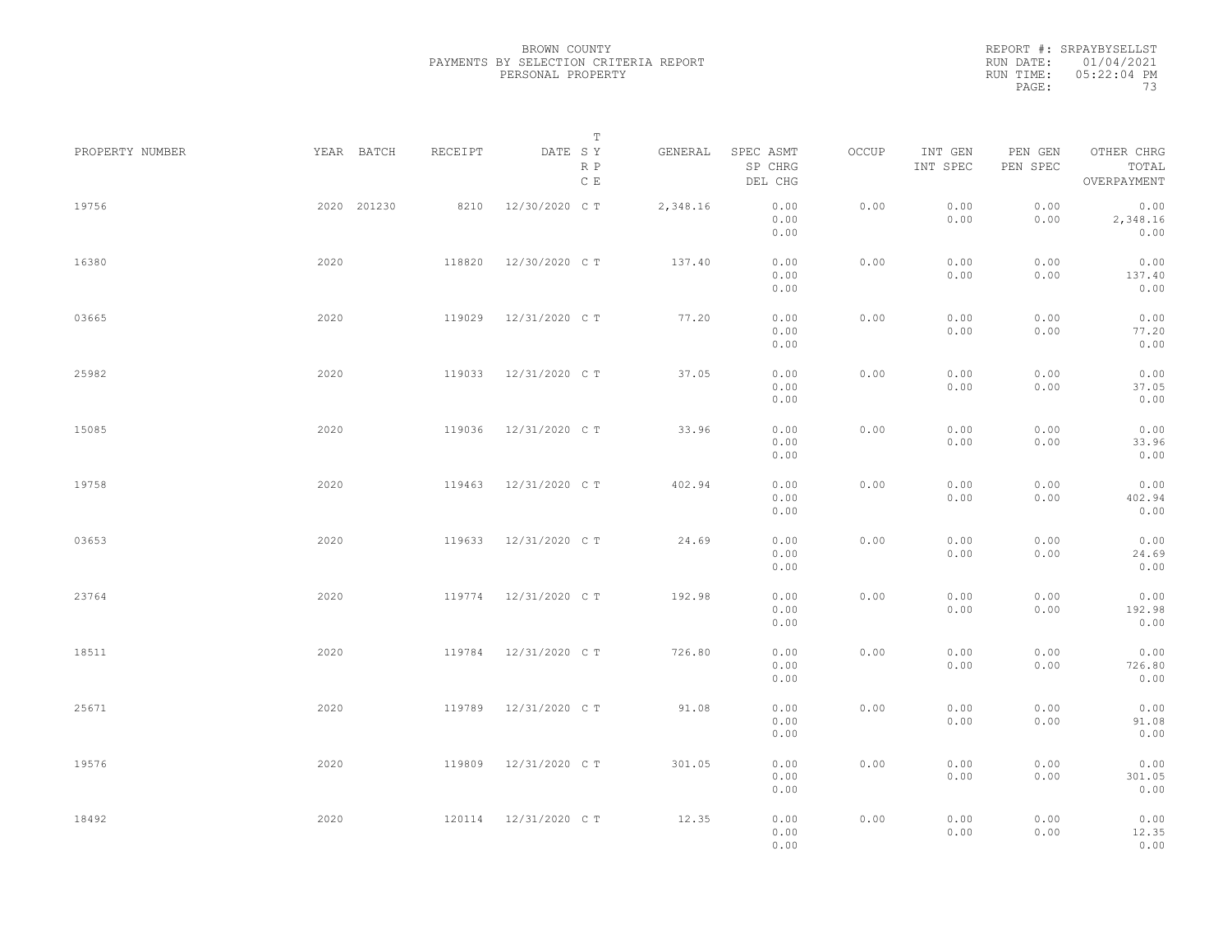BROWN COUNTY
PAYMENTS BY SELECTION CRITERIA REPORT
PERSONAL PROPERTY

REPORT #: SRPAYBYSELLST
RUN DATE: 01/04/2021
RUN TIME: 05:22:04 PM

| PROPERTY NUMBER | YEAR | BATCH | RECEIPT | DATE | T S Y R P C E | GENERAL | SPEC ASMT SP CHRG DEL CHG | OCCUP | INT GEN INT SPEC | PEN GEN PEN SPEC | OTHER CHRG TOTAL OVERPAYMENT |
|---|---|---|---|---|---|---|---|---|---|---|---|
| 19756 | 2020 | 201230 | 8210 | 12/30/2020 | C T | 2,348.16 | 0.00 0.00 0.00 | 0.00 | 0.00 0.00 | 0.00 0.00 | 0.00 2,348.16 0.00 |
| 16380 | 2020 | | 118820 | 12/30/2020 | C T | 137.40 | 0.00 0.00 0.00 | 0.00 | 0.00 0.00 | 0.00 0.00 | 0.00 137.40 0.00 |
| 03665 | 2020 | | 119029 | 12/31/2020 | C T | 77.20 | 0.00 0.00 0.00 | 0.00 | 0.00 0.00 | 0.00 0.00 | 0.00 77.20 0.00 |
| 25982 | 2020 | | 119033 | 12/31/2020 | C T | 37.05 | 0.00 0.00 0.00 | 0.00 | 0.00 0.00 | 0.00 0.00 | 0.00 37.05 0.00 |
| 15085 | 2020 | | 119036 | 12/31/2020 | C T | 33.96 | 0.00 0.00 0.00 | 0.00 | 0.00 0.00 | 0.00 0.00 | 0.00 33.96 0.00 |
| 19758 | 2020 | | 119463 | 12/31/2020 | C T | 402.94 | 0.00 0.00 0.00 | 0.00 | 0.00 0.00 | 0.00 0.00 | 0.00 402.94 0.00 |
| 03653 | 2020 | | 119633 | 12/31/2020 | C T | 24.69 | 0.00 0.00 0.00 | 0.00 | 0.00 0.00 | 0.00 0.00 | 0.00 24.69 0.00 |
| 23764 | 2020 | | 119774 | 12/31/2020 | C T | 192.98 | 0.00 0.00 0.00 | 0.00 | 0.00 0.00 | 0.00 0.00 | 0.00 192.98 0.00 |
| 18511 | 2020 | | 119784 | 12/31/2020 | C T | 726.80 | 0.00 0.00 0.00 | 0.00 | 0.00 0.00 | 0.00 0.00 | 0.00 726.80 0.00 |
| 25671 | 2020 | | 119789 | 12/31/2020 | C T | 91.08 | 0.00 0.00 0.00 | 0.00 | 0.00 0.00 | 0.00 0.00 | 0.00 91.08 0.00 |
| 19576 | 2020 | | 119809 | 12/31/2020 | C T | 301.05 | 0.00 0.00 0.00 | 0.00 | 0.00 0.00 | 0.00 0.00 | 0.00 301.05 0.00 |
| 18492 | 2020 | | 120114 | 12/31/2020 | C T | 12.35 | 0.00 0.00 0.00 | 0.00 | 0.00 0.00 | 0.00 0.00 | 0.00 12.35 0.00 |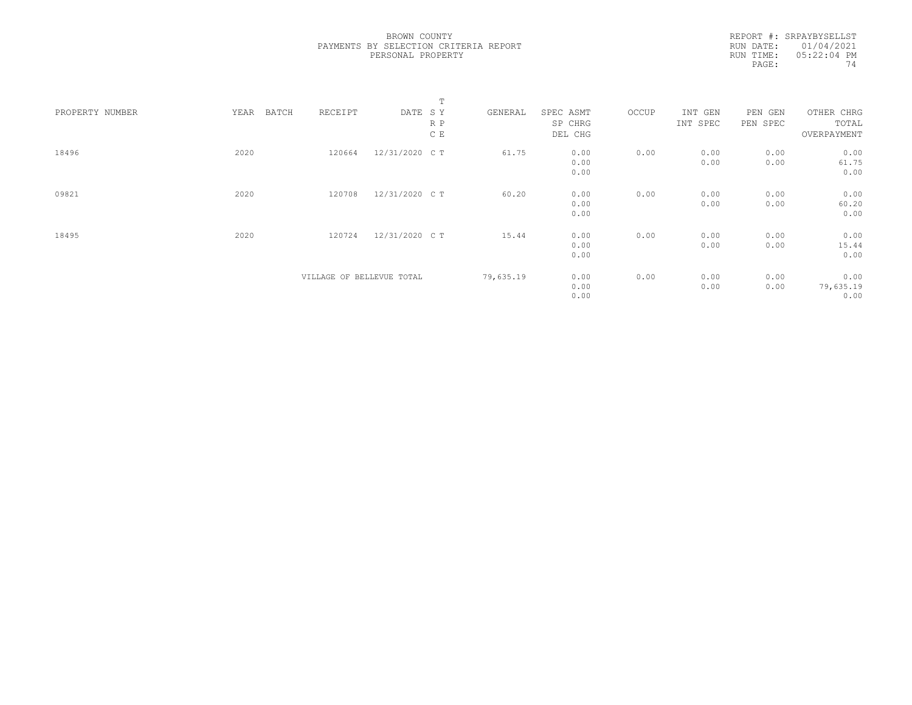BROWN COUNTY
PAYMENTS BY SELECTION CRITERIA REPORT
PERSONAL PROPERTY

REPORT #: SRPAYBYSELLST
RUN DATE: 01/04/2021
RUN TIME: 05:22:04 PM

| PROPERTY NUMBER | YEAR | BATCH | RECEIPT | DATE | T S Y<br>R P<br>C E | GENERAL | SPEC ASMT<br>SP CHRG<br>DEL CHG | OCCUP | INT GEN<br>INT SPEC | PEN GEN<br>PEN SPEC | OTHER CHRG<br>TOTAL<br>OVERPAYMENT |
|---|---|---|---|---|---|---|---|---|---|---|---|
| 18496 | 2020 | | 120664 | 12/31/2020 | C T | 61.75 | 0.00<br>0.00<br>0.00 | 0.00 | 0.00<br>0.00 | 0.00<br>0.00 | 0.00<br>61.75<br>0.00 |
| 09821 | 2020 | | 120708 | 12/31/2020 | C T | 60.20 | 0.00<br>0.00<br>0.00 | 0.00 | 0.00<br>0.00 | 0.00<br>0.00 | 0.00<br>60.20<br>0.00 |
| 18495 | 2020 | | 120724 | 12/31/2020 | C T | 15.44 | 0.00<br>0.00<br>0.00 | 0.00 | 0.00<br>0.00 | 0.00<br>0.00 | 0.00<br>15.44<br>0.00 |
| | | | VILLAGE OF BELLEVUE TOTAL | | | 79,635.19 | 0.00<br>0.00<br>0.00 | 0.00 | 0.00<br>0.00 | 0.00<br>0.00 | 0.00<br>79,635.19<br>0.00 |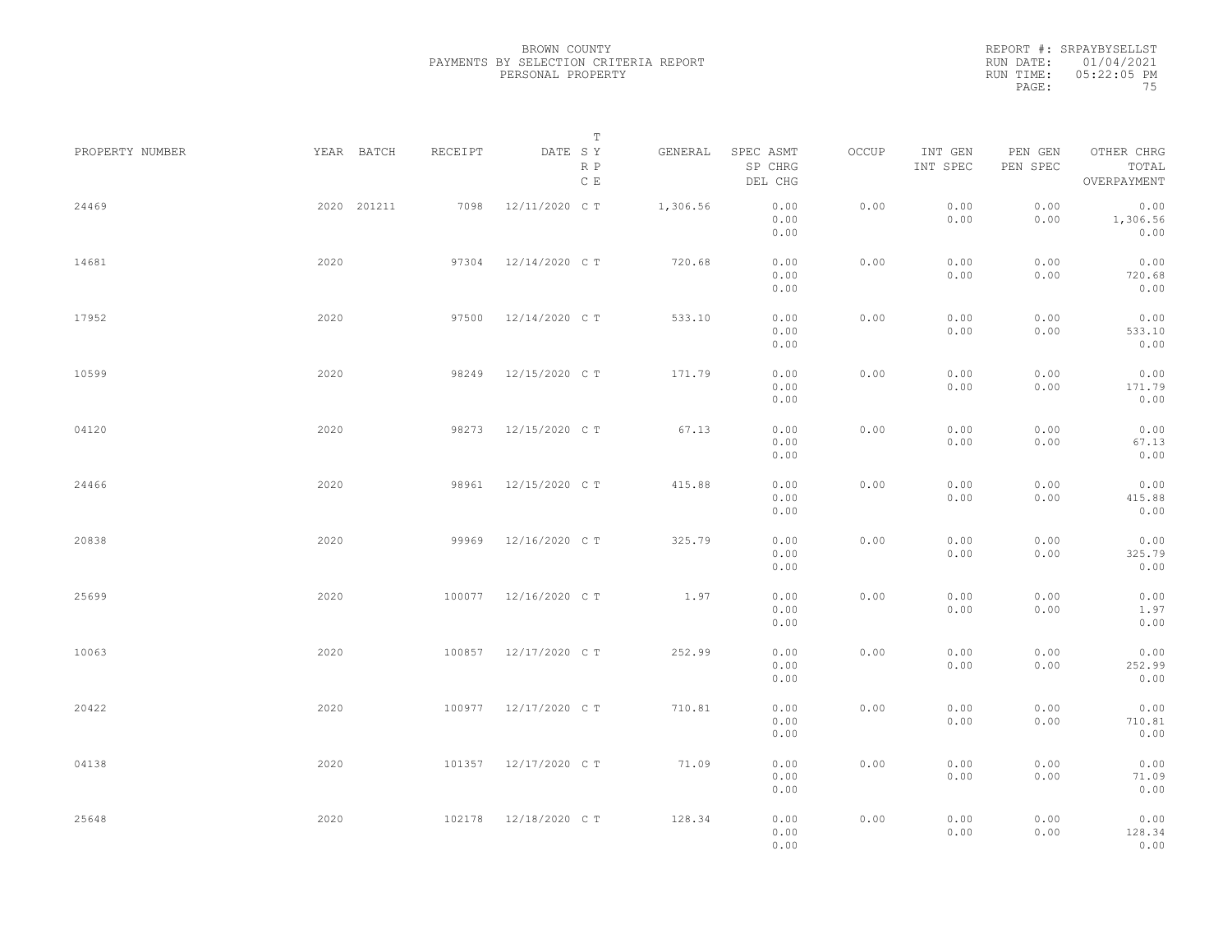BROWN COUNTY
PAYMENTS BY SELECTION CRITERIA REPORT
PERSONAL PROPERTY

REPORT #: SRPAYBYSELLST
RUN DATE: 01/04/2021
RUN TIME: 05:22:05 PM

| PROPERTY NUMBER | YEAR | BATCH | RECEIPT | DATE | T SY RP CE | GENERAL | SPEC ASMT / SP CHRG / DEL CHG | OCCUP | INT GEN / INT SPEC | PEN GEN / PEN SPEC | OTHER CHRG / TOTAL / OVERPAYMENT |
|---|---|---|---|---|---|---|---|---|---|---|---|
| 24469 | 2020 | 201211 | 7098 | 12/11/2020 | C T | 1,306.56 | 0.00 / 0.00 / 0.00 | 0.00 | 0.00 / 0.00 | 0.00 / 0.00 | 0.00 / 1,306.56 / 0.00 |
| 14681 | 2020 | | 97304 | 12/14/2020 | C T | 720.68 | 0.00 / 0.00 / 0.00 | 0.00 | 0.00 / 0.00 | 0.00 / 0.00 | 0.00 / 720.68 / 0.00 |
| 17952 | 2020 | | 97500 | 12/14/2020 | C T | 533.10 | 0.00 / 0.00 / 0.00 | 0.00 | 0.00 / 0.00 | 0.00 / 0.00 | 0.00 / 533.10 / 0.00 |
| 10599 | 2020 | | 98249 | 12/15/2020 | C T | 171.79 | 0.00 / 0.00 / 0.00 | 0.00 | 0.00 / 0.00 | 0.00 / 0.00 | 0.00 / 171.79 / 0.00 |
| 04120 | 2020 | | 98273 | 12/15/2020 | C T | 67.13 | 0.00 / 0.00 / 0.00 | 0.00 | 0.00 / 0.00 | 0.00 / 0.00 | 0.00 / 67.13 / 0.00 |
| 24466 | 2020 | | 98961 | 12/15/2020 | C T | 415.88 | 0.00 / 0.00 / 0.00 | 0.00 | 0.00 / 0.00 | 0.00 / 0.00 | 0.00 / 415.88 / 0.00 |
| 20838 | 2020 | | 99969 | 12/16/2020 | C T | 325.79 | 0.00 / 0.00 / 0.00 | 0.00 | 0.00 / 0.00 | 0.00 / 0.00 | 0.00 / 325.79 / 0.00 |
| 25699 | 2020 | | 100077 | 12/16/2020 | C T | 1.97 | 0.00 / 0.00 / 0.00 | 0.00 | 0.00 / 0.00 | 0.00 / 0.00 | 0.00 / 1.97 / 0.00 |
| 10063 | 2020 | | 100857 | 12/17/2020 | C T | 252.99 | 0.00 / 0.00 / 0.00 | 0.00 | 0.00 / 0.00 | 0.00 / 0.00 | 0.00 / 252.99 / 0.00 |
| 20422 | 2020 | | 100977 | 12/17/2020 | C T | 710.81 | 0.00 / 0.00 / 0.00 | 0.00 | 0.00 / 0.00 | 0.00 / 0.00 | 0.00 / 710.81 / 0.00 |
| 04138 | 2020 | | 101357 | 12/17/2020 | C T | 71.09 | 0.00 / 0.00 / 0.00 | 0.00 | 0.00 / 0.00 | 0.00 / 0.00 | 0.00 / 71.09 / 0.00 |
| 25648 | 2020 | | 102178 | 12/18/2020 | C T | 128.34 | 0.00 / 0.00 / 0.00 | 0.00 | 0.00 / 0.00 | 0.00 / 0.00 | 0.00 / 128.34 / 0.00 |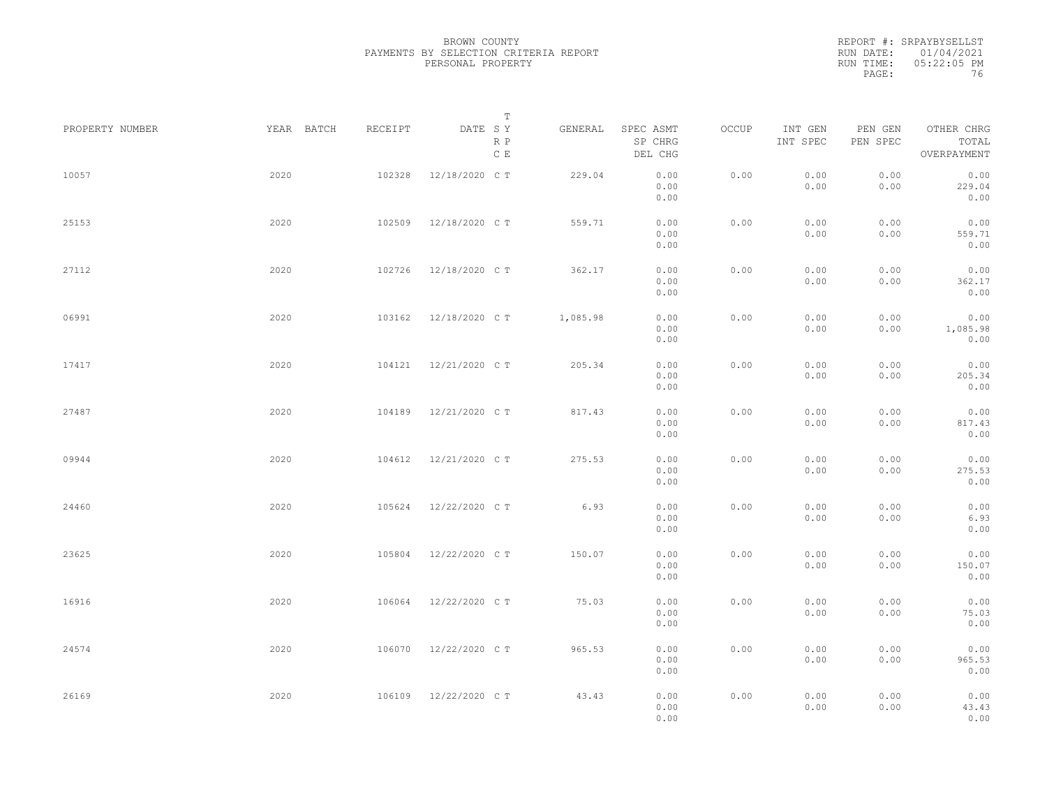BROWN COUNTY
PAYMENTS BY SELECTION CRITERIA REPORT
PERSONAL PROPERTY

REPORT #: SRPAYBYSELLST
RUN DATE: 01/04/2021
RUN TIME: 05:22:05 PM

| PROPERTY NUMBER | YEAR | BATCH | RECEIPT | DATE | T SY RP CE | GENERAL | SPEC ASMT SP CHRG DEL CHG | OCCUP | INT GEN INT SPEC | PEN GEN PEN SPEC | OTHER CHRG TOTAL OVERPAYMENT |
|---|---|---|---|---|---|---|---|---|---|---|---|
| 10057 | 2020 | | 102328 | 12/18/2020 | C T | 229.04 | 0.00 0.00 0.00 | 0.00 | 0.00 0.00 | 0.00 0.00 | 0.00 229.04 0.00 |
| 25153 | 2020 | | 102509 | 12/18/2020 | C T | 559.71 | 0.00 0.00 0.00 | 0.00 | 0.00 0.00 | 0.00 0.00 | 0.00 559.71 0.00 |
| 27112 | 2020 | | 102726 | 12/18/2020 | C T | 362.17 | 0.00 0.00 0.00 | 0.00 | 0.00 0.00 | 0.00 0.00 | 0.00 362.17 0.00 |
| 06991 | 2020 | | 103162 | 12/18/2020 | C T | 1,085.98 | 0.00 0.00 0.00 | 0.00 | 0.00 0.00 | 0.00 0.00 | 0.00 1,085.98 0.00 |
| 17417 | 2020 | | 104121 | 12/21/2020 | C T | 205.34 | 0.00 0.00 0.00 | 0.00 | 0.00 0.00 | 0.00 0.00 | 0.00 205.34 0.00 |
| 27487 | 2020 | | 104189 | 12/21/2020 | C T | 817.43 | 0.00 0.00 0.00 | 0.00 | 0.00 0.00 | 0.00 0.00 | 0.00 817.43 0.00 |
| 09944 | 2020 | | 104612 | 12/21/2020 | C T | 275.53 | 0.00 0.00 0.00 | 0.00 | 0.00 0.00 | 0.00 0.00 | 0.00 275.53 0.00 |
| 24460 | 2020 | | 105624 | 12/22/2020 | C T | 6.93 | 0.00 0.00 0.00 | 0.00 | 0.00 0.00 | 0.00 0.00 | 0.00 6.93 0.00 |
| 23625 | 2020 | | 105804 | 12/22/2020 | C T | 150.07 | 0.00 0.00 0.00 | 0.00 | 0.00 0.00 | 0.00 0.00 | 0.00 150.07 0.00 |
| 16916 | 2020 | | 106064 | 12/22/2020 | C T | 75.03 | 0.00 0.00 0.00 | 0.00 | 0.00 0.00 | 0.00 0.00 | 0.00 75.03 0.00 |
| 24574 | 2020 | | 106070 | 12/22/2020 | C T | 965.53 | 0.00 0.00 0.00 | 0.00 | 0.00 0.00 | 0.00 0.00 | 0.00 965.53 0.00 |
| 26169 | 2020 | | 106109 | 12/22/2020 | C T | 43.43 | 0.00 0.00 0.00 | 0.00 | 0.00 0.00 | 0.00 0.00 | 0.00 43.43 0.00 |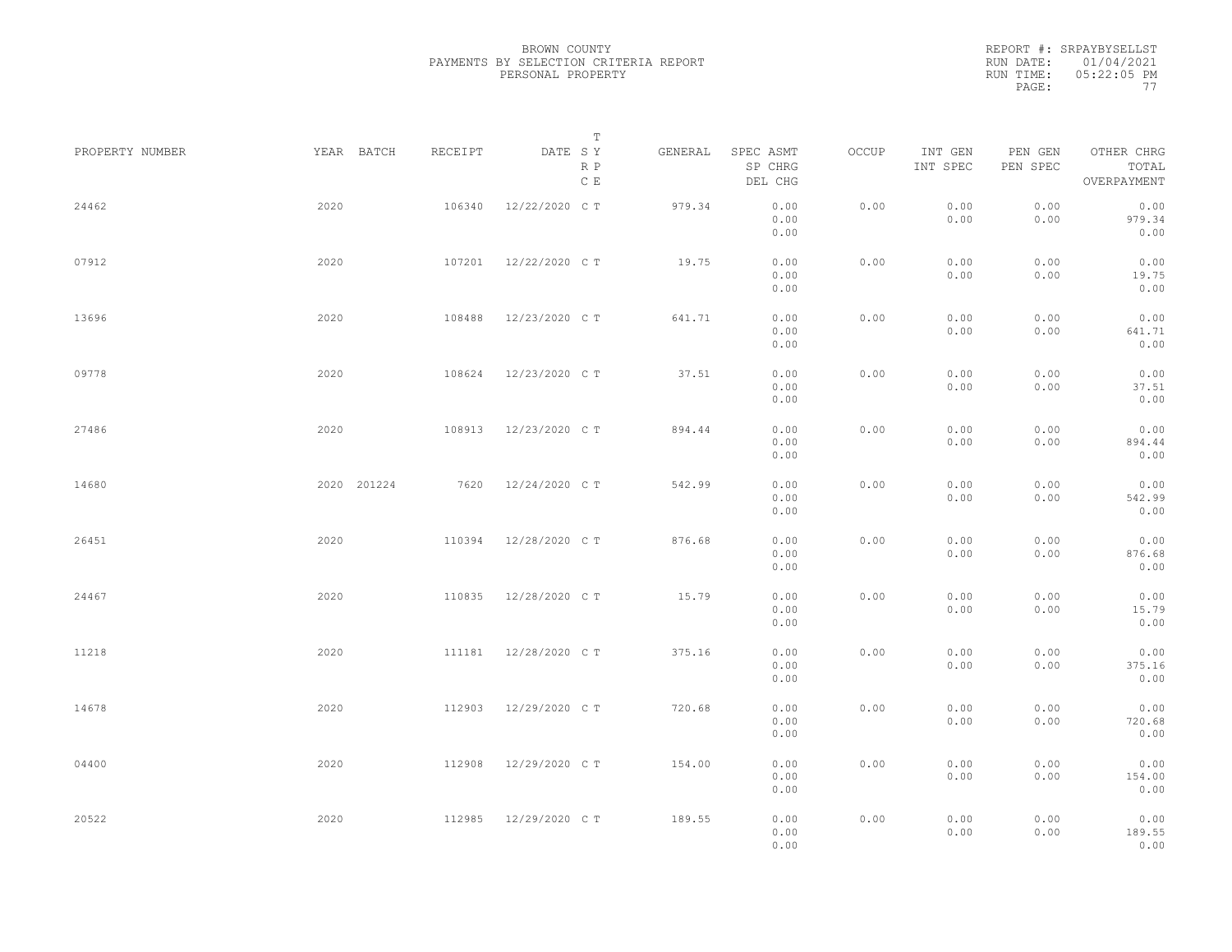BROWN COUNTY
PAYMENTS BY SELECTION CRITERIA REPORT
PERSONAL PROPERTY

REPORT #: SRPAYBYSELLST
RUN DATE: 01/04/2021
RUN TIME: 05:22:05 PM

| PROPERTY NUMBER | YEAR | BATCH | RECEIPT | DATE | T SY RP CE | GENERAL | SPEC ASMT / SP CHRG / DEL CHG | OCCUP | INT GEN / INT SPEC | PEN GEN / PEN SPEC | OTHER CHRG / TOTAL / OVERPAYMENT |
|---|---|---|---|---|---|---|---|---|---|---|---|
| 24462 | 2020 | | 106340 | 12/22/2020 | C T | 979.34 | 0.00 / 0.00 / 0.00 | 0.00 | 0.00 / 0.00 | 0.00 / 0.00 | 0.00 / 979.34 / 0.00 |
| 07912 | 2020 | | 107201 | 12/22/2020 | C T | 19.75 | 0.00 / 0.00 / 0.00 | 0.00 | 0.00 / 0.00 | 0.00 / 0.00 | 0.00 / 19.75 / 0.00 |
| 13696 | 2020 | | 108488 | 12/23/2020 | C T | 641.71 | 0.00 / 0.00 / 0.00 | 0.00 | 0.00 / 0.00 | 0.00 / 0.00 | 0.00 / 641.71 / 0.00 |
| 09778 | 2020 | | 108624 | 12/23/2020 | C T | 37.51 | 0.00 / 0.00 / 0.00 | 0.00 | 0.00 / 0.00 | 0.00 / 0.00 | 0.00 / 37.51 / 0.00 |
| 27486 | 2020 | | 108913 | 12/23/2020 | C T | 894.44 | 0.00 / 0.00 / 0.00 | 0.00 | 0.00 / 0.00 | 0.00 / 0.00 | 0.00 / 894.44 / 0.00 |
| 14680 | 2020 | 201224 | 7620 | 12/24/2020 | C T | 542.99 | 0.00 / 0.00 / 0.00 | 0.00 | 0.00 / 0.00 | 0.00 / 0.00 | 0.00 / 542.99 / 0.00 |
| 26451 | 2020 | | 110394 | 12/28/2020 | C T | 876.68 | 0.00 / 0.00 / 0.00 | 0.00 | 0.00 / 0.00 | 0.00 / 0.00 | 0.00 / 876.68 / 0.00 |
| 24467 | 2020 | | 110835 | 12/28/2020 | C T | 15.79 | 0.00 / 0.00 / 0.00 | 0.00 | 0.00 / 0.00 | 0.00 / 0.00 | 0.00 / 15.79 / 0.00 |
| 11218 | 2020 | | 111181 | 12/28/2020 | C T | 375.16 | 0.00 / 0.00 / 0.00 | 0.00 | 0.00 / 0.00 | 0.00 / 0.00 | 0.00 / 375.16 / 0.00 |
| 14678 | 2020 | | 112903 | 12/29/2020 | C T | 720.68 | 0.00 / 0.00 / 0.00 | 0.00 | 0.00 / 0.00 | 0.00 / 0.00 | 0.00 / 720.68 / 0.00 |
| 04400 | 2020 | | 112908 | 12/29/2020 | C T | 154.00 | 0.00 / 0.00 / 0.00 | 0.00 | 0.00 / 0.00 | 0.00 / 0.00 | 0.00 / 154.00 / 0.00 |
| 20522 | 2020 | | 112985 | 12/29/2020 | C T | 189.55 | 0.00 / 0.00 / 0.00 | 0.00 | 0.00 / 0.00 | 0.00 / 0.00 | 0.00 / 189.55 / 0.00 |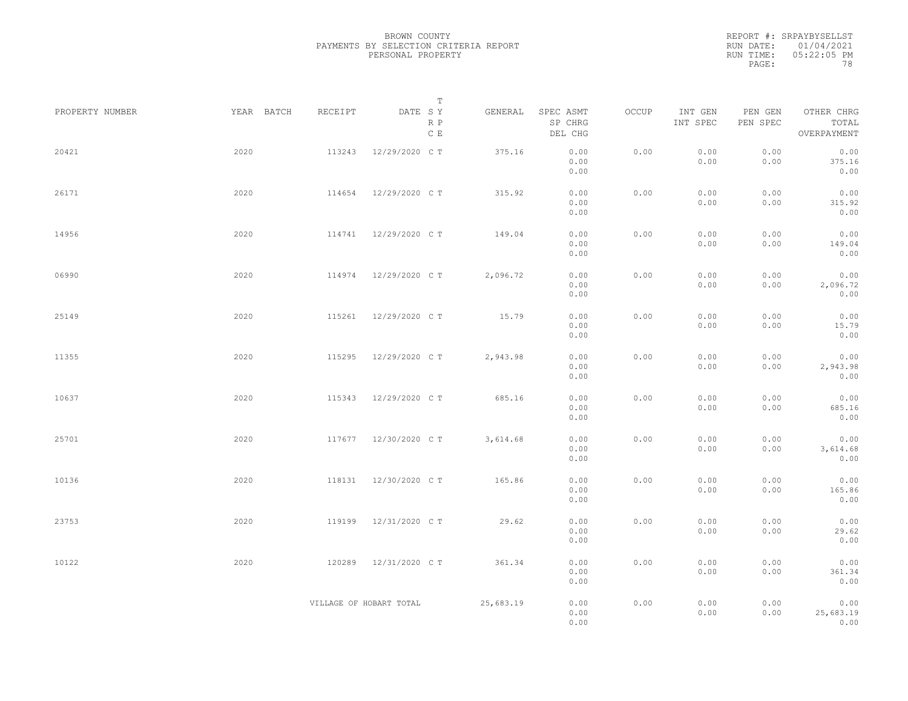BROWN COUNTY
PAYMENTS BY SELECTION CRITERIA REPORT
PERSONAL PROPERTY

REPORT #: SRPAYBYSELLST
RUN DATE: 01/04/2021
RUN TIME: 05:22:05 PM

| PROPERTY NUMBER | YEAR | BATCH | RECEIPT | DATE | T SY RP CE | GENERAL | SPEC ASMT / SP CHRG / DEL CHG | OCCUP | INT GEN / INT SPEC | PEN GEN / PEN SPEC | OTHER CHRG / TOTAL / OVERPAYMENT |
|---|---|---|---|---|---|---|---|---|---|---|---|
| 20421 | 2020 | | 113243 | 12/29/2020 | C T | 375.16 | 0.00 / 0.00 / 0.00 | 0.00 | 0.00 / 0.00 | 0.00 / 0.00 | 0.00 / 375.16 / 0.00 |
| 26171 | 2020 | | 114654 | 12/29/2020 | C T | 315.92 | 0.00 / 0.00 / 0.00 | 0.00 | 0.00 / 0.00 | 0.00 / 0.00 | 0.00 / 315.92 / 0.00 |
| 14956 | 2020 | | 114741 | 12/29/2020 | C T | 149.04 | 0.00 / 0.00 / 0.00 | 0.00 | 0.00 / 0.00 | 0.00 / 0.00 | 0.00 / 149.04 / 0.00 |
| 06990 | 2020 | | 114974 | 12/29/2020 | C T | 2,096.72 | 0.00 / 0.00 / 0.00 | 0.00 | 0.00 / 0.00 | 0.00 / 0.00 | 0.00 / 2,096.72 / 0.00 |
| 25149 | 2020 | | 115261 | 12/29/2020 | C T | 15.79 | 0.00 / 0.00 / 0.00 | 0.00 | 0.00 / 0.00 | 0.00 / 0.00 | 0.00 / 15.79 / 0.00 |
| 11355 | 2020 | | 115295 | 12/29/2020 | C T | 2,943.98 | 0.00 / 0.00 / 0.00 | 0.00 | 0.00 / 0.00 | 0.00 / 0.00 | 0.00 / 2,943.98 / 0.00 |
| 10637 | 2020 | | 115343 | 12/29/2020 | C T | 685.16 | 0.00 / 0.00 / 0.00 | 0.00 | 0.00 / 0.00 | 0.00 / 0.00 | 0.00 / 685.16 / 0.00 |
| 25701 | 2020 | | 117677 | 12/30/2020 | C T | 3,614.68 | 0.00 / 0.00 / 0.00 | 0.00 | 0.00 / 0.00 | 0.00 / 0.00 | 0.00 / 3,614.68 / 0.00 |
| 10136 | 2020 | | 118131 | 12/30/2020 | C T | 165.86 | 0.00 / 0.00 / 0.00 | 0.00 | 0.00 / 0.00 | 0.00 / 0.00 | 0.00 / 165.86 / 0.00 |
| 23753 | 2020 | | 119199 | 12/31/2020 | C T | 29.62 | 0.00 / 0.00 / 0.00 | 0.00 | 0.00 / 0.00 | 0.00 / 0.00 | 0.00 / 29.62 / 0.00 |
| 10122 | 2020 | | 120289 | 12/31/2020 | C T | 361.34 | 0.00 / 0.00 / 0.00 | 0.00 | 0.00 / 0.00 | 0.00 / 0.00 | 0.00 / 361.34 / 0.00 |
| | | | VILLAGE OF HOBART TOTAL | | | 25,683.19 | 0.00 / 0.00 / 0.00 | 0.00 | 0.00 / 0.00 | 0.00 / 0.00 | 0.00 / 25,683.19 / 0.00 |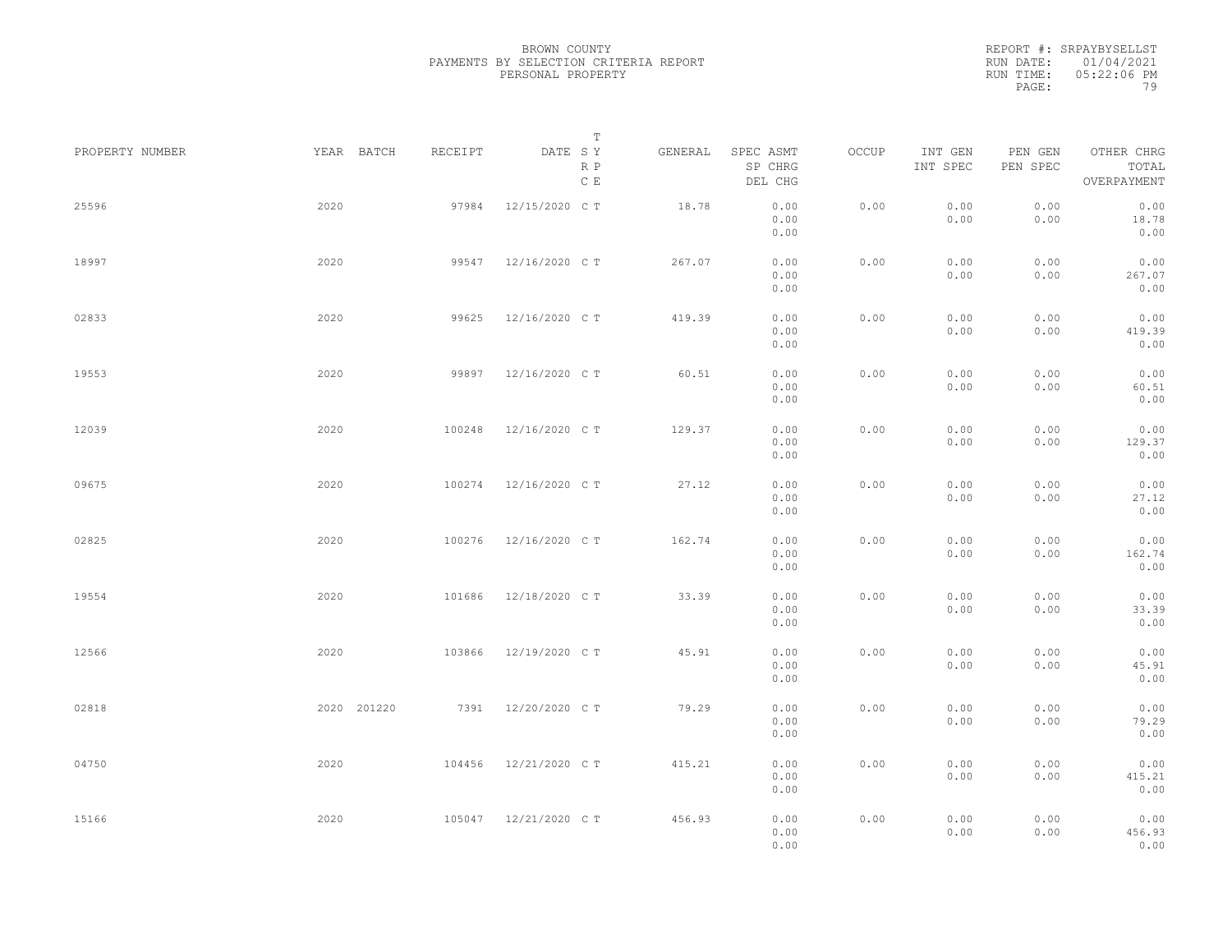BROWN COUNTY
PAYMENTS BY SELECTION CRITERIA REPORT
PERSONAL PROPERTY

REPORT #: SRPAYBYSELLST
RUN DATE: 01/04/2021
RUN TIME: 05:22:06 PM

| PROPERTY NUMBER | YEAR | BATCH | RECEIPT | DATE | T SY RP CE | GENERAL | SPEC ASMT / SP CHRG / DEL CHG | OCCUP | INT GEN / INT SPEC | PEN GEN / PEN SPEC | OTHER CHRG / TOTAL / OVERPAYMENT |
|---|---|---|---|---|---|---|---|---|---|---|---|
| 25596 | 2020 | | 97984 | 12/15/2020 | C T | 18.78 | 0.00 / 0.00 / 0.00 | 0.00 | 0.00 / 0.00 | 0.00 / 0.00 | 0.00 / 18.78 / 0.00 |
| 18997 | 2020 | | 99547 | 12/16/2020 | C T | 267.07 | 0.00 / 0.00 / 0.00 | 0.00 | 0.00 / 0.00 | 0.00 / 0.00 | 0.00 / 267.07 / 0.00 |
| 02833 | 2020 | | 99625 | 12/16/2020 | C T | 419.39 | 0.00 / 0.00 / 0.00 | 0.00 | 0.00 / 0.00 | 0.00 / 0.00 | 0.00 / 419.39 / 0.00 |
| 19553 | 2020 | | 99897 | 12/16/2020 | C T | 60.51 | 0.00 / 0.00 / 0.00 | 0.00 | 0.00 / 0.00 | 0.00 / 0.00 | 0.00 / 60.51 / 0.00 |
| 12039 | 2020 | | 100248 | 12/16/2020 | C T | 129.37 | 0.00 / 0.00 / 0.00 | 0.00 | 0.00 / 0.00 | 0.00 / 0.00 | 0.00 / 129.37 / 0.00 |
| 09675 | 2020 | | 100274 | 12/16/2020 | C T | 27.12 | 0.00 / 0.00 / 0.00 | 0.00 | 0.00 / 0.00 | 0.00 / 0.00 | 0.00 / 27.12 / 0.00 |
| 02825 | 2020 | | 100276 | 12/16/2020 | C T | 162.74 | 0.00 / 0.00 / 0.00 | 0.00 | 0.00 / 0.00 | 0.00 / 0.00 | 0.00 / 162.74 / 0.00 |
| 19554 | 2020 | | 101686 | 12/18/2020 | C T | 33.39 | 0.00 / 0.00 / 0.00 | 0.00 | 0.00 / 0.00 | 0.00 / 0.00 | 0.00 / 33.39 / 0.00 |
| 12566 | 2020 | | 103866 | 12/19/2020 | C T | 45.91 | 0.00 / 0.00 / 0.00 | 0.00 | 0.00 / 0.00 | 0.00 / 0.00 | 0.00 / 45.91 / 0.00 |
| 02818 | 2020 | 201220 | 7391 | 12/20/2020 | C T | 79.29 | 0.00 / 0.00 / 0.00 | 0.00 | 0.00 / 0.00 | 0.00 / 0.00 | 0.00 / 79.29 / 0.00 |
| 04750 | 2020 | | 104456 | 12/21/2020 | C T | 415.21 | 0.00 / 0.00 / 0.00 | 0.00 | 0.00 / 0.00 | 0.00 / 0.00 | 0.00 / 415.21 / 0.00 |
| 15166 | 2020 | | 105047 | 12/21/2020 | C T | 456.93 | 0.00 / 0.00 / 0.00 | 0.00 | 0.00 / 0.00 | 0.00 / 0.00 | 0.00 / 456.93 / 0.00 |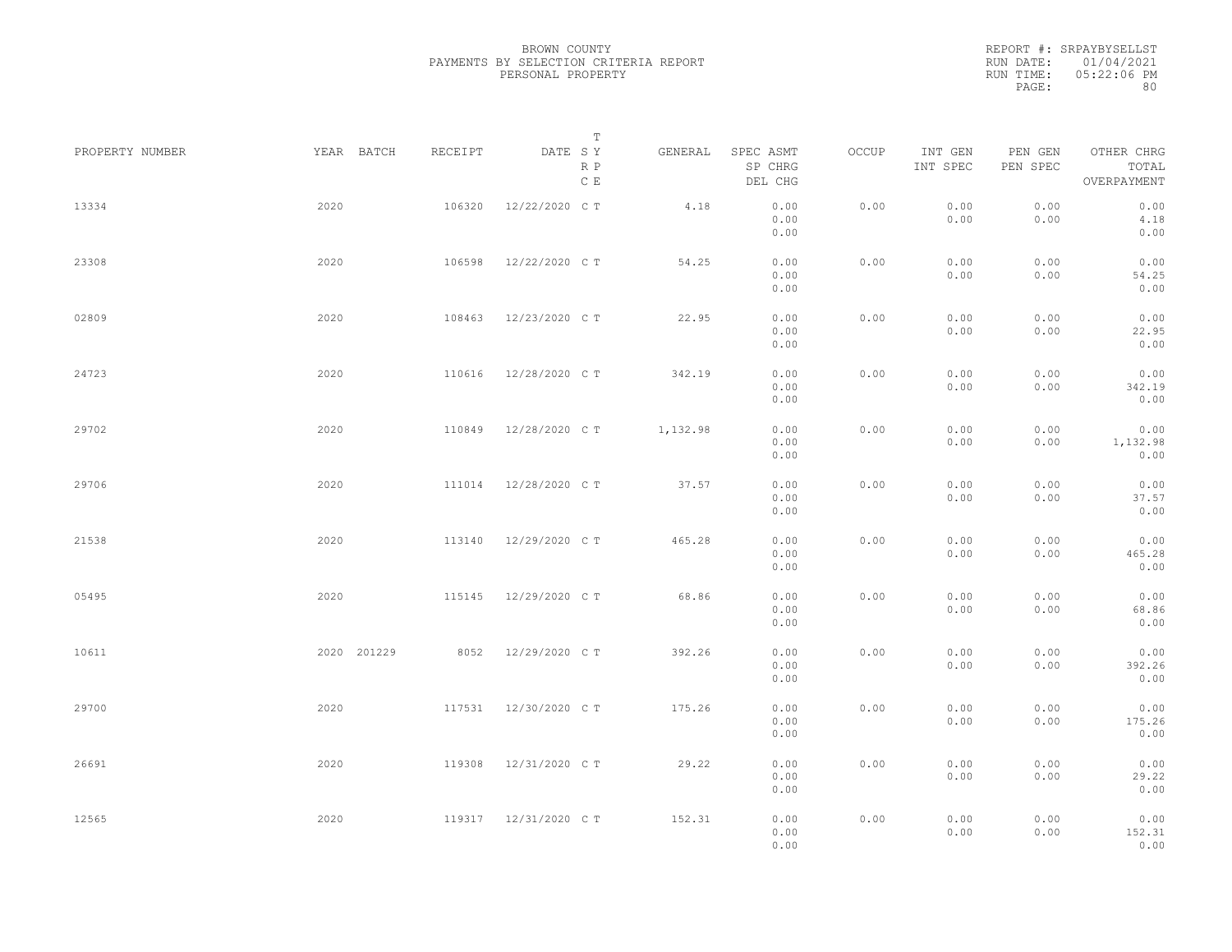BROWN COUNTY
PAYMENTS BY SELECTION CRITERIA REPORT
PERSONAL PROPERTY

REPORT #: SRPAYBYSELLST
RUN DATE: 01/04/2021
RUN TIME: 05:22:06 PM

| PROPERTY NUMBER | YEAR | BATCH | RECEIPT | DATE | T S Y R P C E | GENERAL | SPEC ASMT SP CHRG DEL CHG | OCCUP | INT GEN INT SPEC | PEN GEN PEN SPEC | OTHER CHRG TOTAL OVERPAYMENT |
|---|---|---|---|---|---|---|---|---|---|---|---|
| 13334 | 2020 | | 106320 | 12/22/2020 | C T | 4.18 | 0.00 0.00 0.00 | 0.00 | 0.00 0.00 | 0.00 0.00 | 0.00 4.18 0.00 |
| 23308 | 2020 | | 106598 | 12/22/2020 | C T | 54.25 | 0.00 0.00 0.00 | 0.00 | 0.00 0.00 | 0.00 0.00 | 0.00 54.25 0.00 |
| 02809 | 2020 | | 108463 | 12/23/2020 | C T | 22.95 | 0.00 0.00 0.00 | 0.00 | 0.00 0.00 | 0.00 0.00 | 0.00 22.95 0.00 |
| 24723 | 2020 | | 110616 | 12/28/2020 | C T | 342.19 | 0.00 0.00 0.00 | 0.00 | 0.00 0.00 | 0.00 0.00 | 0.00 342.19 0.00 |
| 29702 | 2020 | | 110849 | 12/28/2020 | C T | 1,132.98 | 0.00 0.00 0.00 | 0.00 | 0.00 0.00 | 0.00 0.00 | 0.00 1,132.98 0.00 |
| 29706 | 2020 | | 111014 | 12/28/2020 | C T | 37.57 | 0.00 0.00 0.00 | 0.00 | 0.00 0.00 | 0.00 0.00 | 0.00 37.57 0.00 |
| 21538 | 2020 | | 113140 | 12/29/2020 | C T | 465.28 | 0.00 0.00 0.00 | 0.00 | 0.00 0.00 | 0.00 0.00 | 0.00 465.28 0.00 |
| 05495 | 2020 | | 115145 | 12/29/2020 | C T | 68.86 | 0.00 0.00 0.00 | 0.00 | 0.00 0.00 | 0.00 0.00 | 0.00 68.86 0.00 |
| 10611 | 2020 | 201229 | 8052 | 12/29/2020 | C T | 392.26 | 0.00 0.00 0.00 | 0.00 | 0.00 0.00 | 0.00 0.00 | 0.00 392.26 0.00 |
| 29700 | 2020 | | 117531 | 12/30/2020 | C T | 175.26 | 0.00 0.00 0.00 | 0.00 | 0.00 0.00 | 0.00 0.00 | 0.00 175.26 0.00 |
| 26691 | 2020 | | 119308 | 12/31/2020 | C T | 29.22 | 0.00 0.00 0.00 | 0.00 | 0.00 0.00 | 0.00 0.00 | 0.00 29.22 0.00 |
| 12565 | 2020 | | 119317 | 12/31/2020 | C T | 152.31 | 0.00 0.00 0.00 | 0.00 | 0.00 0.00 | 0.00 0.00 | 0.00 152.31 0.00 |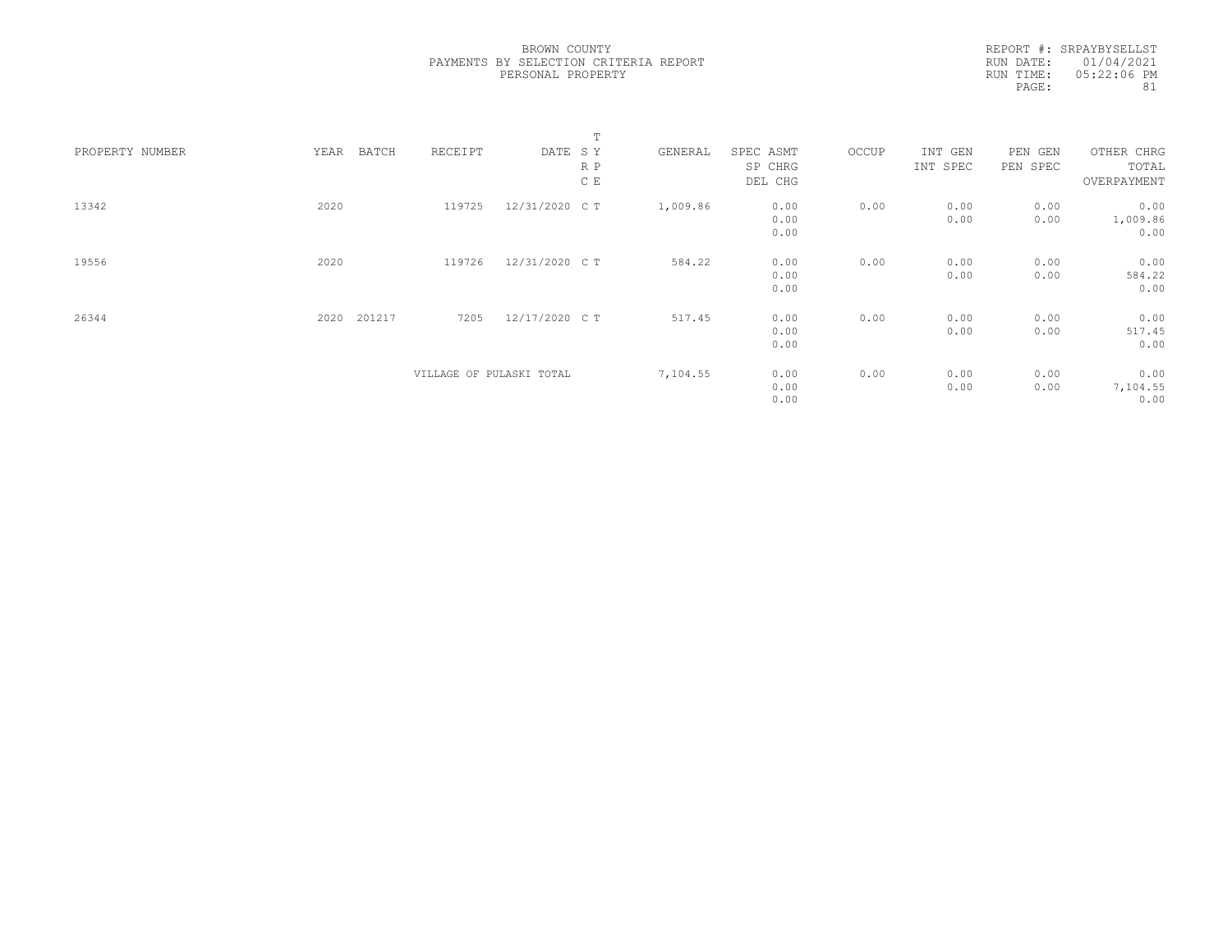BROWN COUNTY
PAYMENTS BY SELECTION CRITERIA REPORT
PERSONAL PROPERTY

REPORT #: SRPAYBYSELLST
RUN DATE: 01/04/2021
RUN TIME: 05:22:06 PM
PAGE: 81

| PROPERTY NUMBER | YEAR | BATCH | RECEIPT | DATE | T S Y R P C E | GENERAL | SPEC ASMT / SP CHRG / DEL CHG | OCCUP | INT GEN / INT SPEC | PEN GEN / PEN SPEC | OTHER CHRG / TOTAL / OVERPAYMENT |
|---|---|---|---|---|---|---|---|---|---|---|---|
| 13342 | 2020 | | 119725 | 12/31/2020 | C T | 1,009.86 | 0.00 / 0.00 / 0.00 | 0.00 | 0.00 / 0.00 | 0.00 / 0.00 | 0.00 / 1,009.86 / 0.00 |
| 19556 | 2020 | | 119726 | 12/31/2020 | C T | 584.22 | 0.00 / 0.00 / 0.00 | 0.00 | 0.00 / 0.00 | 0.00 / 0.00 | 0.00 / 584.22 / 0.00 |
| 26344 | 2020 | 201217 | 7205 | 12/17/2020 | C T | 517.45 | 0.00 / 0.00 / 0.00 | 0.00 | 0.00 / 0.00 | 0.00 / 0.00 | 0.00 / 517.45 / 0.00 |
| | | | VILLAGE OF PULASKI TOTAL | | | 7,104.55 | 0.00 / 0.00 / 0.00 | 0.00 | 0.00 / 0.00 | 0.00 / 0.00 | 0.00 / 7,104.55 / 0.00 |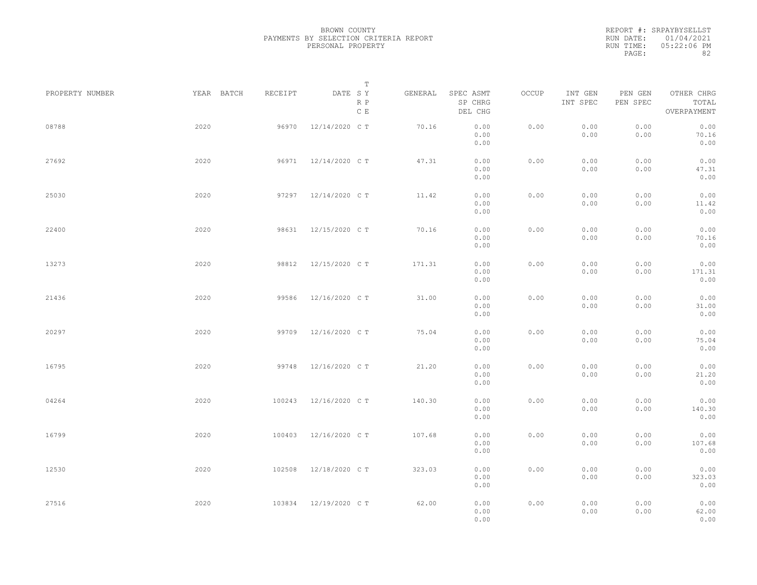BROWN COUNTY
PAYMENTS BY SELECTION CRITERIA REPORT
PERSONAL PROPERTY

REPORT #: SRPAYBYSELLST
RUN DATE: 01/04/2021
RUN TIME: 05:22:06 PM

| PROPERTY NUMBER | YEAR | BATCH | RECEIPT | DATE | T SY RP CE | GENERAL | SPEC ASMT / SP CHRG / DEL CHG | OCCUP | INT GEN / INT SPEC | PEN GEN / PEN SPEC | OTHER CHRG / TOTAL / OVERPAYMENT |
|---|---|---|---|---|---|---|---|---|---|---|---|
| 08788 | 2020 | | 96970 | 12/14/2020 | C T | 70.16 | 0.00 / 0.00 / 0.00 | 0.00 | 0.00 / 0.00 | 0.00 / 0.00 | 0.00 / 70.16 / 0.00 |
| 27692 | 2020 | | 96971 | 12/14/2020 | C T | 47.31 | 0.00 / 0.00 / 0.00 | 0.00 | 0.00 / 0.00 | 0.00 / 0.00 | 0.00 / 47.31 / 0.00 |
| 25030 | 2020 | | 97297 | 12/14/2020 | C T | 11.42 | 0.00 / 0.00 / 0.00 | 0.00 | 0.00 / 0.00 | 0.00 / 0.00 | 0.00 / 11.42 / 0.00 |
| 22400 | 2020 | | 98631 | 12/15/2020 | C T | 70.16 | 0.00 / 0.00 / 0.00 | 0.00 | 0.00 / 0.00 | 0.00 / 0.00 | 0.00 / 70.16 / 0.00 |
| 13273 | 2020 | | 98812 | 12/15/2020 | C T | 171.31 | 0.00 / 0.00 / 0.00 | 0.00 | 0.00 / 0.00 | 0.00 / 0.00 | 0.00 / 171.31 / 0.00 |
| 21436 | 2020 | | 99586 | 12/16/2020 | C T | 31.00 | 0.00 / 0.00 / 0.00 | 0.00 | 0.00 / 0.00 | 0.00 / 0.00 | 0.00 / 31.00 / 0.00 |
| 20297 | 2020 | | 99709 | 12/16/2020 | C T | 75.04 | 0.00 / 0.00 / 0.00 | 0.00 | 0.00 / 0.00 | 0.00 / 0.00 | 0.00 / 75.04 / 0.00 |
| 16795 | 2020 | | 99748 | 12/16/2020 | C T | 21.20 | 0.00 / 0.00 / 0.00 | 0.00 | 0.00 / 0.00 | 0.00 / 0.00 | 0.00 / 21.20 / 0.00 |
| 04264 | 2020 | | 100243 | 12/16/2020 | C T | 140.30 | 0.00 / 0.00 / 0.00 | 0.00 | 0.00 / 0.00 | 0.00 / 0.00 | 0.00 / 140.30 / 0.00 |
| 16799 | 2020 | | 100403 | 12/16/2020 | C T | 107.68 | 0.00 / 0.00 / 0.00 | 0.00 | 0.00 / 0.00 | 0.00 / 0.00 | 0.00 / 107.68 / 0.00 |
| 12530 | 2020 | | 102508 | 12/18/2020 | C T | 323.03 | 0.00 / 0.00 / 0.00 | 0.00 | 0.00 / 0.00 | 0.00 / 0.00 | 0.00 / 323.03 / 0.00 |
| 27516 | 2020 | | 103834 | 12/19/2020 | C T | 62.00 | 0.00 / 0.00 / 0.00 | 0.00 | 0.00 / 0.00 | 0.00 / 0.00 | 0.00 / 62.00 / 0.00 |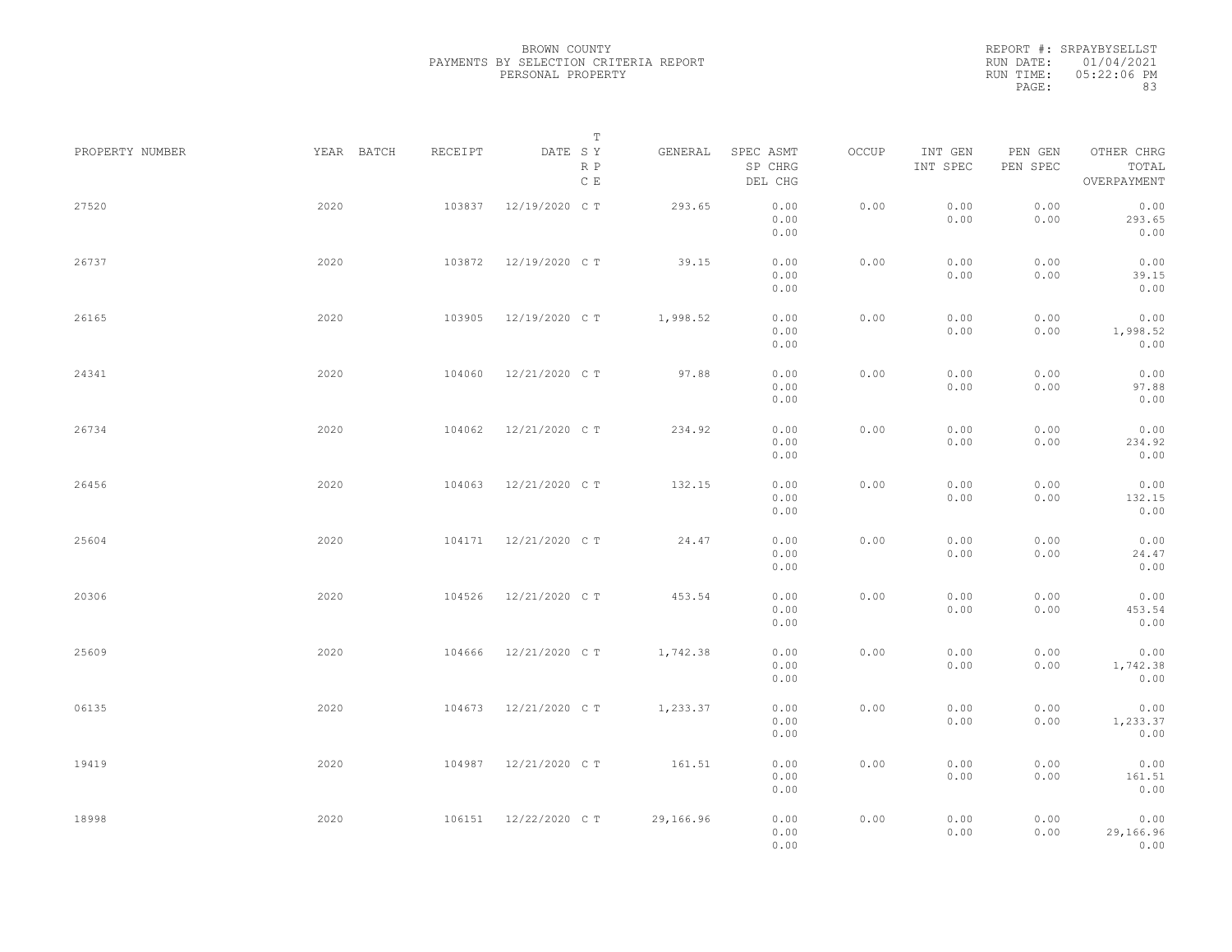BROWN COUNTY
PAYMENTS BY SELECTION CRITERIA REPORT
PERSONAL PROPERTY

REPORT #: SRPAYBYSELLST
RUN DATE: 01/04/2021
RUN TIME: 05:22:06 PM

| PROPERTY NUMBER | YEAR | BATCH | RECEIPT | DATE | T SY RP CE | GENERAL | SPEC ASMT SP CHRG DEL CHG | OCCUP | INT GEN INT SPEC | PEN GEN PEN SPEC | OTHER CHRG TOTAL OVERPAYMENT |
|---|---|---|---|---|---|---|---|---|---|---|---|
| 27520 | 2020 | | 103837 | 12/19/2020 | C T | 293.65 | 0.00 0.00 0.00 | 0.00 | 0.00 0.00 | 0.00 0.00 | 0.00 293.65 0.00 |
| 26737 | 2020 | | 103872 | 12/19/2020 | C T | 39.15 | 0.00 0.00 0.00 | 0.00 | 0.00 0.00 | 0.00 0.00 | 0.00 39.15 0.00 |
| 26165 | 2020 | | 103905 | 12/19/2020 | C T | 1,998.52 | 0.00 0.00 0.00 | 0.00 | 0.00 0.00 | 0.00 0.00 | 0.00 1,998.52 0.00 |
| 24341 | 2020 | | 104060 | 12/21/2020 | C T | 97.88 | 0.00 0.00 0.00 | 0.00 | 0.00 0.00 | 0.00 0.00 | 0.00 97.88 0.00 |
| 26734 | 2020 | | 104062 | 12/21/2020 | C T | 234.92 | 0.00 0.00 0.00 | 0.00 | 0.00 0.00 | 0.00 0.00 | 0.00 234.92 0.00 |
| 26456 | 2020 | | 104063 | 12/21/2020 | C T | 132.15 | 0.00 0.00 0.00 | 0.00 | 0.00 0.00 | 0.00 0.00 | 0.00 132.15 0.00 |
| 25604 | 2020 | | 104171 | 12/21/2020 | C T | 24.47 | 0.00 0.00 0.00 | 0.00 | 0.00 0.00 | 0.00 0.00 | 0.00 24.47 0.00 |
| 20306 | 2020 | | 104526 | 12/21/2020 | C T | 453.54 | 0.00 0.00 0.00 | 0.00 | 0.00 0.00 | 0.00 0.00 | 0.00 453.54 0.00 |
| 25609 | 2020 | | 104666 | 12/21/2020 | C T | 1,742.38 | 0.00 0.00 0.00 | 0.00 | 0.00 0.00 | 0.00 0.00 | 0.00 1,742.38 0.00 |
| 06135 | 2020 | | 104673 | 12/21/2020 | C T | 1,233.37 | 0.00 0.00 0.00 | 0.00 | 0.00 0.00 | 0.00 0.00 | 0.00 1,233.37 0.00 |
| 19419 | 2020 | | 104987 | 12/21/2020 | C T | 161.51 | 0.00 0.00 0.00 | 0.00 | 0.00 0.00 | 0.00 0.00 | 0.00 161.51 0.00 |
| 18998 | 2020 | | 106151 | 12/22/2020 | C T | 29,166.96 | 0.00 0.00 0.00 | 0.00 | 0.00 0.00 | 0.00 0.00 | 0.00 29,166.96 0.00 |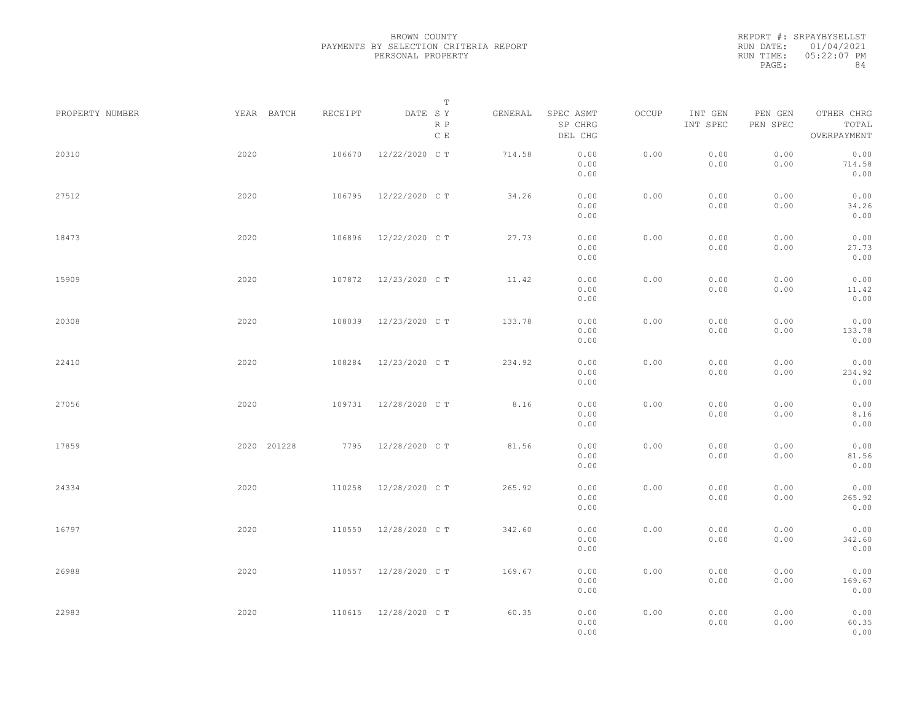BROWN COUNTY
PAYMENTS BY SELECTION CRITERIA REPORT
PERSONAL PROPERTY

REPORT #: SRPAYBYSELLST
RUN DATE: 01/04/2021
RUN TIME: 05:22:07 PM

| PROPERTY NUMBER | YEAR | BATCH | RECEIPT | DATE | T SY RP CE | GENERAL | SPEC ASMT / SP CHRG / DEL CHG | OCCUP | INT GEN / INT SPEC | PEN GEN / PEN SPEC | OTHER CHRG / TOTAL / OVERPAYMENT |
|---|---|---|---|---|---|---|---|---|---|---|---|
| 20310 | 2020 | | 106670 | 12/22/2020 | C T | 714.58 | 0.00 / 0.00 / 0.00 | 0.00 | 0.00 / 0.00 | 0.00 / 0.00 | 0.00 / 714.58 / 0.00 |
| 27512 | 2020 | | 106795 | 12/22/2020 | C T | 34.26 | 0.00 / 0.00 / 0.00 | 0.00 | 0.00 / 0.00 | 0.00 / 0.00 | 0.00 / 34.26 / 0.00 |
| 18473 | 2020 | | 106896 | 12/22/2020 | C T | 27.73 | 0.00 / 0.00 / 0.00 | 0.00 | 0.00 / 0.00 | 0.00 / 0.00 | 0.00 / 27.73 / 0.00 |
| 15909 | 2020 | | 107872 | 12/23/2020 | C T | 11.42 | 0.00 / 0.00 / 0.00 | 0.00 | 0.00 / 0.00 | 0.00 / 0.00 | 0.00 / 11.42 / 0.00 |
| 20308 | 2020 | | 108039 | 12/23/2020 | C T | 133.78 | 0.00 / 0.00 / 0.00 | 0.00 | 0.00 / 0.00 | 0.00 / 0.00 | 0.00 / 133.78 / 0.00 |
| 22410 | 2020 | | 108284 | 12/23/2020 | C T | 234.92 | 0.00 / 0.00 / 0.00 | 0.00 | 0.00 / 0.00 | 0.00 / 0.00 | 0.00 / 234.92 / 0.00 |
| 27056 | 2020 | | 109731 | 12/28/2020 | C T | 8.16 | 0.00 / 0.00 / 0.00 | 0.00 | 0.00 / 0.00 | 0.00 / 0.00 | 0.00 / 8.16 / 0.00 |
| 17859 | 2020 | 201228 | 7795 | 12/28/2020 | C T | 81.56 | 0.00 / 0.00 / 0.00 | 0.00 | 0.00 / 0.00 | 0.00 / 0.00 | 0.00 / 81.56 / 0.00 |
| 24334 | 2020 | | 110258 | 12/28/2020 | C T | 265.92 | 0.00 / 0.00 / 0.00 | 0.00 | 0.00 / 0.00 | 0.00 / 0.00 | 0.00 / 265.92 / 0.00 |
| 16797 | 2020 | | 110550 | 12/28/2020 | C T | 342.60 | 0.00 / 0.00 / 0.00 | 0.00 | 0.00 / 0.00 | 0.00 / 0.00 | 0.00 / 342.60 / 0.00 |
| 26988 | 2020 | | 110557 | 12/28/2020 | C T | 169.67 | 0.00 / 0.00 / 0.00 | 0.00 | 0.00 / 0.00 | 0.00 / 0.00 | 0.00 / 169.67 / 0.00 |
| 22983 | 2020 | | 110615 | 12/28/2020 | C T | 60.35 | 0.00 / 0.00 / 0.00 | 0.00 | 0.00 / 0.00 | 0.00 / 0.00 | 0.00 / 60.35 / 0.00 |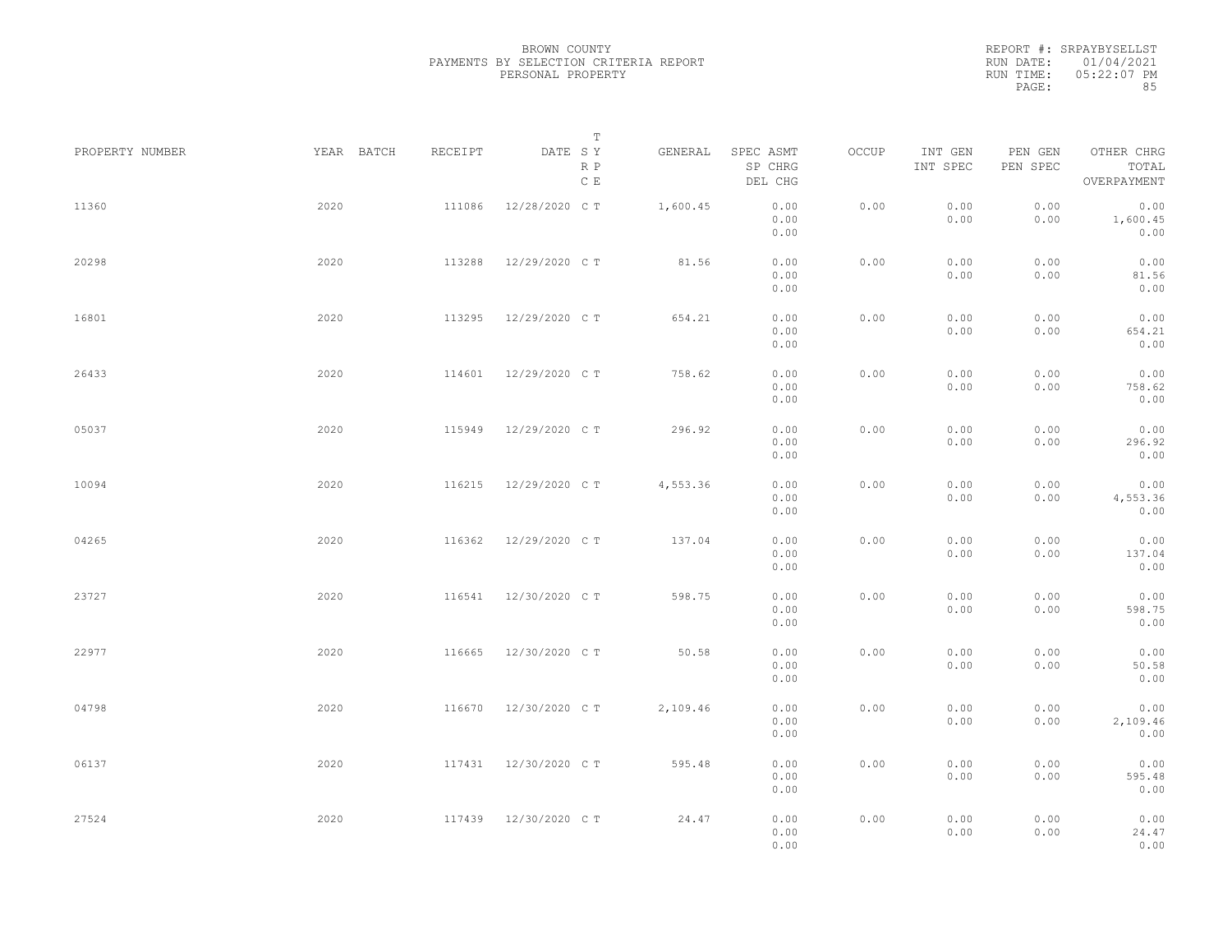BROWN COUNTY
PAYMENTS BY SELECTION CRITERIA REPORT
PERSONAL PROPERTY

REPORT #: SRPAYBYSELLST
RUN DATE: 01/04/2021
RUN TIME: 05:22:07 PM

| PROPERTY NUMBER | YEAR | BATCH | RECEIPT | DATE | T SY RP CE | GENERAL | SPEC ASMT / SP CHRG / DEL CHG | OCCUP | INT GEN / INT SPEC | PEN GEN / PEN SPEC | OTHER CHRG / TOTAL / OVERPAYMENT |
|---|---|---|---|---|---|---|---|---|---|---|---|
| 11360 | 2020 | | 111086 | 12/28/2020 | C T | 1,600.45 | 0.00 / 0.00 / 0.00 | 0.00 | 0.00 / 0.00 | 0.00 / 0.00 | 0.00 / 1,600.45 / 0.00 |
| 20298 | 2020 | | 113288 | 12/29/2020 | C T | 81.56 | 0.00 / 0.00 / 0.00 | 0.00 | 0.00 / 0.00 | 0.00 / 0.00 | 0.00 / 81.56 / 0.00 |
| 16801 | 2020 | | 113295 | 12/29/2020 | C T | 654.21 | 0.00 / 0.00 / 0.00 | 0.00 | 0.00 / 0.00 | 0.00 / 0.00 | 0.00 / 654.21 / 0.00 |
| 26433 | 2020 | | 114601 | 12/29/2020 | C T | 758.62 | 0.00 / 0.00 / 0.00 | 0.00 | 0.00 / 0.00 | 0.00 / 0.00 | 0.00 / 758.62 / 0.00 |
| 05037 | 2020 | | 115949 | 12/29/2020 | C T | 296.92 | 0.00 / 0.00 / 0.00 | 0.00 | 0.00 / 0.00 | 0.00 / 0.00 | 0.00 / 296.92 / 0.00 |
| 10094 | 2020 | | 116215 | 12/29/2020 | C T | 4,553.36 | 0.00 / 0.00 / 0.00 | 0.00 | 0.00 / 0.00 | 0.00 / 0.00 | 0.00 / 4,553.36 / 0.00 |
| 04265 | 2020 | | 116362 | 12/29/2020 | C T | 137.04 | 0.00 / 0.00 / 0.00 | 0.00 | 0.00 / 0.00 | 0.00 / 0.00 | 0.00 / 137.04 / 0.00 |
| 23727 | 2020 | | 116541 | 12/30/2020 | C T | 598.75 | 0.00 / 0.00 / 0.00 | 0.00 | 0.00 / 0.00 | 0.00 / 0.00 | 0.00 / 598.75 / 0.00 |
| 22977 | 2020 | | 116665 | 12/30/2020 | C T | 50.58 | 0.00 / 0.00 / 0.00 | 0.00 | 0.00 / 0.00 | 0.00 / 0.00 | 0.00 / 50.58 / 0.00 |
| 04798 | 2020 | | 116670 | 12/30/2020 | C T | 2,109.46 | 0.00 / 0.00 / 0.00 | 0.00 | 0.00 / 0.00 | 0.00 / 0.00 | 0.00 / 2,109.46 / 0.00 |
| 06137 | 2020 | | 117431 | 12/30/2020 | C T | 595.48 | 0.00 / 0.00 / 0.00 | 0.00 | 0.00 / 0.00 | 0.00 / 0.00 | 0.00 / 595.48 / 0.00 |
| 27524 | 2020 | | 117439 | 12/30/2020 | C T | 24.47 | 0.00 / 0.00 / 0.00 | 0.00 | 0.00 / 0.00 | 0.00 / 0.00 | 0.00 / 24.47 / 0.00 |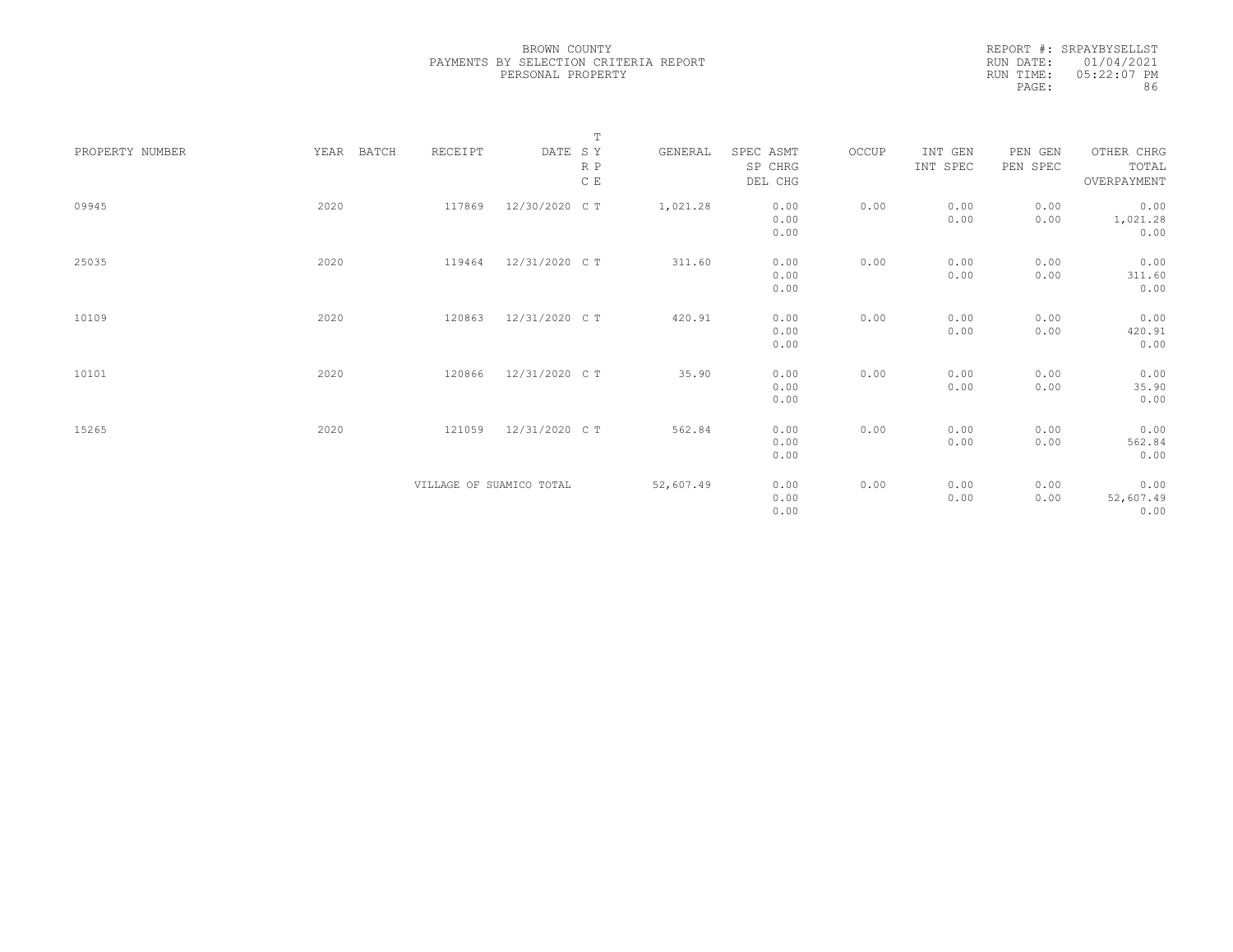BROWN COUNTY
PAYMENTS BY SELECTION CRITERIA REPORT
PERSONAL PROPERTY

REPORT #: SRPAYBYSELLST
RUN DATE: 01/04/2021
RUN TIME: 05:22:07 PM

| PROPERTY NUMBER | YEAR | BATCH | RECEIPT | DATE | T S Y R P C E | GENERAL | SPEC ASMT SP CHRG DEL CHG | OCCUP | INT GEN INT SPEC | PEN GEN PEN SPEC | OTHER CHRG TOTAL OVERPAYMENT |
|---|---|---|---|---|---|---|---|---|---|---|---|
| 09945 | 2020 | | 117869 | 12/30/2020 | C T | 1,021.28 | 0.00 0.00 0.00 | 0.00 | 0.00 0.00 | 0.00 0.00 | 0.00 1,021.28 0.00 |
| 25035 | 2020 | | 119464 | 12/31/2020 | C T | 311.60 | 0.00 0.00 0.00 | 0.00 | 0.00 0.00 | 0.00 0.00 | 0.00 311.60 0.00 |
| 10109 | 2020 | | 120863 | 12/31/2020 | C T | 420.91 | 0.00 0.00 0.00 | 0.00 | 0.00 0.00 | 0.00 0.00 | 0.00 420.91 0.00 |
| 10101 | 2020 | | 120866 | 12/31/2020 | C T | 35.90 | 0.00 0.00 0.00 | 0.00 | 0.00 0.00 | 0.00 0.00 | 0.00 35.90 0.00 |
| 15265 | 2020 | | 121059 | 12/31/2020 | C T | 562.84 | 0.00 0.00 0.00 | 0.00 | 0.00 0.00 | 0.00 0.00 | 0.00 562.84 0.00 |
| | | | VILLAGE OF SUAMICO TOTAL | | | 52,607.49 | 0.00 0.00 0.00 | 0.00 | 0.00 0.00 | 0.00 0.00 | 0.00 52,607.49 0.00 |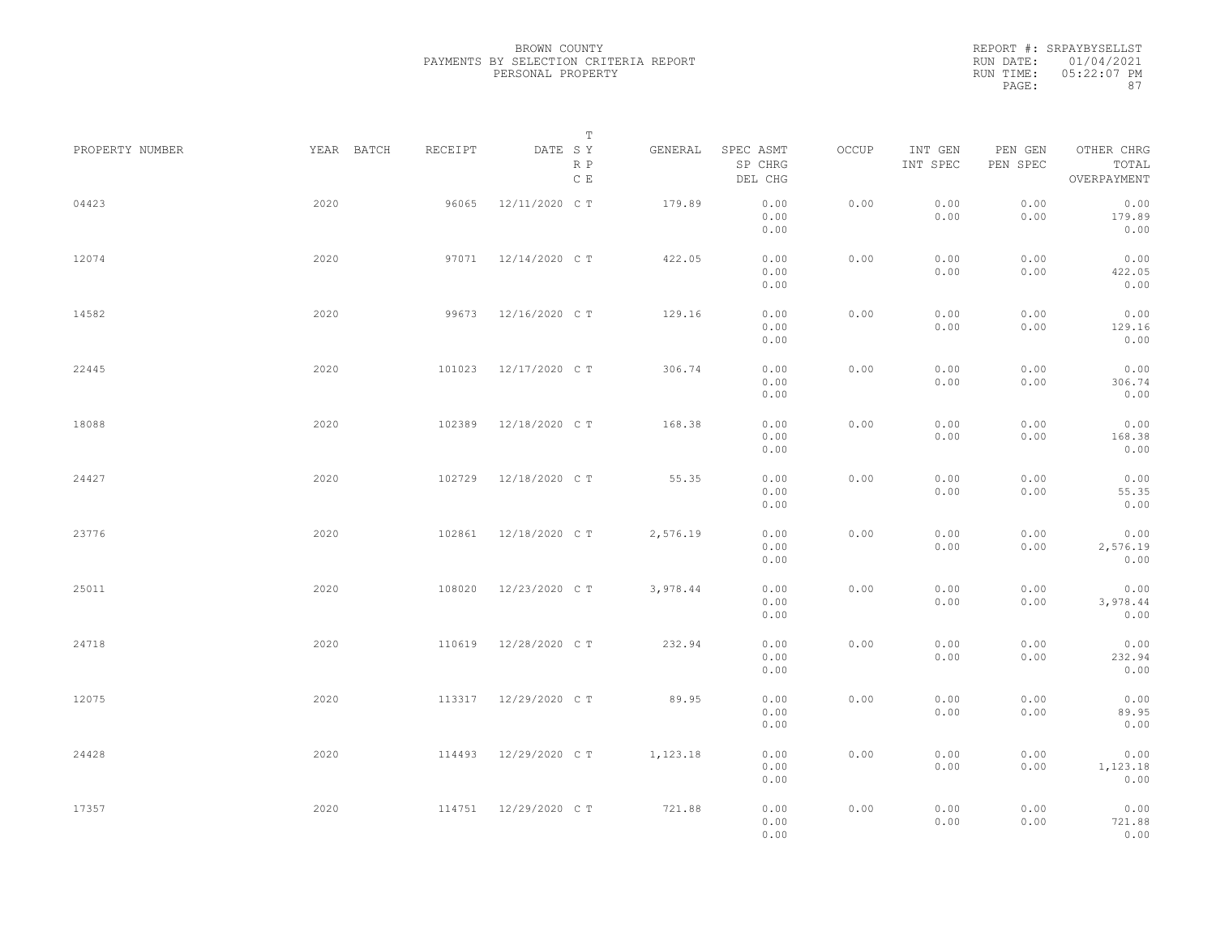BROWN COUNTY
PAYMENTS BY SELECTION CRITERIA REPORT
PERSONAL PROPERTY

REPORT #: SRPAYBYSELLST
RUN DATE: 01/04/2021
RUN TIME: 05:22:07 PM

| PROPERTY NUMBER | YEAR | BATCH | RECEIPT | DATE | T SY RP CE | GENERAL | SPEC ASMT / SP CHRG / DEL CHG | OCCUP | INT GEN / INT SPEC | PEN GEN / PEN SPEC | OTHER CHRG / TOTAL / OVERPAYMENT |
|---|---|---|---|---|---|---|---|---|---|---|---|
| 04423 | 2020 | | 96065 | 12/11/2020 | C T | 179.89 | 0.00 / 0.00 / 0.00 | 0.00 | 0.00 / 0.00 | 0.00 / 0.00 | 0.00 / 179.89 / 0.00 |
| 12074 | 2020 | | 97071 | 12/14/2020 | C T | 422.05 | 0.00 / 0.00 / 0.00 | 0.00 | 0.00 / 0.00 | 0.00 / 0.00 | 0.00 / 422.05 / 0.00 |
| 14582 | 2020 | | 99673 | 12/16/2020 | C T | 129.16 | 0.00 / 0.00 / 0.00 | 0.00 | 0.00 / 0.00 | 0.00 / 0.00 | 0.00 / 129.16 / 0.00 |
| 22445 | 2020 | | 101023 | 12/17/2020 | C T | 306.74 | 0.00 / 0.00 / 0.00 | 0.00 | 0.00 / 0.00 | 0.00 / 0.00 | 0.00 / 306.74 / 0.00 |
| 18088 | 2020 | | 102389 | 12/18/2020 | C T | 168.38 | 0.00 / 0.00 / 0.00 | 0.00 | 0.00 / 0.00 | 0.00 / 0.00 | 0.00 / 168.38 / 0.00 |
| 24427 | 2020 | | 102729 | 12/18/2020 | C T | 55.35 | 0.00 / 0.00 / 0.00 | 0.00 | 0.00 / 0.00 | 0.00 / 0.00 | 0.00 / 55.35 / 0.00 |
| 23776 | 2020 | | 102861 | 12/18/2020 | C T | 2,576.19 | 0.00 / 0.00 / 0.00 | 0.00 | 0.00 / 0.00 | 0.00 / 0.00 | 0.00 / 2,576.19 / 0.00 |
| 25011 | 2020 | | 108020 | 12/23/2020 | C T | 3,978.44 | 0.00 / 0.00 / 0.00 | 0.00 | 0.00 / 0.00 | 0.00 / 0.00 | 0.00 / 3,978.44 / 0.00 |
| 24718 | 2020 | | 110619 | 12/28/2020 | C T | 232.94 | 0.00 / 0.00 / 0.00 | 0.00 | 0.00 / 0.00 | 0.00 / 0.00 | 0.00 / 232.94 / 0.00 |
| 12075 | 2020 | | 113317 | 12/29/2020 | C T | 89.95 | 0.00 / 0.00 / 0.00 | 0.00 | 0.00 / 0.00 | 0.00 / 0.00 | 0.00 / 89.95 / 0.00 |
| 24428 | 2020 | | 114493 | 12/29/2020 | C T | 1,123.18 | 0.00 / 0.00 / 0.00 | 0.00 | 0.00 / 0.00 | 0.00 / 0.00 | 0.00 / 1,123.18 / 0.00 |
| 17357 | 2020 | | 114751 | 12/29/2020 | C T | 721.88 | 0.00 / 0.00 / 0.00 | 0.00 | 0.00 / 0.00 | 0.00 / 0.00 | 0.00 / 721.88 / 0.00 |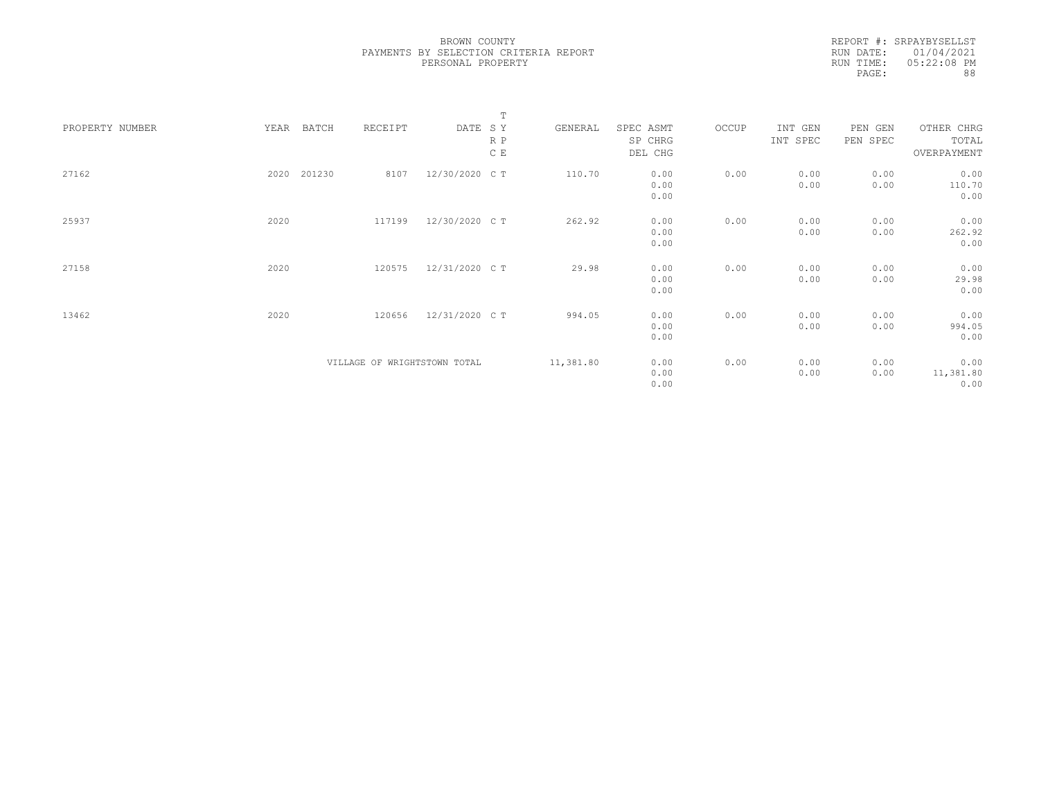BROWN COUNTY
PAYMENTS BY SELECTION CRITERIA REPORT
PERSONAL PROPERTY

REPORT #: SRPAYBYSELLST
RUN DATE: 01/04/2021
RUN TIME: 05:22:08 PM

| PROPERTY NUMBER | YEAR | BATCH | RECEIPT | DATE | T S Y R P C E | GENERAL | SPEC ASMT SP CHRG DEL CHG | OCCUP | INT GEN INT SPEC | PEN GEN PEN SPEC | OTHER CHRG TOTAL OVERPAYMENT |
|---|---|---|---|---|---|---|---|---|---|---|---|
| 27162 | 2020 | 201230 | 8107 | 12/30/2020 | C T | 110.70 | 0.00 0.00 0.00 | 0.00 | 0.00 0.00 | 0.00 0.00 | 0.00 110.70 0.00 |
| 25937 | 2020 | | 117199 | 12/30/2020 | C T | 262.92 | 0.00 0.00 0.00 | 0.00 | 0.00 0.00 | 0.00 0.00 | 0.00 262.92 0.00 |
| 27158 | 2020 | | 120575 | 12/31/2020 | C T | 29.98 | 0.00 0.00 0.00 | 0.00 | 0.00 0.00 | 0.00 0.00 | 0.00 29.98 0.00 |
| 13462 | 2020 | | 120656 | 12/31/2020 | C T | 994.05 | 0.00 0.00 0.00 | 0.00 | 0.00 0.00 | 0.00 0.00 | 0.00 994.05 0.00 |
| | | | VILLAGE OF WRIGHTSTOWN TOTAL | | | 11,381.80 | 0.00 0.00 0.00 | 0.00 | 0.00 0.00 | 0.00 0.00 | 0.00 11,381.80 0.00 |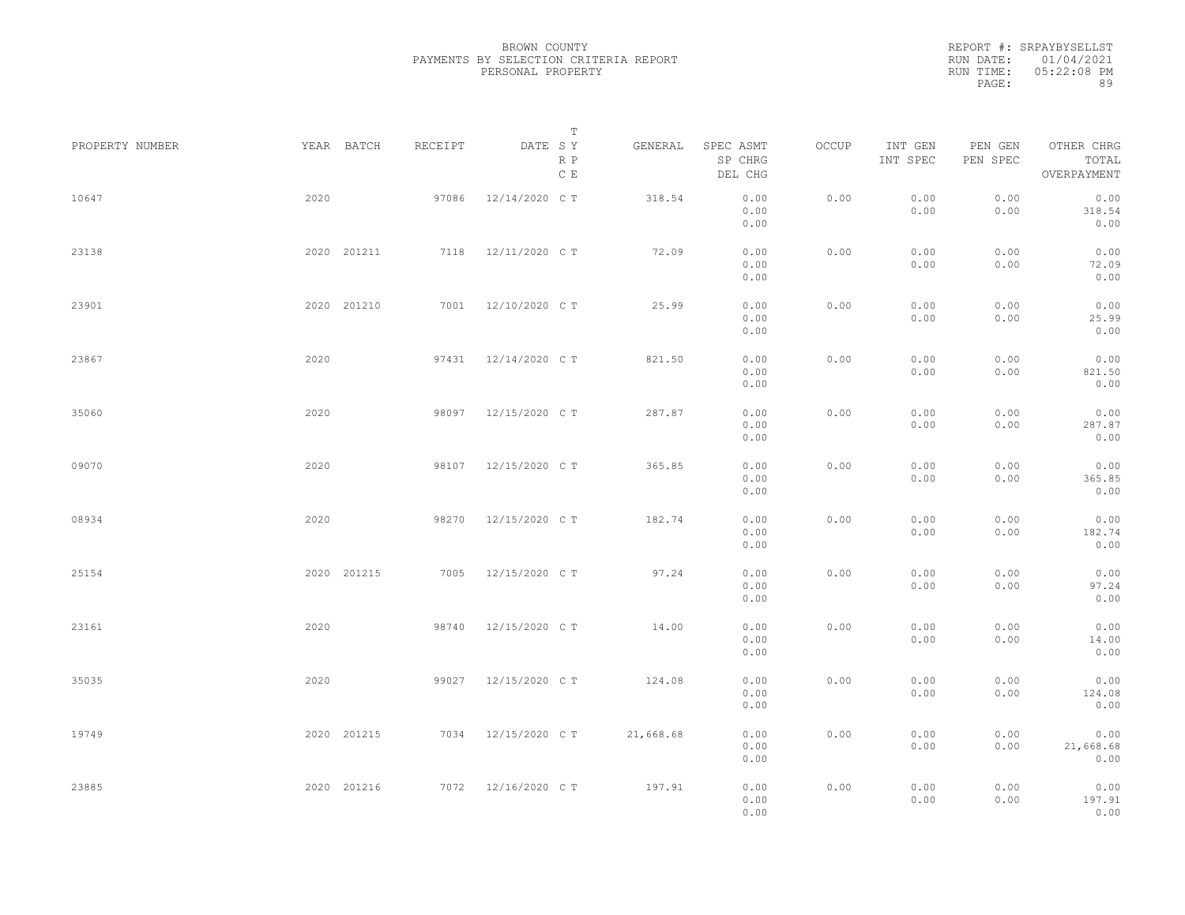BROWN COUNTY
PAYMENTS BY SELECTION CRITERIA REPORT
PERSONAL PROPERTY

REPORT #: SRPAYBYSELLST
RUN DATE: 01/04/2021
RUN TIME: 05:22:08 PM

| PROPERTY NUMBER | YEAR | BATCH | RECEIPT | DATE | T SY RP CE | GENERAL | SPEC ASMT / SP CHRG / DEL CHG | OCCUP | INT GEN / INT SPEC | PEN GEN / PEN SPEC | OTHER CHRG / TOTAL / OVERPAYMENT |
|---|---|---|---|---|---|---|---|---|---|---|---|
| 10647 | 2020 | | 97086 | 12/14/2020 | C T | 318.54 | 0.00 / 0.00 / 0.00 | 0.00 | 0.00 / 0.00 | 0.00 / 0.00 | 0.00 / 318.54 / 0.00 |
| 23138 | 2020 | 201211 | 7118 | 12/11/2020 | C T | 72.09 | 0.00 / 0.00 / 0.00 | 0.00 | 0.00 / 0.00 | 0.00 / 0.00 | 0.00 / 72.09 / 0.00 |
| 23901 | 2020 | 201210 | 7001 | 12/10/2020 | C T | 25.99 | 0.00 / 0.00 / 0.00 | 0.00 | 0.00 / 0.00 | 0.00 / 0.00 | 0.00 / 25.99 / 0.00 |
| 23867 | 2020 | | 97431 | 12/14/2020 | C T | 821.50 | 0.00 / 0.00 / 0.00 | 0.00 | 0.00 / 0.00 | 0.00 / 0.00 | 0.00 / 821.50 / 0.00 |
| 35060 | 2020 | | 98097 | 12/15/2020 | C T | 287.87 | 0.00 / 0.00 / 0.00 | 0.00 | 0.00 / 0.00 | 0.00 / 0.00 | 0.00 / 287.87 / 0.00 |
| 09070 | 2020 | | 98107 | 12/15/2020 | C T | 365.85 | 0.00 / 0.00 / 0.00 | 0.00 | 0.00 / 0.00 | 0.00 / 0.00 | 0.00 / 365.85 / 0.00 |
| 08934 | 2020 | | 98270 | 12/15/2020 | C T | 182.74 | 0.00 / 0.00 / 0.00 | 0.00 | 0.00 / 0.00 | 0.00 / 0.00 | 0.00 / 182.74 / 0.00 |
| 25154 | 2020 | 201215 | 7005 | 12/15/2020 | C T | 97.24 | 0.00 / 0.00 / 0.00 | 0.00 | 0.00 / 0.00 | 0.00 / 0.00 | 0.00 / 97.24 / 0.00 |
| 23161 | 2020 | | 98740 | 12/15/2020 | C T | 14.00 | 0.00 / 0.00 / 0.00 | 0.00 | 0.00 / 0.00 | 0.00 / 0.00 | 0.00 / 14.00 / 0.00 |
| 35035 | 2020 | | 99027 | 12/15/2020 | C T | 124.08 | 0.00 / 0.00 / 0.00 | 0.00 | 0.00 / 0.00 | 0.00 / 0.00 | 0.00 / 124.08 / 0.00 |
| 19749 | 2020 | 201215 | 7034 | 12/15/2020 | C T | 21,668.68 | 0.00 / 0.00 / 0.00 | 0.00 | 0.00 / 0.00 | 0.00 / 0.00 | 0.00 / 21,668.68 / 0.00 |
| 23885 | 2020 | 201216 | 7072 | 12/16/2020 | C T | 197.91 | 0.00 / 0.00 / 0.00 | 0.00 | 0.00 / 0.00 | 0.00 / 0.00 | 0.00 / 197.91 / 0.00 |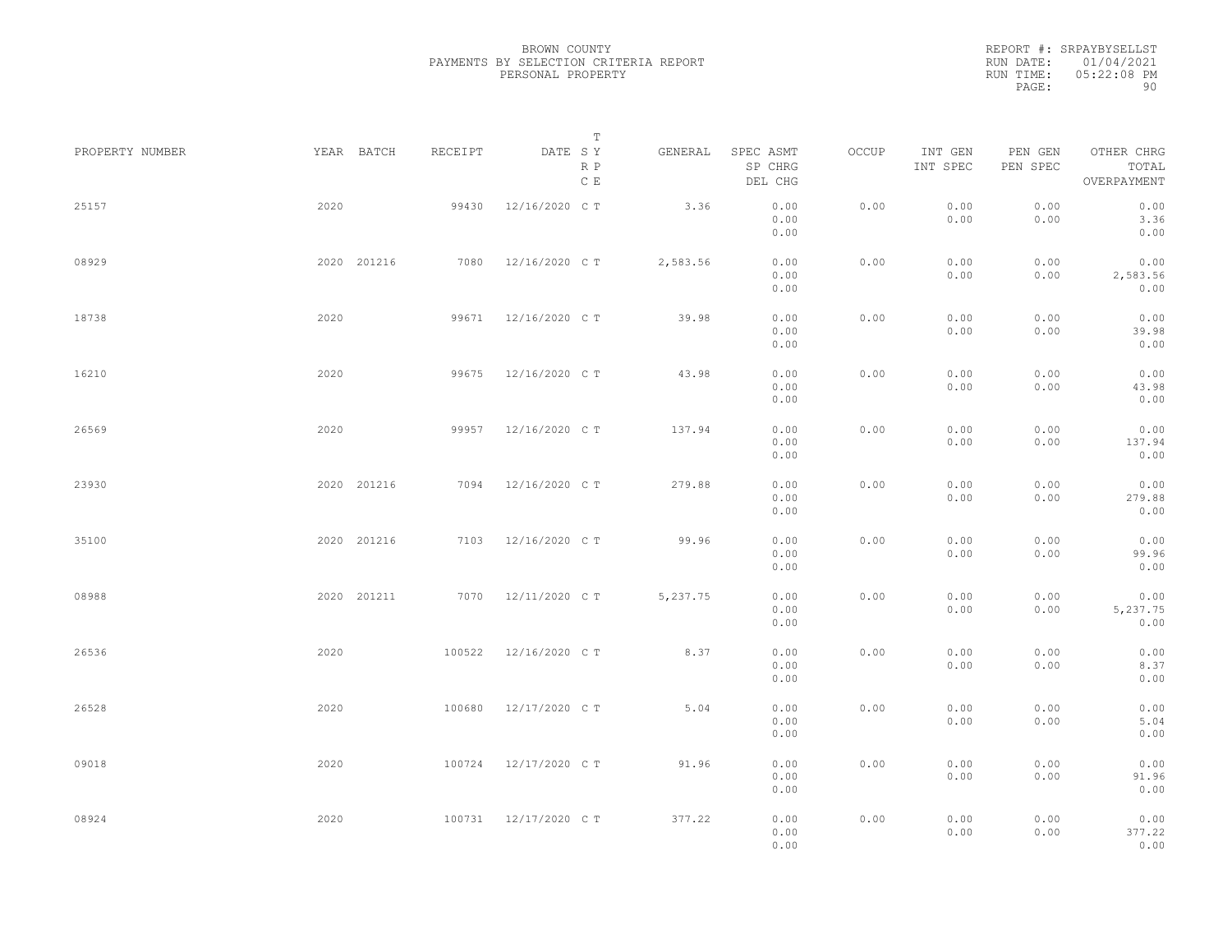BROWN COUNTY
PAYMENTS BY SELECTION CRITERIA REPORT
PERSONAL PROPERTY

REPORT #: SRPAYBYSELLST
RUN DATE: 01/04/2021
RUN TIME: 05:22:08 PM

| PROPERTY NUMBER | YEAR | BATCH | RECEIPT | DATE | T SY RP CE | GENERAL | SPEC ASMT / SP CHRG / DEL CHG | OCCUP | INT GEN / INT SPEC | PEN GEN / PEN SPEC | OTHER CHRG / TOTAL / OVERPAYMENT |
|---|---|---|---|---|---|---|---|---|---|---|---|
| 25157 | 2020 | | 99430 | 12/16/2020 | C T | 3.36 | 0.00 / 0.00 / 0.00 | 0.00 | 0.00 / 0.00 | 0.00 / 0.00 | 0.00 / 3.36 / 0.00 |
| 08929 | 2020 | 201216 | 7080 | 12/16/2020 | C T | 2,583.56 | 0.00 / 0.00 / 0.00 | 0.00 | 0.00 / 0.00 | 0.00 / 0.00 | 0.00 / 2,583.56 / 0.00 |
| 18738 | 2020 | | 99671 | 12/16/2020 | C T | 39.98 | 0.00 / 0.00 / 0.00 | 0.00 | 0.00 / 0.00 | 0.00 / 0.00 | 0.00 / 39.98 / 0.00 |
| 16210 | 2020 | | 99675 | 12/16/2020 | C T | 43.98 | 0.00 / 0.00 / 0.00 | 0.00 | 0.00 / 0.00 | 0.00 / 0.00 | 0.00 / 43.98 / 0.00 |
| 26569 | 2020 | | 99957 | 12/16/2020 | C T | 137.94 | 0.00 / 0.00 / 0.00 | 0.00 | 0.00 / 0.00 | 0.00 / 0.00 | 0.00 / 137.94 / 0.00 |
| 23930 | 2020 | 201216 | 7094 | 12/16/2020 | C T | 279.88 | 0.00 / 0.00 / 0.00 | 0.00 | 0.00 / 0.00 | 0.00 / 0.00 | 0.00 / 279.88 / 0.00 |
| 35100 | 2020 | 201216 | 7103 | 12/16/2020 | C T | 99.96 | 0.00 / 0.00 / 0.00 | 0.00 | 0.00 / 0.00 | 0.00 / 0.00 | 0.00 / 99.96 / 0.00 |
| 08988 | 2020 | 201211 | 7070 | 12/11/2020 | C T | 5,237.75 | 0.00 / 0.00 / 0.00 | 0.00 | 0.00 / 0.00 | 0.00 / 0.00 | 0.00 / 5,237.75 / 0.00 |
| 26536 | 2020 | | 100522 | 12/16/2020 | C T | 8.37 | 0.00 / 0.00 / 0.00 | 0.00 | 0.00 / 0.00 | 0.00 / 0.00 | 0.00 / 8.37 / 0.00 |
| 26528 | 2020 | | 100680 | 12/17/2020 | C T | 5.04 | 0.00 / 0.00 / 0.00 | 0.00 | 0.00 / 0.00 | 0.00 / 0.00 | 0.00 / 5.04 / 0.00 |
| 09018 | 2020 | | 100724 | 12/17/2020 | C T | 91.96 | 0.00 / 0.00 / 0.00 | 0.00 | 0.00 / 0.00 | 0.00 / 0.00 | 0.00 / 91.96 / 0.00 |
| 08924 | 2020 | | 100731 | 12/17/2020 | C T | 377.22 | 0.00 / 0.00 / 0.00 | 0.00 | 0.00 / 0.00 | 0.00 / 0.00 | 0.00 / 377.22 / 0.00 |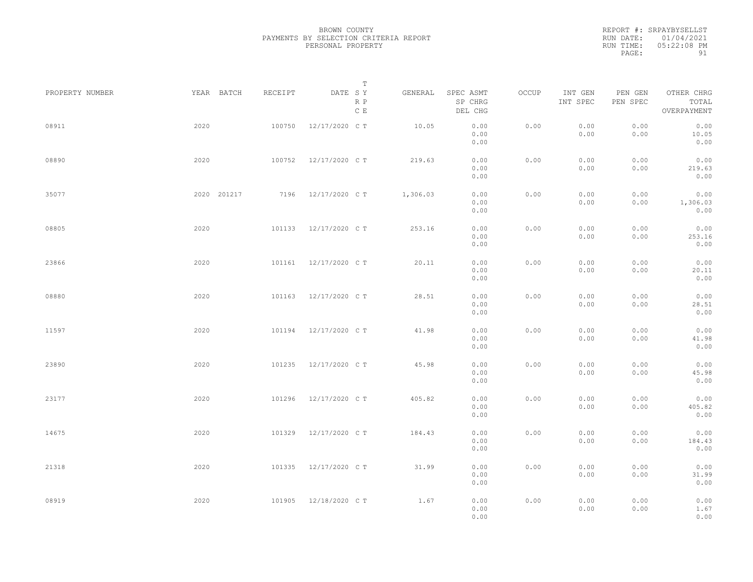BROWN COUNTY
PAYMENTS BY SELECTION CRITERIA REPORT
PERSONAL PROPERTY

REPORT #: SRPAYBYSELLST
RUN DATE: 01/04/2021
RUN TIME: 05:22:08 PM

| PROPERTY NUMBER | YEAR | BATCH | RECEIPT | DATE | T SY RP CE | GENERAL | SPEC ASMT / SP CHRG / DEL CHG | OCCUP | INT GEN / INT SPEC | PEN GEN / PEN SPEC | OTHER CHRG / TOTAL / OVERPAYMENT |
|---|---|---|---|---|---|---|---|---|---|---|---|
| 08911 | 2020 | | 100750 | 12/17/2020 | C T | 10.05 | 0.00 / 0.00 / 0.00 | 0.00 | 0.00 / 0.00 | 0.00 / 0.00 | 0.00 / 10.05 / 0.00 |
| 08890 | 2020 | | 100752 | 12/17/2020 | C T | 219.63 | 0.00 / 0.00 / 0.00 | 0.00 | 0.00 / 0.00 | 0.00 / 0.00 | 0.00 / 219.63 / 0.00 |
| 35077 | 2020 | 201217 | 7196 | 12/17/2020 | C T | 1,306.03 | 0.00 / 0.00 / 0.00 | 0.00 | 0.00 / 0.00 | 0.00 / 0.00 | 0.00 / 1,306.03 / 0.00 |
| 08805 | 2020 | | 101133 | 12/17/2020 | C T | 253.16 | 0.00 / 0.00 / 0.00 | 0.00 | 0.00 / 0.00 | 0.00 / 0.00 | 0.00 / 253.16 / 0.00 |
| 23866 | 2020 | | 101161 | 12/17/2020 | C T | 20.11 | 0.00 / 0.00 / 0.00 | 0.00 | 0.00 / 0.00 | 0.00 / 0.00 | 0.00 / 20.11 / 0.00 |
| 08880 | 2020 | | 101163 | 12/17/2020 | C T | 28.51 | 0.00 / 0.00 / 0.00 | 0.00 | 0.00 / 0.00 | 0.00 / 0.00 | 0.00 / 28.51 / 0.00 |
| 11597 | 2020 | | 101194 | 12/17/2020 | C T | 41.98 | 0.00 / 0.00 / 0.00 | 0.00 | 0.00 / 0.00 | 0.00 / 0.00 | 0.00 / 41.98 / 0.00 |
| 23890 | 2020 | | 101235 | 12/17/2020 | C T | 45.98 | 0.00 / 0.00 / 0.00 | 0.00 | 0.00 / 0.00 | 0.00 / 0.00 | 0.00 / 45.98 / 0.00 |
| 23177 | 2020 | | 101296 | 12/17/2020 | C T | 405.82 | 0.00 / 0.00 / 0.00 | 0.00 | 0.00 / 0.00 | 0.00 / 0.00 | 0.00 / 405.82 / 0.00 |
| 14675 | 2020 | | 101329 | 12/17/2020 | C T | 184.43 | 0.00 / 0.00 / 0.00 | 0.00 | 0.00 / 0.00 | 0.00 / 0.00 | 0.00 / 184.43 / 0.00 |
| 21318 | 2020 | | 101335 | 12/17/2020 | C T | 31.99 | 0.00 / 0.00 / 0.00 | 0.00 | 0.00 / 0.00 | 0.00 / 0.00 | 0.00 / 31.99 / 0.00 |
| 08919 | 2020 | | 101905 | 12/18/2020 | C T | 1.67 | 0.00 / 0.00 / 0.00 | 0.00 | 0.00 / 0.00 | 0.00 / 0.00 | 0.00 / 1.67 / 0.00 |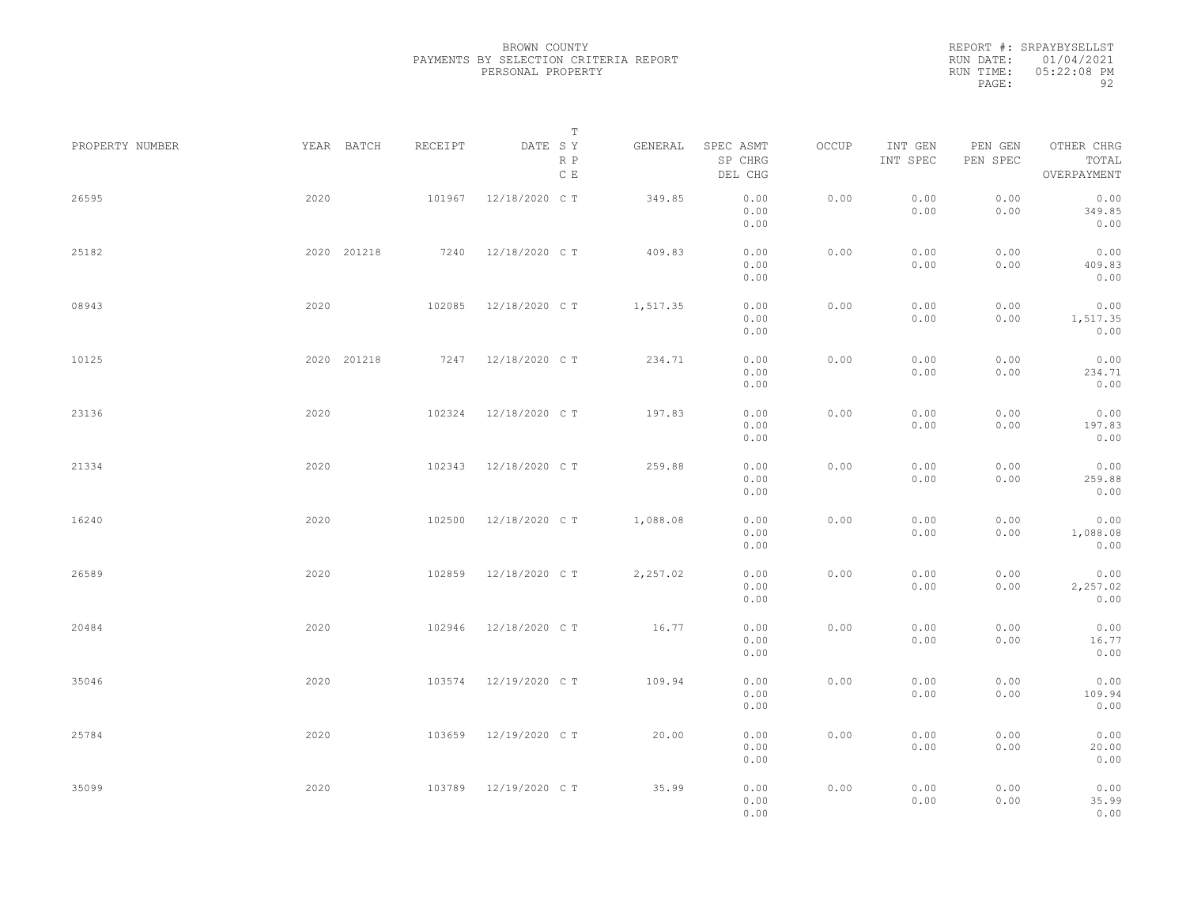BROWN COUNTY
PAYMENTS BY SELECTION CRITERIA REPORT
PERSONAL PROPERTY

REPORT #: SRPAYBYSELLST
RUN DATE: 01/04/2021
RUN TIME: 05:22:08 PM

| PROPERTY NUMBER | YEAR | BATCH | RECEIPT | DATE | T S Y R P C E | GENERAL | SPEC ASMT SP CHRG DEL CHG | OCCUP | INT GEN INT SPEC | PEN GEN PEN SPEC | OTHER CHRG TOTAL OVERPAYMENT |
|---|---|---|---|---|---|---|---|---|---|---|---|
| 26595 | 2020 | | 101967 | 12/18/2020 | C T | 349.85 | 0.00 0.00 0.00 | 0.00 | 0.00 0.00 | 0.00 0.00 | 0.00 349.85 0.00 |
| 25182 | 2020 | 201218 | 7240 | 12/18/2020 | C T | 409.83 | 0.00 0.00 0.00 | 0.00 | 0.00 0.00 | 0.00 0.00 | 0.00 409.83 0.00 |
| 08943 | 2020 | | 102085 | 12/18/2020 | C T | 1,517.35 | 0.00 0.00 0.00 | 0.00 | 0.00 0.00 | 0.00 0.00 | 0.00 1,517.35 0.00 |
| 10125 | 2020 | 201218 | 7247 | 12/18/2020 | C T | 234.71 | 0.00 0.00 0.00 | 0.00 | 0.00 0.00 | 0.00 0.00 | 0.00 234.71 0.00 |
| 23136 | 2020 | | 102324 | 12/18/2020 | C T | 197.83 | 0.00 0.00 0.00 | 0.00 | 0.00 0.00 | 0.00 0.00 | 0.00 197.83 0.00 |
| 21334 | 2020 | | 102343 | 12/18/2020 | C T | 259.88 | 0.00 0.00 0.00 | 0.00 | 0.00 0.00 | 0.00 0.00 | 0.00 259.88 0.00 |
| 16240 | 2020 | | 102500 | 12/18/2020 | C T | 1,088.08 | 0.00 0.00 0.00 | 0.00 | 0.00 0.00 | 0.00 0.00 | 0.00 1,088.08 0.00 |
| 26589 | 2020 | | 102859 | 12/18/2020 | C T | 2,257.02 | 0.00 0.00 0.00 | 0.00 | 0.00 0.00 | 0.00 0.00 | 0.00 2,257.02 0.00 |
| 20484 | 2020 | | 102946 | 12/18/2020 | C T | 16.77 | 0.00 0.00 0.00 | 0.00 | 0.00 0.00 | 0.00 0.00 | 0.00 16.77 0.00 |
| 35046 | 2020 | | 103574 | 12/19/2020 | C T | 109.94 | 0.00 0.00 0.00 | 0.00 | 0.00 0.00 | 0.00 0.00 | 0.00 109.94 0.00 |
| 25784 | 2020 | | 103659 | 12/19/2020 | C T | 20.00 | 0.00 0.00 0.00 | 0.00 | 0.00 0.00 | 0.00 0.00 | 0.00 20.00 0.00 |
| 35099 | 2020 | | 103789 | 12/19/2020 | C T | 35.99 | 0.00 0.00 0.00 | 0.00 | 0.00 0.00 | 0.00 0.00 | 0.00 35.99 0.00 |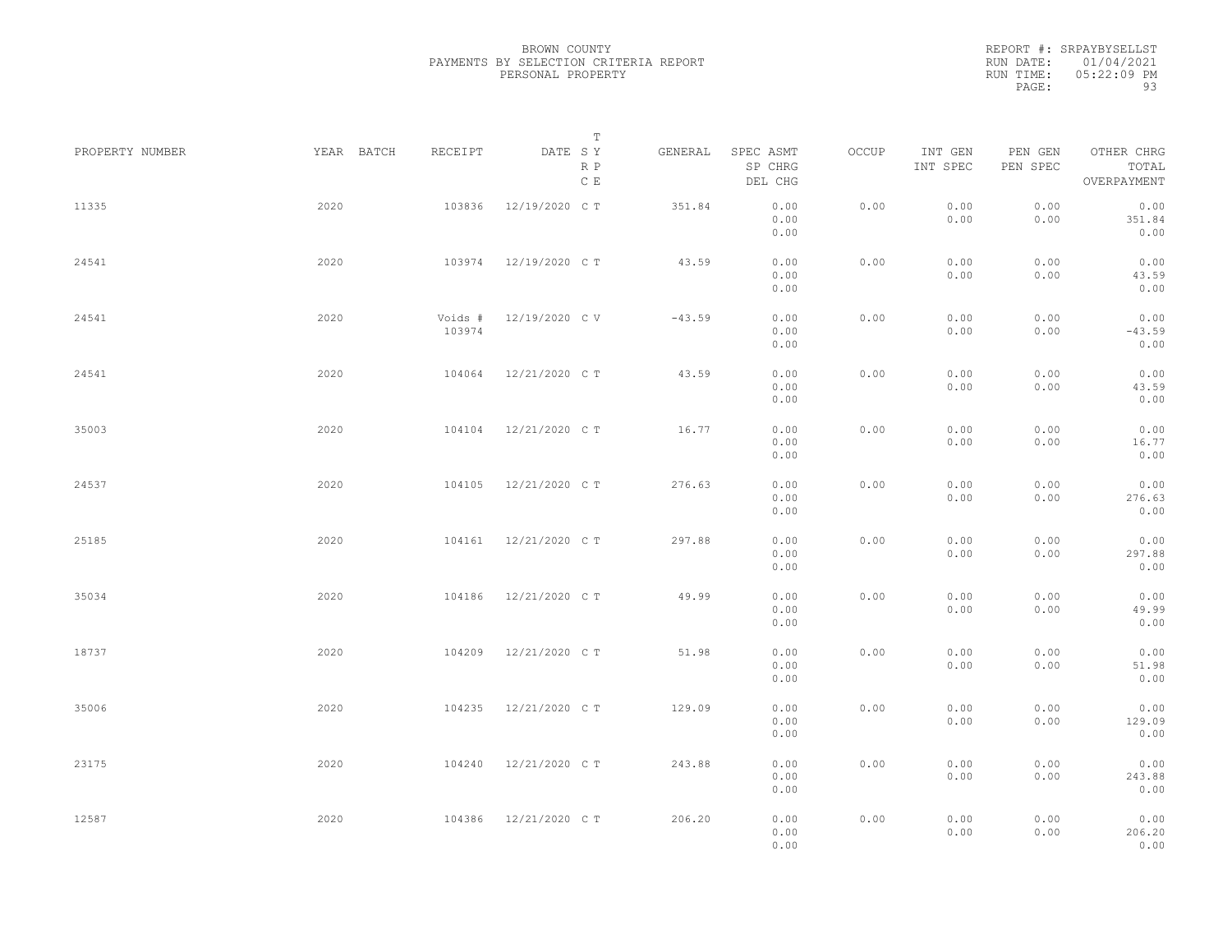BROWN COUNTY
PAYMENTS BY SELECTION CRITERIA REPORT
PERSONAL PROPERTY

REPORT #: SRPAYBYSELLST
RUN DATE: 01/04/2021
RUN TIME: 05:22:09 PM

| PROPERTY NUMBER | YEAR | BATCH | RECEIPT | DATE | T S Y R P C E | GENERAL | SPEC ASMT / SP CHRG / DEL CHG | OCCUP | INT GEN / INT SPEC | PEN GEN / PEN SPEC | OTHER CHRG / TOTAL / OVERPAYMENT |
|---|---|---|---|---|---|---|---|---|---|---|---|
| 11335 | 2020 | | 103836 | 12/19/2020 | C T | 351.84 | 0.00 / 0.00 / 0.00 | 0.00 | 0.00 / 0.00 | 0.00 / 0.00 | 0.00 / 351.84 / 0.00 |
| 24541 | 2020 | | 103974 | 12/19/2020 | C T | 43.59 | 0.00 / 0.00 / 0.00 | 0.00 | 0.00 / 0.00 | 0.00 / 0.00 | 0.00 / 43.59 / 0.00 |
| 24541 | 2020 | | Voids # 103974 | 12/19/2020 | C V | -43.59 | 0.00 / 0.00 / 0.00 | 0.00 | 0.00 / 0.00 | 0.00 / 0.00 | 0.00 / -43.59 / 0.00 |
| 24541 | 2020 | | 104064 | 12/21/2020 | C T | 43.59 | 0.00 / 0.00 / 0.00 | 0.00 | 0.00 / 0.00 | 0.00 / 0.00 | 0.00 / 43.59 / 0.00 |
| 35003 | 2020 | | 104104 | 12/21/2020 | C T | 16.77 | 0.00 / 0.00 / 0.00 | 0.00 | 0.00 / 0.00 | 0.00 / 0.00 | 0.00 / 16.77 / 0.00 |
| 24537 | 2020 | | 104105 | 12/21/2020 | C T | 276.63 | 0.00 / 0.00 / 0.00 | 0.00 | 0.00 / 0.00 | 0.00 / 0.00 | 0.00 / 276.63 / 0.00 |
| 25185 | 2020 | | 104161 | 12/21/2020 | C T | 297.88 | 0.00 / 0.00 / 0.00 | 0.00 | 0.00 / 0.00 | 0.00 / 0.00 | 0.00 / 297.88 / 0.00 |
| 35034 | 2020 | | 104186 | 12/21/2020 | C T | 49.99 | 0.00 / 0.00 / 0.00 | 0.00 | 0.00 / 0.00 | 0.00 / 0.00 | 0.00 / 49.99 / 0.00 |
| 18737 | 2020 | | 104209 | 12/21/2020 | C T | 51.98 | 0.00 / 0.00 / 0.00 | 0.00 | 0.00 / 0.00 | 0.00 / 0.00 | 0.00 / 51.98 / 0.00 |
| 35006 | 2020 | | 104235 | 12/21/2020 | C T | 129.09 | 0.00 / 0.00 / 0.00 | 0.00 | 0.00 / 0.00 | 0.00 / 0.00 | 0.00 / 129.09 / 0.00 |
| 23175 | 2020 | | 104240 | 12/21/2020 | C T | 243.88 | 0.00 / 0.00 / 0.00 | 0.00 | 0.00 / 0.00 | 0.00 / 0.00 | 0.00 / 243.88 / 0.00 |
| 12587 | 2020 | | 104386 | 12/21/2020 | C T | 206.20 | 0.00 / 0.00 / 0.00 | 0.00 | 0.00 / 0.00 | 0.00 / 0.00 | 0.00 / 206.20 / 0.00 |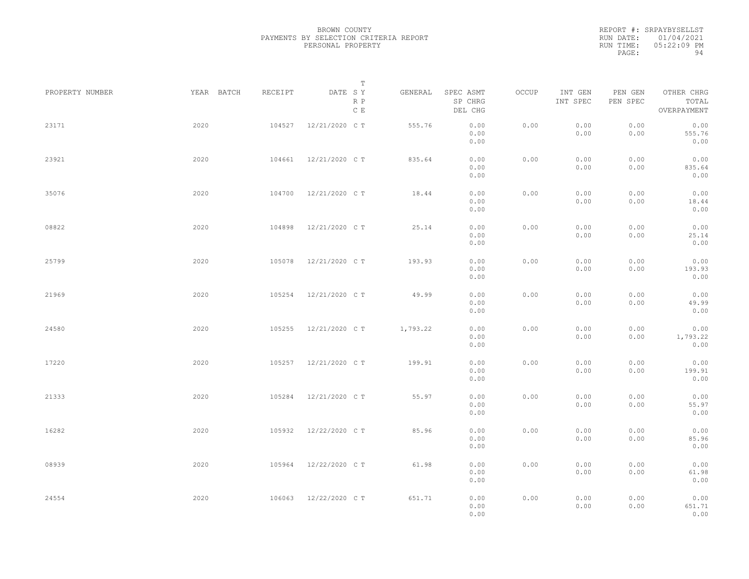BROWN COUNTY
PAYMENTS BY SELECTION CRITERIA REPORT
PERSONAL PROPERTY

REPORT #: SRPAYBYSELLST
RUN DATE: 01/04/2021
RUN TIME: 05:22:09 PM

| PROPERTY NUMBER | YEAR | BATCH | RECEIPT | DATE | T S Y R P C E | GENERAL | SPEC ASMT / SP CHRG / DEL CHG | OCCUP | INT GEN / INT SPEC | PEN GEN / PEN SPEC | OTHER CHRG / TOTAL / OVERPAYMENT |
|---|---|---|---|---|---|---|---|---|---|---|---|
| 23171 | 2020 | | 104527 | 12/21/2020 | C T | 555.76 | 0.00 / 0.00 / 0.00 | 0.00 | 0.00 / 0.00 | 0.00 / 0.00 | 0.00 / 555.76 / 0.00 |
| 23921 | 2020 | | 104661 | 12/21/2020 | C T | 835.64 | 0.00 / 0.00 / 0.00 | 0.00 | 0.00 / 0.00 | 0.00 / 0.00 | 0.00 / 835.64 / 0.00 |
| 35076 | 2020 | | 104700 | 12/21/2020 | C T | 18.44 | 0.00 / 0.00 / 0.00 | 0.00 | 0.00 / 0.00 | 0.00 / 0.00 | 0.00 / 18.44 / 0.00 |
| 08822 | 2020 | | 104898 | 12/21/2020 | C T | 25.14 | 0.00 / 0.00 / 0.00 | 0.00 | 0.00 / 0.00 | 0.00 / 0.00 | 0.00 / 25.14 / 0.00 |
| 25799 | 2020 | | 105078 | 12/21/2020 | C T | 193.93 | 0.00 / 0.00 / 0.00 | 0.00 | 0.00 / 0.00 | 0.00 / 0.00 | 0.00 / 193.93 / 0.00 |
| 21969 | 2020 | | 105254 | 12/21/2020 | C T | 49.99 | 0.00 / 0.00 / 0.00 | 0.00 | 0.00 / 0.00 | 0.00 / 0.00 | 0.00 / 49.99 / 0.00 |
| 24580 | 2020 | | 105255 | 12/21/2020 | C T | 1,793.22 | 0.00 / 0.00 / 0.00 | 0.00 | 0.00 / 0.00 | 0.00 / 0.00 | 0.00 / 1,793.22 / 0.00 |
| 17220 | 2020 | | 105257 | 12/21/2020 | C T | 199.91 | 0.00 / 0.00 / 0.00 | 0.00 | 0.00 / 0.00 | 0.00 / 0.00 | 0.00 / 199.91 / 0.00 |
| 21333 | 2020 | | 105284 | 12/21/2020 | C T | 55.97 | 0.00 / 0.00 / 0.00 | 0.00 | 0.00 / 0.00 | 0.00 / 0.00 | 0.00 / 55.97 / 0.00 |
| 16282 | 2020 | | 105932 | 12/22/2020 | C T | 85.96 | 0.00 / 0.00 / 0.00 | 0.00 | 0.00 / 0.00 | 0.00 / 0.00 | 0.00 / 85.96 / 0.00 |
| 08939 | 2020 | | 105964 | 12/22/2020 | C T | 61.98 | 0.00 / 0.00 / 0.00 | 0.00 | 0.00 / 0.00 | 0.00 / 0.00 | 0.00 / 61.98 / 0.00 |
| 24554 | 2020 | | 106063 | 12/22/2020 | C T | 651.71 | 0.00 / 0.00 / 0.00 | 0.00 | 0.00 / 0.00 | 0.00 / 0.00 | 0.00 / 651.71 / 0.00 |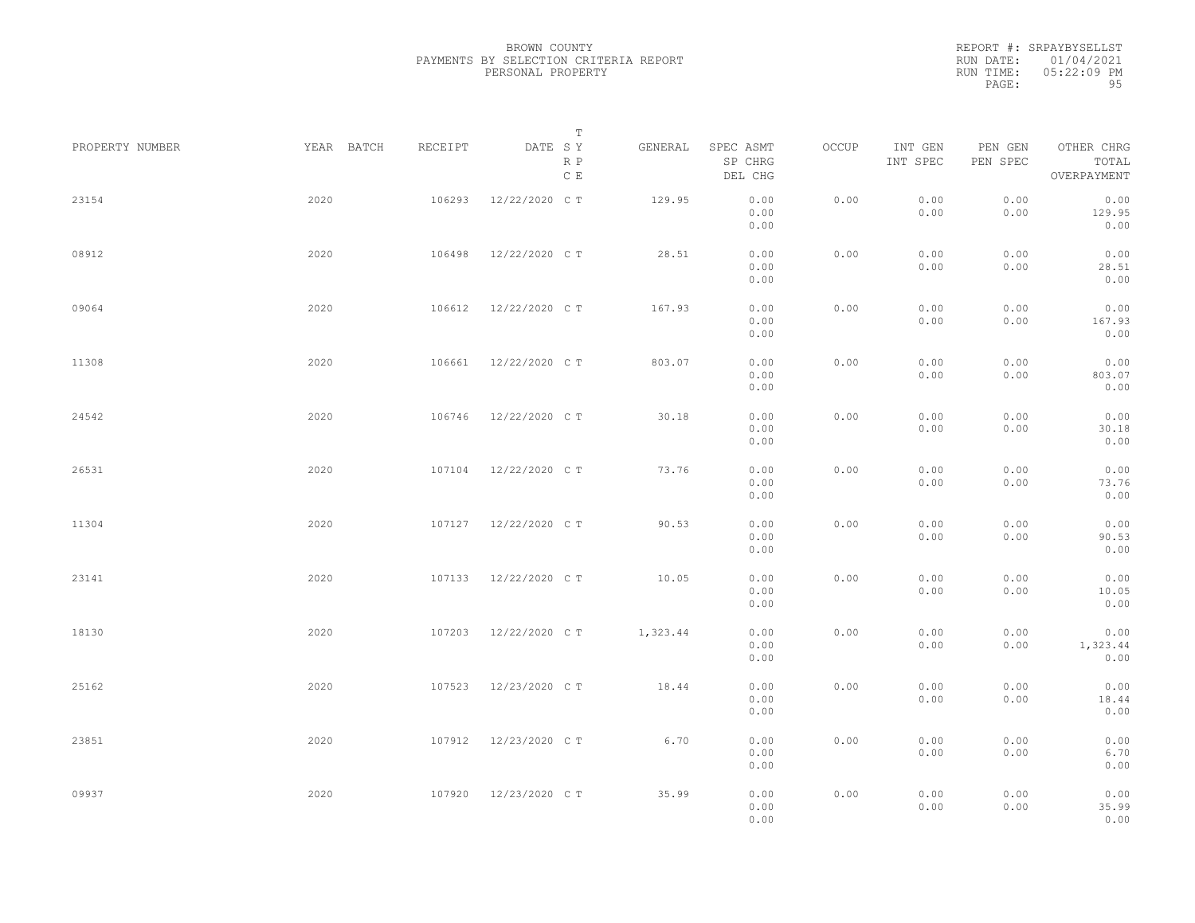BROWN COUNTY
PAYMENTS BY SELECTION CRITERIA REPORT
PERSONAL PROPERTY

REPORT #: SRPAYBYSELLST
RUN DATE: 01/04/2021
RUN TIME: 05:22:09 PM

| PROPERTY NUMBER | YEAR | BATCH | RECEIPT | DATE | T SY RP CE | GENERAL | SPEC ASMT / SP CHRG / DEL CHG | OCCUP | INT GEN / INT SPEC | PEN GEN / PEN SPEC | OTHER CHRG / TOTAL / OVERPAYMENT |
|---|---|---|---|---|---|---|---|---|---|---|---|
| 23154 | 2020 | | 106293 | 12/22/2020 | C T | 129.95 | 0.00 / 0.00 / 0.00 | 0.00 | 0.00 / 0.00 | 0.00 / 0.00 | 0.00 / 129.95 / 0.00 |
| 08912 | 2020 | | 106498 | 12/22/2020 | C T | 28.51 | 0.00 / 0.00 / 0.00 | 0.00 | 0.00 / 0.00 | 0.00 / 0.00 | 0.00 / 28.51 / 0.00 |
| 09064 | 2020 | | 106612 | 12/22/2020 | C T | 167.93 | 0.00 / 0.00 / 0.00 | 0.00 | 0.00 / 0.00 | 0.00 / 0.00 | 0.00 / 167.93 / 0.00 |
| 11308 | 2020 | | 106661 | 12/22/2020 | C T | 803.07 | 0.00 / 0.00 / 0.00 | 0.00 | 0.00 / 0.00 | 0.00 / 0.00 | 0.00 / 803.07 / 0.00 |
| 24542 | 2020 | | 106746 | 12/22/2020 | C T | 30.18 | 0.00 / 0.00 / 0.00 | 0.00 | 0.00 / 0.00 | 0.00 / 0.00 | 0.00 / 30.18 / 0.00 |
| 26531 | 2020 | | 107104 | 12/22/2020 | C T | 73.76 | 0.00 / 0.00 / 0.00 | 0.00 | 0.00 / 0.00 | 0.00 / 0.00 | 0.00 / 73.76 / 0.00 |
| 11304 | 2020 | | 107127 | 12/22/2020 | C T | 90.53 | 0.00 / 0.00 / 0.00 | 0.00 | 0.00 / 0.00 | 0.00 / 0.00 | 0.00 / 90.53 / 0.00 |
| 23141 | 2020 | | 107133 | 12/22/2020 | C T | 10.05 | 0.00 / 0.00 / 0.00 | 0.00 | 0.00 / 0.00 | 0.00 / 0.00 | 0.00 / 10.05 / 0.00 |
| 18130 | 2020 | | 107203 | 12/22/2020 | C T | 1,323.44 | 0.00 / 0.00 / 0.00 | 0.00 | 0.00 / 0.00 | 0.00 / 0.00 | 0.00 / 1,323.44 / 0.00 |
| 25162 | 2020 | | 107523 | 12/23/2020 | C T | 18.44 | 0.00 / 0.00 / 0.00 | 0.00 | 0.00 / 0.00 | 0.00 / 0.00 | 0.00 / 18.44 / 0.00 |
| 23851 | 2020 | | 107912 | 12/23/2020 | C T | 6.70 | 0.00 / 0.00 / 0.00 | 0.00 | 0.00 / 0.00 | 0.00 / 0.00 | 0.00 / 6.70 / 0.00 |
| 09937 | 2020 | | 107920 | 12/23/2020 | C T | 35.99 | 0.00 / 0.00 / 0.00 | 0.00 | 0.00 / 0.00 | 0.00 / 0.00 | 0.00 / 35.99 / 0.00 |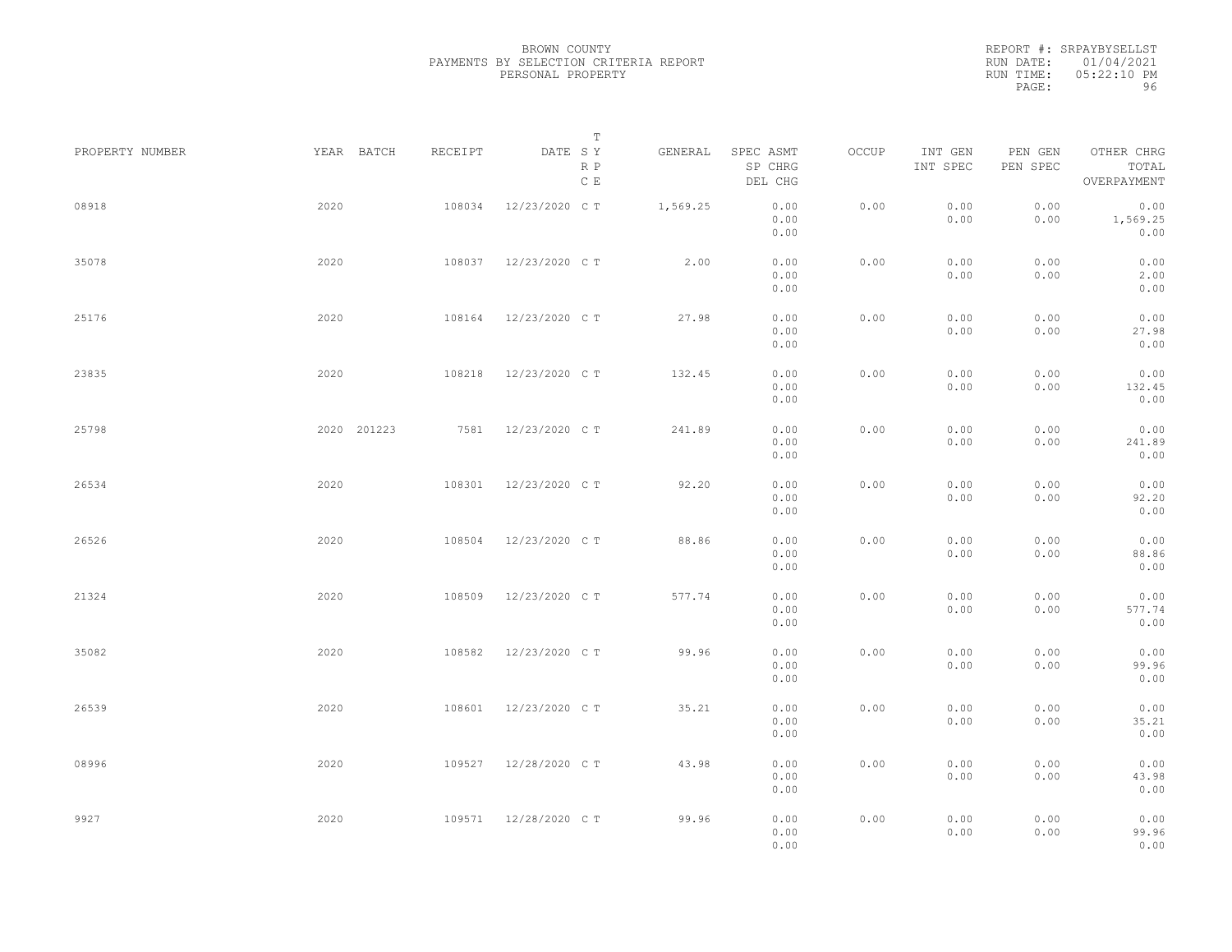BROWN COUNTY
PAYMENTS BY SELECTION CRITERIA REPORT
PERSONAL PROPERTY

REPORT #: SRPAYBYSELLST
RUN DATE: 01/04/2021
RUN TIME: 05:22:10 PM

| PROPERTY NUMBER | YEAR | BATCH | RECEIPT | DATE | T SY RP CE | GENERAL | SPEC ASMT / SP CHRG / DEL CHG | OCCUP | INT GEN / INT SPEC | PEN GEN / PEN SPEC | OTHER CHRG / TOTAL / OVERPAYMENT |
|---|---|---|---|---|---|---|---|---|---|---|---|
| 08918 | 2020 | | 108034 | 12/23/2020 | C T | 1,569.25 | 0.00 / 0.00 / 0.00 | 0.00 | 0.00 / 0.00 | 0.00 / 0.00 | 0.00 / 1,569.25 / 0.00 |
| 35078 | 2020 | | 108037 | 12/23/2020 | C T | 2.00 | 0.00 / 0.00 / 0.00 | 0.00 | 0.00 / 0.00 | 0.00 / 0.00 | 0.00 / 2.00 / 0.00 |
| 25176 | 2020 | | 108164 | 12/23/2020 | C T | 27.98 | 0.00 / 0.00 / 0.00 | 0.00 | 0.00 / 0.00 | 0.00 / 0.00 | 0.00 / 27.98 / 0.00 |
| 23835 | 2020 | | 108218 | 12/23/2020 | C T | 132.45 | 0.00 / 0.00 / 0.00 | 0.00 | 0.00 / 0.00 | 0.00 / 0.00 | 0.00 / 132.45 / 0.00 |
| 25798 | 2020 | 201223 | 7581 | 12/23/2020 | C T | 241.89 | 0.00 / 0.00 / 0.00 | 0.00 | 0.00 / 0.00 | 0.00 / 0.00 | 0.00 / 241.89 / 0.00 |
| 26534 | 2020 | | 108301 | 12/23/2020 | C T | 92.20 | 0.00 / 0.00 / 0.00 | 0.00 | 0.00 / 0.00 | 0.00 / 0.00 | 0.00 / 92.20 / 0.00 |
| 26526 | 2020 | | 108504 | 12/23/2020 | C T | 88.86 | 0.00 / 0.00 / 0.00 | 0.00 | 0.00 / 0.00 | 0.00 / 0.00 | 0.00 / 88.86 / 0.00 |
| 21324 | 2020 | | 108509 | 12/23/2020 | C T | 577.74 | 0.00 / 0.00 / 0.00 | 0.00 | 0.00 / 0.00 | 0.00 / 0.00 | 0.00 / 577.74 / 0.00 |
| 35082 | 2020 | | 108582 | 12/23/2020 | C T | 99.96 | 0.00 / 0.00 / 0.00 | 0.00 | 0.00 / 0.00 | 0.00 / 0.00 | 0.00 / 99.96 / 0.00 |
| 26539 | 2020 | | 108601 | 12/23/2020 | C T | 35.21 | 0.00 / 0.00 / 0.00 | 0.00 | 0.00 / 0.00 | 0.00 / 0.00 | 0.00 / 35.21 / 0.00 |
| 08996 | 2020 | | 109527 | 12/28/2020 | C T | 43.98 | 0.00 / 0.00 / 0.00 | 0.00 | 0.00 / 0.00 | 0.00 / 0.00 | 0.00 / 43.98 / 0.00 |
| 9927 | 2020 | | 109571 | 12/28/2020 | C T | 99.96 | 0.00 / 0.00 / 0.00 | 0.00 | 0.00 / 0.00 | 0.00 / 0.00 | 0.00 / 99.96 / 0.00 |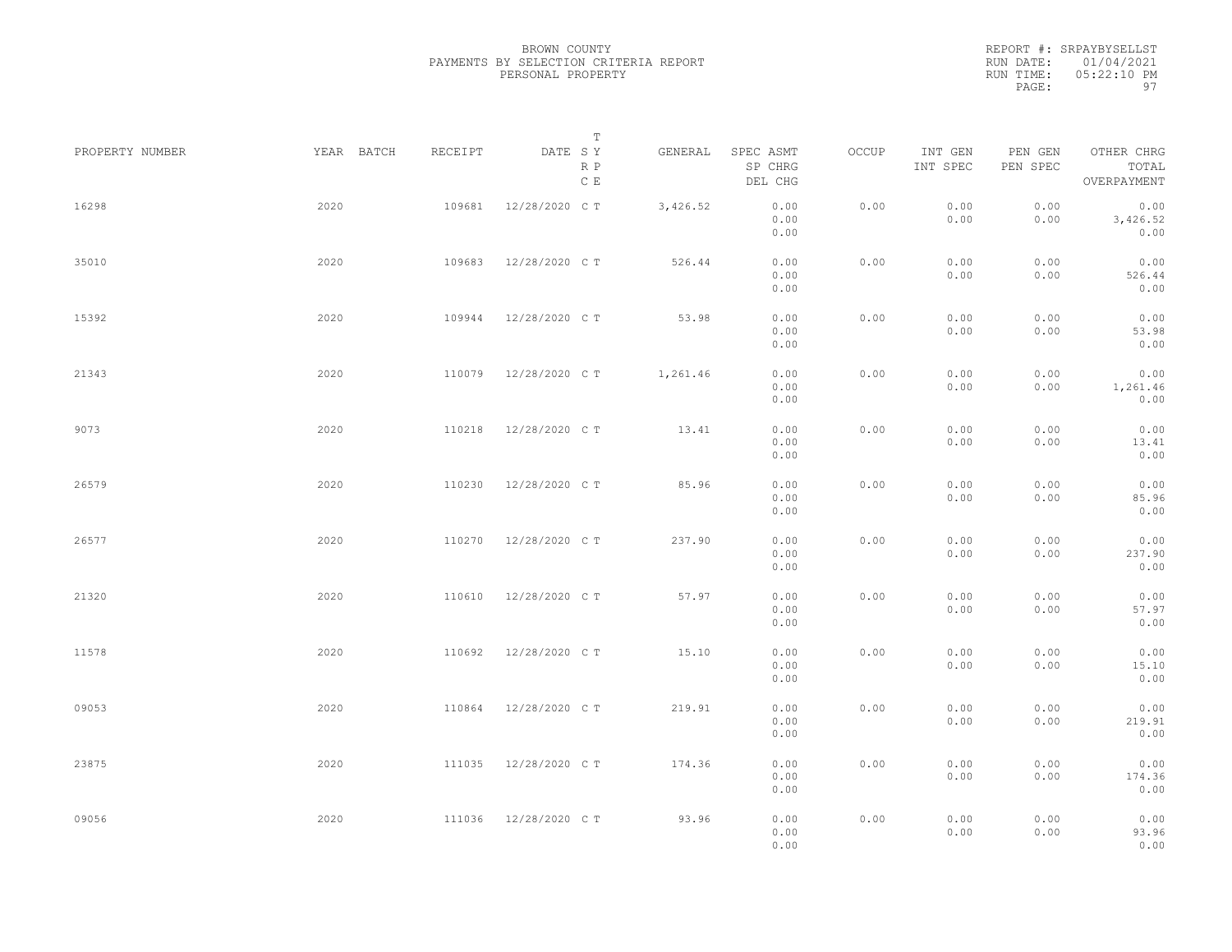BROWN COUNTY
PAYMENTS BY SELECTION CRITERIA REPORT
PERSONAL PROPERTY

REPORT #: SRPAYBYSELLST
RUN DATE: 01/04/2021
RUN TIME: 05:22:10 PM

| PROPERTY NUMBER | YEAR | BATCH | RECEIPT | DATE | T S Y R P C E | GENERAL | SPEC ASMT SP CHRG DEL CHG | OCCUP | INT GEN INT SPEC | PEN GEN PEN SPEC | OTHER CHRG TOTAL OVERPAYMENT |
|---|---|---|---|---|---|---|---|---|---|---|---|
| 16298 | 2020 | | 109681 | 12/28/2020 | C T | 3,426.52 | 0.00 0.00 0.00 | 0.00 | 0.00 0.00 | 0.00 0.00 | 0.00 3,426.52 0.00 |
| 35010 | 2020 | | 109683 | 12/28/2020 | C T | 526.44 | 0.00 0.00 0.00 | 0.00 | 0.00 0.00 | 0.00 0.00 | 0.00 526.44 0.00 |
| 15392 | 2020 | | 109944 | 12/28/2020 | C T | 53.98 | 0.00 0.00 0.00 | 0.00 | 0.00 0.00 | 0.00 0.00 | 0.00 53.98 0.00 |
| 21343 | 2020 | | 110079 | 12/28/2020 | C T | 1,261.46 | 0.00 0.00 0.00 | 0.00 | 0.00 0.00 | 0.00 0.00 | 0.00 1,261.46 0.00 |
| 9073 | 2020 | | 110218 | 12/28/2020 | C T | 13.41 | 0.00 0.00 0.00 | 0.00 | 0.00 0.00 | 0.00 0.00 | 0.00 13.41 0.00 |
| 26579 | 2020 | | 110230 | 12/28/2020 | C T | 85.96 | 0.00 0.00 0.00 | 0.00 | 0.00 0.00 | 0.00 0.00 | 0.00 85.96 0.00 |
| 26577 | 2020 | | 110270 | 12/28/2020 | C T | 237.90 | 0.00 0.00 0.00 | 0.00 | 0.00 0.00 | 0.00 0.00 | 0.00 237.90 0.00 |
| 21320 | 2020 | | 110610 | 12/28/2020 | C T | 57.97 | 0.00 0.00 0.00 | 0.00 | 0.00 0.00 | 0.00 0.00 | 0.00 57.97 0.00 |
| 11578 | 2020 | | 110692 | 12/28/2020 | C T | 15.10 | 0.00 0.00 0.00 | 0.00 | 0.00 0.00 | 0.00 0.00 | 0.00 15.10 0.00 |
| 09053 | 2020 | | 110864 | 12/28/2020 | C T | 219.91 | 0.00 0.00 0.00 | 0.00 | 0.00 0.00 | 0.00 0.00 | 0.00 219.91 0.00 |
| 23875 | 2020 | | 111035 | 12/28/2020 | C T | 174.36 | 0.00 0.00 0.00 | 0.00 | 0.00 0.00 | 0.00 0.00 | 0.00 174.36 0.00 |
| 09056 | 2020 | | 111036 | 12/28/2020 | C T | 93.96 | 0.00 0.00 0.00 | 0.00 | 0.00 0.00 | 0.00 0.00 | 0.00 93.96 0.00 |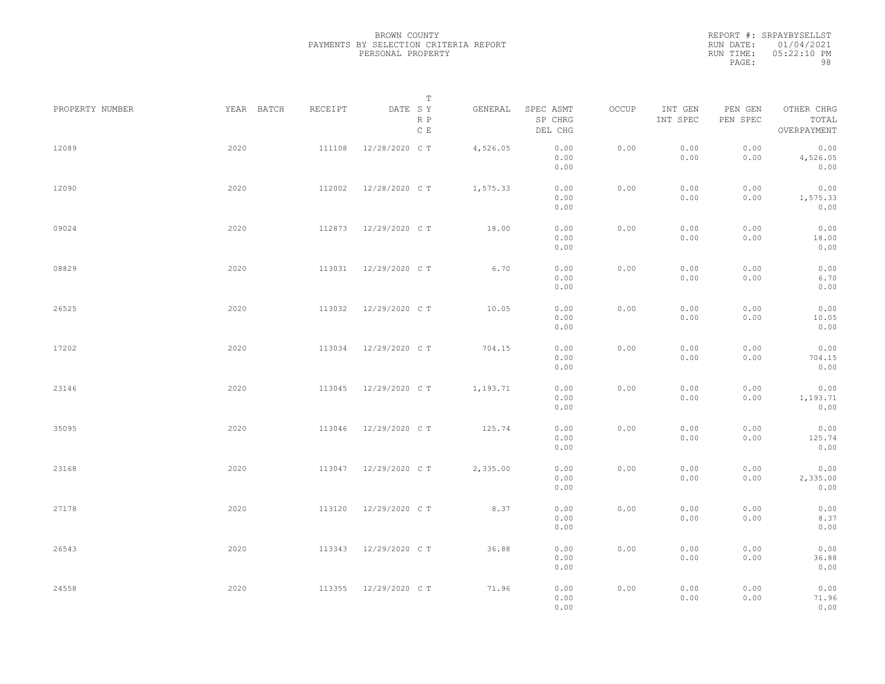BROWN COUNTY
PAYMENTS BY SELECTION CRITERIA REPORT
PERSONAL PROPERTY

REPORT #: SRPAYBYSELLST
RUN DATE: 01/04/2021
RUN TIME: 05:22:10 PM

| PROPERTY NUMBER | YEAR | BATCH | RECEIPT | DATE | T SY RP CE | GENERAL | SPEC ASMT SP CHRG DEL CHG | OCCUP | INT GEN INT SPEC | PEN GEN PEN SPEC | OTHER CHRG TOTAL OVERPAYMENT |
|---|---|---|---|---|---|---|---|---|---|---|---|
| 12089 | 2020 | | 111108 | 12/28/2020 | C T | 4,526.05 | 0.00 0.00 0.00 | 0.00 | 0.00 0.00 | 0.00 0.00 | 0.00 4,526.05 0.00 |
| 12090 | 2020 | | 112002 | 12/28/2020 | C T | 1,575.33 | 0.00 0.00 0.00 | 0.00 | 0.00 0.00 | 0.00 0.00 | 0.00 1,575.33 0.00 |
| 09024 | 2020 | | 112873 | 12/29/2020 | C T | 18.00 | 0.00 0.00 0.00 | 0.00 | 0.00 0.00 | 0.00 0.00 | 0.00 18.00 0.00 |
| 08829 | 2020 | | 113031 | 12/29/2020 | C T | 6.70 | 0.00 0.00 0.00 | 0.00 | 0.00 0.00 | 0.00 0.00 | 0.00 6.70 0.00 |
| 26525 | 2020 | | 113032 | 12/29/2020 | C T | 10.05 | 0.00 0.00 0.00 | 0.00 | 0.00 0.00 | 0.00 0.00 | 0.00 10.05 0.00 |
| 17202 | 2020 | | 113034 | 12/29/2020 | C T | 704.15 | 0.00 0.00 0.00 | 0.00 | 0.00 0.00 | 0.00 0.00 | 0.00 704.15 0.00 |
| 23146 | 2020 | | 113045 | 12/29/2020 | C T | 1,193.71 | 0.00 0.00 0.00 | 0.00 | 0.00 0.00 | 0.00 0.00 | 0.00 1,193.71 0.00 |
| 35095 | 2020 | | 113046 | 12/29/2020 | C T | 125.74 | 0.00 0.00 0.00 | 0.00 | 0.00 0.00 | 0.00 0.00 | 0.00 125.74 0.00 |
| 23168 | 2020 | | 113047 | 12/29/2020 | C T | 2,335.00 | 0.00 0.00 0.00 | 0.00 | 0.00 0.00 | 0.00 0.00 | 0.00 2,335.00 0.00 |
| 27178 | 2020 | | 113120 | 12/29/2020 | C T | 8.37 | 0.00 0.00 0.00 | 0.00 | 0.00 0.00 | 0.00 0.00 | 0.00 8.37 0.00 |
| 26543 | 2020 | | 113343 | 12/29/2020 | C T | 36.88 | 0.00 0.00 0.00 | 0.00 | 0.00 0.00 | 0.00 0.00 | 0.00 36.88 0.00 |
| 24558 | 2020 | | 113355 | 12/29/2020 | C T | 71.96 | 0.00 0.00 0.00 | 0.00 | 0.00 0.00 | 0.00 0.00 | 0.00 71.96 0.00 |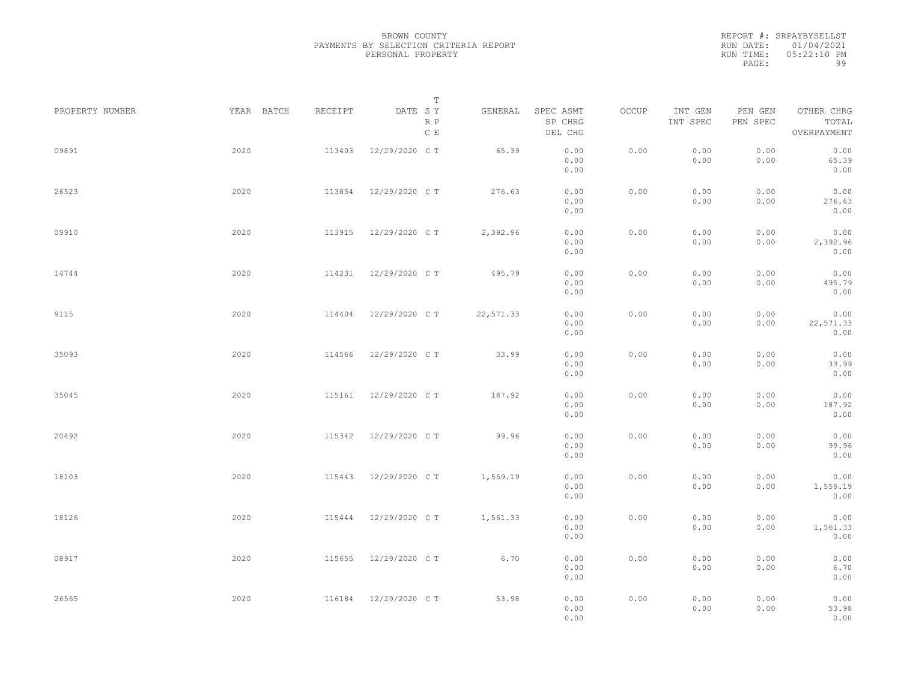BROWN COUNTY
PAYMENTS BY SELECTION CRITERIA REPORT
PERSONAL PROPERTY

REPORT #: SRPAYBYSELLST
RUN DATE: 01/04/2021
RUN TIME: 05:22:10 PM

| PROPERTY NUMBER | YEAR | BATCH | RECEIPT | DATE | T S Y R P C E | GENERAL | SPEC ASMT / SP CHRG / DEL CHG | OCCUP | INT GEN / INT SPEC | PEN GEN / PEN SPEC | OTHER CHRG / TOTAL / OVERPAYMENT |
|---|---|---|---|---|---|---|---|---|---|---|---|
| 09891 | 2020 | | 113403 | 12/29/2020 | C T | 65.39 | 0.00 / 0.00 / 0.00 | 0.00 | 0.00 / 0.00 | 0.00 / 0.00 | 0.00 / 65.39 / 0.00 |
| 26523 | 2020 | | 113854 | 12/29/2020 | C T | 276.63 | 0.00 / 0.00 / 0.00 | 0.00 | 0.00 / 0.00 | 0.00 / 0.00 | 0.00 / 276.63 / 0.00 |
| 09910 | 2020 | | 113915 | 12/29/2020 | C T | 2,392.96 | 0.00 / 0.00 / 0.00 | 0.00 | 0.00 / 0.00 | 0.00 / 0.00 | 0.00 / 2,392.96 / 0.00 |
| 14744 | 2020 | | 114231 | 12/29/2020 | C T | 495.79 | 0.00 / 0.00 / 0.00 | 0.00 | 0.00 / 0.00 | 0.00 / 0.00 | 0.00 / 495.79 / 0.00 |
| 9115 | 2020 | | 114404 | 12/29/2020 | C T | 22,571.33 | 0.00 / 0.00 / 0.00 | 0.00 | 0.00 / 0.00 | 0.00 / 0.00 | 0.00 / 22,571.33 / 0.00 |
| 35093 | 2020 | | 114566 | 12/29/2020 | C T | 33.99 | 0.00 / 0.00 / 0.00 | 0.00 | 0.00 / 0.00 | 0.00 / 0.00 | 0.00 / 33.99 / 0.00 |
| 35045 | 2020 | | 115161 | 12/29/2020 | C T | 187.92 | 0.00 / 0.00 / 0.00 | 0.00 | 0.00 / 0.00 | 0.00 / 0.00 | 0.00 / 187.92 / 0.00 |
| 20492 | 2020 | | 115342 | 12/29/2020 | C T | 99.96 | 0.00 / 0.00 / 0.00 | 0.00 | 0.00 / 0.00 | 0.00 / 0.00 | 0.00 / 99.96 / 0.00 |
| 18103 | 2020 | | 115443 | 12/29/2020 | C T | 1,559.19 | 0.00 / 0.00 / 0.00 | 0.00 | 0.00 / 0.00 | 0.00 / 0.00 | 0.00 / 1,559.19 / 0.00 |
| 18126 | 2020 | | 115444 | 12/29/2020 | C T | 1,561.33 | 0.00 / 0.00 / 0.00 | 0.00 | 0.00 / 0.00 | 0.00 / 0.00 | 0.00 / 1,561.33 / 0.00 |
| 08917 | 2020 | | 115655 | 12/29/2020 | C T | 6.70 | 0.00 / 0.00 / 0.00 | 0.00 | 0.00 / 0.00 | 0.00 / 0.00 | 0.00 / 6.70 / 0.00 |
| 26565 | 2020 | | 116184 | 12/29/2020 | C T | 53.98 | 0.00 / 0.00 / 0.00 | 0.00 | 0.00 / 0.00 | 0.00 / 0.00 | 0.00 / 53.98 / 0.00 |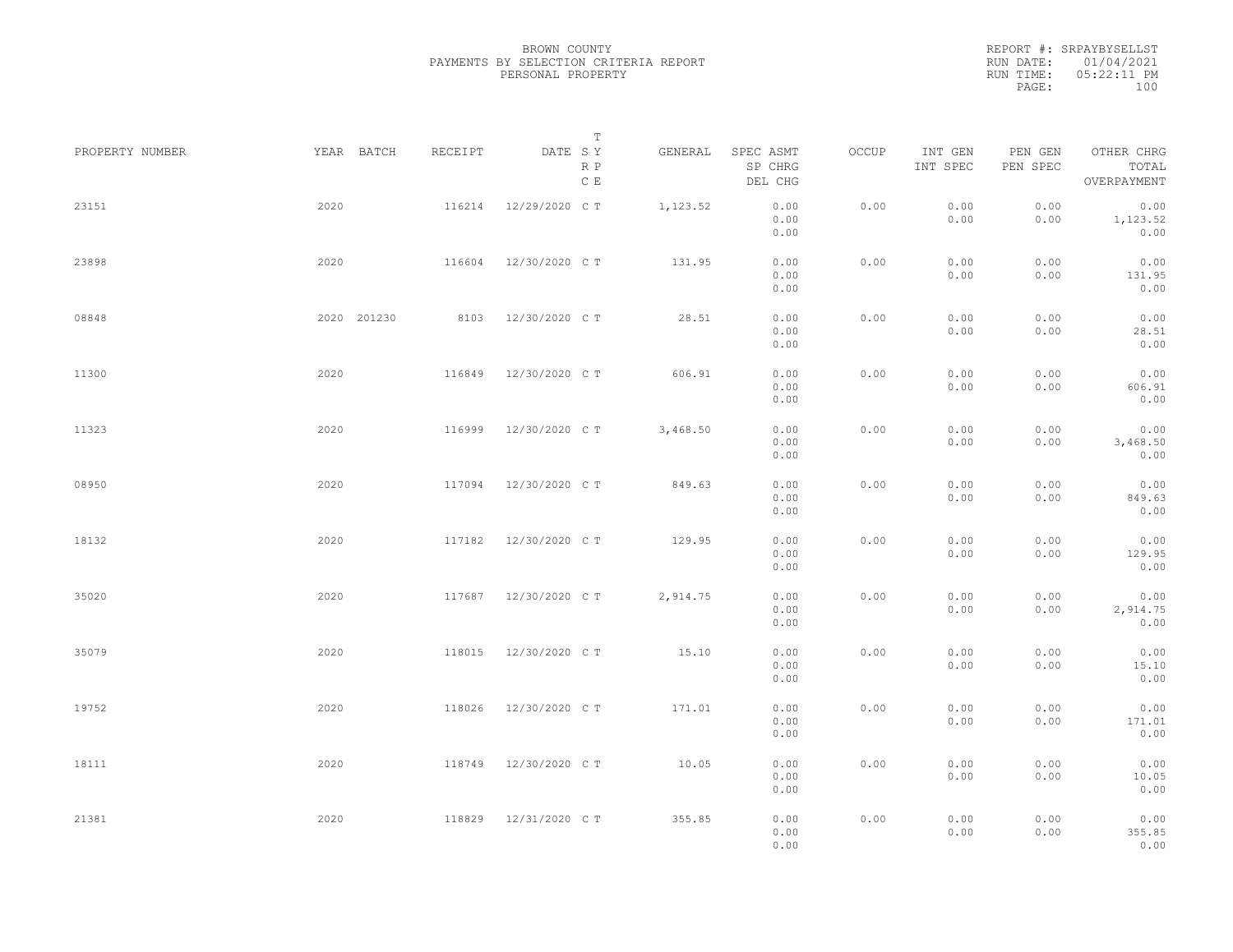BROWN COUNTY
PAYMENTS BY SELECTION CRITERIA REPORT
PERSONAL PROPERTY

REPORT #: SRPAYBYSELLST
RUN DATE: 01/04/2021
RUN TIME: 05:22:11 PM

| PROPERTY NUMBER | YEAR | BATCH | RECEIPT | DATE | T SY RP CE | GENERAL | SPEC ASMT / SP CHRG / DEL CHG | OCCUP | INT GEN / INT SPEC | PEN GEN / PEN SPEC | OTHER CHRG / TOTAL / OVERPAYMENT |
|---|---|---|---|---|---|---|---|---|---|---|---|
| 23151 | 2020 | | 116214 | 12/29/2020 | C T | 1,123.52 | 0.00 / 0.00 / 0.00 | 0.00 | 0.00 / 0.00 | 0.00 / 0.00 | 0.00 / 1,123.52 / 0.00 |
| 23898 | 2020 | | 116604 | 12/30/2020 | C T | 131.95 | 0.00 / 0.00 / 0.00 | 0.00 | 0.00 / 0.00 | 0.00 / 0.00 | 0.00 / 131.95 / 0.00 |
| 08848 | 2020 | 201230 | 8103 | 12/30/2020 | C T | 28.51 | 0.00 / 0.00 / 0.00 | 0.00 | 0.00 / 0.00 | 0.00 / 0.00 | 0.00 / 28.51 / 0.00 |
| 11300 | 2020 | | 116849 | 12/30/2020 | C T | 606.91 | 0.00 / 0.00 / 0.00 | 0.00 | 0.00 / 0.00 | 0.00 / 0.00 | 0.00 / 606.91 / 0.00 |
| 11323 | 2020 | | 116999 | 12/30/2020 | C T | 3,468.50 | 0.00 / 0.00 / 0.00 | 0.00 | 0.00 / 0.00 | 0.00 / 0.00 | 0.00 / 3,468.50 / 0.00 |
| 08950 | 2020 | | 117094 | 12/30/2020 | C T | 849.63 | 0.00 / 0.00 / 0.00 | 0.00 | 0.00 / 0.00 | 0.00 / 0.00 | 0.00 / 849.63 / 0.00 |
| 18132 | 2020 | | 117182 | 12/30/2020 | C T | 129.95 | 0.00 / 0.00 / 0.00 | 0.00 | 0.00 / 0.00 | 0.00 / 0.00 | 0.00 / 129.95 / 0.00 |
| 35020 | 2020 | | 117687 | 12/30/2020 | C T | 2,914.75 | 0.00 / 0.00 / 0.00 | 0.00 | 0.00 / 0.00 | 0.00 / 0.00 | 0.00 / 2,914.75 / 0.00 |
| 35079 | 2020 | | 118015 | 12/30/2020 | C T | 15.10 | 0.00 / 0.00 / 0.00 | 0.00 | 0.00 / 0.00 | 0.00 / 0.00 | 0.00 / 15.10 / 0.00 |
| 19752 | 2020 | | 118026 | 12/30/2020 | C T | 171.01 | 0.00 / 0.00 / 0.00 | 0.00 | 0.00 / 0.00 | 0.00 / 0.00 | 0.00 / 171.01 / 0.00 |
| 18111 | 2020 | | 118749 | 12/30/2020 | C T | 10.05 | 0.00 / 0.00 / 0.00 | 0.00 | 0.00 / 0.00 | 0.00 / 0.00 | 0.00 / 10.05 / 0.00 |
| 21381 | 2020 | | 118829 | 12/31/2020 | C T | 355.85 | 0.00 / 0.00 / 0.00 | 0.00 | 0.00 / 0.00 | 0.00 / 0.00 | 0.00 / 355.85 / 0.00 |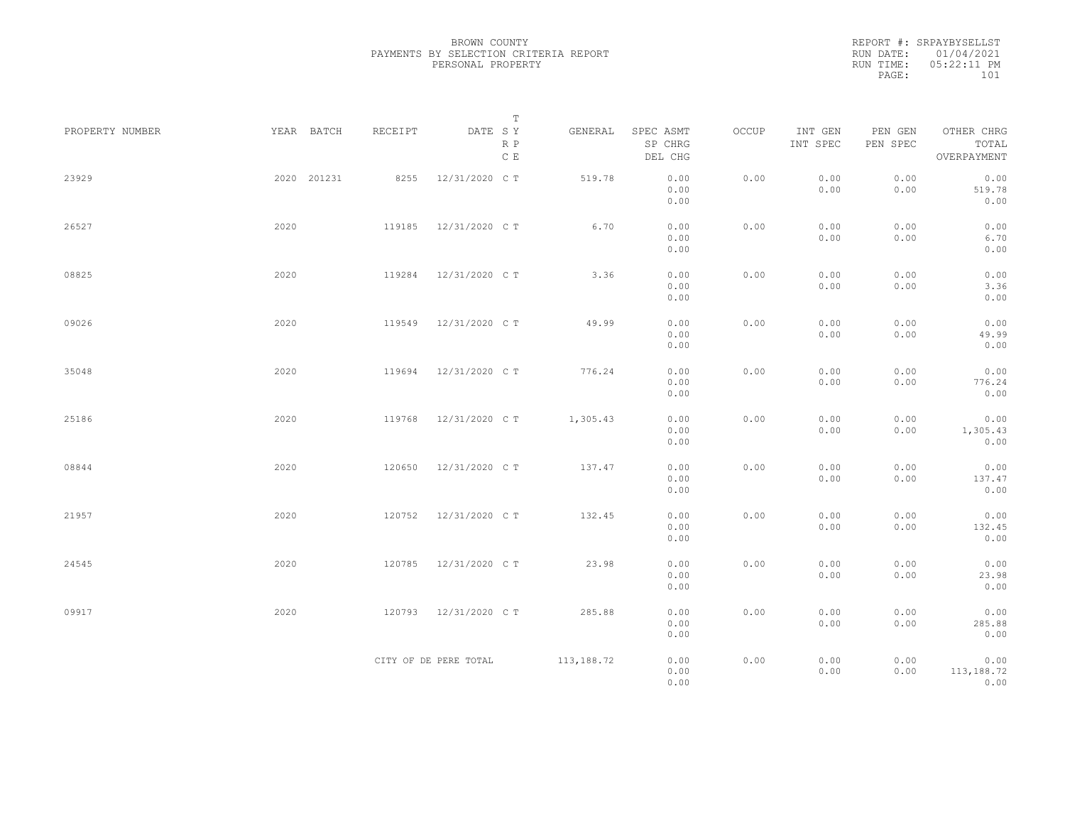BROWN COUNTY
PAYMENTS BY SELECTION CRITERIA REPORT
PERSONAL PROPERTY

REPORT #: SRPAYBYSELLST
RUN DATE: 01/04/2021
RUN TIME: 05:22:11 PM

| PROPERTY NUMBER | YEAR | BATCH | RECEIPT | DATE | T S Y R P C E | GENERAL | SPEC ASMT SP CHRG DEL CHG | OCCUP | INT GEN INT SPEC | PEN GEN PEN SPEC | OTHER CHRG TOTAL OVERPAYMENT |
|---|---|---|---|---|---|---|---|---|---|---|---|
| 23929 | 2020 | 201231 | 8255 | 12/31/2020 | C T | 519.78 | 0.00 0.00 0.00 | 0.00 | 0.00 0.00 | 0.00 0.00 | 0.00 519.78 0.00 |
| 26527 | 2020 | | 119185 | 12/31/2020 | C T | 6.70 | 0.00 0.00 0.00 | 0.00 | 0.00 0.00 | 0.00 0.00 | 0.00 6.70 0.00 |
| 08825 | 2020 | | 119284 | 12/31/2020 | C T | 3.36 | 0.00 0.00 0.00 | 0.00 | 0.00 0.00 | 0.00 0.00 | 0.00 3.36 0.00 |
| 09026 | 2020 | | 119549 | 12/31/2020 | C T | 49.99 | 0.00 0.00 0.00 | 0.00 | 0.00 0.00 | 0.00 0.00 | 0.00 49.99 0.00 |
| 35048 | 2020 | | 119694 | 12/31/2020 | C T | 776.24 | 0.00 0.00 0.00 | 0.00 | 0.00 0.00 | 0.00 0.00 | 0.00 776.24 0.00 |
| 25186 | 2020 | | 119768 | 12/31/2020 | C T | 1,305.43 | 0.00 0.00 0.00 | 0.00 | 0.00 0.00 | 0.00 0.00 | 0.00 1,305.43 0.00 |
| 08844 | 2020 | | 120650 | 12/31/2020 | C T | 137.47 | 0.00 0.00 0.00 | 0.00 | 0.00 0.00 | 0.00 0.00 | 0.00 137.47 0.00 |
| 21957 | 2020 | | 120752 | 12/31/2020 | C T | 132.45 | 0.00 0.00 0.00 | 0.00 | 0.00 0.00 | 0.00 0.00 | 0.00 132.45 0.00 |
| 24545 | 2020 | | 120785 | 12/31/2020 | C T | 23.98 | 0.00 0.00 0.00 | 0.00 | 0.00 0.00 | 0.00 0.00 | 0.00 23.98 0.00 |
| 09917 | 2020 | | 120793 | 12/31/2020 | C T | 285.88 | 0.00 0.00 0.00 | 0.00 | 0.00 0.00 | 0.00 0.00 | 0.00 285.88 0.00 |
| | | | CITY OF DE PERE TOTAL | | | 113,188.72 | 0.00 0.00 0.00 | 0.00 | 0.00 0.00 | 0.00 0.00 | 0.00 113,188.72 0.00 |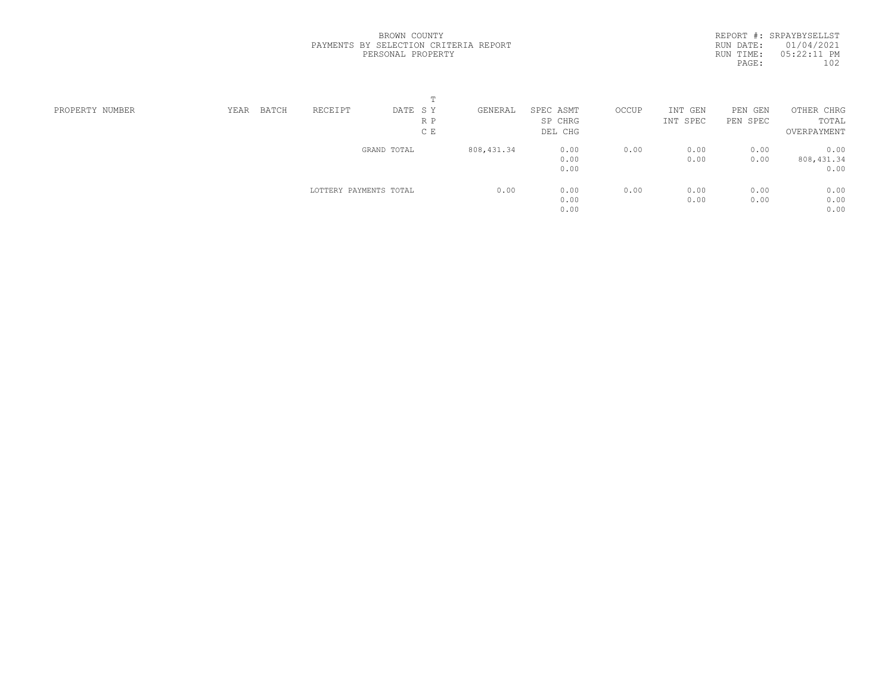BROWN COUNTY
PAYMENTS BY SELECTION CRITERIA REPORT
PERSONAL PROPERTY

REPORT #: SRPAYBYSELLST
RUN DATE: 01/04/2021
RUN TIME: 05:22:11 PM

| PROPERTY NUMBER | YEAR | BATCH | RECEIPT | DATE | T S Y R P C E | GENERAL | SPEC ASMT / SP CHRG / DEL CHG | OCCUP | INT GEN / INT SPEC | PEN GEN / PEN SPEC | OTHER CHRG / TOTAL / OVERPAYMENT |
|---|---|---|---|---|---|---|---|---|---|---|---|
| | | | GRAND TOTAL | | | 808,431.34 | 0.00 | 0.00 | 0.00 | 0.00 | 0.00 |
| | | | | | | | 0.00 | | 0.00 | 0.00 | 808,431.34 |
| | | | | | | | 0.00 | | | | 0.00 |
| | | | LOTTERY PAYMENTS TOTAL | | | 0.00 | 0.00 | 0.00 | 0.00 | 0.00 | 0.00 |
| | | | | | | | 0.00 | | 0.00 | 0.00 | 0.00 |
| | | | | | | | 0.00 | | | | 0.00 |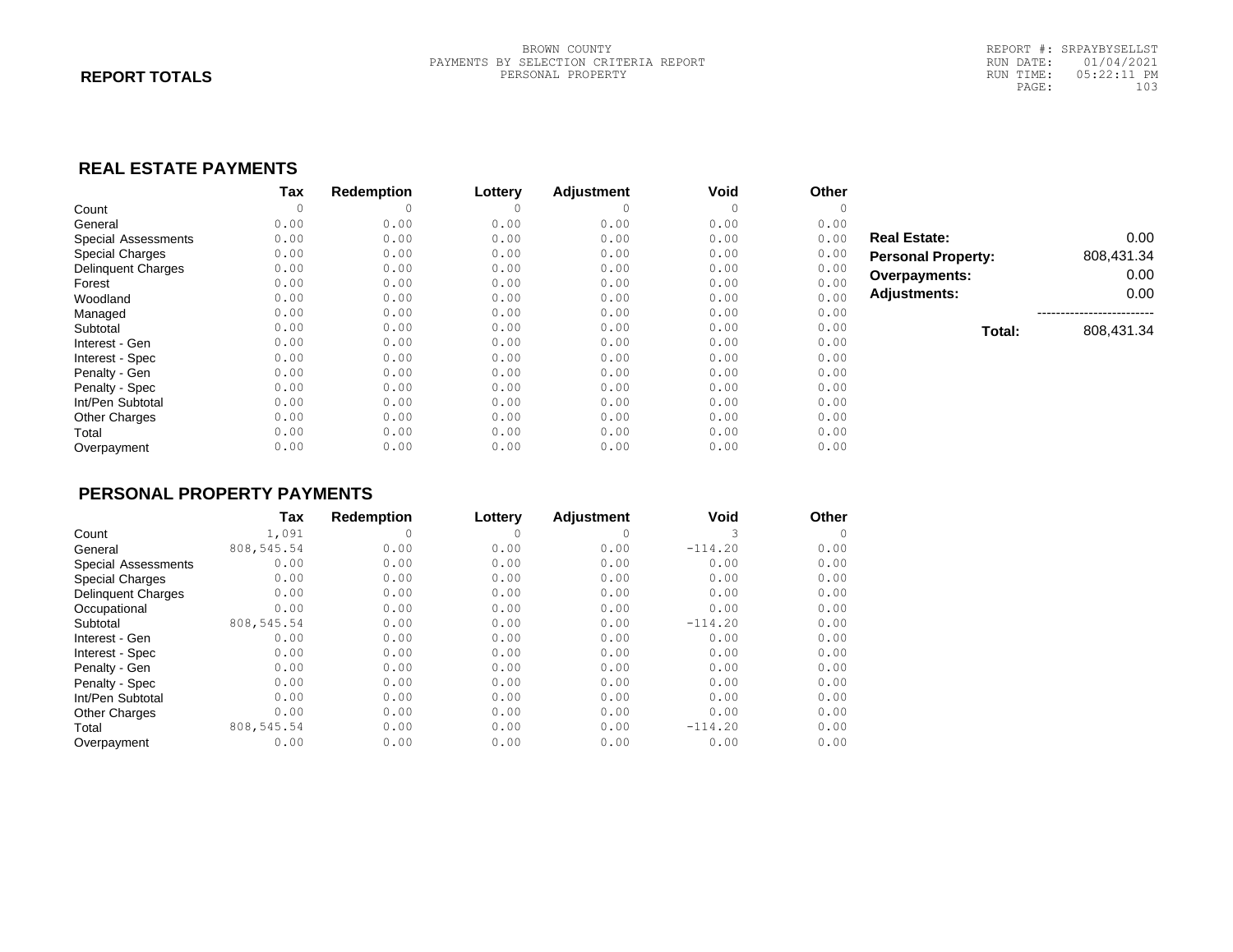**REPORT TOTALS**

BROWN COUNTY
PAYMENTS BY SELECTION CRITERIA REPORT
PERSONAL PROPERTY

REPORT #: SRPAYBYSELLST
RUN DATE: 01/04/2021
RUN TIME: 05:22:11 PM
PAGE: 103

## REAL ESTATE PAYMENTS

| | Tax | Redemption | Lottery | Adjustment | Void | Other |
|---|---|---|---|---|---|---|
| Count | 0 | 0 | 0 | 0 | 0 | 0 |
| General | 0.00 | 0.00 | 0.00 | 0.00 | 0.00 | 0.00 |
| Special Assessments | 0.00 | 0.00 | 0.00 | 0.00 | 0.00 | 0.00 |
| Special Charges | 0.00 | 0.00 | 0.00 | 0.00 | 0.00 | 0.00 |
| Delinquent Charges | 0.00 | 0.00 | 0.00 | 0.00 | 0.00 | 0.00 |
| Forest | 0.00 | 0.00 | 0.00 | 0.00 | 0.00 | 0.00 |
| Woodland | 0.00 | 0.00 | 0.00 | 0.00 | 0.00 | 0.00 |
| Managed | 0.00 | 0.00 | 0.00 | 0.00 | 0.00 | 0.00 |
| Subtotal | 0.00 | 0.00 | 0.00 | 0.00 | 0.00 | 0.00 |
| Interest - Gen | 0.00 | 0.00 | 0.00 | 0.00 | 0.00 | 0.00 |
| Interest - Spec | 0.00 | 0.00 | 0.00 | 0.00 | 0.00 | 0.00 |
| Penalty - Gen | 0.00 | 0.00 | 0.00 | 0.00 | 0.00 | 0.00 |
| Penalty - Spec | 0.00 | 0.00 | 0.00 | 0.00 | 0.00 | 0.00 |
| Int/Pen Subtotal | 0.00 | 0.00 | 0.00 | 0.00 | 0.00 | 0.00 |
| Other Charges | 0.00 | 0.00 | 0.00 | 0.00 | 0.00 | 0.00 |
| Total | 0.00 | 0.00 | 0.00 | 0.00 | 0.00 | 0.00 |
| Overpayment | 0.00 | 0.00 | 0.00 | 0.00 | 0.00 | 0.00 |

| | |
|---|---|
| **Real Estate:** | 0.00 |
| **Personal Property:** | 808,431.34 |
| **Overpayments:** | 0.00 |
| **Adjustments:** | 0.00 |
| | ------------------------- |
| **Total:** | 808,431.34 |

## PERSONAL PROPERTY PAYMENTS

| | Tax | Redemption | Lottery | Adjustment | Void | Other |
|---|---|---|---|---|---|---|
| Count | 1,091 | 0 | 0 | 0 | 3 | 0 |
| General | 808,545.54 | 0.00 | 0.00 | 0.00 | -114.20 | 0.00 |
| Special Assessments | 0.00 | 0.00 | 0.00 | 0.00 | 0.00 | 0.00 |
| Special Charges | 0.00 | 0.00 | 0.00 | 0.00 | 0.00 | 0.00 |
| Delinquent Charges | 0.00 | 0.00 | 0.00 | 0.00 | 0.00 | 0.00 |
| Occupational | 0.00 | 0.00 | 0.00 | 0.00 | 0.00 | 0.00 |
| Subtotal | 808,545.54 | 0.00 | 0.00 | 0.00 | -114.20 | 0.00 |
| Interest - Gen | 0.00 | 0.00 | 0.00 | 0.00 | 0.00 | 0.00 |
| Interest - Spec | 0.00 | 0.00 | 0.00 | 0.00 | 0.00 | 0.00 |
| Penalty - Gen | 0.00 | 0.00 | 0.00 | 0.00 | 0.00 | 0.00 |
| Penalty - Spec | 0.00 | 0.00 | 0.00 | 0.00 | 0.00 | 0.00 |
| Int/Pen Subtotal | 0.00 | 0.00 | 0.00 | 0.00 | 0.00 | 0.00 |
| Other Charges | 0.00 | 0.00 | 0.00 | 0.00 | 0.00 | 0.00 |
| Total | 808,545.54 | 0.00 | 0.00 | 0.00 | -114.20 | 0.00 |
| Overpayment | 0.00 | 0.00 | 0.00 | 0.00 | 0.00 | 0.00 |